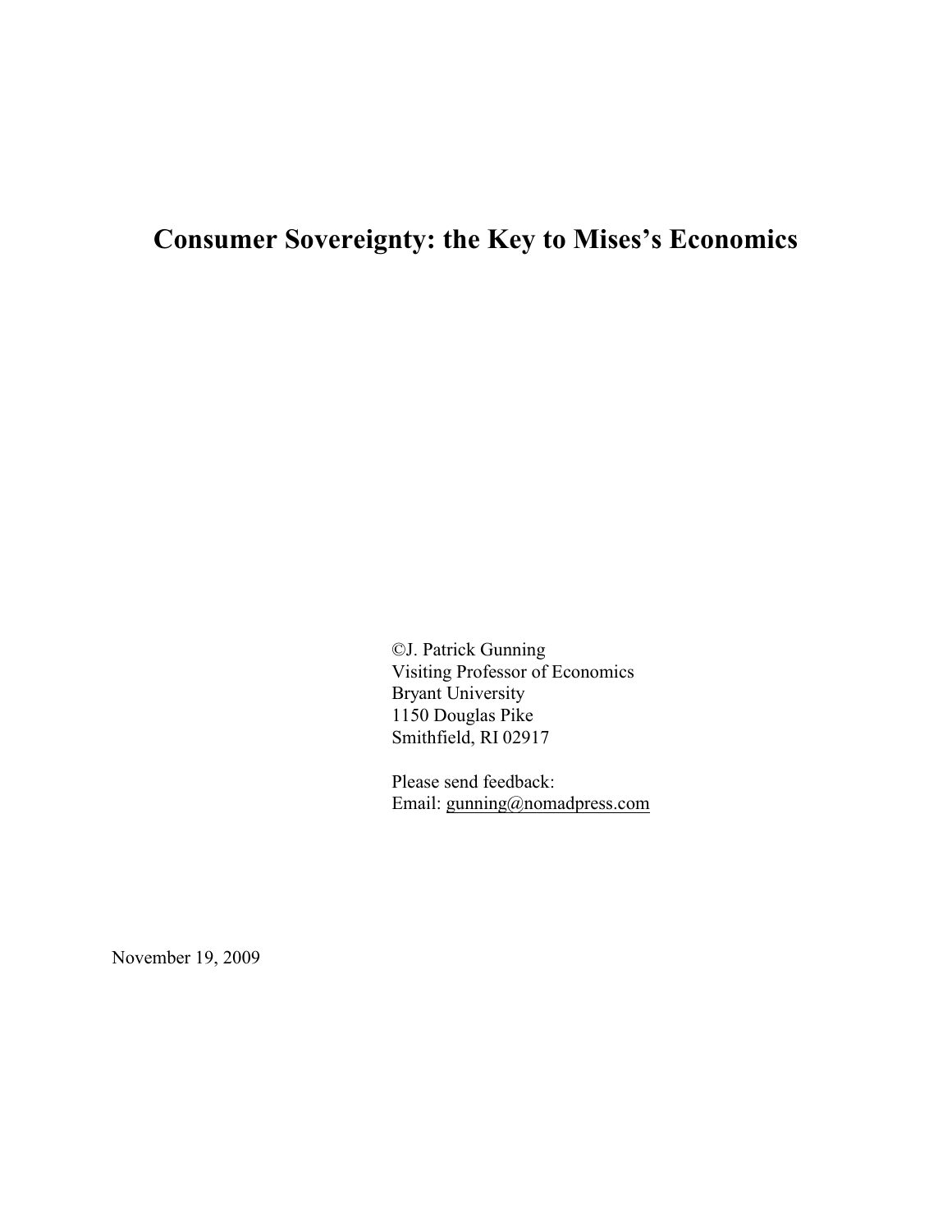# Consumer Sovereignty: the Key to Mises's Economics

©J. Patrick Gunning
Visiting Professor of Economics
Bryant University
1150 Douglas Pike
Smithfield, RI 02917

Please send feedback:
Email: gunning@nomadpress.com

November 19, 2009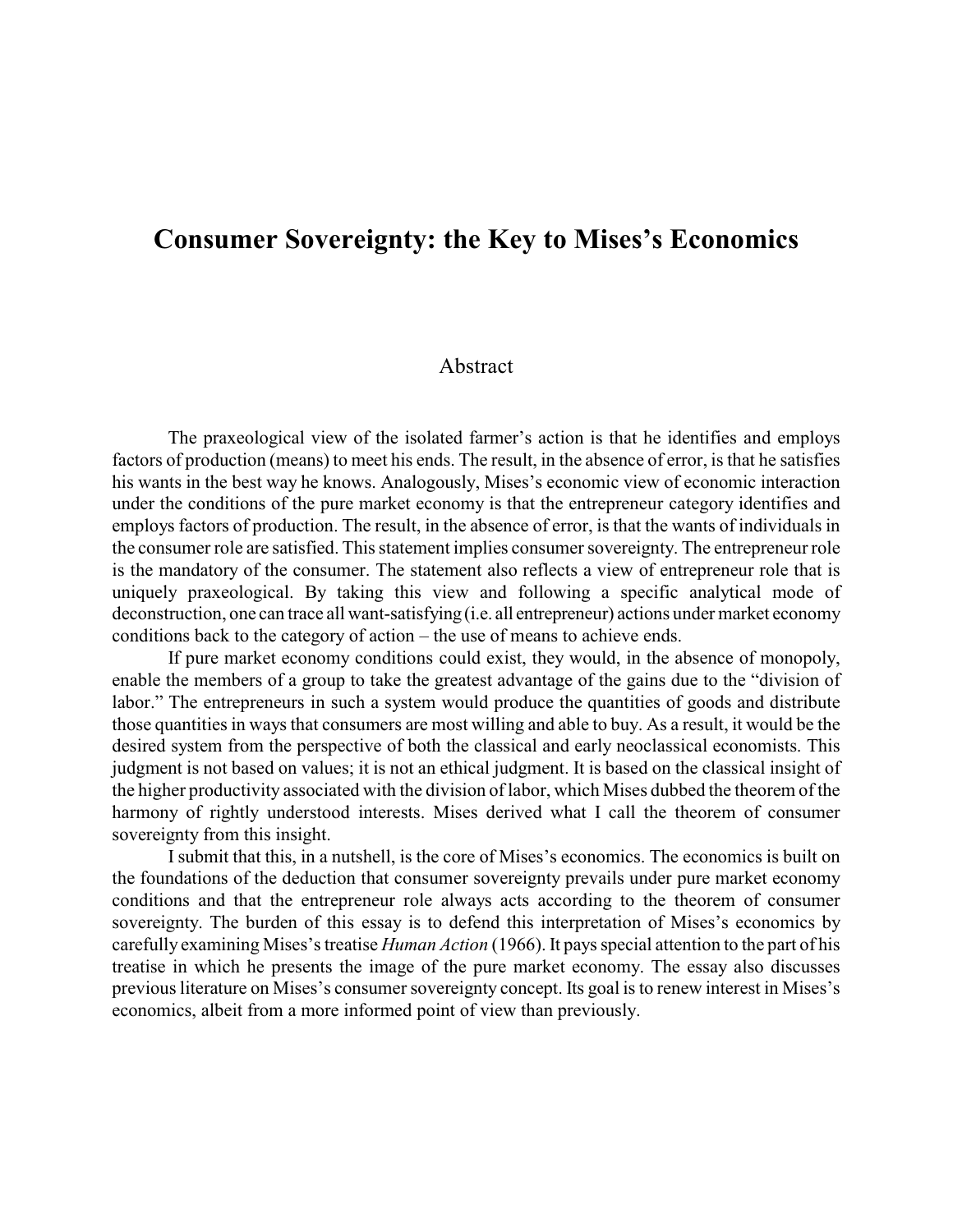# Consumer Sovereignty: the Key to Mises's Economics

## Abstract

The praxeological view of the isolated farmer's action is that he identifies and employs factors of production (means) to meet his ends. The result, in the absence of error, is that he satisfies his wants in the best way he knows. Analogously, Mises's economic view of economic interaction under the conditions of the pure market economy is that the entrepreneur category identifies and employs factors of production. The result, in the absence of error, is that the wants of individuals in the consumer role are satisfied. This statement implies consumer sovereignty. The entrepreneur role is the mandatory of the consumer. The statement also reflects a view of entrepreneur role that is uniquely praxeological. By taking this view and following a specific analytical mode of deconstruction, one can trace all want-satisfying (i.e. all entrepreneur) actions under market economy conditions back to the category of action – the use of means to achieve ends.

If pure market economy conditions could exist, they would, in the absence of monopoly, enable the members of a group to take the greatest advantage of the gains due to the "division of labor." The entrepreneurs in such a system would produce the quantities of goods and distribute those quantities in ways that consumers are most willing and able to buy. As a result, it would be the desired system from the perspective of both the classical and early neoclassical economists. This judgment is not based on values; it is not an ethical judgment. It is based on the classical insight of the higher productivity associated with the division of labor, which Mises dubbed the theorem of the harmony of rightly understood interests. Mises derived what I call the theorem of consumer sovereignty from this insight.

I submit that this, in a nutshell, is the core of Mises's economics. The economics is built on the foundations of the deduction that consumer sovereignty prevails under pure market economy conditions and that the entrepreneur role always acts according to the theorem of consumer sovereignty. The burden of this essay is to defend this interpretation of Mises's economics by carefully examining Mises's treatise *Human Action* (1966). It pays special attention to the part of his treatise in which he presents the image of the pure market economy. The essay also discusses previous literature on Mises's consumer sovereignty concept. Its goal is to renew interest in Mises's economics, albeit from a more informed point of view than previously.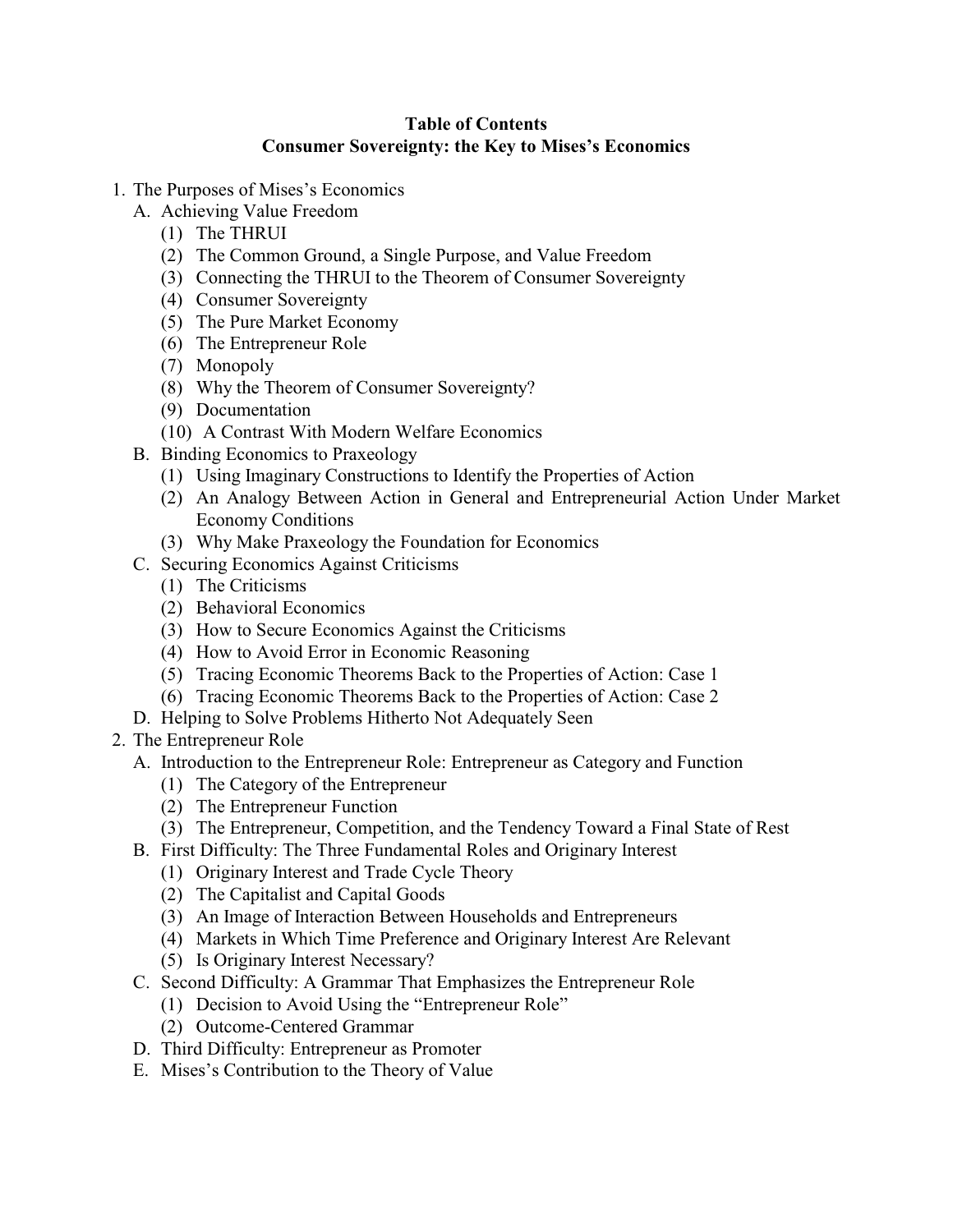# Table of Contents
## Consumer Sovereignty: the Key to Mises's Economics

1. The Purposes of Mises's Economics
   - A. Achieving Value Freedom
     - (1) The THRUI
     - (2) The Common Ground, a Single Purpose, and Value Freedom
     - (3) Connecting the THRUI to the Theorem of Consumer Sovereignty
     - (4) Consumer Sovereignty
     - (5) The Pure Market Economy
     - (6) The Entrepreneur Role
     - (7) Monopoly
     - (8) Why the Theorem of Consumer Sovereignty?
     - (9) Documentation
     - (10) A Contrast With Modern Welfare Economics
   - B. Binding Economics to Praxeology
     - (1) Using Imaginary Constructions to Identify the Properties of Action
     - (2) An Analogy Between Action in General and Entrepreneurial Action Under Market Economy Conditions
     - (3) Why Make Praxeology the Foundation for Economics
   - C. Securing Economics Against Criticisms
     - (1) The Criticisms
     - (2) Behavioral Economics
     - (3) How to Secure Economics Against the Criticisms
     - (4) How to Avoid Error in Economic Reasoning
     - (5) Tracing Economic Theorems Back to the Properties of Action: Case 1
     - (6) Tracing Economic Theorems Back to the Properties of Action: Case 2
   - D. Helping to Solve Problems Hitherto Not Adequately Seen
2. The Entrepreneur Role
   - A. Introduction to the Entrepreneur Role: Entrepreneur as Category and Function
     - (1) The Category of the Entrepreneur
     - (2) The Entrepreneur Function
     - (3) The Entrepreneur, Competition, and the Tendency Toward a Final State of Rest
   - B. First Difficulty: The Three Fundamental Roles and Originary Interest
     - (1) Originary Interest and Trade Cycle Theory
     - (2) The Capitalist and Capital Goods
     - (3) An Image of Interaction Between Households and Entrepreneurs
     - (4) Markets in Which Time Preference and Originary Interest Are Relevant
     - (5) Is Originary Interest Necessary?
   - C. Second Difficulty: A Grammar That Emphasizes the Entrepreneur Role
     - (1) Decision to Avoid Using the "Entrepreneur Role"
     - (2) Outcome-Centered Grammar
   - D. Third Difficulty: Entrepreneur as Promoter
   - E. Mises's Contribution to the Theory of Value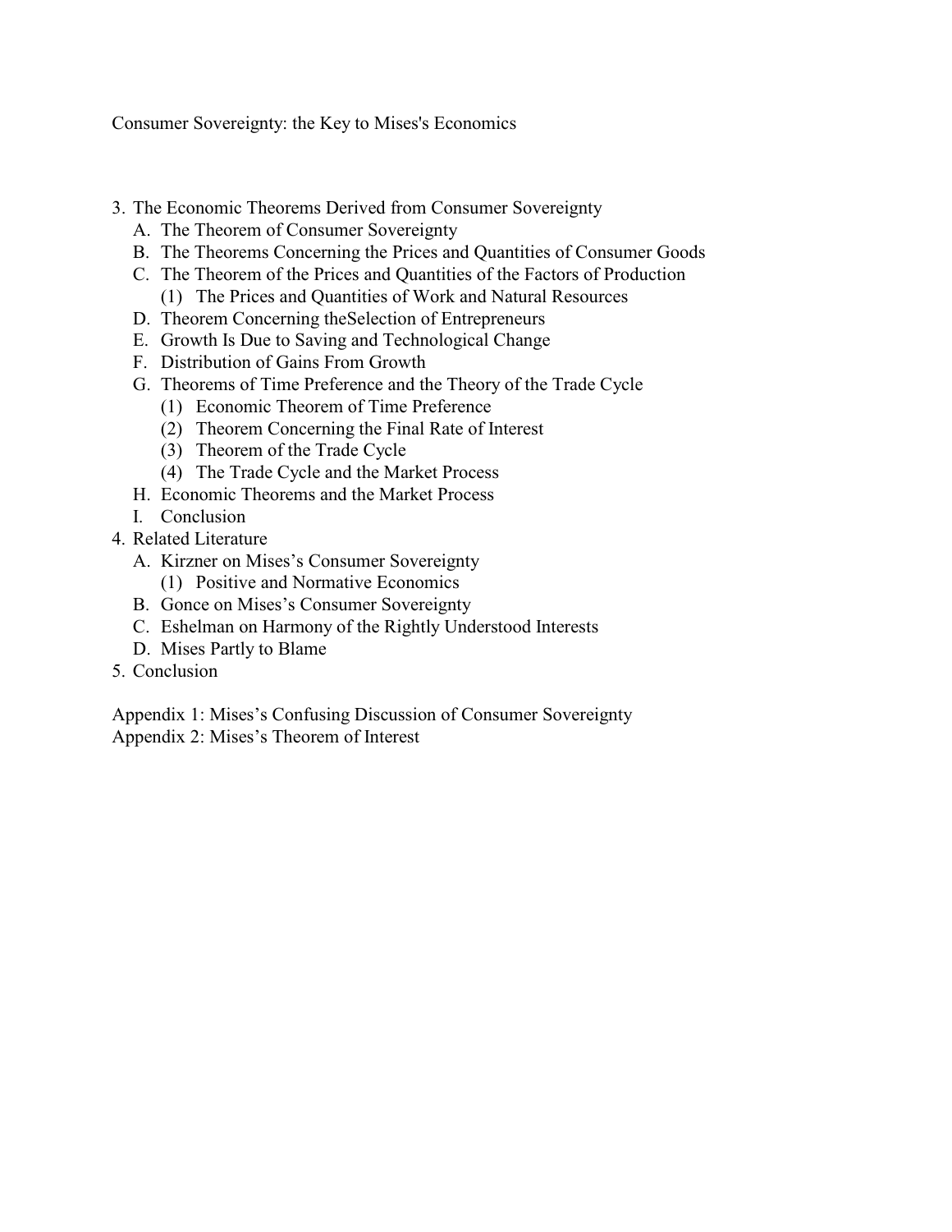Consumer Sovereignty: the Key to Mises's Economics

3. The Economic Theorems Derived from Consumer Sovereignty
   A. The Theorem of Consumer Sovereignty
   B. The Theorems Concerning the Prices and Quantities of Consumer Goods
   C. The Theorem of the Prices and Quantities of the Factors of Production
      (1) The Prices and Quantities of Work and Natural Resources
   D. Theorem Concerning theSelection of Entrepreneurs
   E. Growth Is Due to Saving and Technological Change
   F. Distribution of Gains From Growth
   G. Theorems of Time Preference and the Theory of the Trade Cycle
      (1) Economic Theorem of Time Preference
      (2) Theorem Concerning the Final Rate of Interest
      (3) Theorem of the Trade Cycle
      (4) The Trade Cycle and the Market Process
   H. Economic Theorems and the Market Process
   I. Conclusion
4. Related Literature
   A. Kirzner on Mises's Consumer Sovereignty
      (1) Positive and Normative Economics
   B. Gonce on Mises's Consumer Sovereignty
   C. Eshelman on Harmony of the Rightly Understood Interests
   D. Mises Partly to Blame
5. Conclusion

Appendix 1: Mises's Confusing Discussion of Consumer Sovereignty
Appendix 2: Mises's Theorem of Interest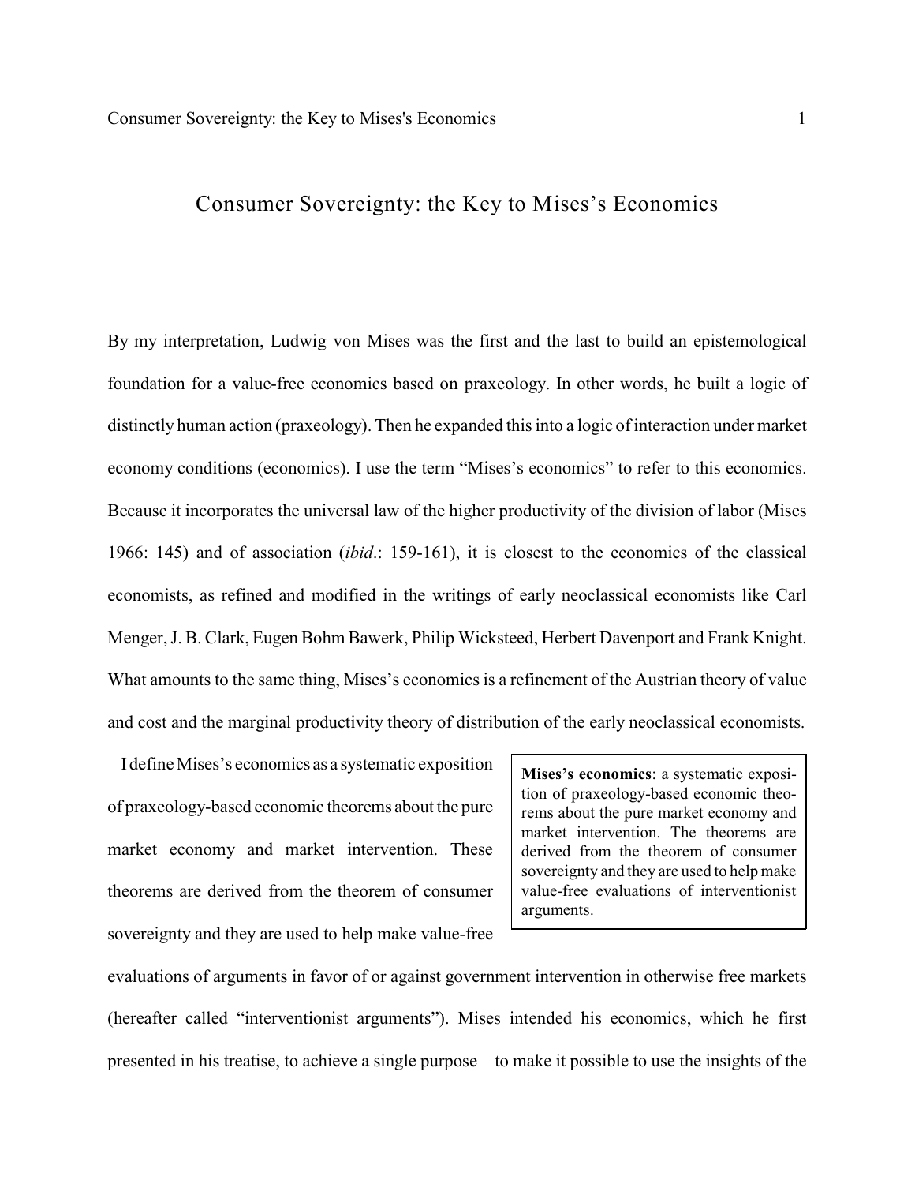# Consumer Sovereignty: the Key to Mises's Economics

By my interpretation, Ludwig von Mises was the first and the last to build an epistemological foundation for a value-free economics based on praxeology. In other words, he built a logic of distinctly human action (praxeology). Then he expanded this into a logic of interaction under market economy conditions (economics). I use the term "Mises's economics" to refer to this economics. Because it incorporates the universal law of the higher productivity of the division of labor (Mises 1966: 145) and of association (*ibid*.: 159-161), it is closest to the economics of the classical economists, as refined and modified in the writings of early neoclassical economists like Carl Menger, J. B. Clark, Eugen Bohm Bawerk, Philip Wicksteed, Herbert Davenport and Frank Knight. What amounts to the same thing, Mises's economics is a refinement of the Austrian theory of value and cost and the marginal productivity theory of distribution of the early neoclassical economists.

> **Mises's economics**: a systematic exposition of praxeology-based economic theorems about the pure market economy and market intervention. The theorems are derived from the theorem of consumer sovereignty and they are used to help make value-free evaluations of interventionist arguments.

I define Mises's economics as a systematic exposition of praxeology-based economic theorems about the pure market economy and market intervention. These theorems are derived from the theorem of consumer sovereignty and they are used to help make value-free evaluations of arguments in favor of or against government intervention in otherwise free markets (hereafter called "interventionist arguments"). Mises intended his economics, which he first presented in his treatise, to achieve a single purpose – to make it possible to use the insights of the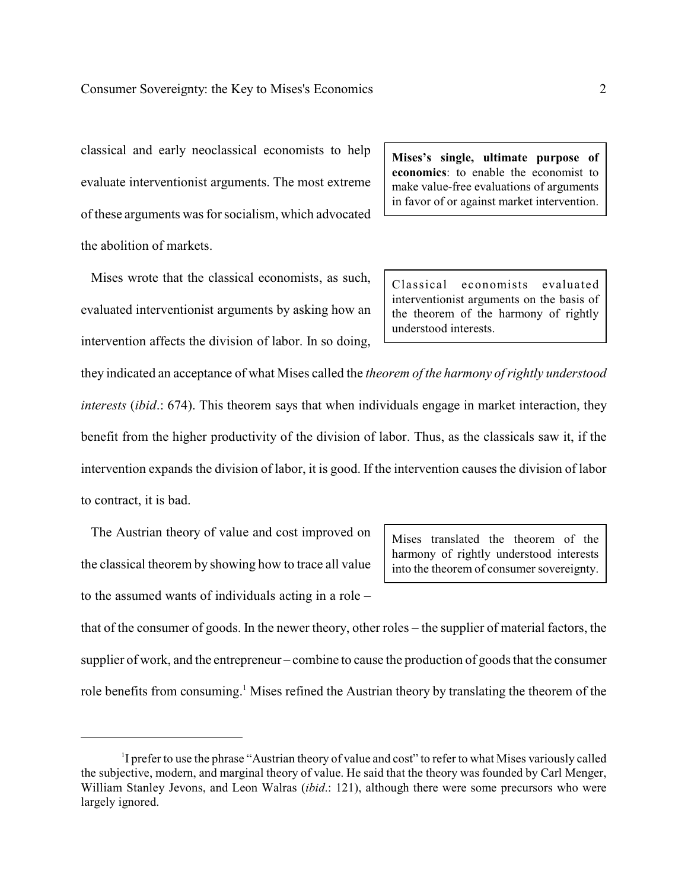classical and early neoclassical economists to help evaluate interventionist arguments. The most extreme of these arguments was for socialism, which advocated the abolition of markets.

> **Mises's single, ultimate purpose of economics**: to enable the economist to make value-free evaluations of arguments in favor of or against market intervention.

Mises wrote that the classical economists, as such, evaluated interventionist arguments by asking how an intervention affects the division of labor. In so doing, they indicated an acceptance of what Mises called the *theorem of the harmony of rightly understood interests* (*ibid*.: 674). This theorem says that when individuals engage in market interaction, they benefit from the higher productivity of the division of labor. Thus, as the classicals saw it, if the intervention expands the division of labor, it is good. If the intervention causes the division of labor to contract, it is bad.

> Classical economists evaluated interventionist arguments on the basis of the theorem of the harmony of rightly understood interests.

The Austrian theory of value and cost improved on the classical theorem by showing how to trace all value to the assumed wants of individuals acting in a role – that of the consumer of goods. In the newer theory, other roles – the supplier of material factors, the supplier of work, and the entrepreneur – combine to cause the production of goods that the consumer role benefits from consuming.[1] Mises refined the Austrian theory by translating the theorem of the

> Mises translated the theorem of the harmony of rightly understood interests into the theorem of consumer sovereignty.

---

[1] I prefer to use the phrase "Austrian theory of value and cost" to refer to what Mises variously called the subjective, modern, and marginal theory of value. He said that the theory was founded by Carl Menger, William Stanley Jevons, and Leon Walras (*ibid*.: 121), although there were some precursors who were largely ignored.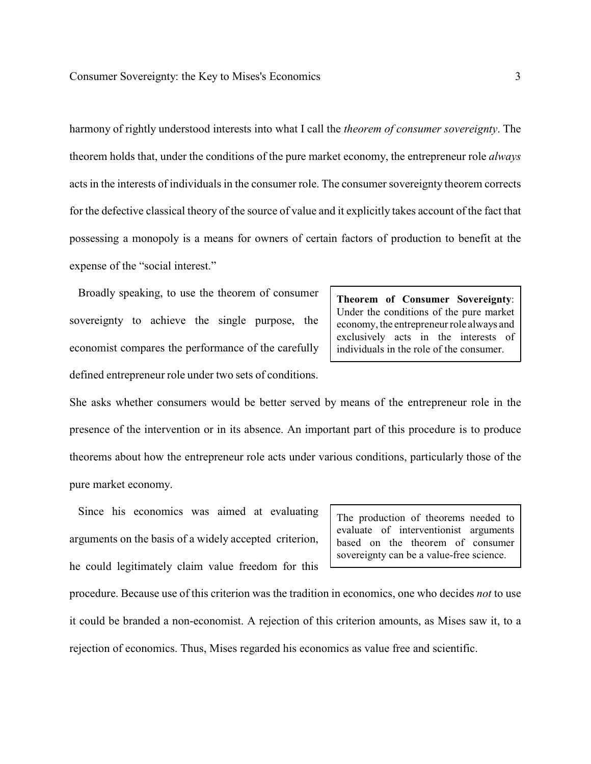harmony of rightly understood interests into what I call the *theorem of consumer sovereignty*. The theorem holds that, under the conditions of the pure market economy, the entrepreneur role *always* acts in the interests of individuals in the consumer role. The consumer sovereignty theorem corrects for the defective classical theory of the source of value and it explicitly takes account of the fact that possessing a monopoly is a means for owners of certain factors of production to benefit at the expense of the "social interest."

> **Theorem of Consumer Sovereignty**: Under the conditions of the pure market economy, the entrepreneur role always and exclusively acts in the interests of individuals in the role of the consumer.

Broadly speaking, to use the theorem of consumer sovereignty to achieve the single purpose, the economist compares the performance of the carefully defined entrepreneur role under two sets of conditions. She asks whether consumers would be better served by means of the entrepreneur role in the presence of the intervention or in its absence. An important part of this procedure is to produce theorems about how the entrepreneur role acts under various conditions, particularly those of the pure market economy.

> The production of theorems needed to evaluate of interventionist arguments based on the theorem of consumer sovereignty can be a value-free science.

Since his economics was aimed at evaluating arguments on the basis of a widely accepted criterion, he could legitimately claim value freedom for this procedure. Because use of this criterion was the tradition in economics, one who decides *not* to use it could be branded a non-economist. A rejection of this criterion amounts, as Mises saw it, to a rejection of economics. Thus, Mises regarded his economics as value free and scientific.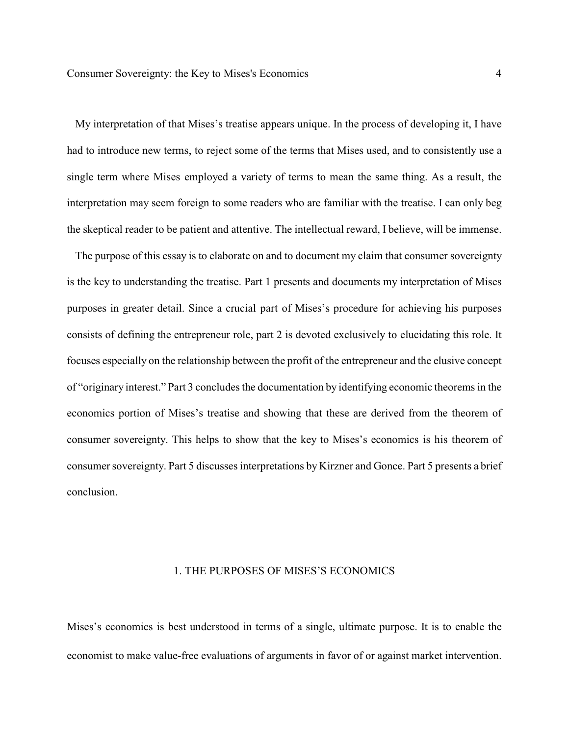My interpretation of that Mises's treatise appears unique. In the process of developing it, I have had to introduce new terms, to reject some of the terms that Mises used, and to consistently use a single term where Mises employed a variety of terms to mean the same thing. As a result, the interpretation may seem foreign to some readers who are familiar with the treatise. I can only beg the skeptical reader to be patient and attentive. The intellectual reward, I believe, will be immense.

The purpose of this essay is to elaborate on and to document my claim that consumer sovereignty is the key to understanding the treatise. Part 1 presents and documents my interpretation of Mises purposes in greater detail. Since a crucial part of Mises's procedure for achieving his purposes consists of defining the entrepreneur role, part 2 is devoted exclusively to elucidating this role. It focuses especially on the relationship between the profit of the entrepreneur and the elusive concept of "originary interest." Part 3 concludes the documentation by identifying economic theorems in the economics portion of Mises's treatise and showing that these are derived from the theorem of consumer sovereignty. This helps to show that the key to Mises's economics is his theorem of consumer sovereignty. Part 5 discusses interpretations by Kirzner and Gonce. Part 5 presents a brief conclusion.

## 1. THE PURPOSES OF MISES'S ECONOMICS

Mises's economics is best understood in terms of a single, ultimate purpose. It is to enable the economist to make value-free evaluations of arguments in favor of or against market intervention.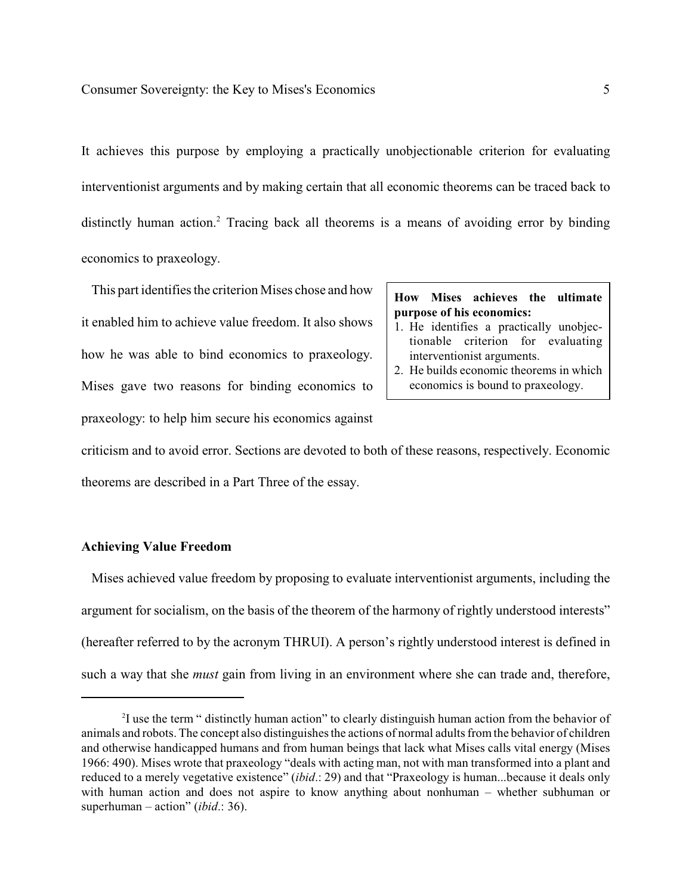It achieves this purpose by employing a practically unobjectionable criterion for evaluating interventionist arguments and by making certain that all economic theorems can be traced back to distinctly human action.[2] Tracing back all theorems is a means of avoiding error by binding economics to praxeology.

This part identifies the criterion Mises chose and how it enabled him to achieve value freedom. It also shows how he was able to bind economics to praxeology. Mises gave two reasons for binding economics to praxeology: to help him secure his economics against criticism and to avoid error. Sections are devoted to both of these reasons, respectively. Economic theorems are described in a Part Three of the essay.

> **How Mises achieves the ultimate purpose of his economics:**
> 1. He identifies a practically unobjectionable criterion for evaluating interventionist arguments.
> 2. He builds economic theorems in which economics is bound to praxeology.

### Achieving Value Freedom

Mises achieved value freedom by proposing to evaluate interventionist arguments, including the argument for socialism, on the basis of the theorem of the harmony of rightly understood interests" (hereafter referred to by the acronym THRUI). A person's rightly understood interest is defined in such a way that she *must* gain from living in an environment where she can trade and, therefore,

---

[2] I use the term " distinctly human action" to clearly distinguish human action from the behavior of animals and robots. The concept also distinguishes the actions of normal adults from the behavior of children and otherwise handicapped humans and from human beings that lack what Mises calls vital energy (Mises 1966: 490). Mises wrote that praxeology "deals with acting man, not with man transformed into a plant and reduced to a merely vegetative existence" (*ibid*.: 29) and that "Praxeology is human...because it deals only with human action and does not aspire to know anything about nonhuman – whether subhuman or superhuman – action" (*ibid*.: 36).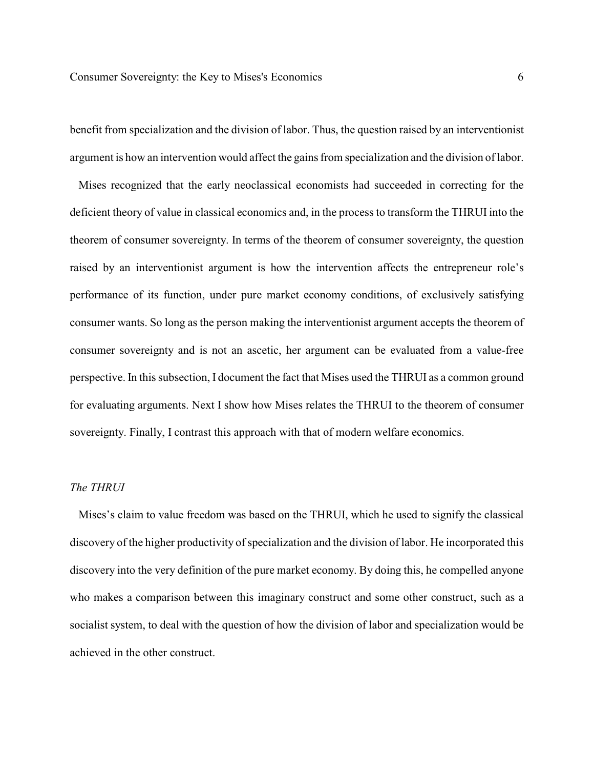benefit from specialization and the division of labor. Thus, the question raised by an interventionist argument is how an intervention would affect the gains from specialization and the division of labor.

Mises recognized that the early neoclassical economists had succeeded in correcting for the deficient theory of value in classical economics and, in the process to transform the THRUI into the theorem of consumer sovereignty. In terms of the theorem of consumer sovereignty, the question raised by an interventionist argument is how the intervention affects the entrepreneur role's performance of its function, under pure market economy conditions, of exclusively satisfying consumer wants. So long as the person making the interventionist argument accepts the theorem of consumer sovereignty and is not an ascetic, her argument can be evaluated from a value-free perspective. In this subsection, I document the fact that Mises used the THRUI as a common ground for evaluating arguments. Next I show how Mises relates the THRUI to the theorem of consumer sovereignty. Finally, I contrast this approach with that of modern welfare economics.

*The THRUI*

Mises's claim to value freedom was based on the THRUI, which he used to signify the classical discovery of the higher productivity of specialization and the division of labor. He incorporated this discovery into the very definition of the pure market economy. By doing this, he compelled anyone who makes a comparison between this imaginary construct and some other construct, such as a socialist system, to deal with the question of how the division of labor and specialization would be achieved in the other construct.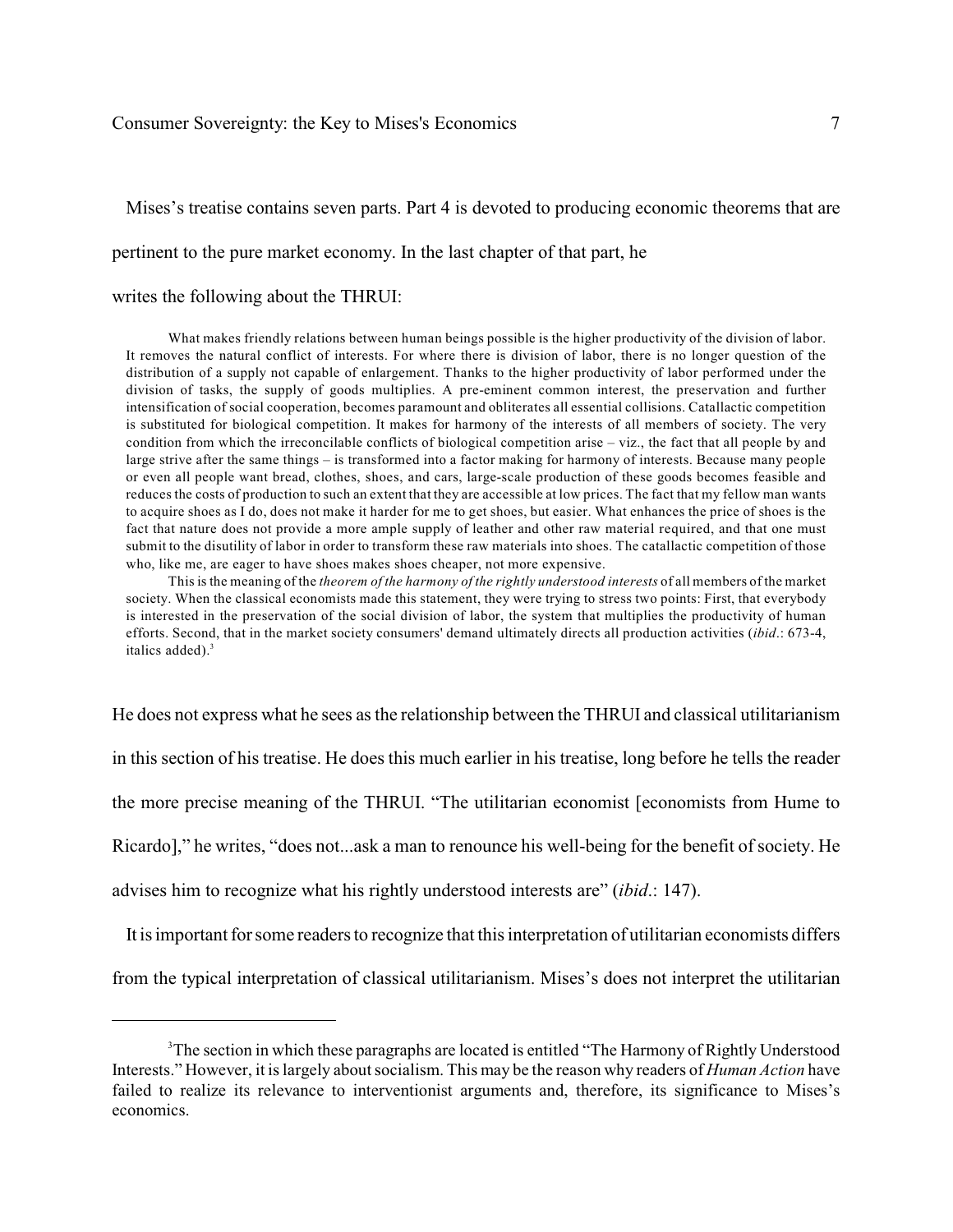Mises's treatise contains seven parts. Part 4 is devoted to producing economic theorems that are pertinent to the pure market economy. In the last chapter of that part, he writes the following about the THRUI:

> What makes friendly relations between human beings possible is the higher productivity of the division of labor. It removes the natural conflict of interests. For where there is division of labor, there is no longer question of the distribution of a supply not capable of enlargement. Thanks to the higher productivity of labor performed under the division of tasks, the supply of goods multiplies. A pre-eminent common interest, the preservation and further intensification of social cooperation, becomes paramount and obliterates all essential collisions. Catallactic competition is substituted for biological competition. It makes for harmony of the interests of all members of society. The very condition from which the irreconcilable conflicts of biological competition arise – viz., the fact that all people by and large strive after the same things – is transformed into a factor making for harmony of interests. Because many people or even all people want bread, clothes, shoes, and cars, large-scale production of these goods becomes feasible and reduces the costs of production to such an extent that they are accessible at low prices. The fact that my fellow man wants to acquire shoes as I do, does not make it harder for me to get shoes, but easier. What enhances the price of shoes is the fact that nature does not provide a more ample supply of leather and other raw material required, and that one must submit to the disutility of labor in order to transform these raw materials into shoes. The catallactic competition of those who, like me, are eager to have shoes makes shoes cheaper, not more expensive.
>
> This is the meaning of the *theorem of the harmony of the rightly understood interests* of all members of the market society. When the classical economists made this statement, they were trying to stress two points: First, that everybody is interested in the preservation of the social division of labor, the system that multiplies the productivity of human efforts. Second, that in the market society consumers' demand ultimately directs all production activities (*ibid*.: 673-4, italics added).[3]

He does not express what he sees as the relationship between the THRUI and classical utilitarianism in this section of his treatise. He does this much earlier in his treatise, long before he tells the reader the more precise meaning of the THRUI. "The utilitarian economist [economists from Hume to Ricardo]," he writes, "does not...ask a man to renounce his well-being for the benefit of society. He advises him to recognize what his rightly understood interests are" (*ibid*.: 147).

It is important for some readers to recognize that this interpretation of utilitarian economists differs from the typical interpretation of classical utilitarianism. Mises's does not interpret the utilitarian

[3] The section in which these paragraphs are located is entitled "The Harmony of Rightly Understood Interests." However, it is largely about socialism. This may be the reason why readers of *Human Action* have failed to realize its relevance to interventionist arguments and, therefore, its significance to Mises's economics.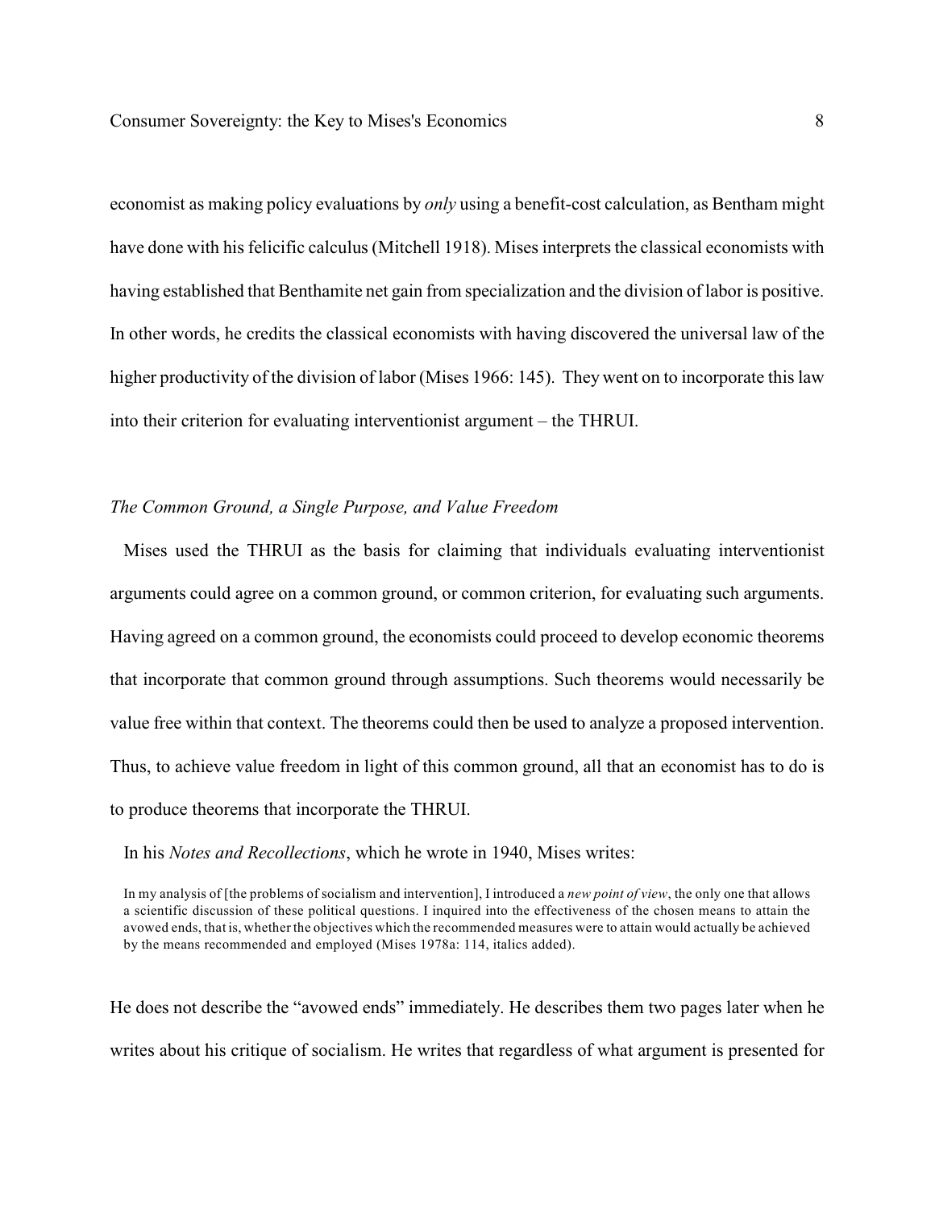economist as making policy evaluations by *only* using a benefit-cost calculation, as Bentham might have done with his felicific calculus (Mitchell 1918). Mises interprets the classical economists with having established that Benthamite net gain from specialization and the division of labor is positive. In other words, he credits the classical economists with having discovered the universal law of the higher productivity of the division of labor (Mises 1966: 145). They went on to incorporate this law into their criterion for evaluating interventionist argument – the THRUI.

### *The Common Ground, a Single Purpose, and Value Freedom*

Mises used the THRUI as the basis for claiming that individuals evaluating interventionist arguments could agree on a common ground, or common criterion, for evaluating such arguments. Having agreed on a common ground, the economists could proceed to develop economic theorems that incorporate that common ground through assumptions. Such theorems would necessarily be value free within that context. The theorems could then be used to analyze a proposed intervention. Thus, to achieve value freedom in light of this common ground, all that an economist has to do is to produce theorems that incorporate the THRUI.

In his *Notes and Recollections*, which he wrote in 1940, Mises writes:

> In my analysis of [the problems of socialism and intervention], I introduced a *new point of view*, the only one that allows a scientific discussion of these political questions. I inquired into the effectiveness of the chosen means to attain the avowed ends, that is, whether the objectives which the recommended measures were to attain would actually be achieved by the means recommended and employed (Mises 1978a: 114, italics added).

He does not describe the "avowed ends" immediately. He describes them two pages later when he writes about his critique of socialism. He writes that regardless of what argument is presented for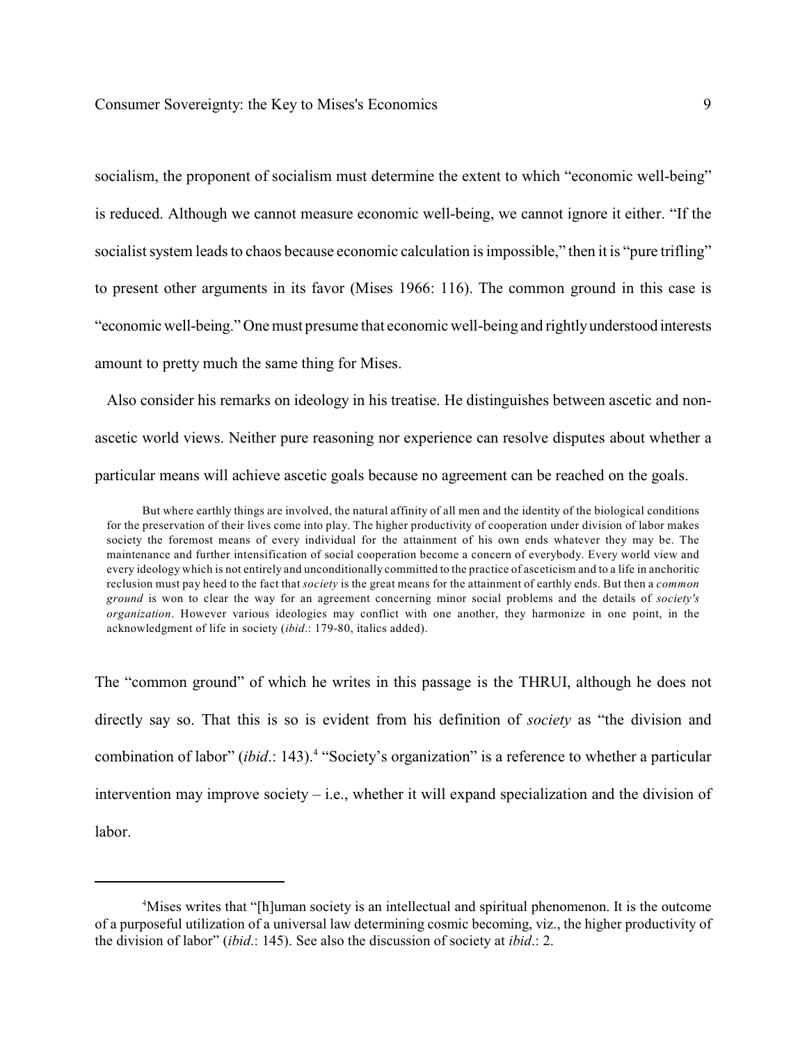socialism, the proponent of socialism must determine the extent to which "economic well-being" is reduced. Although we cannot measure economic well-being, we cannot ignore it either. "If the socialist system leads to chaos because economic calculation is impossible," then it is "pure trifling" to present other arguments in its favor (Mises 1966: 116). The common ground in this case is "economic well-being." One must presume that economic well-being and rightly understood interests amount to pretty much the same thing for Mises.

Also consider his remarks on ideology in his treatise. He distinguishes between ascetic and non-ascetic world views. Neither pure reasoning nor experience can resolve disputes about whether a particular means will achieve ascetic goals because no agreement can be reached on the goals.

> But where earthly things are involved, the natural affinity of all men and the identity of the biological conditions for the preservation of their lives come into play. The higher productivity of cooperation under division of labor makes society the foremost means of every individual for the attainment of his own ends whatever they may be. The maintenance and further intensification of social cooperation become a concern of everybody. Every world view and every ideology which is not entirely and unconditionally committed to the practice of asceticism and to a life in anchoritic reclusion must pay heed to the fact that *society* is the great means for the attainment of earthly ends. But then a *common ground* is won to clear the way for an agreement concerning minor social problems and the details of *society's organization*. However various ideologies may conflict with one another, they harmonize in one point, in the acknowledgment of life in society (*ibid*.: 179-80, italics added).

The "common ground" of which he writes in this passage is the THRUI, although he does not directly say so. That this is so is evident from his definition of *society* as "the division and combination of labor" (*ibid*.: 143).[4] "Society's organization" is a reference to whether a particular intervention may improve society – i.e., whether it will expand specialization and the division of labor.

---

[4] Mises writes that "[h]uman society is an intellectual and spiritual phenomenon. It is the outcome of a purposeful utilization of a universal law determining cosmic becoming, viz., the higher productivity of the division of labor" (*ibid*.: 145). See also the discussion of society at *ibid*.: 2.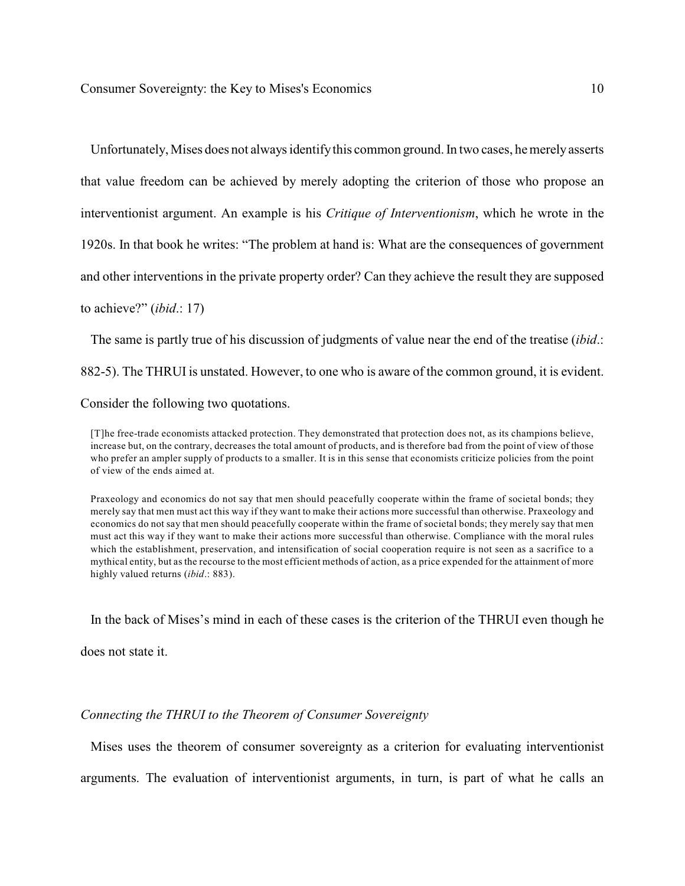Unfortunately, Mises does not always identify this common ground. In two cases, he merely asserts that value freedom can be achieved by merely adopting the criterion of those who propose an interventionist argument. An example is his *Critique of Interventionism*, which he wrote in the 1920s. In that book he writes: "The problem at hand is: What are the consequences of government and other interventions in the private property order? Can they achieve the result they are supposed to achieve?" (*ibid*.: 17)

The same is partly true of his discussion of judgments of value near the end of the treatise (*ibid*.: 882-5). The THRUI is unstated. However, to one who is aware of the common ground, it is evident. Consider the following two quotations.

> [T]he free-trade economists attacked protection. They demonstrated that protection does not, as its champions believe, increase but, on the contrary, decreases the total amount of products, and is therefore bad from the point of view of those who prefer an ampler supply of products to a smaller. It is in this sense that economists criticize policies from the point of view of the ends aimed at.

> Praxeology and economics do not say that men should peacefully cooperate within the frame of societal bonds; they merely say that men must act this way if they want to make their actions more successful than otherwise. Praxeology and economics do not say that men should peacefully cooperate within the frame of societal bonds; they merely say that men must act this way if they want to make their actions more successful than otherwise. Compliance with the moral rules which the establishment, preservation, and intensification of social cooperation require is not seen as a sacrifice to a mythical entity, but as the recourse to the most efficient methods of action, as a price expended for the attainment of more highly valued returns (*ibid*.: 883).

In the back of Mises's mind in each of these cases is the criterion of the THRUI even though he does not state it.

*Connecting the THRUI to the Theorem of Consumer Sovereignty*

Mises uses the theorem of consumer sovereignty as a criterion for evaluating interventionist arguments. The evaluation of interventionist arguments, in turn, is part of what he calls an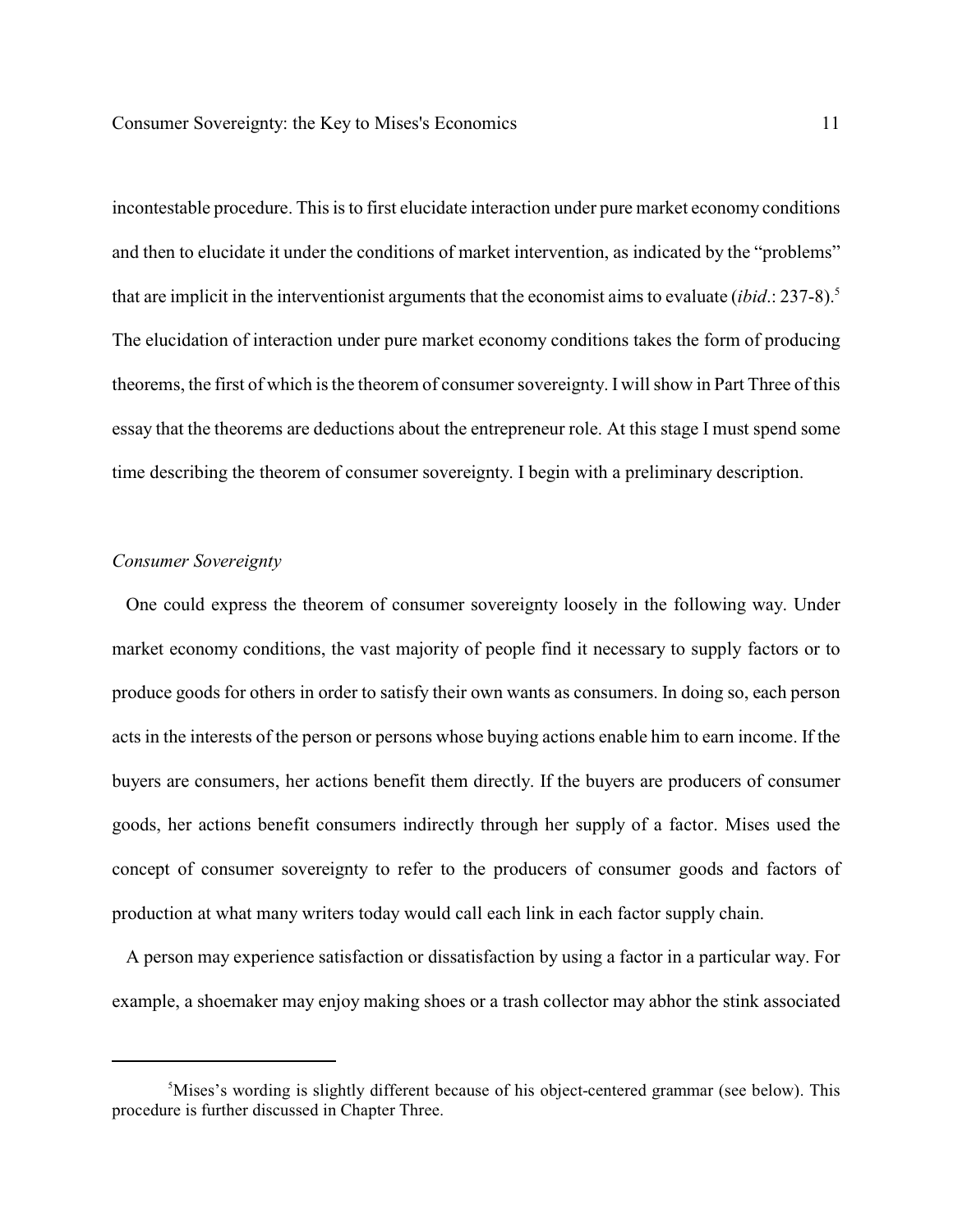incontestable procedure. This is to first elucidate interaction under pure market economy conditions and then to elucidate it under the conditions of market intervention, as indicated by the "problems" that are implicit in the interventionist arguments that the economist aims to evaluate (*ibid*.: 237-8).[5] The elucidation of interaction under pure market economy conditions takes the form of producing theorems, the first of which is the theorem of consumer sovereignty. I will show in Part Three of this essay that the theorems are deductions about the entrepreneur role. At this stage I must spend some time describing the theorem of consumer sovereignty. I begin with a preliminary description.

*Consumer Sovereignty*

One could express the theorem of consumer sovereignty loosely in the following way. Under market economy conditions, the vast majority of people find it necessary to supply factors or to produce goods for others in order to satisfy their own wants as consumers. In doing so, each person acts in the interests of the person or persons whose buying actions enable him to earn income. If the buyers are consumers, her actions benefit them directly. If the buyers are producers of consumer goods, her actions benefit consumers indirectly through her supply of a factor. Mises used the concept of consumer sovereignty to refer to the producers of consumer goods and factors of production at what many writers today would call each link in each factor supply chain.

A person may experience satisfaction or dissatisfaction by using a factor in a particular way. For example, a shoemaker may enjoy making shoes or a trash collector may abhor the stink associated

[5] Mises's wording is slightly different because of his object-centered grammar (see below). This procedure is further discussed in Chapter Three.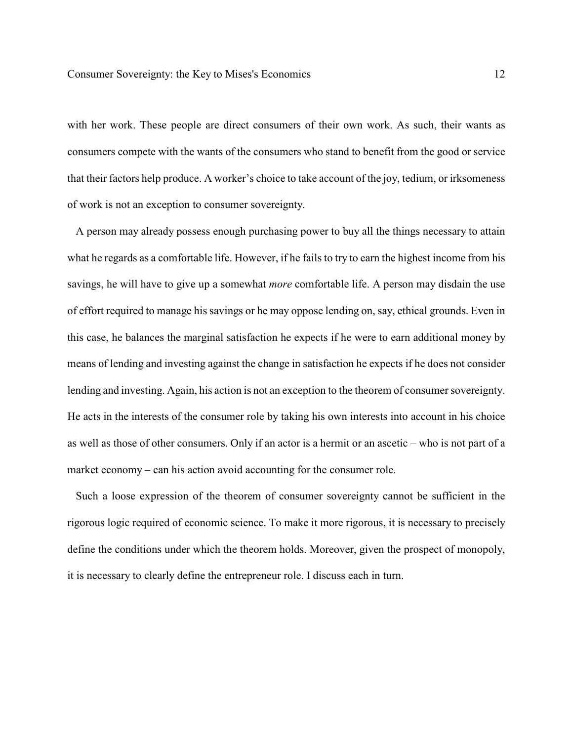with her work. These people are direct consumers of their own work. As such, their wants as consumers compete with the wants of the consumers who stand to benefit from the good or service that their factors help produce. A worker's choice to take account of the joy, tedium, or irksomeness of work is not an exception to consumer sovereignty.

A person may already possess enough purchasing power to buy all the things necessary to attain what he regards as a comfortable life. However, if he fails to try to earn the highest income from his savings, he will have to give up a somewhat *more* comfortable life. A person may disdain the use of effort required to manage his savings or he may oppose lending on, say, ethical grounds. Even in this case, he balances the marginal satisfaction he expects if he were to earn additional money by means of lending and investing against the change in satisfaction he expects if he does not consider lending and investing. Again, his action is not an exception to the theorem of consumer sovereignty. He acts in the interests of the consumer role by taking his own interests into account in his choice as well as those of other consumers. Only if an actor is a hermit or an ascetic – who is not part of a market economy – can his action avoid accounting for the consumer role.

Such a loose expression of the theorem of consumer sovereignty cannot be sufficient in the rigorous logic required of economic science. To make it more rigorous, it is necessary to precisely define the conditions under which the theorem holds. Moreover, given the prospect of monopoly, it is necessary to clearly define the entrepreneur role. I discuss each in turn.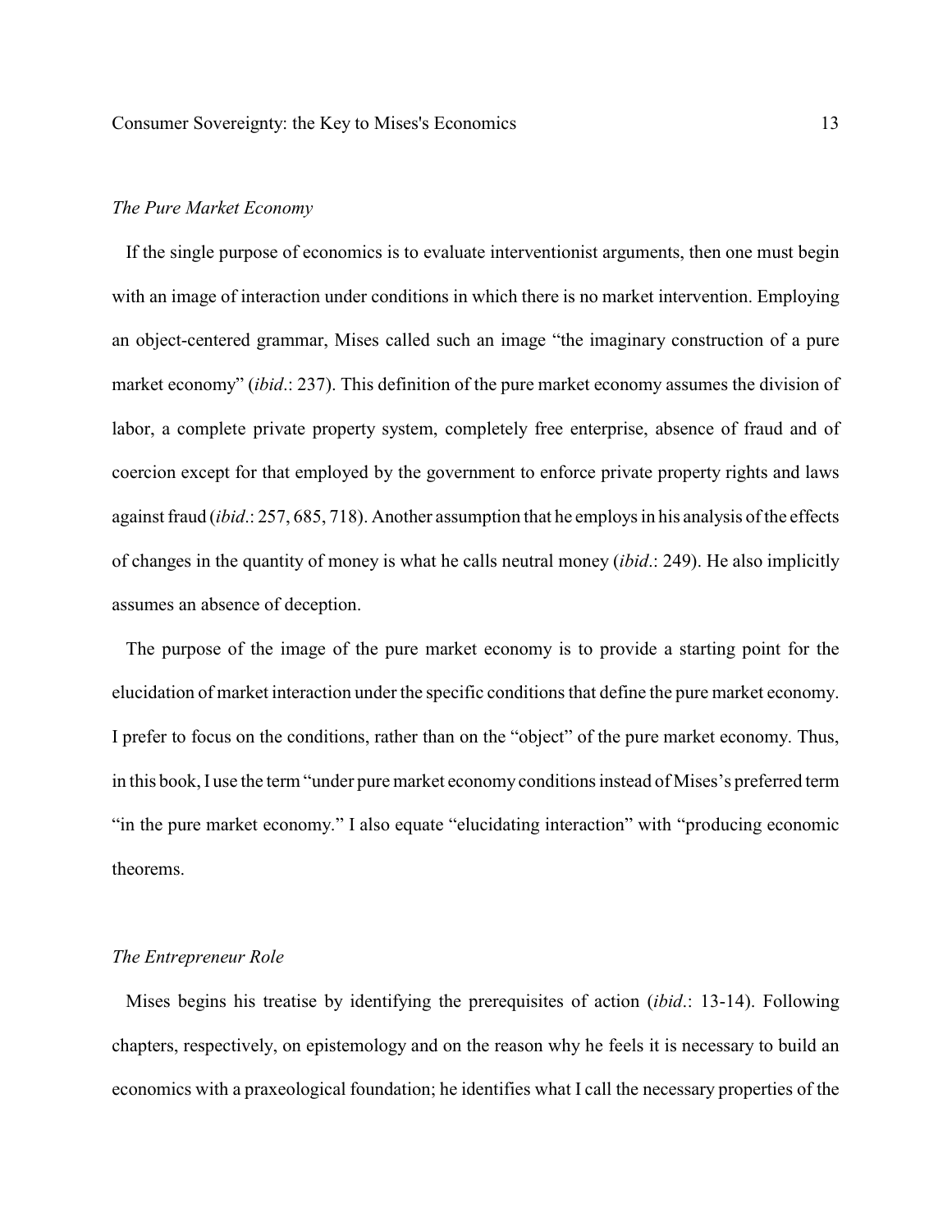*The Pure Market Economy*

If the single purpose of economics is to evaluate interventionist arguments, then one must begin with an image of interaction under conditions in which there is no market intervention. Employing an object-centered grammar, Mises called such an image "the imaginary construction of a pure market economy" (*ibid*.: 237). This definition of the pure market economy assumes the division of labor, a complete private property system, completely free enterprise, absence of fraud and of coercion except for that employed by the government to enforce private property rights and laws against fraud (*ibid*.: 257, 685, 718). Another assumption that he employs in his analysis of the effects of changes in the quantity of money is what he calls neutral money (*ibid*.: 249). He also implicitly assumes an absence of deception.

The purpose of the image of the pure market economy is to provide a starting point for the elucidation of market interaction under the specific conditions that define the pure market economy. I prefer to focus on the conditions, rather than on the "object" of the pure market economy. Thus, in this book, I use the term "under pure market economy conditions instead of Mises's preferred term "in the pure market economy." I also equate "elucidating interaction" with "producing economic theorems.

*The Entrepreneur Role*

Mises begins his treatise by identifying the prerequisites of action (*ibid*.: 13-14). Following chapters, respectively, on epistemology and on the reason why he feels it is necessary to build an economics with a praxeological foundation; he identifies what I call the necessary properties of the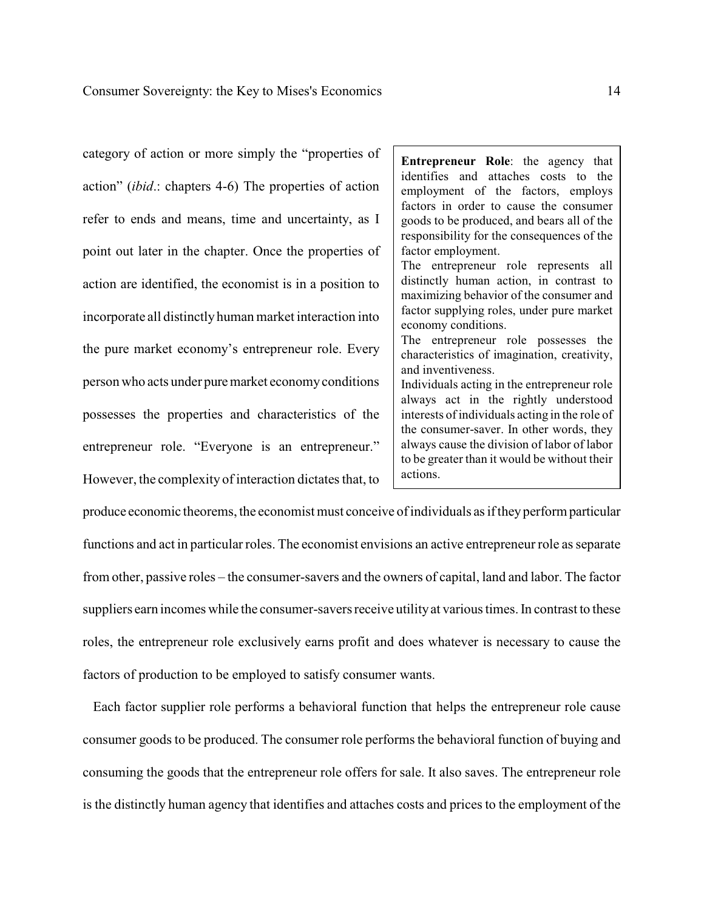category of action or more simply the "properties of action" (*ibid*.: chapters 4-6) The properties of action refer to ends and means, time and uncertainty, as I point out later in the chapter. Once the properties of action are identified, the economist is in a position to incorporate all distinctly human market interaction into the pure market economy's entrepreneur role. Every person who acts under pure market economy conditions possesses the properties and characteristics of the entrepreneur role. "Everyone is an entrepreneur." However, the complexity of interaction dictates that, to produce economic theorems, the economist must conceive of individuals as if they perform particular functions and act in particular roles. The economist envisions an active entrepreneur role as separate from other, passive roles – the consumer-savers and the owners of capital, land and labor. The factor suppliers earn incomes while the consumer-savers receive utility at various times. In contrast to these roles, the entrepreneur role exclusively earns profit and does whatever is necessary to cause the factors of production to be employed to satisfy consumer wants.

> **Entrepreneur Role**: the agency that identifies and attaches costs to the employment of the factors, employs factors in order to cause the consumer goods to be produced, and bears all of the responsibility for the consequences of the factor employment.
> The entrepreneur role represents all distinctly human action, in contrast to maximizing behavior of the consumer and factor supplying roles, under pure market economy conditions.
> The entrepreneur role possesses the characteristics of imagination, creativity, and inventiveness.
> Individuals acting in the entrepreneur role always act in the rightly understood interests of individuals acting in the role of the consumer-saver. In other words, they always cause the division of labor of labor to be greater than it would be without their actions.

Each factor supplier role performs a behavioral function that helps the entrepreneur role cause consumer goods to be produced. The consumer role performs the behavioral function of buying and consuming the goods that the entrepreneur role offers for sale. It also saves. The entrepreneur role is the distinctly human agency that identifies and attaches costs and prices to the employment of the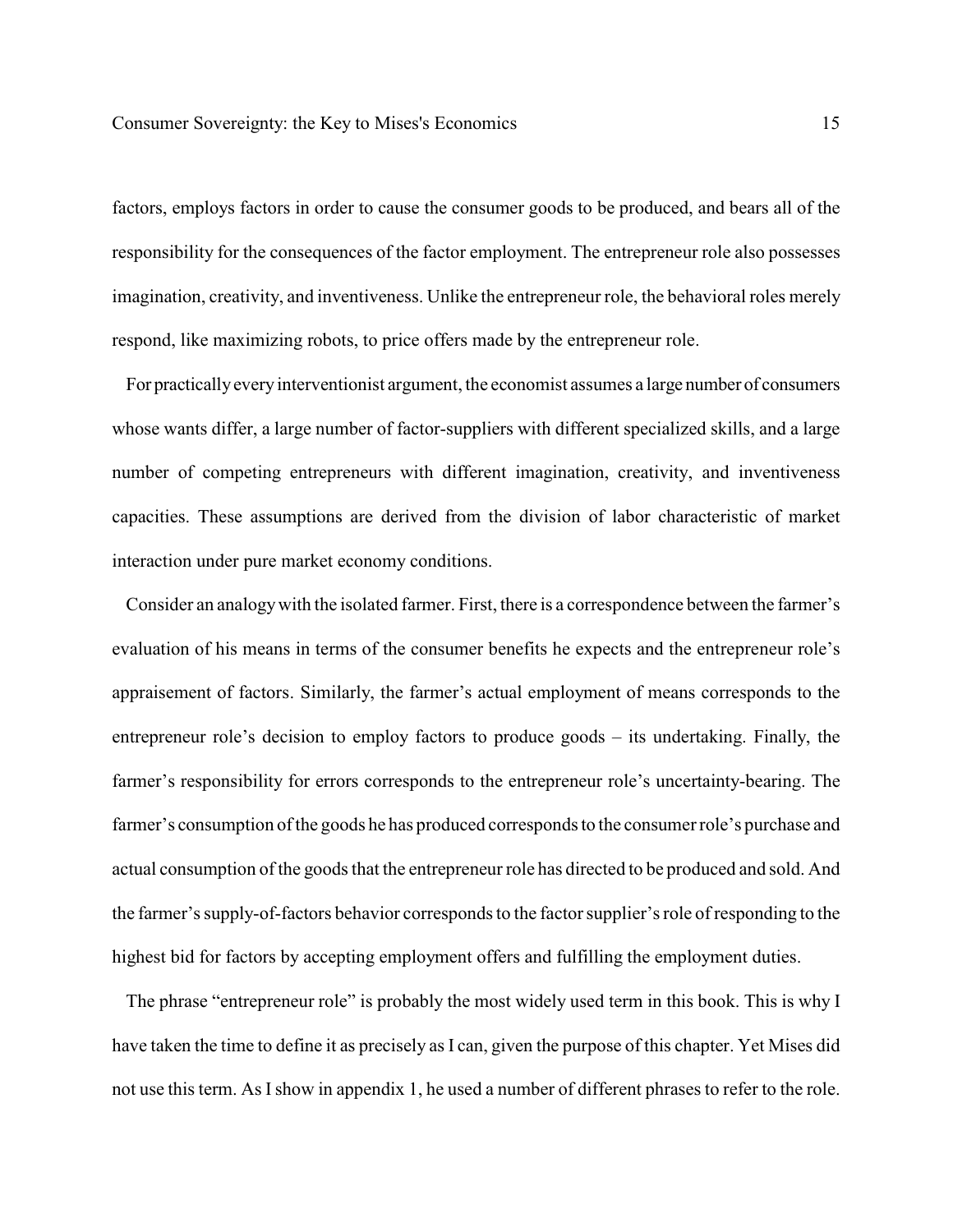factors, employs factors in order to cause the consumer goods to be produced, and bears all of the responsibility for the consequences of the factor employment. The entrepreneur role also possesses imagination, creativity, and inventiveness. Unlike the entrepreneur role, the behavioral roles merely respond, like maximizing robots, to price offers made by the entrepreneur role.

For practically every interventionist argument, the economist assumes a large number of consumers whose wants differ, a large number of factor-suppliers with different specialized skills, and a large number of competing entrepreneurs with different imagination, creativity, and inventiveness capacities. These assumptions are derived from the division of labor characteristic of market interaction under pure market economy conditions.

Consider an analogy with the isolated farmer. First, there is a correspondence between the farmer's evaluation of his means in terms of the consumer benefits he expects and the entrepreneur role's appraisement of factors. Similarly, the farmer's actual employment of means corresponds to the entrepreneur role's decision to employ factors to produce goods – its undertaking. Finally, the farmer's responsibility for errors corresponds to the entrepreneur role's uncertainty-bearing. The farmer's consumption of the goods he has produced corresponds to the consumer role's purchase and actual consumption of the goods that the entrepreneur role has directed to be produced and sold. And the farmer's supply-of-factors behavior corresponds to the factor supplier's role of responding to the highest bid for factors by accepting employment offers and fulfilling the employment duties.

The phrase "entrepreneur role" is probably the most widely used term in this book. This is why I have taken the time to define it as precisely as I can, given the purpose of this chapter. Yet Mises did not use this term. As I show in appendix 1, he used a number of different phrases to refer to the role.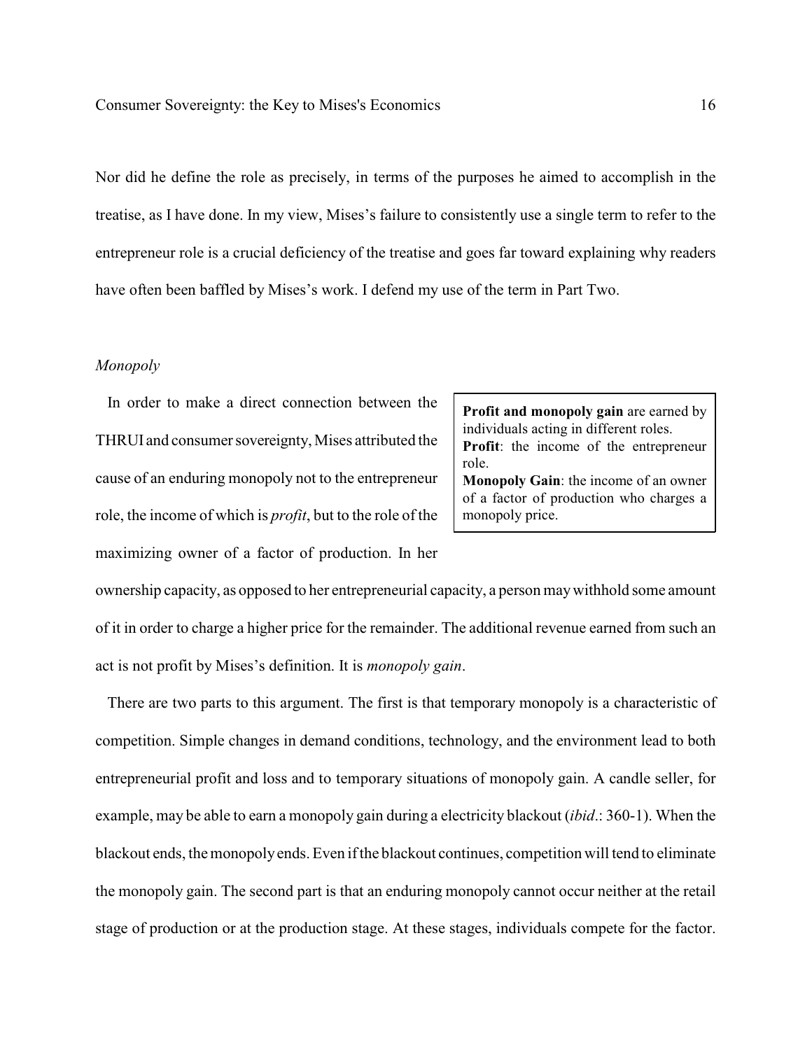Nor did he define the role as precisely, in terms of the purposes he aimed to accomplish in the treatise, as I have done. In my view, Mises's failure to consistently use a single term to refer to the entrepreneur role is a crucial deficiency of the treatise and goes far toward explaining why readers have often been baffled by Mises's work. I defend my use of the term in Part Two.

*Monopoly*

> **Profit and monopoly gain** are earned by individuals acting in different roles.
> **Profit**: the income of the entrepreneur role.
> **Monopoly Gain**: the income of an owner of a factor of production who charges a monopoly price.

In order to make a direct connection between the THRUI and consumer sovereignty, Mises attributed the cause of an enduring monopoly not to the entrepreneur role, the income of which is *profit*, but to the role of the maximizing owner of a factor of production. In her ownership capacity, as opposed to her entrepreneurial capacity, a person may withhold some amount of it in order to charge a higher price for the remainder. The additional revenue earned from such an act is not profit by Mises's definition. It is *monopoly gain*.

There are two parts to this argument. The first is that temporary monopoly is a characteristic of competition. Simple changes in demand conditions, technology, and the environment lead to both entrepreneurial profit and loss and to temporary situations of monopoly gain. A candle seller, for example, may be able to earn a monopoly gain during a electricity blackout (*ibid*.: 360-1). When the blackout ends, the monopoly ends. Even if the blackout continues, competition will tend to eliminate the monopoly gain. The second part is that an enduring monopoly cannot occur neither at the retail stage of production or at the production stage. At these stages, individuals compete for the factor.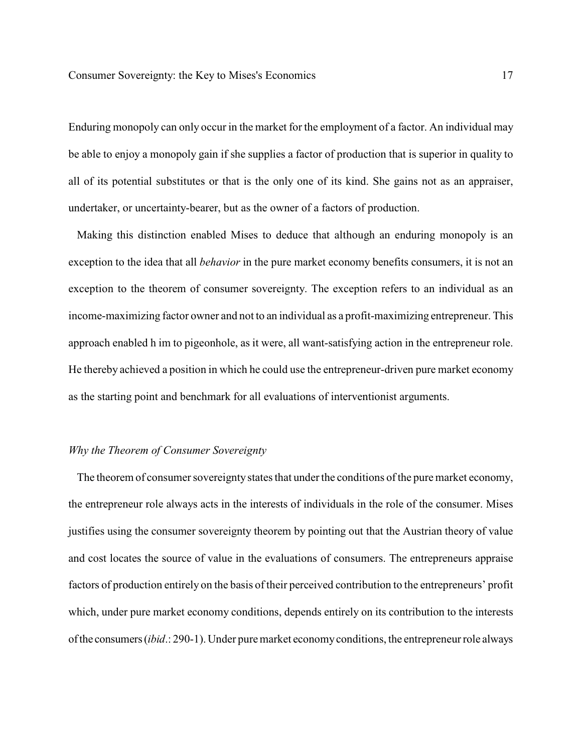Enduring monopoly can only occur in the market for the employment of a factor. An individual may be able to enjoy a monopoly gain if she supplies a factor of production that is superior in quality to all of its potential substitutes or that is the only one of its kind. She gains not as an appraiser, undertaker, or uncertainty-bearer, but as the owner of a factors of production.

Making this distinction enabled Mises to deduce that although an enduring monopoly is an exception to the idea that all *behavior* in the pure market economy benefits consumers, it is not an exception to the theorem of consumer sovereignty. The exception refers to an individual as an income-maximizing factor owner and not to an individual as a profit-maximizing entrepreneur. This approach enabled h im to pigeonhole, as it were, all want-satisfying action in the entrepreneur role. He thereby achieved a position in which he could use the entrepreneur-driven pure market economy as the starting point and benchmark for all evaluations of interventionist arguments.

*Why the Theorem of Consumer Sovereignty*

The theorem of consumer sovereignty states that under the conditions of the pure market economy, the entrepreneur role always acts in the interests of individuals in the role of the consumer. Mises justifies using the consumer sovereignty theorem by pointing out that the Austrian theory of value and cost locates the source of value in the evaluations of consumers. The entrepreneurs appraise factors of production entirely on the basis of their perceived contribution to the entrepreneurs' profit which, under pure market economy conditions, depends entirely on its contribution to the interests of the consumers (*ibid*.: 290-1). Under pure market economy conditions, the entrepreneur role always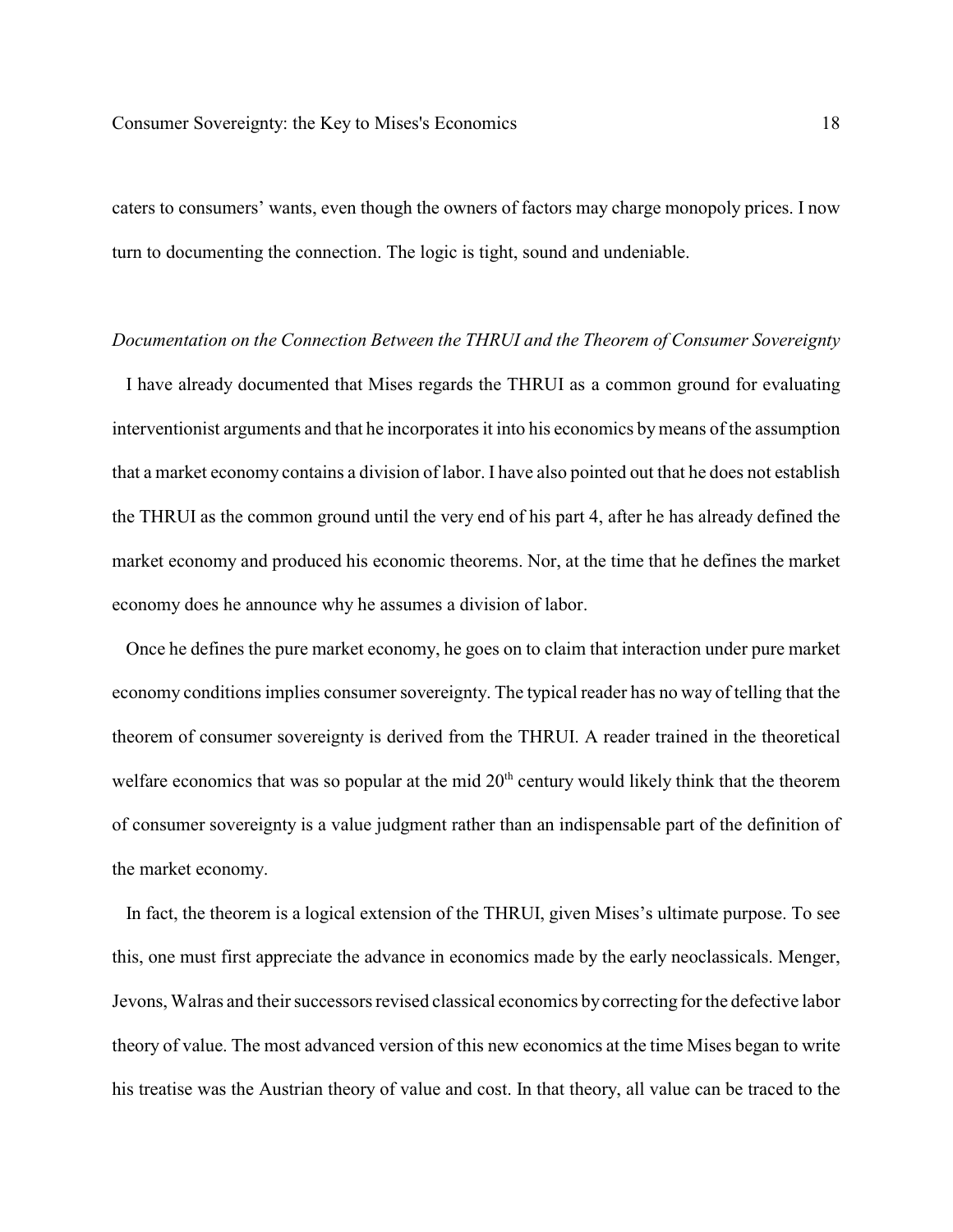caters to consumers' wants, even though the owners of factors may charge monopoly prices. I now turn to documenting the connection. The logic is tight, sound and undeniable.

*Documentation on the Connection Between the THRUI and the Theorem of Consumer Sovereignty*

I have already documented that Mises regards the THRUI as a common ground for evaluating interventionist arguments and that he incorporates it into his economics by means of the assumption that a market economy contains a division of labor. I have also pointed out that he does not establish the THRUI as the common ground until the very end of his part 4, after he has already defined the market economy and produced his economic theorems. Nor, at the time that he defines the market economy does he announce why he assumes a division of labor.

Once he defines the pure market economy, he goes on to claim that interaction under pure market economy conditions implies consumer sovereignty. The typical reader has no way of telling that the theorem of consumer sovereignty is derived from the THRUI. A reader trained in the theoretical welfare economics that was so popular at the mid 20th century would likely think that the theorem of consumer sovereignty is a value judgment rather than an indispensable part of the definition of the market economy.

In fact, the theorem is a logical extension of the THRUI, given Mises's ultimate purpose. To see this, one must first appreciate the advance in economics made by the early neoclassicals. Menger, Jevons, Walras and their successors revised classical economics by correcting for the defective labor theory of value. The most advanced version of this new economics at the time Mises began to write his treatise was the Austrian theory of value and cost. In that theory, all value can be traced to the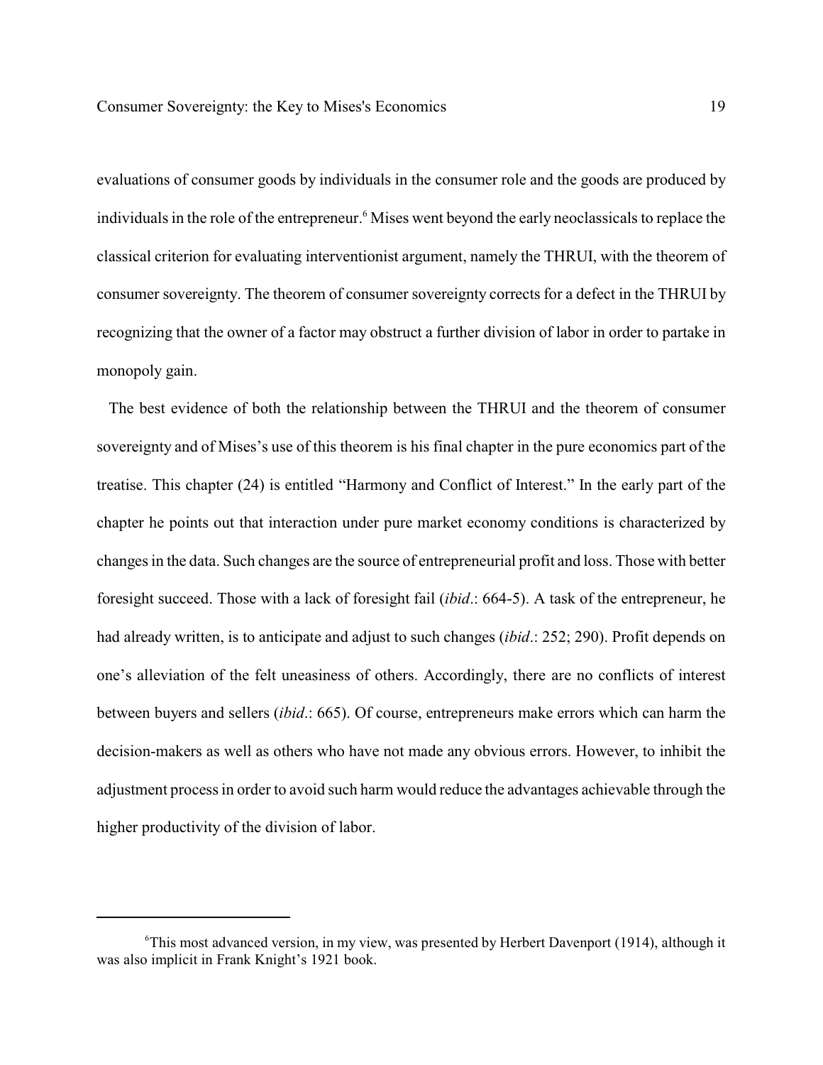evaluations of consumer goods by individuals in the consumer role and the goods are produced by individuals in the role of the entrepreneur.[6] Mises went beyond the early neoclassicals to replace the classical criterion for evaluating interventionist argument, namely the THRUI, with the theorem of consumer sovereignty. The theorem of consumer sovereignty corrects for a defect in the THRUI by recognizing that the owner of a factor may obstruct a further division of labor in order to partake in monopoly gain.

The best evidence of both the relationship between the THRUI and the theorem of consumer sovereignty and of Mises's use of this theorem is his final chapter in the pure economics part of the treatise. This chapter (24) is entitled "Harmony and Conflict of Interest." In the early part of the chapter he points out that interaction under pure market economy conditions is characterized by changes in the data. Such changes are the source of entrepreneurial profit and loss. Those with better foresight succeed. Those with a lack of foresight fail (*ibid*.: 664-5). A task of the entrepreneur, he had already written, is to anticipate and adjust to such changes (*ibid*.: 252; 290). Profit depends on one's alleviation of the felt uneasiness of others. Accordingly, there are no conflicts of interest between buyers and sellers (*ibid*.: 665). Of course, entrepreneurs make errors which can harm the decision-makers as well as others who have not made any obvious errors. However, to inhibit the adjustment process in order to avoid such harm would reduce the advantages achievable through the higher productivity of the division of labor.

---

[6] This most advanced version, in my view, was presented by Herbert Davenport (1914), although it was also implicit in Frank Knight's 1921 book.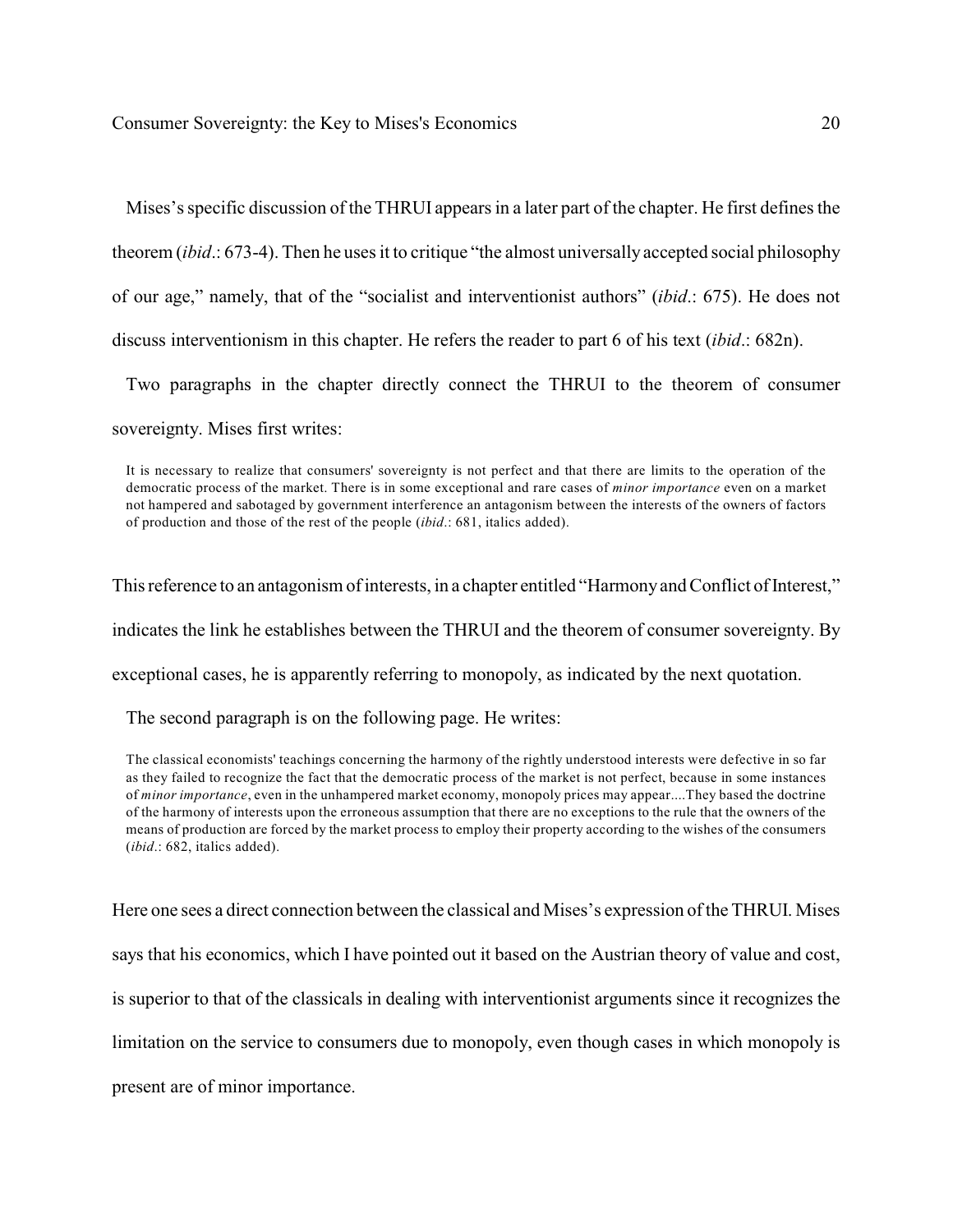Mises's specific discussion of the THRUI appears in a later part of the chapter. He first defines the theorem (*ibid*.: 673-4). Then he uses it to critique "the almost universally accepted social philosophy of our age," namely, that of the "socialist and interventionist authors" (*ibid*.: 675). He does not discuss interventionism in this chapter. He refers the reader to part 6 of his text (*ibid*.: 682n).

Two paragraphs in the chapter directly connect the THRUI to the theorem of consumer sovereignty. Mises first writes:

> It is necessary to realize that consumers' sovereignty is not perfect and that there are limits to the operation of the democratic process of the market. There is in some exceptional and rare cases of *minor importance* even on a market not hampered and sabotaged by government interference an antagonism between the interests of the owners of factors of production and those of the rest of the people (*ibid*.: 681, italics added).

This reference to an antagonism of interests, in a chapter entitled "Harmony and Conflict of Interest," indicates the link he establishes between the THRUI and the theorem of consumer sovereignty. By exceptional cases, he is apparently referring to monopoly, as indicated by the next quotation.

The second paragraph is on the following page. He writes:

> The classical economists' teachings concerning the harmony of the rightly understood interests were defective in so far as they failed to recognize the fact that the democratic process of the market is not perfect, because in some instances of *minor importance*, even in the unhampered market economy, monopoly prices may appear....They based the doctrine of the harmony of interests upon the erroneous assumption that there are no exceptions to the rule that the owners of the means of production are forced by the market process to employ their property according to the wishes of the consumers (*ibid*.: 682, italics added).

Here one sees a direct connection between the classical and Mises's expression of the THRUI. Mises says that his economics, which I have pointed out it based on the Austrian theory of value and cost, is superior to that of the classicals in dealing with interventionist arguments since it recognizes the limitation on the service to consumers due to monopoly, even though cases in which monopoly is present are of minor importance.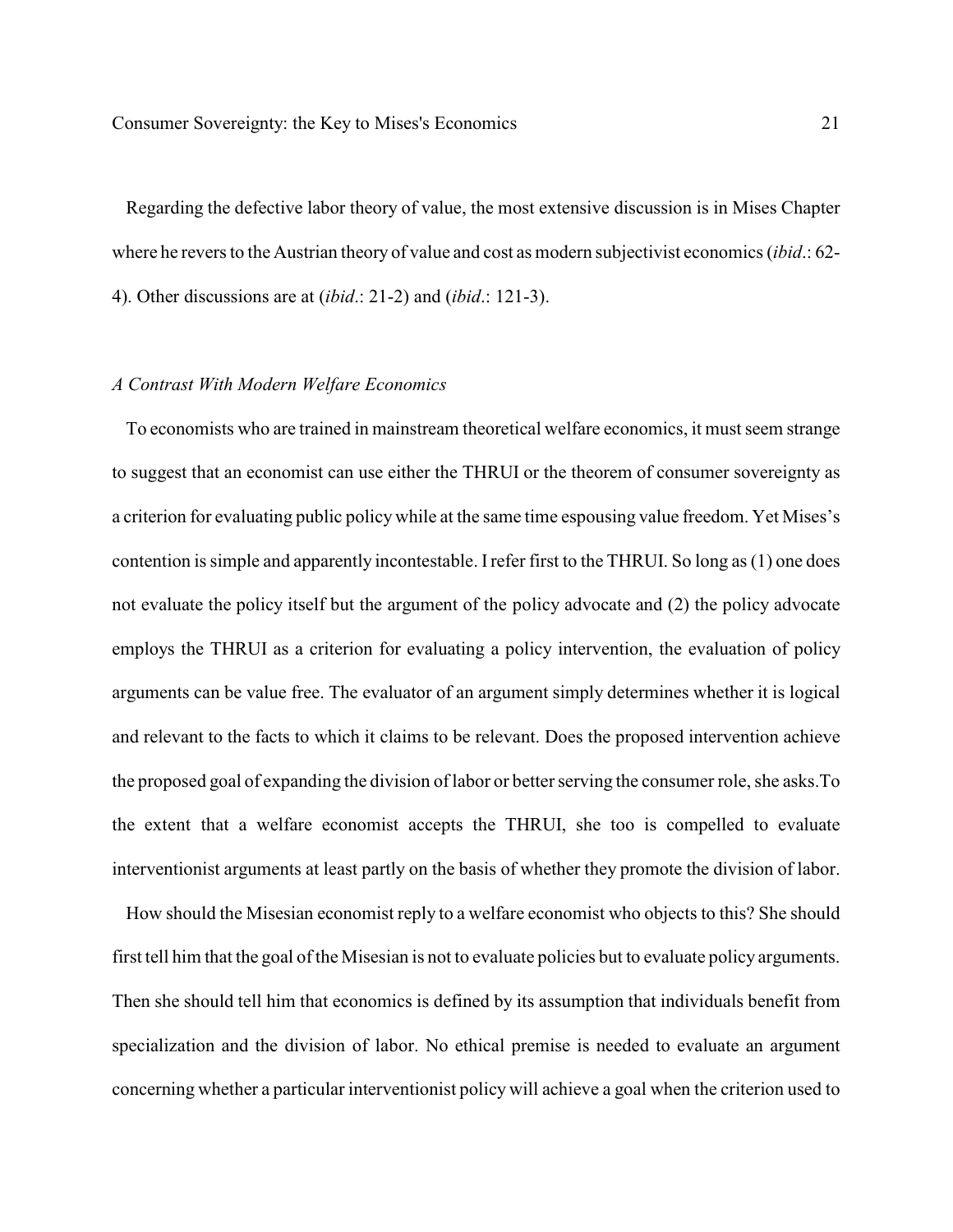Regarding the defective labor theory of value, the most extensive discussion is in Mises Chapter where he revers to the Austrian theory of value and cost as modern subjectivist economics (*ibid*.: 62-4). Other discussions are at (*ibid*.: 21-2) and (*ibid*.: 121-3).

*A Contrast With Modern Welfare Economics*

To economists who are trained in mainstream theoretical welfare economics, it must seem strange to suggest that an economist can use either the THRUI or the theorem of consumer sovereignty as a criterion for evaluating public policy while at the same time espousing value freedom. Yet Mises's contention is simple and apparently incontestable. I refer first to the THRUI. So long as (1) one does not evaluate the policy itself but the argument of the policy advocate and (2) the policy advocate employs the THRUI as a criterion for evaluating a policy intervention, the evaluation of policy arguments can be value free. The evaluator of an argument simply determines whether it is logical and relevant to the facts to which it claims to be relevant. Does the proposed intervention achieve the proposed goal of expanding the division of labor or better serving the consumer role, she asks.To the extent that a welfare economist accepts the THRUI, she too is compelled to evaluate interventionist arguments at least partly on the basis of whether they promote the division of labor.

How should the Misesian economist reply to a welfare economist who objects to this? She should first tell him that the goal of the Misesian is not to evaluate policies but to evaluate policy arguments. Then she should tell him that economics is defined by its assumption that individuals benefit from specialization and the division of labor. No ethical premise is needed to evaluate an argument concerning whether a particular interventionist policy will achieve a goal when the criterion used to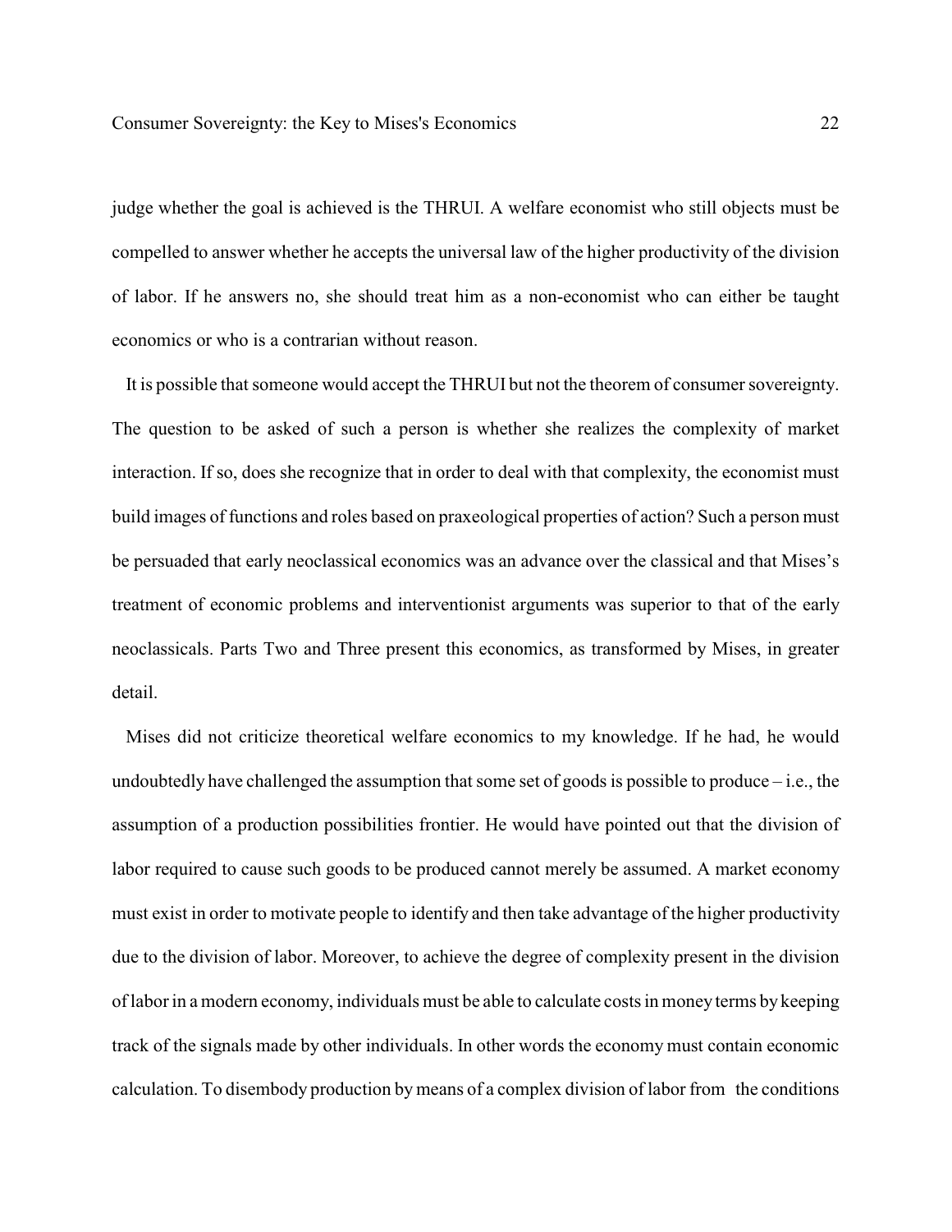judge whether the goal is achieved is the THRUI. A welfare economist who still objects must be compelled to answer whether he accepts the universal law of the higher productivity of the division of labor. If he answers no, she should treat him as a non-economist who can either be taught economics or who is a contrarian without reason.

It is possible that someone would accept the THRUI but not the theorem of consumer sovereignty. The question to be asked of such a person is whether she realizes the complexity of market interaction. If so, does she recognize that in order to deal with that complexity, the economist must build images of functions and roles based on praxeological properties of action? Such a person must be persuaded that early neoclassical economics was an advance over the classical and that Mises's treatment of economic problems and interventionist arguments was superior to that of the early neoclassicals. Parts Two and Three present this economics, as transformed by Mises, in greater detail.

Mises did not criticize theoretical welfare economics to my knowledge. If he had, he would undoubtedly have challenged the assumption that some set of goods is possible to produce – i.e., the assumption of a production possibilities frontier. He would have pointed out that the division of labor required to cause such goods to be produced cannot merely be assumed. A market economy must exist in order to motivate people to identify and then take advantage of the higher productivity due to the division of labor. Moreover, to achieve the degree of complexity present in the division of labor in a modern economy, individuals must be able to calculate costs in money terms by keeping track of the signals made by other individuals. In other words the economy must contain economic calculation. To disembody production by means of a complex division of labor from the conditions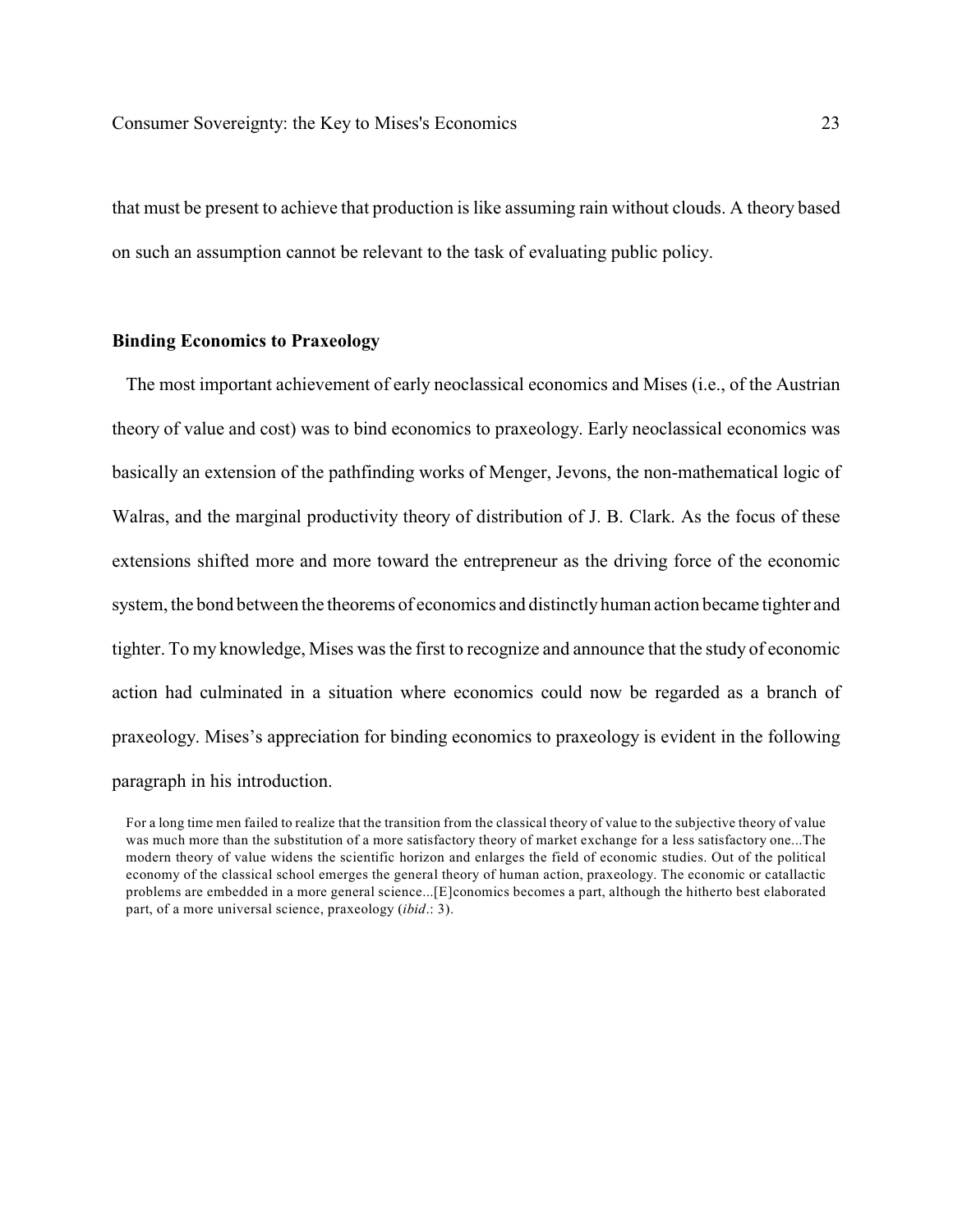that must be present to achieve that production is like assuming rain without clouds. A theory based on such an assumption cannot be relevant to the task of evaluating public policy.

## Binding Economics to Praxeology

The most important achievement of early neoclassical economics and Mises (i.e., of the Austrian theory of value and cost) was to bind economics to praxeology. Early neoclassical economics was basically an extension of the pathfinding works of Menger, Jevons, the non-mathematical logic of Walras, and the marginal productivity theory of distribution of J. B. Clark. As the focus of these extensions shifted more and more toward the entrepreneur as the driving force of the economic system, the bond between the theorems of economics and distinctly human action became tighter and tighter. To my knowledge, Mises was the first to recognize and announce that the study of economic action had culminated in a situation where economics could now be regarded as a branch of praxeology. Mises's appreciation for binding economics to praxeology is evident in the following paragraph in his introduction.

> For a long time men failed to realize that the transition from the classical theory of value to the subjective theory of value was much more than the substitution of a more satisfactory theory of market exchange for a less satisfactory one...The modern theory of value widens the scientific horizon and enlarges the field of economic studies. Out of the political economy of the classical school emerges the general theory of human action, praxeology. The economic or catallactic problems are embedded in a more general science...[E]conomics becomes a part, although the hitherto best elaborated part, of a more universal science, praxeology (*ibid*.: 3).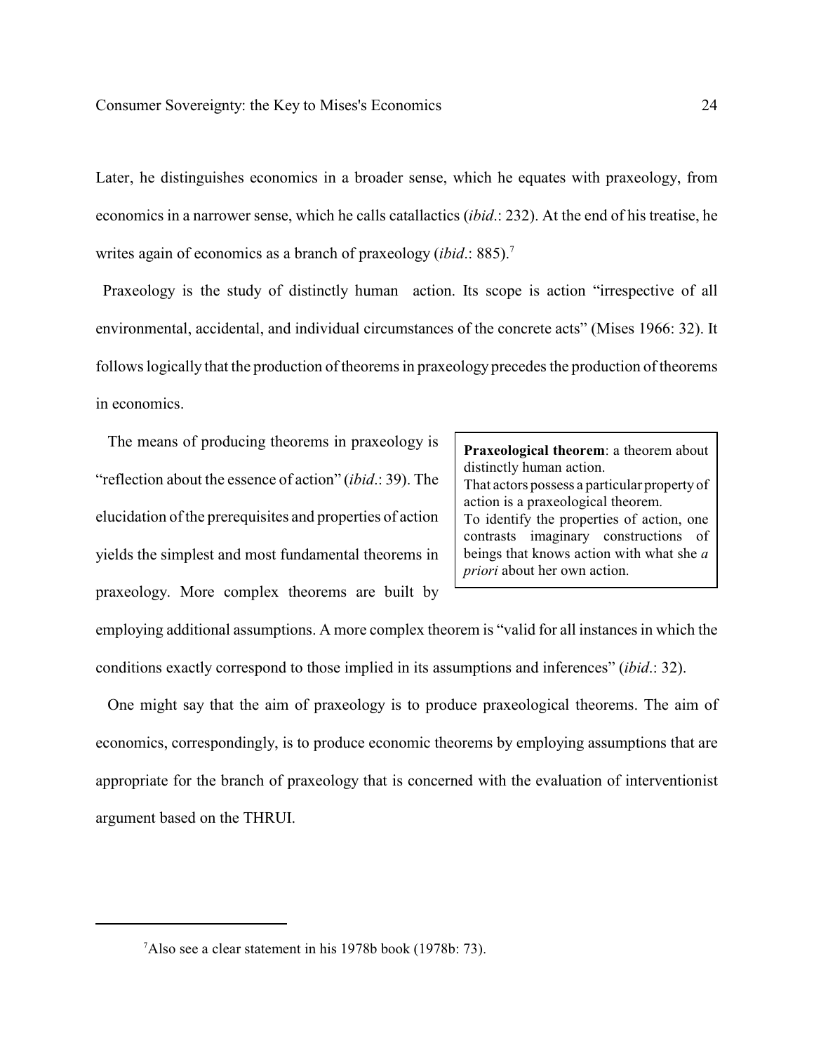Later, he distinguishes economics in a broader sense, which he equates with praxeology, from economics in a narrower sense, which he calls catallactics (*ibid*.: 232). At the end of his treatise, he writes again of economics as a branch of praxeology (*ibid*.: 885).[7]

Praxeology is the study of distinctly human action. Its scope is action "irrespective of all environmental, accidental, and individual circumstances of the concrete acts" (Mises 1966: 32). It follows logically that the production of theorems in praxeology precedes the production of theorems in economics.

The means of producing theorems in praxeology is "reflection about the essence of action" (*ibid*.: 39). The elucidation of the prerequisites and properties of action yields the simplest and most fundamental theorems in praxeology. More complex theorems are built by employing additional assumptions. A more complex theorem is "valid for all instances in which the conditions exactly correspond to those implied in its assumptions and inferences" (*ibid*.: 32).

> **Praxeological theorem**: a theorem about distinctly human action.
> That actors possess a particular property of action is a praxeological theorem.
> To identify the properties of action, one contrasts imaginary constructions of beings that knows action with what she *a priori* about her own action.

One might say that the aim of praxeology is to produce praxeological theorems. The aim of economics, correspondingly, is to produce economic theorems by employing assumptions that are appropriate for the branch of praxeology that is concerned with the evaluation of interventionist argument based on the THRUI.

---

[7] Also see a clear statement in his 1978b book (1978b: 73).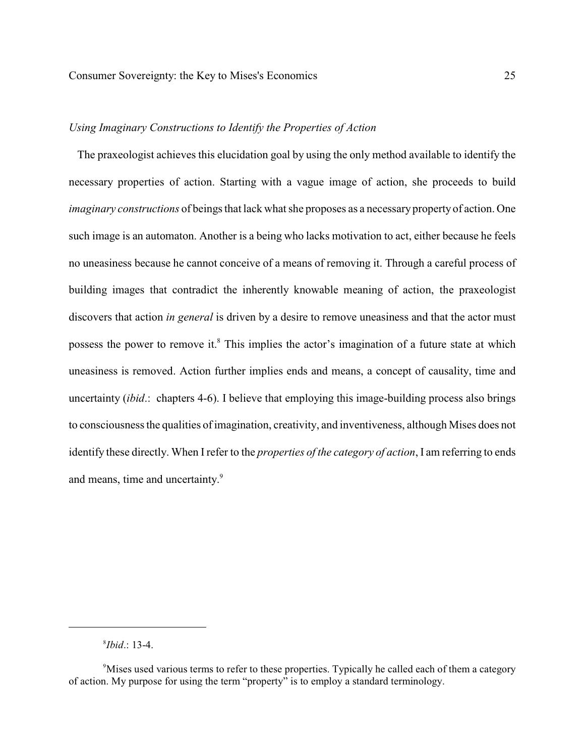*Using Imaginary Constructions to Identify the Properties of Action*

The praxeologist achieves this elucidation goal by using the only method available to identify the necessary properties of action. Starting with a vague image of action, she proceeds to build *imaginary constructions* of beings that lack what she proposes as a necessary property of action. One such image is an automaton. Another is a being who lacks motivation to act, either because he feels no uneasiness because he cannot conceive of a means of removing it. Through a careful process of building images that contradict the inherently knowable meaning of action, the praxeologist discovers that action *in general* is driven by a desire to remove uneasiness and that the actor must possess the power to remove it.[8] This implies the actor's imagination of a future state at which uneasiness is removed. Action further implies ends and means, a concept of causality, time and uncertainty (*ibid*.: chapters 4-6). I believe that employing this image-building process also brings to consciousness the qualities of imagination, creativity, and inventiveness, although Mises does not identify these directly. When I refer to the *properties of the category of action*, I am referring to ends and means, time and uncertainty.[9]

---

[8] *Ibid*.: 13-4.

[9] Mises used various terms to refer to these properties. Typically he called each of them a category of action. My purpose for using the term "property" is to employ a standard terminology.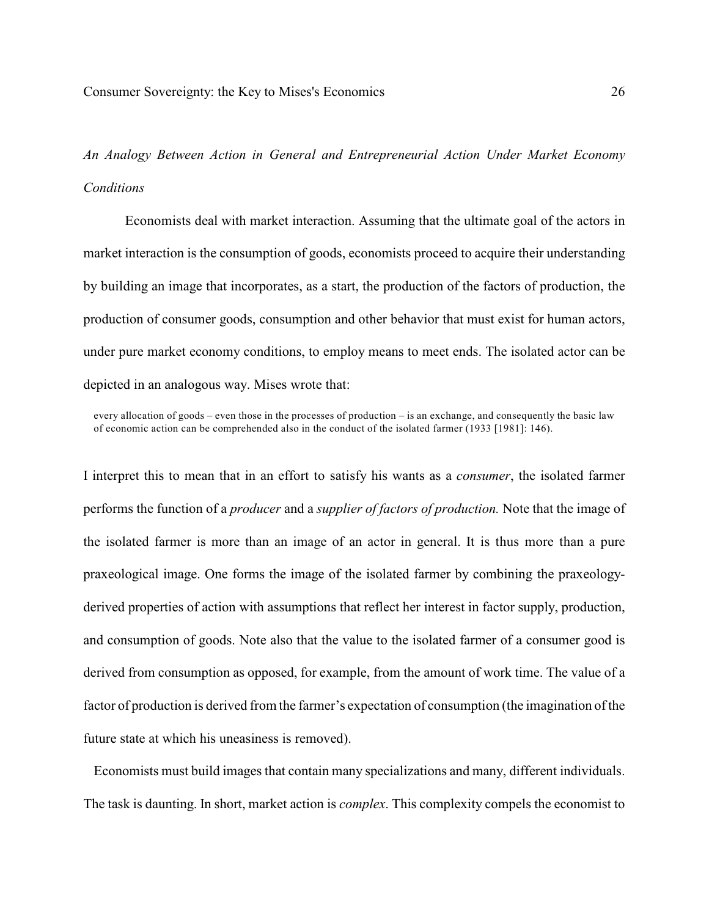*An Analogy Between Action in General and Entrepreneurial Action Under Market Economy Conditions*

Economists deal with market interaction. Assuming that the ultimate goal of the actors in market interaction is the consumption of goods, economists proceed to acquire their understanding by building an image that incorporates, as a start, the production of the factors of production, the production of consumer goods, consumption and other behavior that must exist for human actors, under pure market economy conditions, to employ means to meet ends. The isolated actor can be depicted in an analogous way. Mises wrote that:

> every allocation of goods – even those in the processes of production – is an exchange, and consequently the basic law of economic action can be comprehended also in the conduct of the isolated farmer (1933 [1981]: 146).

I interpret this to mean that in an effort to satisfy his wants as a *consumer*, the isolated farmer performs the function of a *producer* and a *supplier of factors of production.* Note that the image of the isolated farmer is more than an image of an actor in general. It is thus more than a pure praxeological image. One forms the image of the isolated farmer by combining the praxeology-derived properties of action with assumptions that reflect her interest in factor supply, production, and consumption of goods. Note also that the value to the isolated farmer of a consumer good is derived from consumption as opposed, for example, from the amount of work time. The value of a factor of production is derived from the farmer's expectation of consumption (the imagination of the future state at which his uneasiness is removed).

Economists must build images that contain many specializations and many, different individuals. The task is daunting. In short, market action is *complex*. This complexity compels the economist to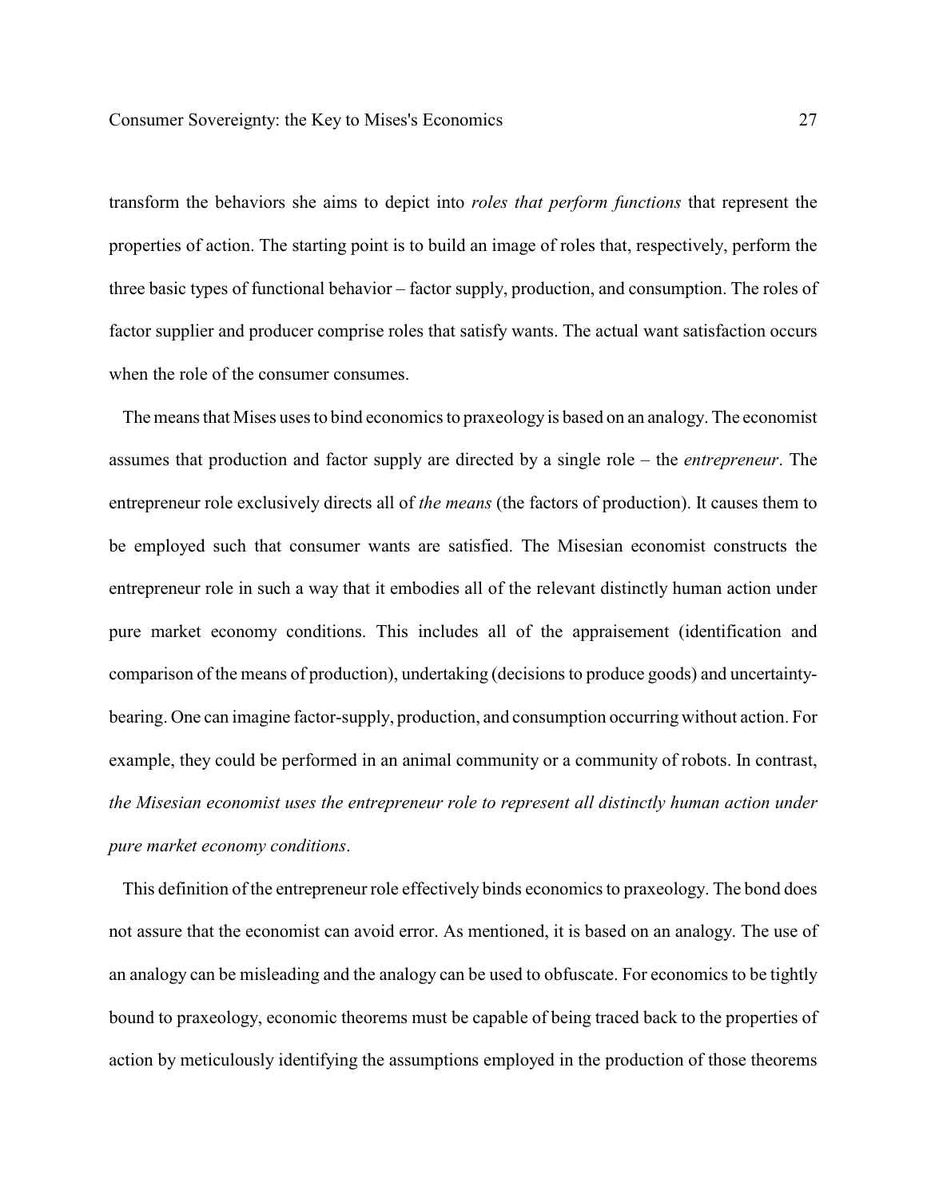transform the behaviors she aims to depict into *roles that perform functions* that represent the properties of action. The starting point is to build an image of roles that, respectively, perform the three basic types of functional behavior – factor supply, production, and consumption. The roles of factor supplier and producer comprise roles that satisfy wants. The actual want satisfaction occurs when the role of the consumer consumes.

The means that Mises uses to bind economics to praxeology is based on an analogy. The economist assumes that production and factor supply are directed by a single role – the *entrepreneur*. The entrepreneur role exclusively directs all of *the means* (the factors of production). It causes them to be employed such that consumer wants are satisfied. The Misesian economist constructs the entrepreneur role in such a way that it embodies all of the relevant distinctly human action under pure market economy conditions. This includes all of the appraisement (identification and comparison of the means of production), undertaking (decisions to produce goods) and uncertainty-bearing. One can imagine factor-supply, production, and consumption occurring without action. For example, they could be performed in an animal community or a community of robots. In contrast, *the Misesian economist uses the entrepreneur role to represent all distinctly human action under pure market economy conditions*.

This definition of the entrepreneur role effectively binds economics to praxeology. The bond does not assure that the economist can avoid error. As mentioned, it is based on an analogy. The use of an analogy can be misleading and the analogy can be used to obfuscate. For economics to be tightly bound to praxeology, economic theorems must be capable of being traced back to the properties of action by meticulously identifying the assumptions employed in the production of those theorems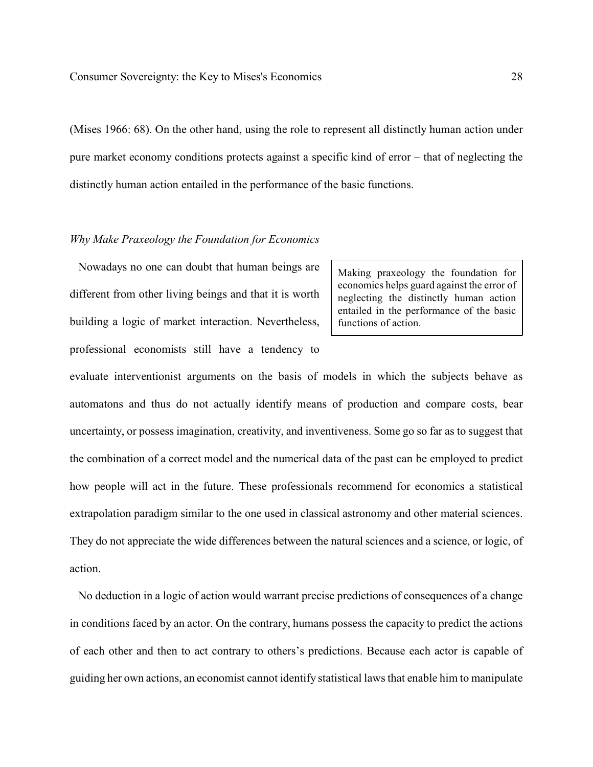(Mises 1966: 68). On the other hand, using the role to represent all distinctly human action under pure market economy conditions protects against a specific kind of error – that of neglecting the distinctly human action entailed in the performance of the basic functions.

### *Why Make Praxeology the Foundation for Economics*

> Making praxeology the foundation for economics helps guard against the error of neglecting the distinctly human action entailed in the performance of the basic functions of action.

Nowadays no one can doubt that human beings are different from other living beings and that it is worth building a logic of market interaction. Nevertheless, professional economists still have a tendency to evaluate interventionist arguments on the basis of models in which the subjects behave as automatons and thus do not actually identify means of production and compare costs, bear uncertainty, or possess imagination, creativity, and inventiveness. Some go so far as to suggest that the combination of a correct model and the numerical data of the past can be employed to predict how people will act in the future. These professionals recommend for economics a statistical extrapolation paradigm similar to the one used in classical astronomy and other material sciences. They do not appreciate the wide differences between the natural sciences and a science, or logic, of action.

No deduction in a logic of action would warrant precise predictions of consequences of a change in conditions faced by an actor. On the contrary, humans possess the capacity to predict the actions of each other and then to act contrary to others's predictions. Because each actor is capable of guiding her own actions, an economist cannot identify statistical laws that enable him to manipulate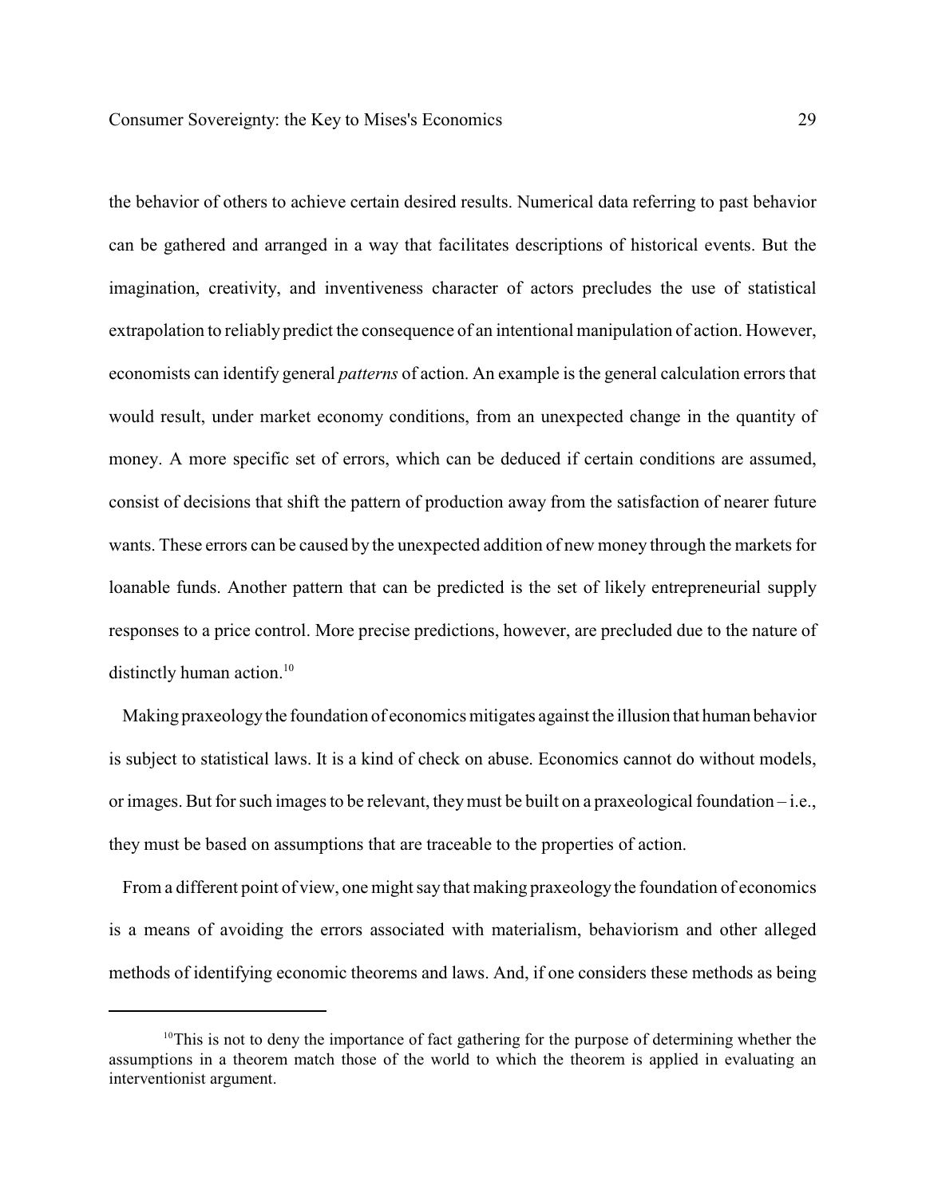the behavior of others to achieve certain desired results. Numerical data referring to past behavior can be gathered and arranged in a way that facilitates descriptions of historical events. But the imagination, creativity, and inventiveness character of actors precludes the use of statistical extrapolation to reliably predict the consequence of an intentional manipulation of action. However, economists can identify general *patterns* of action. An example is the general calculation errors that would result, under market economy conditions, from an unexpected change in the quantity of money. A more specific set of errors, which can be deduced if certain conditions are assumed, consist of decisions that shift the pattern of production away from the satisfaction of nearer future wants. These errors can be caused by the unexpected addition of new money through the markets for loanable funds. Another pattern that can be predicted is the set of likely entrepreneurial supply responses to a price control. More precise predictions, however, are precluded due to the nature of distinctly human action.[10]

Making praxeology the foundation of economics mitigates against the illusion that human behavior is subject to statistical laws. It is a kind of check on abuse. Economics cannot do without models, or images. But for such images to be relevant, they must be built on a praxeological foundation – i.e., they must be based on assumptions that are traceable to the properties of action.

From a different point of view, one might say that making praxeology the foundation of economics is a means of avoiding the errors associated with materialism, behaviorism and other alleged methods of identifying economic theorems and laws. And, if one considers these methods as being

---

[10] This is not to deny the importance of fact gathering for the purpose of determining whether the assumptions in a theorem match those of the world to which the theorem is applied in evaluating an interventionist argument.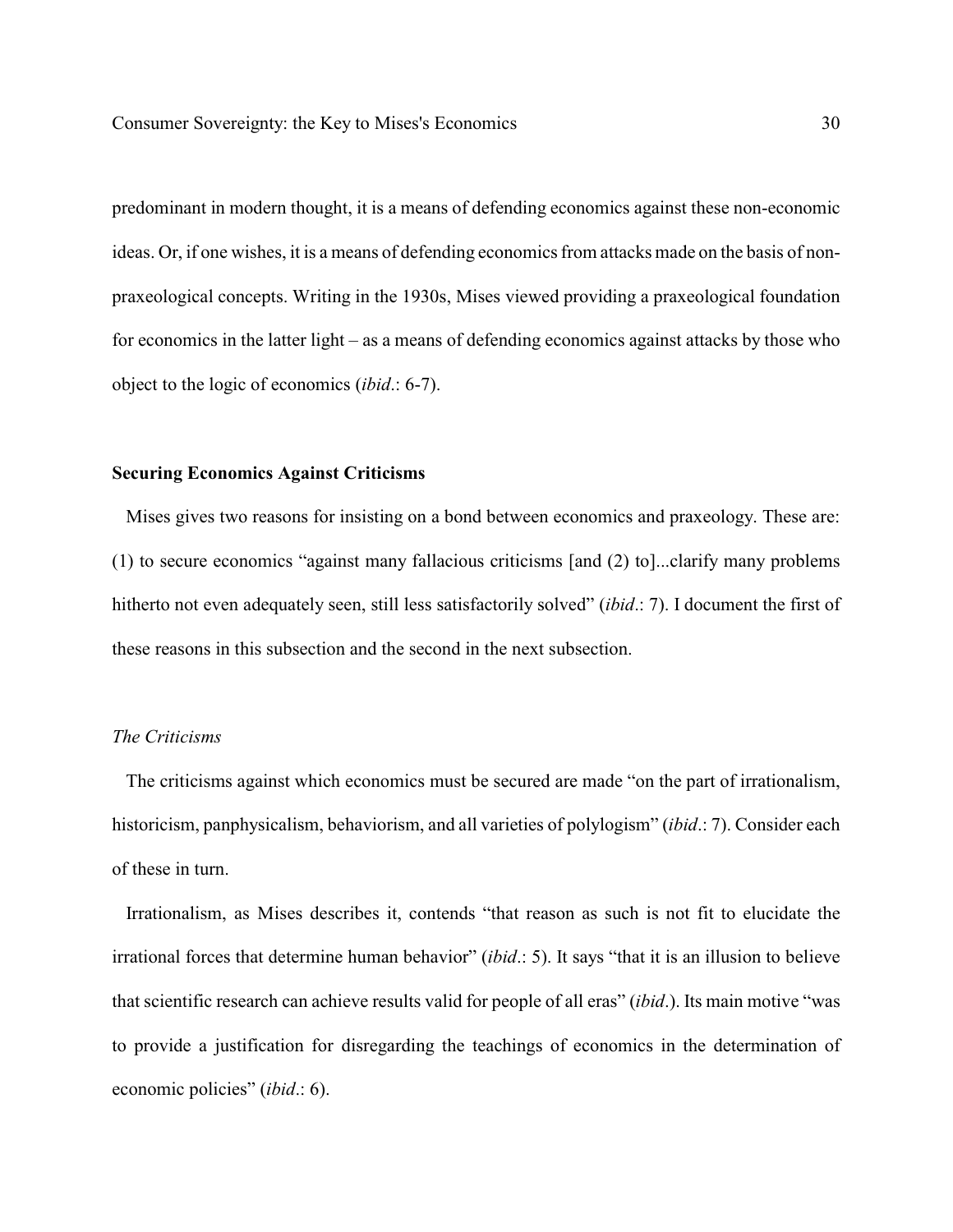predominant in modern thought, it is a means of defending economics against these non-economic ideas. Or, if one wishes, it is a means of defending economics from attacks made on the basis of non-praxeological concepts. Writing in the 1930s, Mises viewed providing a praxeological foundation for economics in the latter light – as a means of defending economics against attacks by those who object to the logic of economics (*ibid*.: 6-7).

## Securing Economics Against Criticisms

Mises gives two reasons for insisting on a bond between economics and praxeology. These are: (1) to secure economics "against many fallacious criticisms [and (2) to]...clarify many problems hitherto not even adequately seen, still less satisfactorily solved" (*ibid*.: 7). I document the first of these reasons in this subsection and the second in the next subsection.

### *The Criticisms*

The criticisms against which economics must be secured are made "on the part of irrationalism, historicism, panphysicalism, behaviorism, and all varieties of polylogism" (*ibid*.: 7). Consider each of these in turn.

Irrationalism, as Mises describes it, contends "that reason as such is not fit to elucidate the irrational forces that determine human behavior" (*ibid*.: 5). It says "that it is an illusion to believe that scientific research can achieve results valid for people of all eras" (*ibid*.). Its main motive "was to provide a justification for disregarding the teachings of economics in the determination of economic policies" (*ibid*.: 6).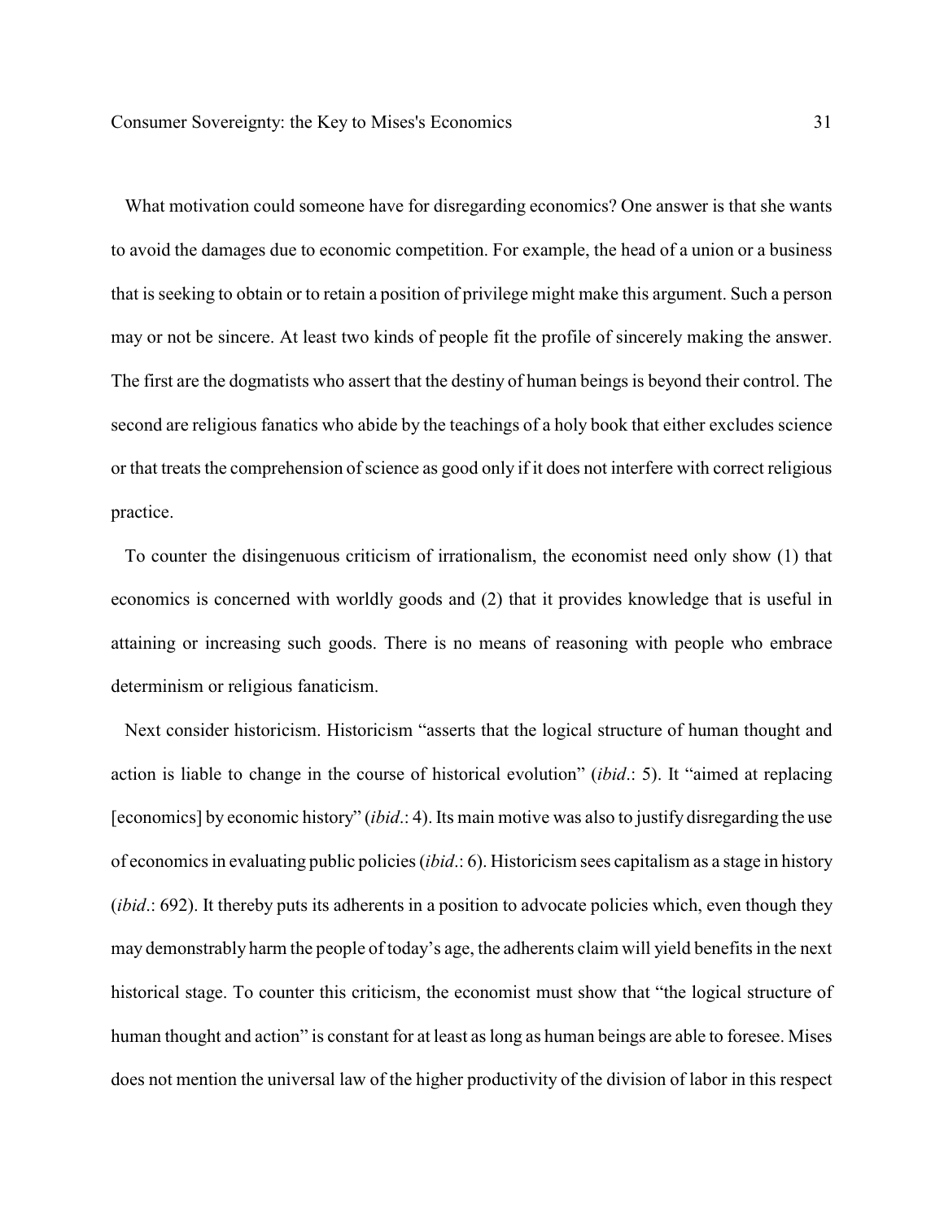What motivation could someone have for disregarding economics? One answer is that she wants to avoid the damages due to economic competition. For example, the head of a union or a business that is seeking to obtain or to retain a position of privilege might make this argument. Such a person may or not be sincere. At least two kinds of people fit the profile of sincerely making the answer. The first are the dogmatists who assert that the destiny of human beings is beyond their control. The second are religious fanatics who abide by the teachings of a holy book that either excludes science or that treats the comprehension of science as good only if it does not interfere with correct religious practice.

To counter the disingenuous criticism of irrationalism, the economist need only show (1) that economics is concerned with worldly goods and (2) that it provides knowledge that is useful in attaining or increasing such goods. There is no means of reasoning with people who embrace determinism or religious fanaticism.

Next consider historicism. Historicism "asserts that the logical structure of human thought and action is liable to change in the course of historical evolution" (*ibid*.: 5). It "aimed at replacing [economics] by economic history" (*ibid*.: 4). Its main motive was also to justify disregarding the use of economics in evaluating public policies (*ibid*.: 6). Historicism sees capitalism as a stage in history (*ibid*.: 692). It thereby puts its adherents in a position to advocate policies which, even though they may demonstrably harm the people of today's age, the adherents claim will yield benefits in the next historical stage. To counter this criticism, the economist must show that "the logical structure of human thought and action" is constant for at least as long as human beings are able to foresee. Mises does not mention the universal law of the higher productivity of the division of labor in this respect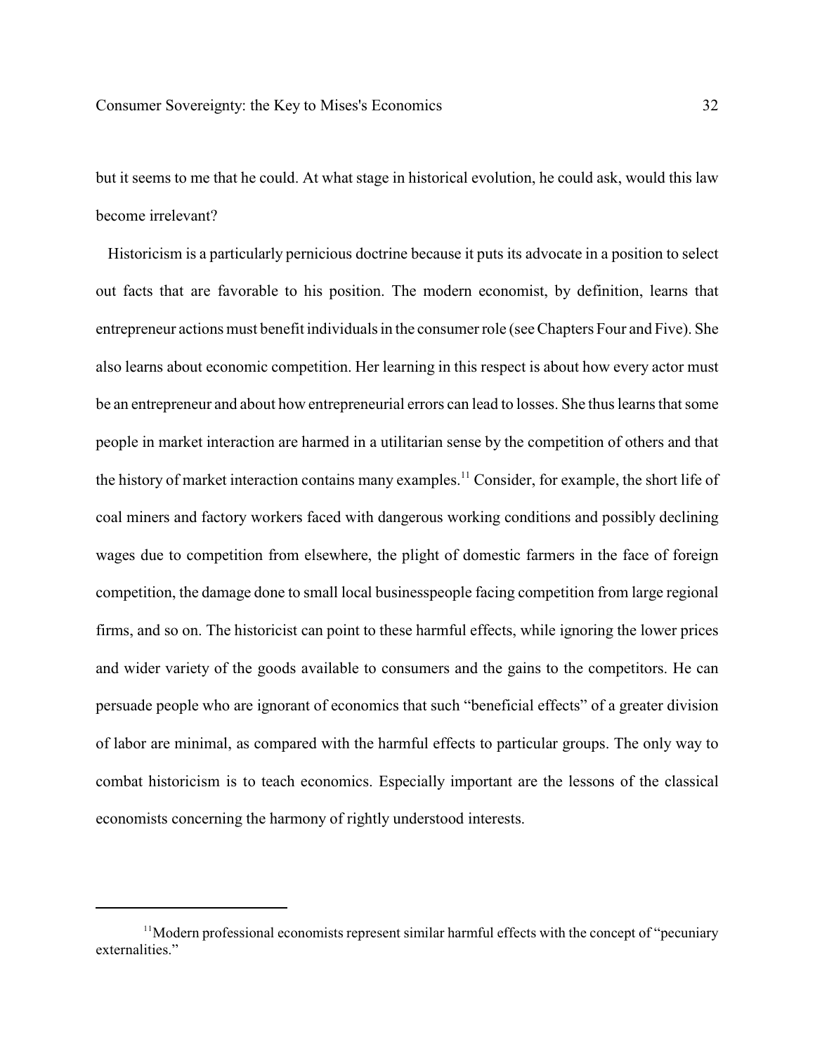but it seems to me that he could. At what stage in historical evolution, he could ask, would this law become irrelevant?

Historicism is a particularly pernicious doctrine because it puts its advocate in a position to select out facts that are favorable to his position. The modern economist, by definition, learns that entrepreneur actions must benefit individuals in the consumer role (see Chapters Four and Five). She also learns about economic competition. Her learning in this respect is about how every actor must be an entrepreneur and about how entrepreneurial errors can lead to losses. She thus learns that some people in market interaction are harmed in a utilitarian sense by the competition of others and that the history of market interaction contains many examples.[11] Consider, for example, the short life of coal miners and factory workers faced with dangerous working conditions and possibly declining wages due to competition from elsewhere, the plight of domestic farmers in the face of foreign competition, the damage done to small local businesspeople facing competition from large regional firms, and so on. The historicist can point to these harmful effects, while ignoring the lower prices and wider variety of the goods available to consumers and the gains to the competitors. He can persuade people who are ignorant of economics that such "beneficial effects" of a greater division of labor are minimal, as compared with the harmful effects to particular groups. The only way to combat historicism is to teach economics. Especially important are the lessons of the classical economists concerning the harmony of rightly understood interests.

[11] Modern professional economists represent similar harmful effects with the concept of "pecuniary externalities."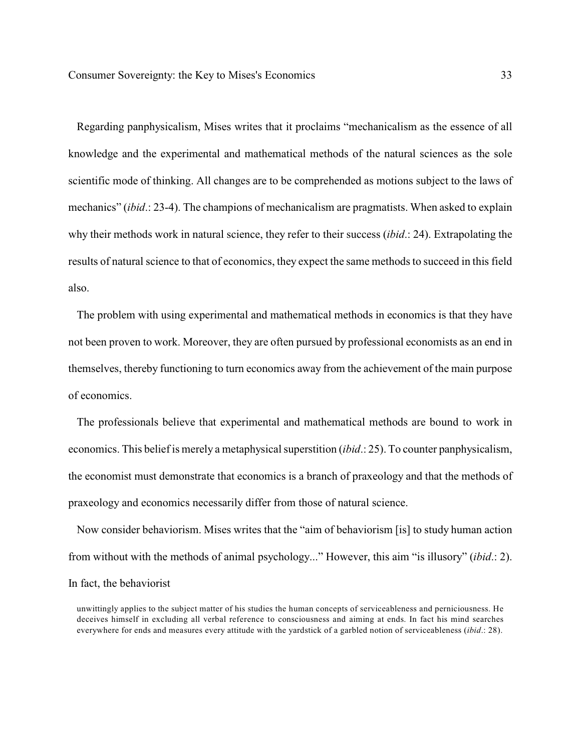Regarding panphysicalism, Mises writes that it proclaims "mechanicalism as the essence of all knowledge and the experimental and mathematical methods of the natural sciences as the sole scientific mode of thinking. All changes are to be comprehended as motions subject to the laws of mechanics" (*ibid*.: 23-4). The champions of mechanicalism are pragmatists. When asked to explain why their methods work in natural science, they refer to their success (*ibid*.: 24). Extrapolating the results of natural science to that of economics, they expect the same methods to succeed in this field also.

The problem with using experimental and mathematical methods in economics is that they have not been proven to work. Moreover, they are often pursued by professional economists as an end in themselves, thereby functioning to turn economics away from the achievement of the main purpose of economics.

The professionals believe that experimental and mathematical methods are bound to work in economics. This belief is merely a metaphysical superstition (*ibid*.: 25). To counter panphysicalism, the economist must demonstrate that economics is a branch of praxeology and that the methods of praxeology and economics necessarily differ from those of natural science.

Now consider behaviorism. Mises writes that the "aim of behaviorism [is] to study human action from without with the methods of animal psychology..." However, this aim "is illusory" (*ibid*.: 2). In fact, the behaviorist

> unwittingly applies to the subject matter of his studies the human concepts of serviceableness and perniciousness. He deceives himself in excluding all verbal reference to consciousness and aiming at ends. In fact his mind searches everywhere for ends and measures every attitude with the yardstick of a garbled notion of serviceableness (*ibid*.: 28).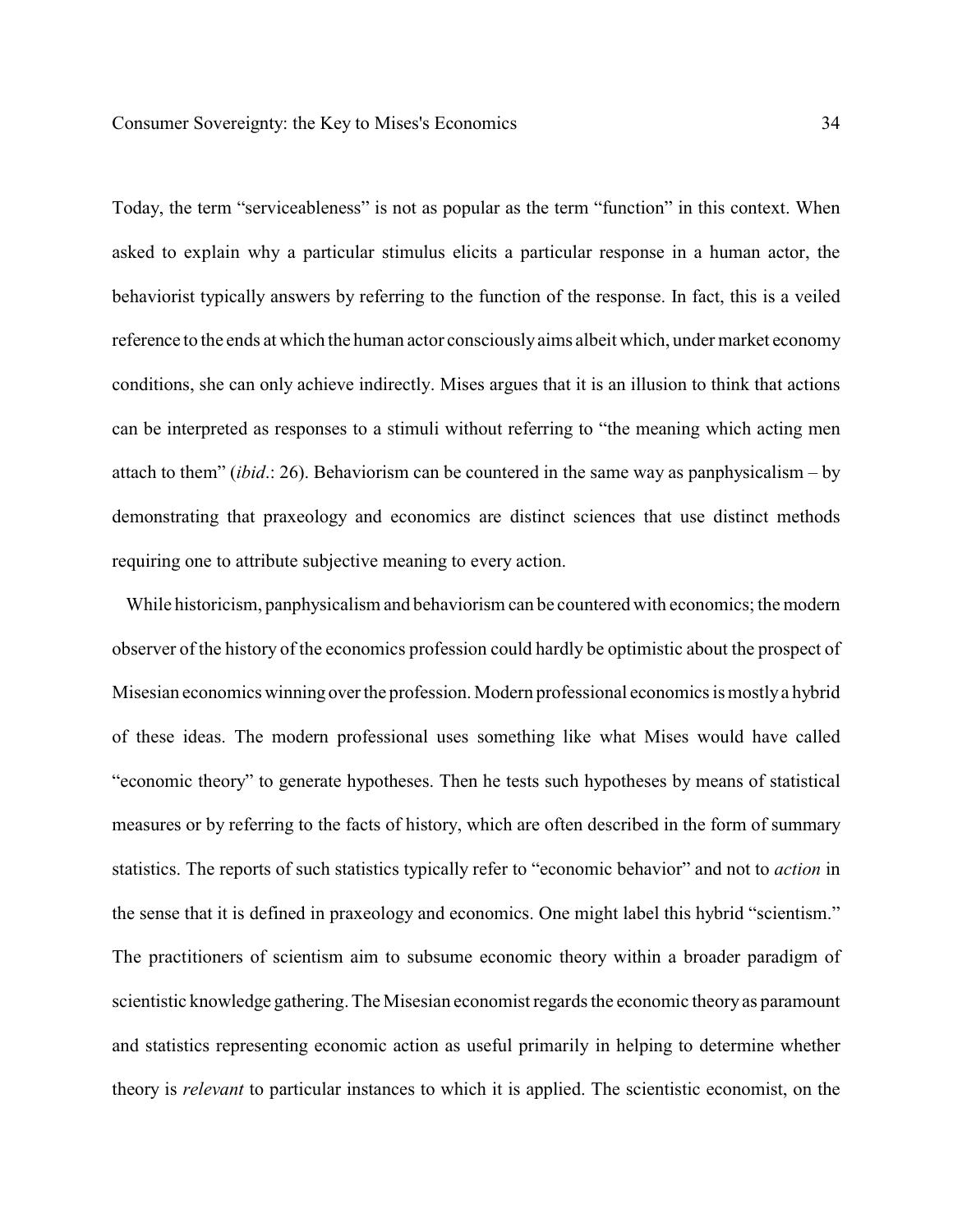Today, the term "serviceableness" is not as popular as the term "function" in this context. When asked to explain why a particular stimulus elicits a particular response in a human actor, the behaviorist typically answers by referring to the function of the response. In fact, this is a veiled reference to the ends at which the human actor consciously aims albeit which, under market economy conditions, she can only achieve indirectly. Mises argues that it is an illusion to think that actions can be interpreted as responses to a stimuli without referring to "the meaning which acting men attach to them" (*ibid*.: 26). Behaviorism can be countered in the same way as panphysicalism – by demonstrating that praxeology and economics are distinct sciences that use distinct methods requiring one to attribute subjective meaning to every action.

While historicism, panphysicalism and behaviorism can be countered with economics; the modern observer of the history of the economics profession could hardly be optimistic about the prospect of Misesian economics winning over the profession. Modern professional economics is mostly a hybrid of these ideas. The modern professional uses something like what Mises would have called "economic theory" to generate hypotheses. Then he tests such hypotheses by means of statistical measures or by referring to the facts of history, which are often described in the form of summary statistics. The reports of such statistics typically refer to "economic behavior" and not to *action* in the sense that it is defined in praxeology and economics. One might label this hybrid "scientism." The practitioners of scientism aim to subsume economic theory within a broader paradigm of scientistic knowledge gathering. The Misesian economist regards the economic theory as paramount and statistics representing economic action as useful primarily in helping to determine whether theory is *relevant* to particular instances to which it is applied. The scientistic economist, on the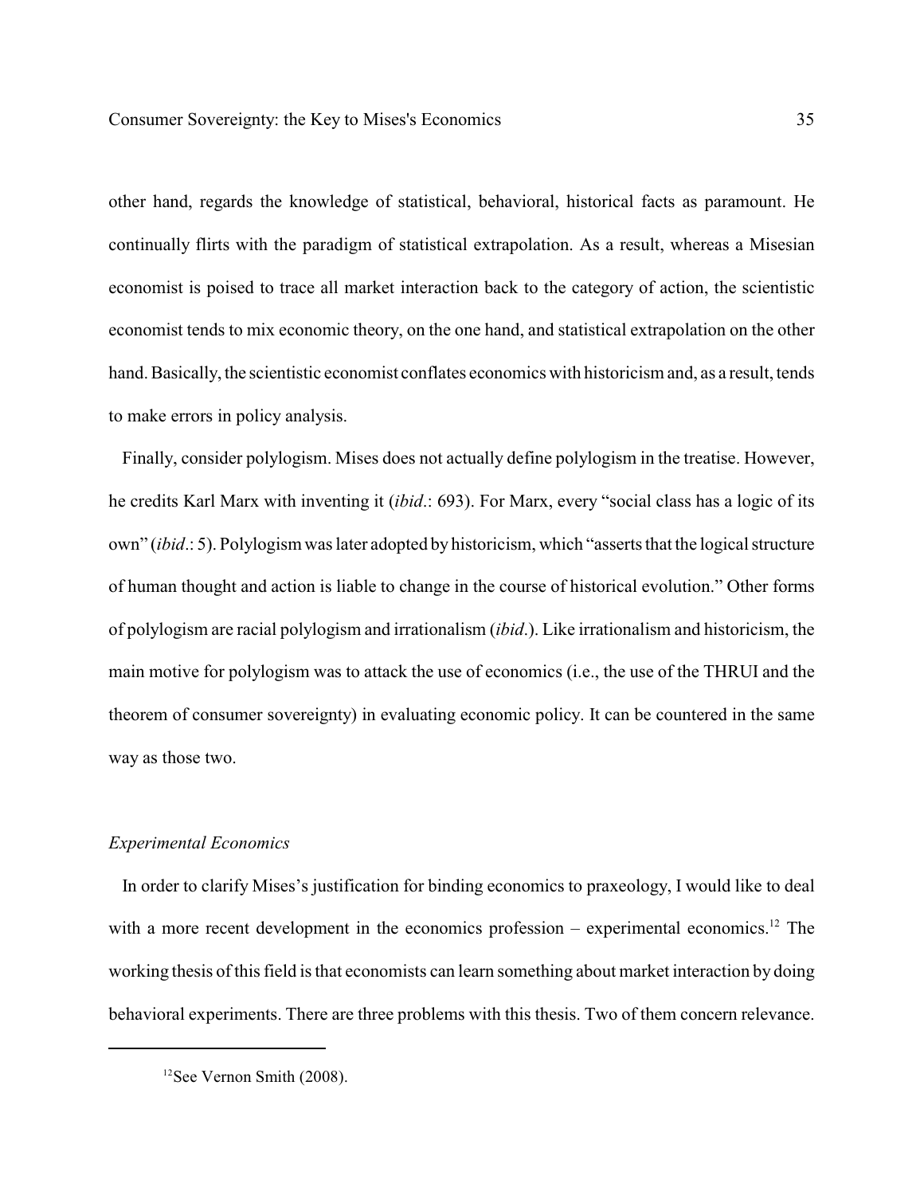other hand, regards the knowledge of statistical, behavioral, historical facts as paramount. He continually flirts with the paradigm of statistical extrapolation. As a result, whereas a Misesian economist is poised to trace all market interaction back to the category of action, the scientistic economist tends to mix economic theory, on the one hand, and statistical extrapolation on the other hand. Basically, the scientistic economist conflates economics with historicism and, as a result, tends to make errors in policy analysis.

Finally, consider polylogism. Mises does not actually define polylogism in the treatise. However, he credits Karl Marx with inventing it (*ibid*.: 693). For Marx, every "social class has a logic of its own" (*ibid*.: 5). Polylogism was later adopted by historicism, which "asserts that the logical structure of human thought and action is liable to change in the course of historical evolution." Other forms of polylogism are racial polylogism and irrationalism (*ibid*.). Like irrationalism and historicism, the main motive for polylogism was to attack the use of economics (i.e., the use of the THRUI and the theorem of consumer sovereignty) in evaluating economic policy. It can be countered in the same way as those two.

### *Experimental Economics*

In order to clarify Mises's justification for binding economics to praxeology, I would like to deal with a more recent development in the economics profession – experimental economics.[12] The working thesis of this field is that economists can learn something about market interaction by doing behavioral experiments. There are three problems with this thesis. Two of them concern relevance.

---

[12] See Vernon Smith (2008).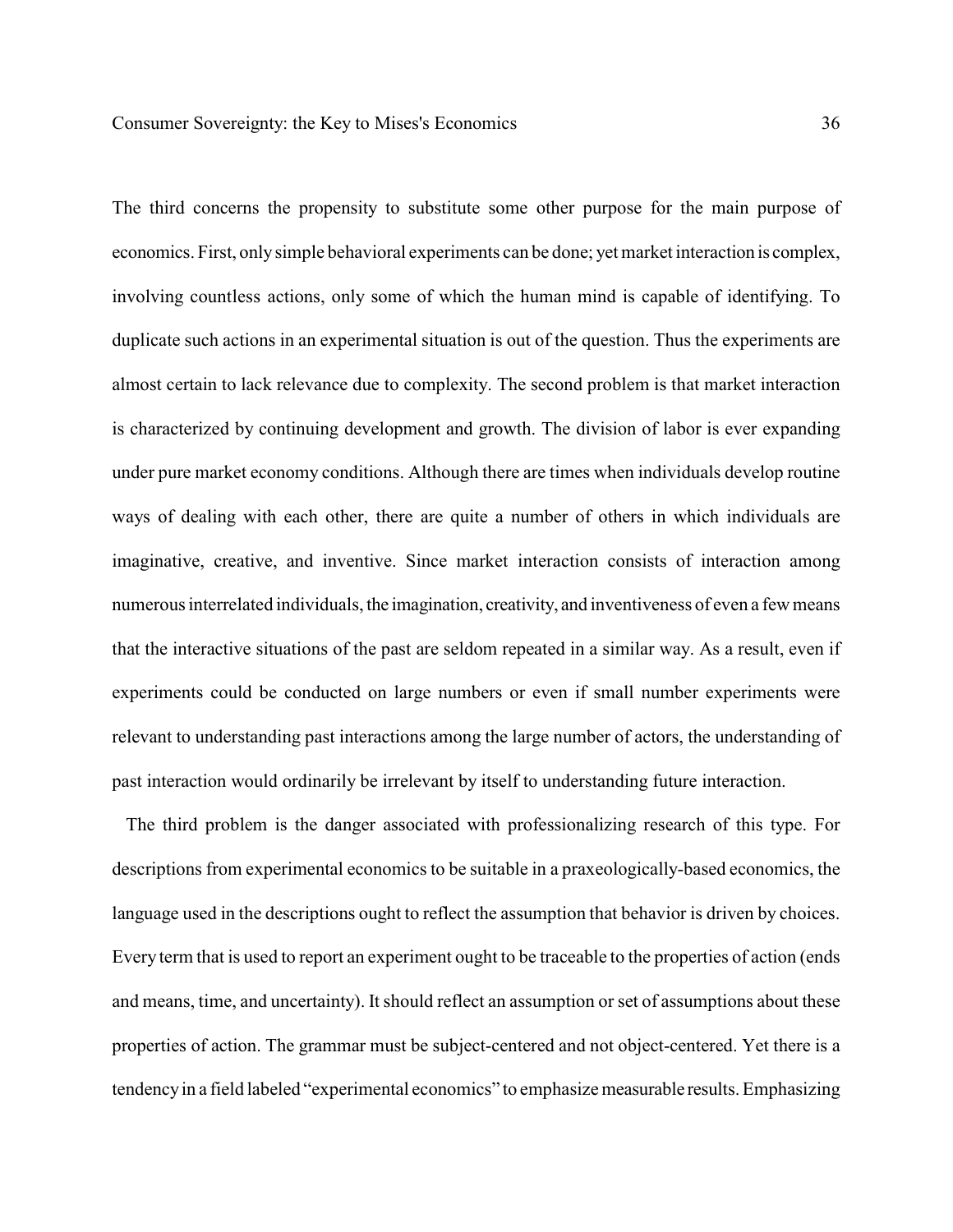The third concerns the propensity to substitute some other purpose for the main purpose of economics. First, only simple behavioral experiments can be done; yet market interaction is complex, involving countless actions, only some of which the human mind is capable of identifying. To duplicate such actions in an experimental situation is out of the question. Thus the experiments are almost certain to lack relevance due to complexity. The second problem is that market interaction is characterized by continuing development and growth. The division of labor is ever expanding under pure market economy conditions. Although there are times when individuals develop routine ways of dealing with each other, there are quite a number of others in which individuals are imaginative, creative, and inventive. Since market interaction consists of interaction among numerous interrelated individuals, the imagination, creativity, and inventiveness of even a few means that the interactive situations of the past are seldom repeated in a similar way. As a result, even if experiments could be conducted on large numbers or even if small number experiments were relevant to understanding past interactions among the large number of actors, the understanding of past interaction would ordinarily be irrelevant by itself to understanding future interaction.

The third problem is the danger associated with professionalizing research of this type. For descriptions from experimental economics to be suitable in a praxeologically-based economics, the language used in the descriptions ought to reflect the assumption that behavior is driven by choices. Every term that is used to report an experiment ought to be traceable to the properties of action (ends and means, time, and uncertainty). It should reflect an assumption or set of assumptions about these properties of action. The grammar must be subject-centered and not object-centered. Yet there is a tendency in a field labeled "experimental economics" to emphasize measurable results. Emphasizing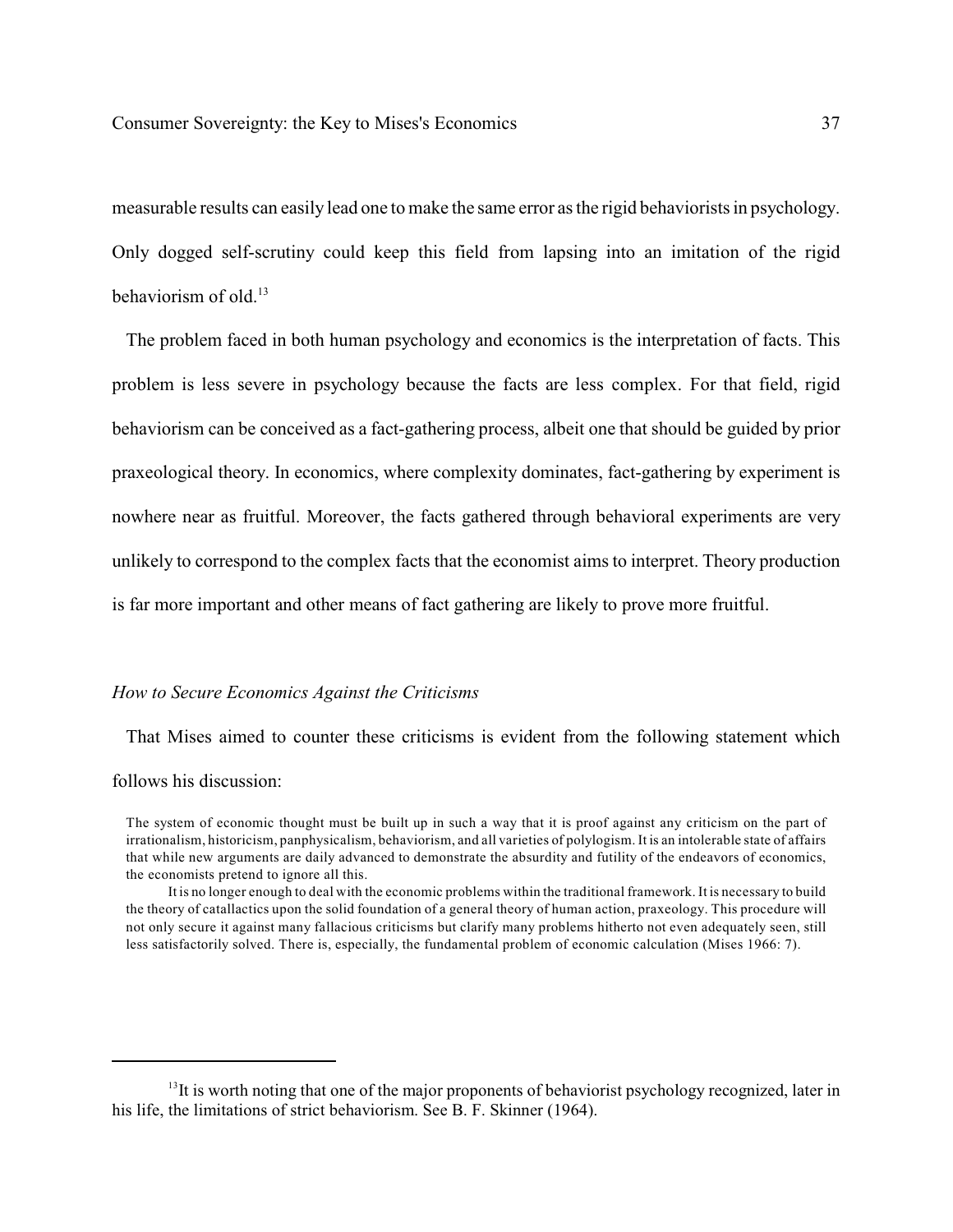measurable results can easily lead one to make the same error as the rigid behaviorists in psychology. Only dogged self-scrutiny could keep this field from lapsing into an imitation of the rigid behaviorism of old.[13]

The problem faced in both human psychology and economics is the interpretation of facts. This problem is less severe in psychology because the facts are less complex. For that field, rigid behaviorism can be conceived as a fact-gathering process, albeit one that should be guided by prior praxeological theory. In economics, where complexity dominates, fact-gathering by experiment is nowhere near as fruitful. Moreover, the facts gathered through behavioral experiments are very unlikely to correspond to the complex facts that the economist aims to interpret. Theory production is far more important and other means of fact gathering are likely to prove more fruitful.

### *How to Secure Economics Against the Criticisms*

That Mises aimed to counter these criticisms is evident from the following statement which follows his discussion:

> The system of economic thought must be built up in such a way that it is proof against any criticism on the part of irrationalism, historicism, panphysicalism, behaviorism, and all varieties of polylogism. It is an intolerable state of affairs that while new arguments are daily advanced to demonstrate the absurdity and futility of the endeavors of economics, the economists pretend to ignore all this.
>
> It is no longer enough to deal with the economic problems within the traditional framework. It is necessary to build the theory of catallactics upon the solid foundation of a general theory of human action, praxeology. This procedure will not only secure it against many fallacious criticisms but clarify many problems hitherto not even adequately seen, still less satisfactorily solved. There is, especially, the fundamental problem of economic calculation (Mises 1966: 7).

---

[13] It is worth noting that one of the major proponents of behaviorist psychology recognized, later in his life, the limitations of strict behaviorism. See B. F. Skinner (1964).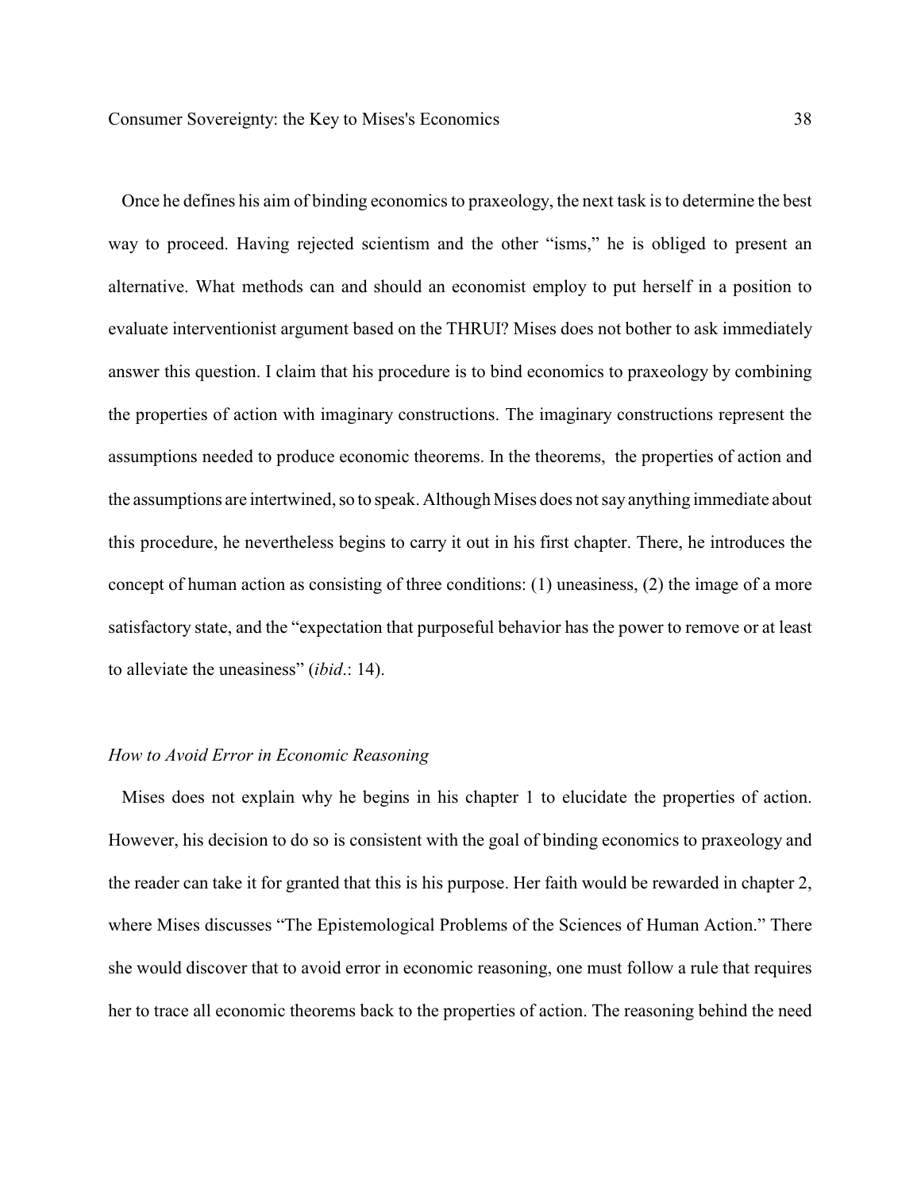Once he defines his aim of binding economics to praxeology, the next task is to determine the best way to proceed. Having rejected scientism and the other "isms," he is obliged to present an alternative. What methods can and should an economist employ to put herself in a position to evaluate interventionist argument based on the THRUI? Mises does not bother to ask immediately answer this question. I claim that his procedure is to bind economics to praxeology by combining the properties of action with imaginary constructions. The imaginary constructions represent the assumptions needed to produce economic theorems. In the theorems, the properties of action and the assumptions are intertwined, so to speak. Although Mises does not say anything immediate about this procedure, he nevertheless begins to carry it out in his first chapter. There, he introduces the concept of human action as consisting of three conditions: (1) uneasiness, (2) the image of a more satisfactory state, and the "expectation that purposeful behavior has the power to remove or at least to alleviate the uneasiness" (*ibid*.: 14).

*How to Avoid Error in Economic Reasoning*

Mises does not explain why he begins in his chapter 1 to elucidate the properties of action. However, his decision to do so is consistent with the goal of binding economics to praxeology and the reader can take it for granted that this is his purpose. Her faith would be rewarded in chapter 2, where Mises discusses "The Epistemological Problems of the Sciences of Human Action." There she would discover that to avoid error in economic reasoning, one must follow a rule that requires her to trace all economic theorems back to the properties of action. The reasoning behind the need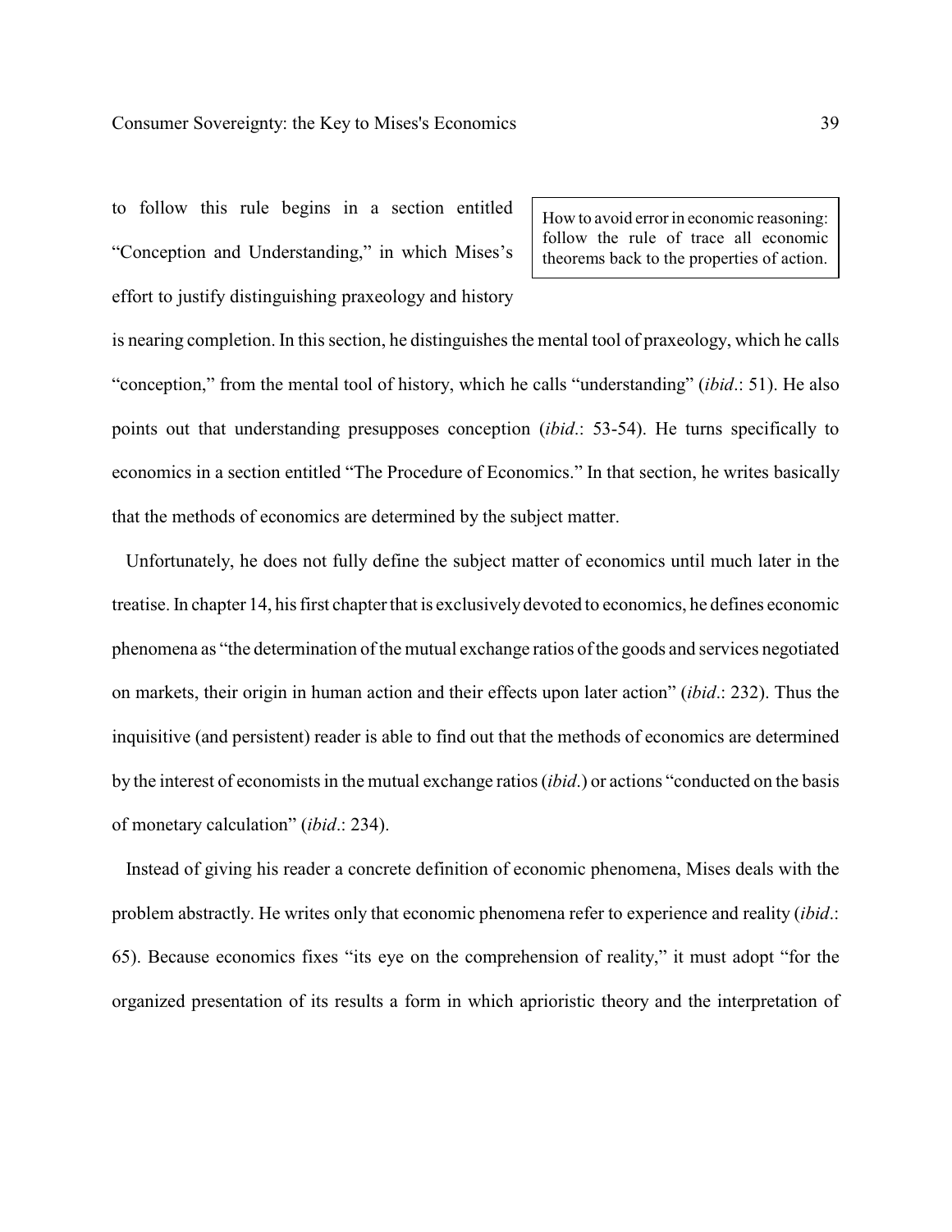to follow this rule begins in a section entitled "Conception and Understanding," in which Mises's effort to justify distinguishing praxeology and history is nearing completion. In this section, he distinguishes the mental tool of praxeology, which he calls "conception," from the mental tool of history, which he calls "understanding" (*ibid*.: 51). He also points out that understanding presupposes conception (*ibid*.: 53-54). He turns specifically to economics in a section entitled "The Procedure of Economics." In that section, he writes basically that the methods of economics are determined by the subject matter.

> How to avoid error in economic reasoning: follow the rule of trace all economic theorems back to the properties of action.

Unfortunately, he does not fully define the subject matter of economics until much later in the treatise. In chapter 14, his first chapter that is exclusively devoted to economics, he defines economic phenomena as "the determination of the mutual exchange ratios of the goods and services negotiated on markets, their origin in human action and their effects upon later action" (*ibid*.: 232). Thus the inquisitive (and persistent) reader is able to find out that the methods of economics are determined by the interest of economists in the mutual exchange ratios (*ibid*.) or actions "conducted on the basis of monetary calculation" (*ibid*.: 234).

Instead of giving his reader a concrete definition of economic phenomena, Mises deals with the problem abstractly. He writes only that economic phenomena refer to experience and reality (*ibid*.: 65). Because economics fixes "its eye on the comprehension of reality," it must adopt "for the organized presentation of its results a form in which aprioristic theory and the interpretation of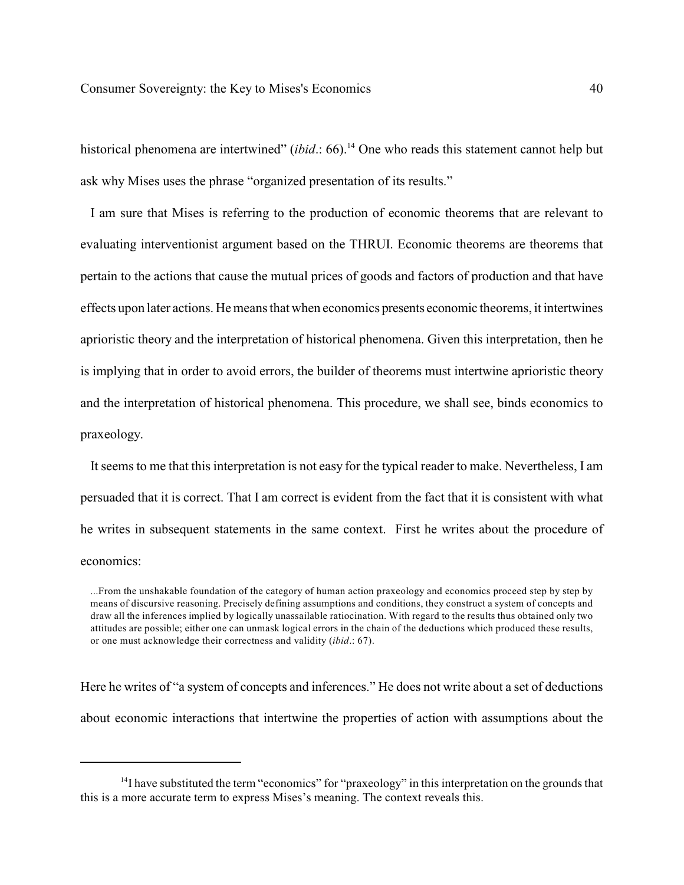historical phenomena are intertwined" (*ibid*.: 66).[14] One who reads this statement cannot help but ask why Mises uses the phrase "organized presentation of its results."

I am sure that Mises is referring to the production of economic theorems that are relevant to evaluating interventionist argument based on the THRUI. Economic theorems are theorems that pertain to the actions that cause the mutual prices of goods and factors of production and that have effects upon later actions. He means that when economics presents economic theorems, it intertwines aprioristic theory and the interpretation of historical phenomena. Given this interpretation, then he is implying that in order to avoid errors, the builder of theorems must intertwine aprioristic theory and the interpretation of historical phenomena. This procedure, we shall see, binds economics to praxeology.

It seems to me that this interpretation is not easy for the typical reader to make. Nevertheless, I am persuaded that it is correct. That I am correct is evident from the fact that it is consistent with what he writes in subsequent statements in the same context. First he writes about the procedure of economics:

> ...From the unshakable foundation of the category of human action praxeology and economics proceed step by step by means of discursive reasoning. Precisely defining assumptions and conditions, they construct a system of concepts and draw all the inferences implied by logically unassailable ratiocination. With regard to the results thus obtained only two attitudes are possible; either one can unmask logical errors in the chain of the deductions which produced these results, or one must acknowledge their correctness and validity (*ibid*.: 67).

Here he writes of "a system of concepts and inferences." He does not write about a set of deductions about economic interactions that intertwine the properties of action with assumptions about the

---

[14] I have substituted the term "economics" for "praxeology" in this interpretation on the grounds that this is a more accurate term to express Mises's meaning. The context reveals this.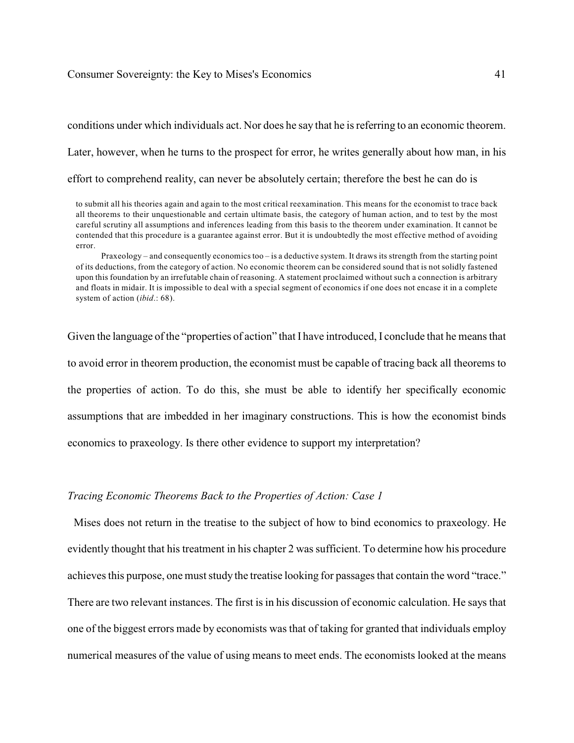conditions under which individuals act. Nor does he say that he is referring to an economic theorem. Later, however, when he turns to the prospect for error, he writes generally about how man, in his effort to comprehend reality, can never be absolutely certain; therefore the best he can do is

> to submit all his theories again and again to the most critical reexamination. This means for the economist to trace back all theorems to their unquestionable and certain ultimate basis, the category of human action, and to test by the most careful scrutiny all assumptions and inferences leading from this basis to the theorem under examination. It cannot be contended that this procedure is a guarantee against error. But it is undoubtedly the most effective method of avoiding error.
>
> Praxeology – and consequently economics too – is a deductive system. It draws its strength from the starting point of its deductions, from the category of action. No economic theorem can be considered sound that is not solidly fastened upon this foundation by an irrefutable chain of reasoning. A statement proclaimed without such a connection is arbitrary and floats in midair. It is impossible to deal with a special segment of economics if one does not encase it in a complete system of action (*ibid*.: 68).

Given the language of the "properties of action" that I have introduced, I conclude that he means that to avoid error in theorem production, the economist must be capable of tracing back all theorems to the properties of action. To do this, she must be able to identify her specifically economic assumptions that are imbedded in her imaginary constructions. This is how the economist binds economics to praxeology. Is there other evidence to support my interpretation?

### *Tracing Economic Theorems Back to the Properties of Action: Case 1*

Mises does not return in the treatise to the subject of how to bind economics to praxeology. He evidently thought that his treatment in his chapter 2 was sufficient. To determine how his procedure achieves this purpose, one must study the treatise looking for passages that contain the word "trace." There are two relevant instances. The first is in his discussion of economic calculation. He says that one of the biggest errors made by economists was that of taking for granted that individuals employ numerical measures of the value of using means to meet ends. The economists looked at the means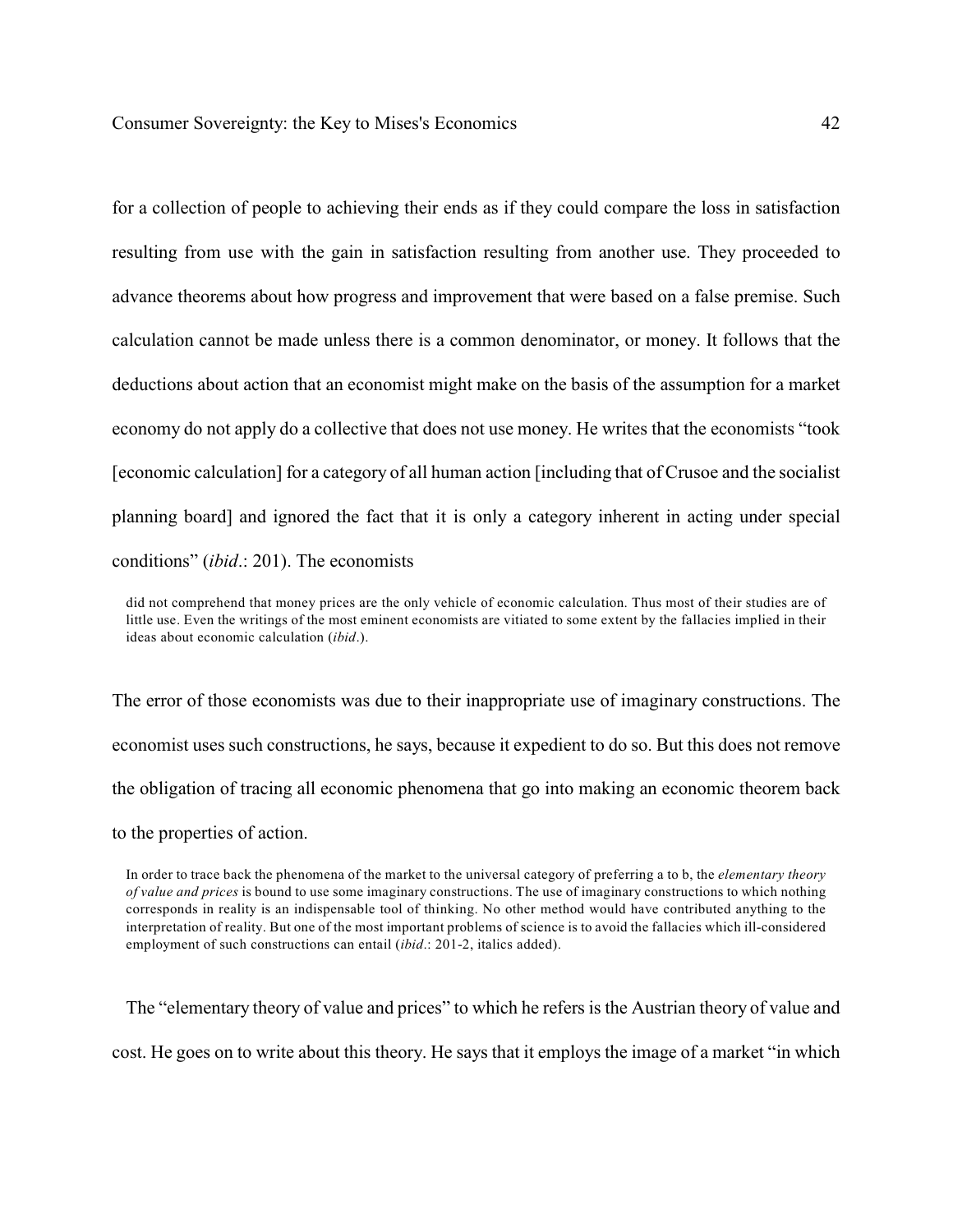for a collection of people to achieving their ends as if they could compare the loss in satisfaction resulting from use with the gain in satisfaction resulting from another use. They proceeded to advance theorems about how progress and improvement that were based on a false premise. Such calculation cannot be made unless there is a common denominator, or money. It follows that the deductions about action that an economist might make on the basis of the assumption for a market economy do not apply do a collective that does not use money. He writes that the economists "took [economic calculation] for a category of all human action [including that of Crusoe and the socialist planning board] and ignored the fact that it is only a category inherent in acting under special conditions" (*ibid*.: 201). The economists

> did not comprehend that money prices are the only vehicle of economic calculation. Thus most of their studies are of little use. Even the writings of the most eminent economists are vitiated to some extent by the fallacies implied in their ideas about economic calculation (*ibid*.).

The error of those economists was due to their inappropriate use of imaginary constructions. The economist uses such constructions, he says, because it expedient to do so. But this does not remove the obligation of tracing all economic phenomena that go into making an economic theorem back to the properties of action.

> In order to trace back the phenomena of the market to the universal category of preferring a to b, the *elementary theory of value and prices* is bound to use some imaginary constructions. The use of imaginary constructions to which nothing corresponds in reality is an indispensable tool of thinking. No other method would have contributed anything to the interpretation of reality. But one of the most important problems of science is to avoid the fallacies which ill-considered employment of such constructions can entail (*ibid*.: 201-2, italics added).

The "elementary theory of value and prices" to which he refers is the Austrian theory of value and cost. He goes on to write about this theory. He says that it employs the image of a market "in which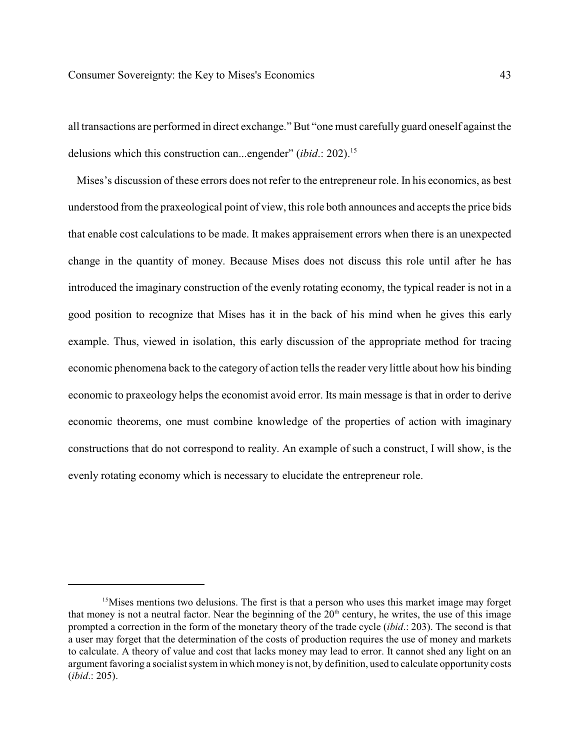all transactions are performed in direct exchange." But "one must carefully guard oneself against the delusions which this construction can...engender" (*ibid*.: 202).[15]

Mises's discussion of these errors does not refer to the entrepreneur role. In his economics, as best understood from the praxeological point of view, this role both announces and accepts the price bids that enable cost calculations to be made. It makes appraisement errors when there is an unexpected change in the quantity of money. Because Mises does not discuss this role until after he has introduced the imaginary construction of the evenly rotating economy, the typical reader is not in a good position to recognize that Mises has it in the back of his mind when he gives this early example. Thus, viewed in isolation, this early discussion of the appropriate method for tracing economic phenomena back to the category of action tells the reader very little about how his binding economic to praxeology helps the economist avoid error. Its main message is that in order to derive economic theorems, one must combine knowledge of the properties of action with imaginary constructions that do not correspond to reality. An example of such a construct, I will show, is the evenly rotating economy which is necessary to elucidate the entrepreneur role.

---

[15]Mises mentions two delusions. The first is that a person who uses this market image may forget that money is not a neutral factor. Near the beginning of the 20th century, he writes, the use of this image prompted a correction in the form of the monetary theory of the trade cycle (*ibid*.: 203). The second is that a user may forget that the determination of the costs of production requires the use of money and markets to calculate. A theory of value and cost that lacks money may lead to error. It cannot shed any light on an argument favoring a socialist system in which money is not, by definition, used to calculate opportunity costs (*ibid*.: 205).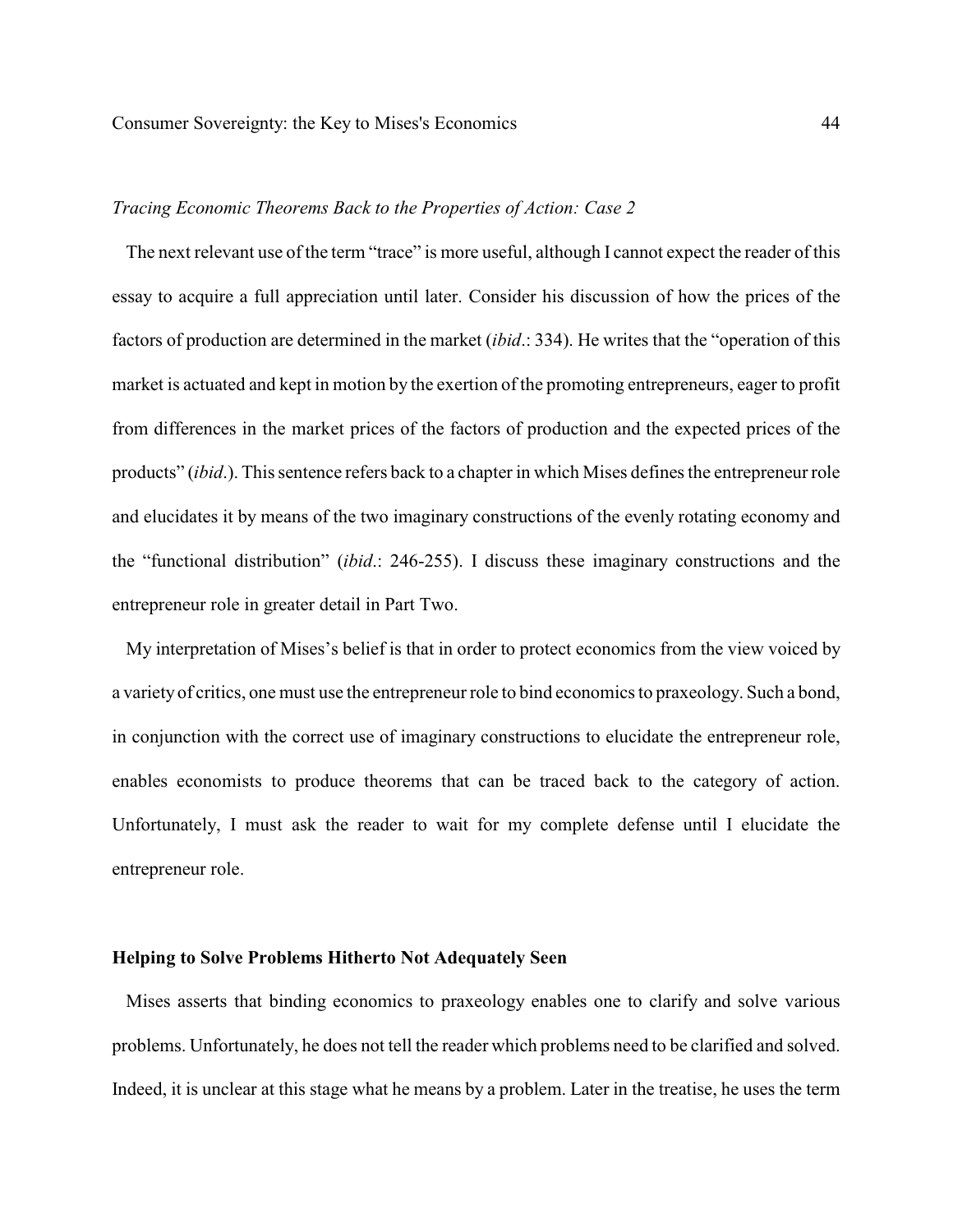*Tracing Economic Theorems Back to the Properties of Action: Case 2*

The next relevant use of the term "trace" is more useful, although I cannot expect the reader of this essay to acquire a full appreciation until later. Consider his discussion of how the prices of the factors of production are determined in the market (*ibid*.: 334). He writes that the "operation of this market is actuated and kept in motion by the exertion of the promoting entrepreneurs, eager to profit from differences in the market prices of the factors of production and the expected prices of the products" (*ibid*.). This sentence refers back to a chapter in which Mises defines the entrepreneur role and elucidates it by means of the two imaginary constructions of the evenly rotating economy and the "functional distribution" (*ibid*.: 246-255). I discuss these imaginary constructions and the entrepreneur role in greater detail in Part Two.

My interpretation of Mises's belief is that in order to protect economics from the view voiced by a variety of critics, one must use the entrepreneur role to bind economics to praxeology. Such a bond, in conjunction with the correct use of imaginary constructions to elucidate the entrepreneur role, enables economists to produce theorems that can be traced back to the category of action. Unfortunately, I must ask the reader to wait for my complete defense until I elucidate the entrepreneur role.

**Helping to Solve Problems Hitherto Not Adequately Seen**

Mises asserts that binding economics to praxeology enables one to clarify and solve various problems. Unfortunately, he does not tell the reader which problems need to be clarified and solved. Indeed, it is unclear at this stage what he means by a problem. Later in the treatise, he uses the term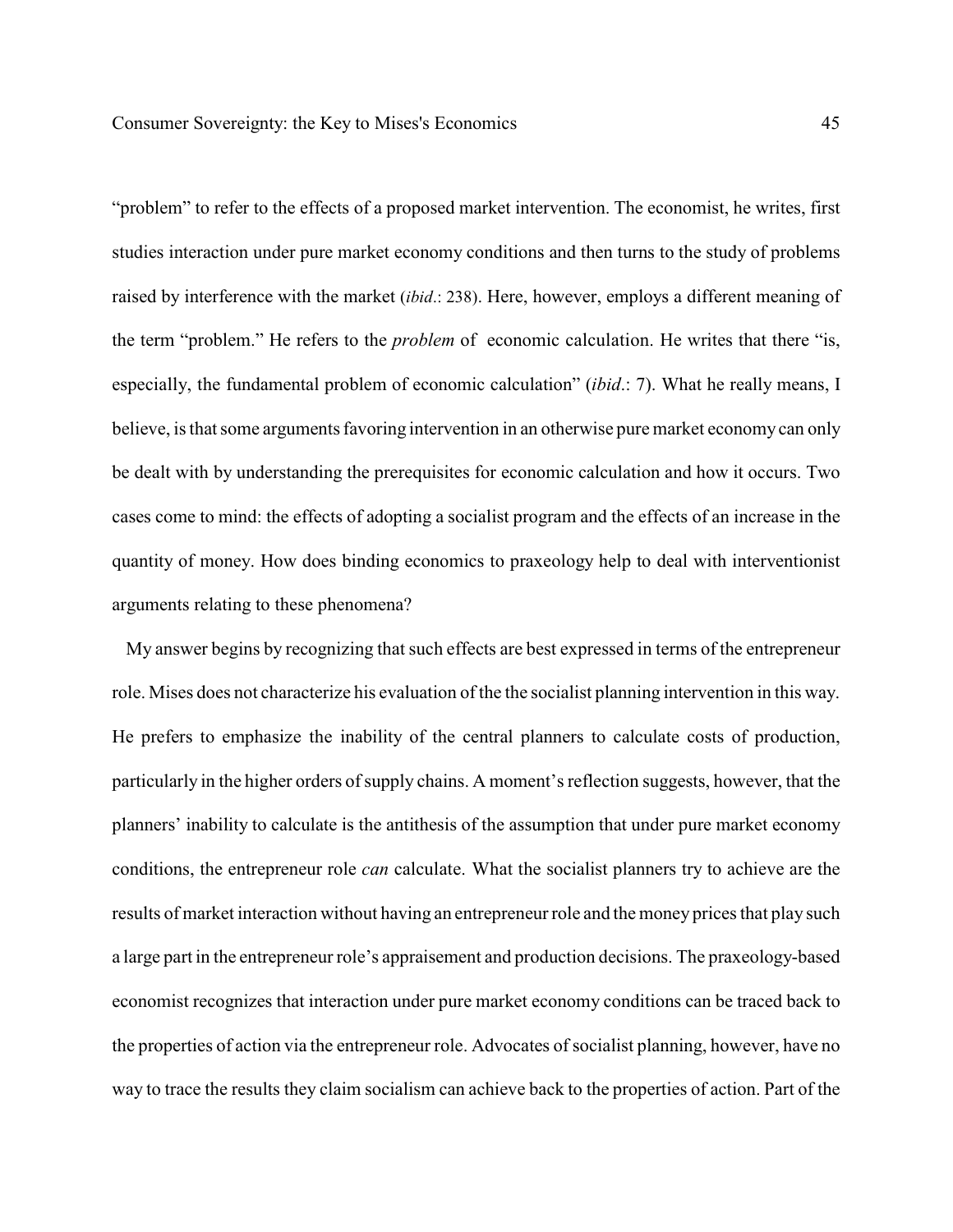"problem" to refer to the effects of a proposed market intervention. The economist, he writes, first studies interaction under pure market economy conditions and then turns to the study of problems raised by interference with the market (*ibid*.: 238). Here, however, employs a different meaning of the term "problem." He refers to the *problem* of economic calculation. He writes that there "is, especially, the fundamental problem of economic calculation" (*ibid*.: 7). What he really means, I believe, is that some arguments favoring intervention in an otherwise pure market economy can only be dealt with by understanding the prerequisites for economic calculation and how it occurs. Two cases come to mind: the effects of adopting a socialist program and the effects of an increase in the quantity of money. How does binding economics to praxeology help to deal with interventionist arguments relating to these phenomena?

My answer begins by recognizing that such effects are best expressed in terms of the entrepreneur role. Mises does not characterize his evaluation of the the socialist planning intervention in this way. He prefers to emphasize the inability of the central planners to calculate costs of production, particularly in the higher orders of supply chains. A moment's reflection suggests, however, that the planners' inability to calculate is the antithesis of the assumption that under pure market economy conditions, the entrepreneur role *can* calculate. What the socialist planners try to achieve are the results of market interaction without having an entrepreneur role and the money prices that play such a large part in the entrepreneur role's appraisement and production decisions. The praxeology-based economist recognizes that interaction under pure market economy conditions can be traced back to the properties of action via the entrepreneur role. Advocates of socialist planning, however, have no way to trace the results they claim socialism can achieve back to the properties of action. Part of the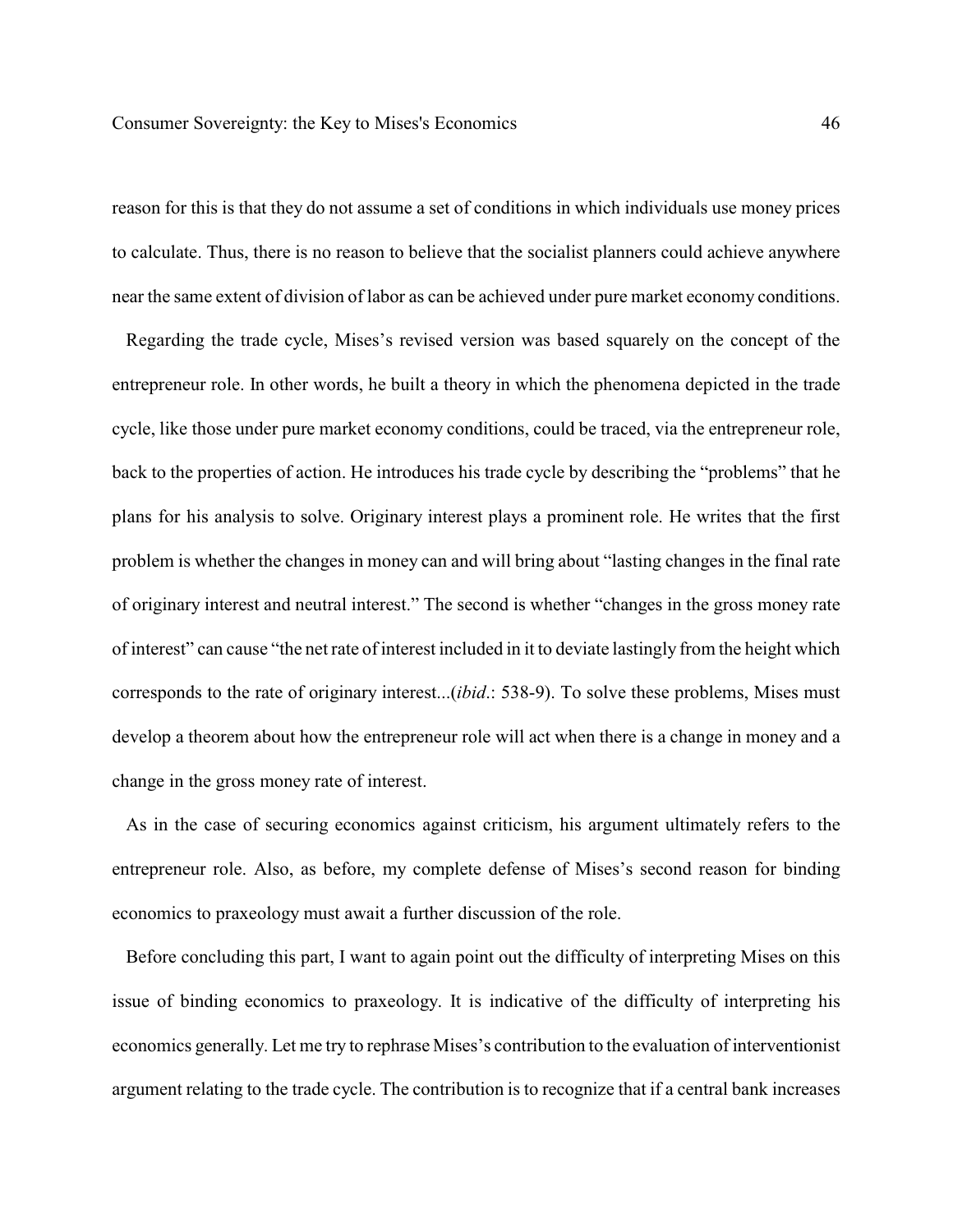reason for this is that they do not assume a set of conditions in which individuals use money prices to calculate. Thus, there is no reason to believe that the socialist planners could achieve anywhere near the same extent of division of labor as can be achieved under pure market economy conditions.

Regarding the trade cycle, Mises's revised version was based squarely on the concept of the entrepreneur role. In other words, he built a theory in which the phenomena depicted in the trade cycle, like those under pure market economy conditions, could be traced, via the entrepreneur role, back to the properties of action. He introduces his trade cycle by describing the "problems" that he plans for his analysis to solve. Originary interest plays a prominent role. He writes that the first problem is whether the changes in money can and will bring about "lasting changes in the final rate of originary interest and neutral interest." The second is whether "changes in the gross money rate of interest" can cause "the net rate of interest included in it to deviate lastingly from the height which corresponds to the rate of originary interest...(*ibid*.: 538-9). To solve these problems, Mises must develop a theorem about how the entrepreneur role will act when there is a change in money and a change in the gross money rate of interest.

As in the case of securing economics against criticism, his argument ultimately refers to the entrepreneur role. Also, as before, my complete defense of Mises's second reason for binding economics to praxeology must await a further discussion of the role.

Before concluding this part, I want to again point out the difficulty of interpreting Mises on this issue of binding economics to praxeology. It is indicative of the difficulty of interpreting his economics generally. Let me try to rephrase Mises's contribution to the evaluation of interventionist argument relating to the trade cycle. The contribution is to recognize that if a central bank increases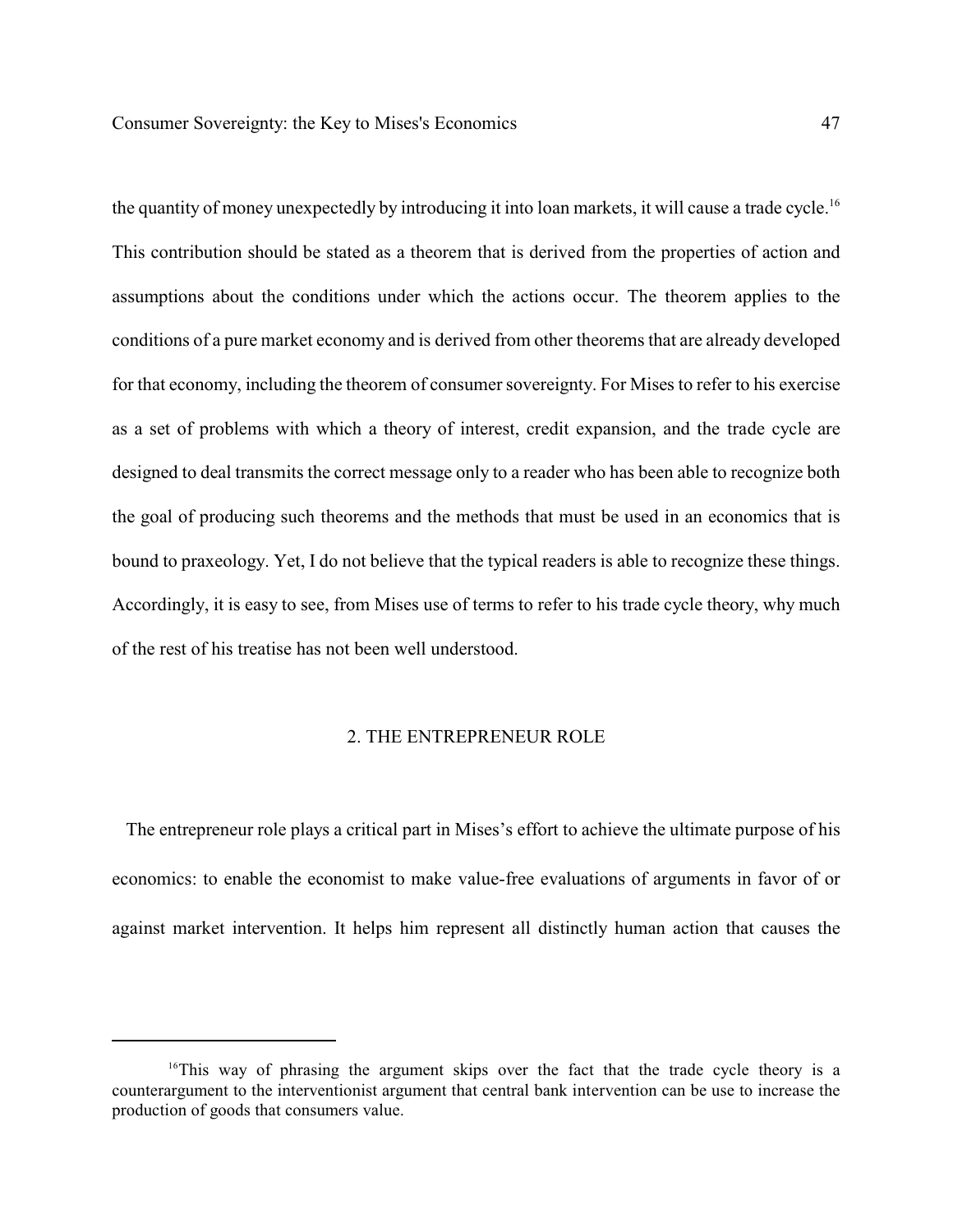the quantity of money unexpectedly by introducing it into loan markets, it will cause a trade cycle.[16] This contribution should be stated as a theorem that is derived from the properties of action and assumptions about the conditions under which the actions occur. The theorem applies to the conditions of a pure market economy and is derived from other theorems that are already developed for that economy, including the theorem of consumer sovereignty. For Mises to refer to his exercise as a set of problems with which a theory of interest, credit expansion, and the trade cycle are designed to deal transmits the correct message only to a reader who has been able to recognize both the goal of producing such theorems and the methods that must be used in an economics that is bound to praxeology. Yet, I do not believe that the typical readers is able to recognize these things. Accordingly, it is easy to see, from Mises use of terms to refer to his trade cycle theory, why much of the rest of his treatise has not been well understood.

## 2. THE ENTREPRENEUR ROLE

The entrepreneur role plays a critical part in Mises's effort to achieve the ultimate purpose of his economics: to enable the economist to make value-free evaluations of arguments in favor of or against market intervention. It helps him represent all distinctly human action that causes the

[16]This way of phrasing the argument skips over the fact that the trade cycle theory is a counterargument to the interventionist argument that central bank intervention can be use to increase the production of goods that consumers value.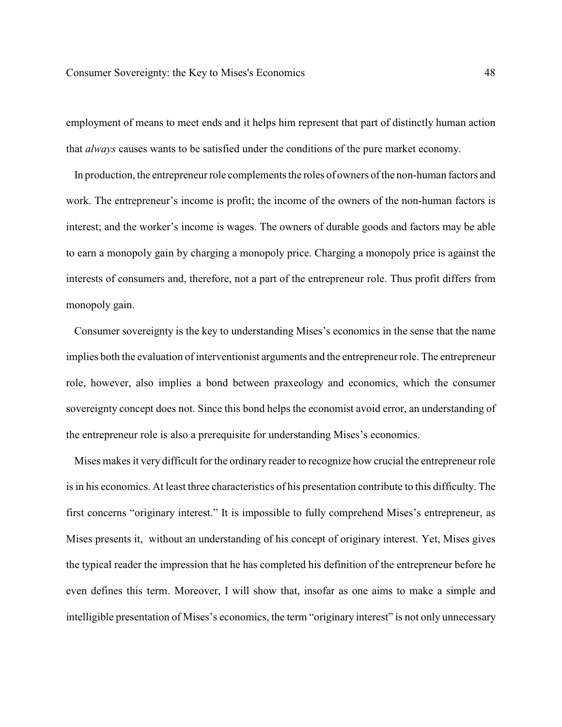employment of means to meet ends and it helps him represent that part of distinctly human action that *always* causes wants to be satisfied under the conditions of the pure market economy.

In production, the entrepreneur role complements the roles of owners of the non-human factors and work. The entrepreneur's income is profit; the income of the owners of the non-human factors is interest; and the worker's income is wages. The owners of durable goods and factors may be able to earn a monopoly gain by charging a monopoly price. Charging a monopoly price is against the interests of consumers and, therefore, not a part of the entrepreneur role. Thus profit differs from monopoly gain.

Consumer sovereignty is the key to understanding Mises's economics in the sense that the name implies both the evaluation of interventionist arguments and the entrepreneur role. The entrepreneur role, however, also implies a bond between praxeology and economics, which the consumer sovereignty concept does not. Since this bond helps the economist avoid error, an understanding of the entrepreneur role is also a prerequisite for understanding Mises's economics.

Mises makes it very difficult for the ordinary reader to recognize how crucial the entrepreneur role is in his economics. At least three characteristics of his presentation contribute to this difficulty. The first concerns "originary interest." It is impossible to fully comprehend Mises's entrepreneur, as Mises presents it, without an understanding of his concept of originary interest. Yet, Mises gives the typical reader the impression that he has completed his definition of the entrepreneur before he even defines this term. Moreover, I will show that, insofar as one aims to make a simple and intelligible presentation of Mises's economics, the term "originary interest" is not only unnecessary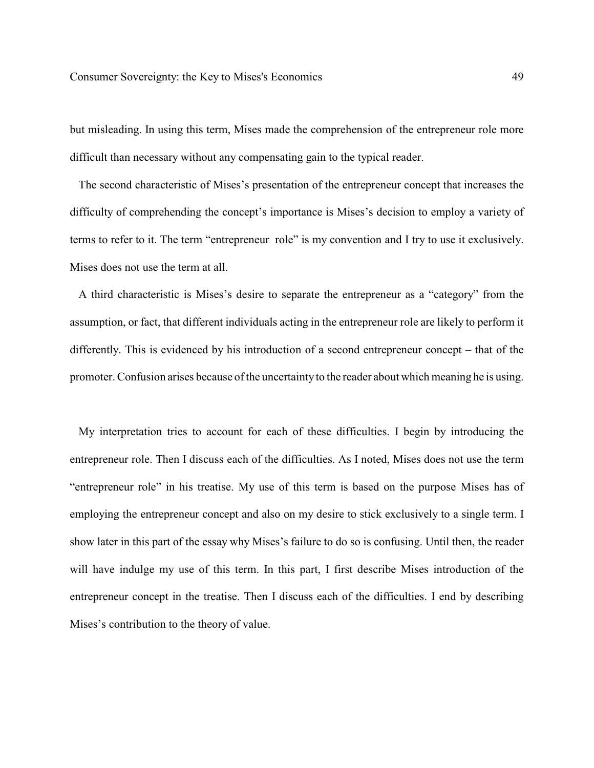but misleading. In using this term, Mises made the comprehension of the entrepreneur role more difficult than necessary without any compensating gain to the typical reader.

The second characteristic of Mises's presentation of the entrepreneur concept that increases the difficulty of comprehending the concept's importance is Mises's decision to employ a variety of terms to refer to it. The term "entrepreneur role" is my convention and I try to use it exclusively. Mises does not use the term at all.

A third characteristic is Mises's desire to separate the entrepreneur as a "category" from the assumption, or fact, that different individuals acting in the entrepreneur role are likely to perform it differently. This is evidenced by his introduction of a second entrepreneur concept – that of the promoter. Confusion arises because of the uncertainty to the reader about which meaning he is using.

My interpretation tries to account for each of these difficulties. I begin by introducing the entrepreneur role. Then I discuss each of the difficulties. As I noted, Mises does not use the term "entrepreneur role" in his treatise. My use of this term is based on the purpose Mises has of employing the entrepreneur concept and also on my desire to stick exclusively to a single term. I show later in this part of the essay why Mises's failure to do so is confusing. Until then, the reader will have indulge my use of this term. In this part, I first describe Mises introduction of the entrepreneur concept in the treatise. Then I discuss each of the difficulties. I end by describing Mises's contribution to the theory of value.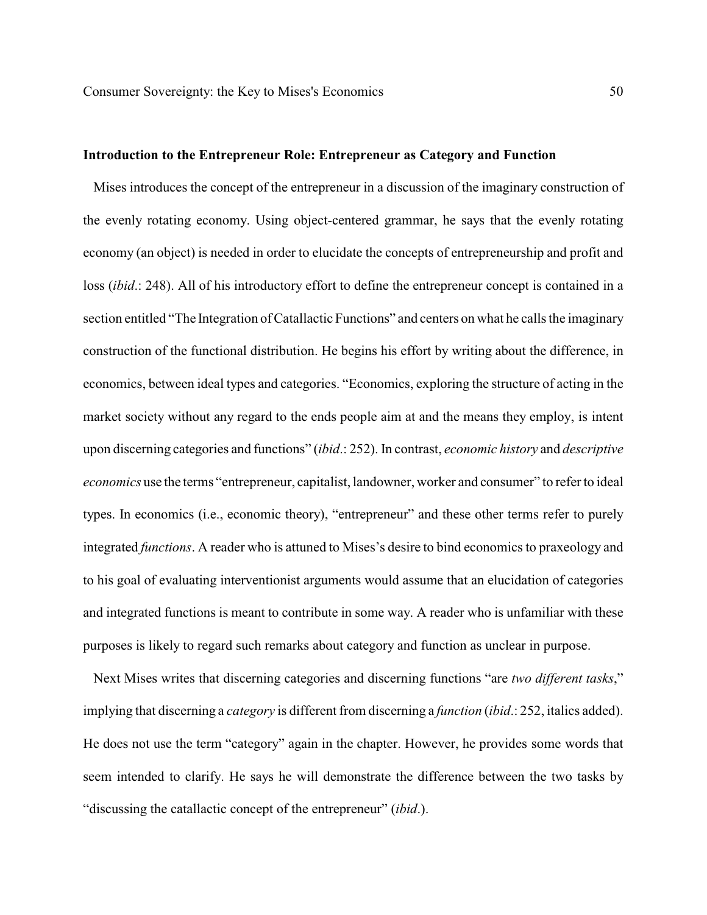## Introduction to the Entrepreneur Role: Entrepreneur as Category and Function

Mises introduces the concept of the entrepreneur in a discussion of the imaginary construction of the evenly rotating economy. Using object-centered grammar, he says that the evenly rotating economy (an object) is needed in order to elucidate the concepts of entrepreneurship and profit and loss (*ibid*.: 248). All of his introductory effort to define the entrepreneur concept is contained in a section entitled "The Integration of Catallactic Functions" and centers on what he calls the imaginary construction of the functional distribution. He begins his effort by writing about the difference, in economics, between ideal types and categories. "Economics, exploring the structure of acting in the market society without any regard to the ends people aim at and the means they employ, is intent upon discerning categories and functions" (*ibid*.: 252). In contrast, *economic history* and *descriptive economics* use the terms "entrepreneur, capitalist, landowner, worker and consumer" to refer to ideal types. In economics (i.e., economic theory), "entrepreneur" and these other terms refer to purely integrated *functions*. A reader who is attuned to Mises's desire to bind economics to praxeology and to his goal of evaluating interventionist arguments would assume that an elucidation of categories and integrated functions is meant to contribute in some way. A reader who is unfamiliar with these purposes is likely to regard such remarks about category and function as unclear in purpose.

Next Mises writes that discerning categories and discerning functions "are *two different tasks*," implying that discerning a *category* is different from discerning a *function* (*ibid*.: 252, italics added). He does not use the term "category" again in the chapter. However, he provides some words that seem intended to clarify. He says he will demonstrate the difference between the two tasks by "discussing the catallactic concept of the entrepreneur" (*ibid*.).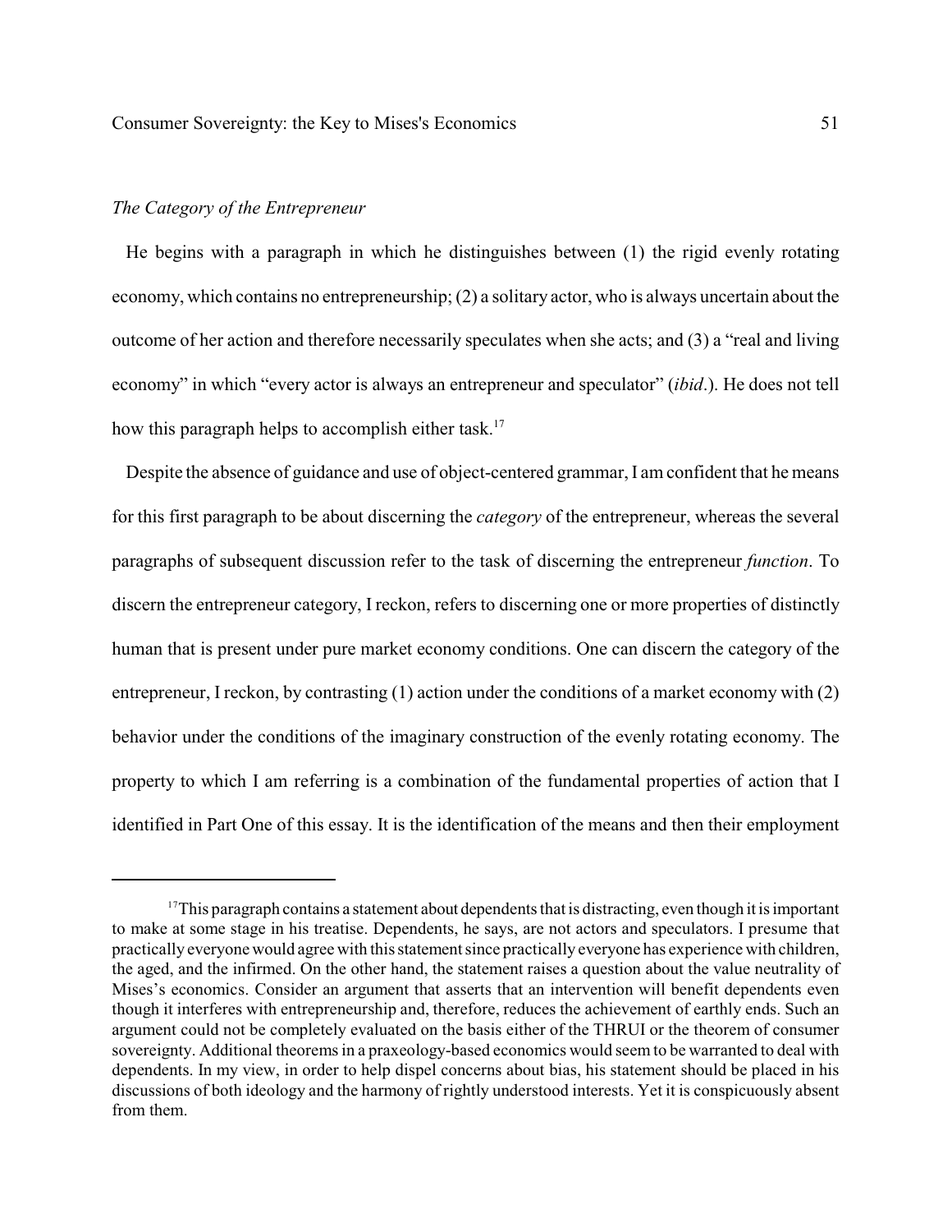### *The Category of the Entrepreneur*

He begins with a paragraph in which he distinguishes between (1) the rigid evenly rotating economy, which contains no entrepreneurship; (2) a solitary actor, who is always uncertain about the outcome of her action and therefore necessarily speculates when she acts; and (3) a "real and living economy" in which "every actor is always an entrepreneur and speculator" (*ibid*.). He does not tell how this paragraph helps to accomplish either task.[17]

Despite the absence of guidance and use of object-centered grammar, I am confident that he means for this first paragraph to be about discerning the *category* of the entrepreneur, whereas the several paragraphs of subsequent discussion refer to the task of discerning the entrepreneur *function*. To discern the entrepreneur category, I reckon, refers to discerning one or more properties of distinctly human that is present under pure market economy conditions. One can discern the category of the entrepreneur, I reckon, by contrasting (1) action under the conditions of a market economy with (2) behavior under the conditions of the imaginary construction of the evenly rotating economy. The property to which I am referring is a combination of the fundamental properties of action that I identified in Part One of this essay. It is the identification of the means and then their employment

[17] This paragraph contains a statement about dependents that is distracting, even though it is important to make at some stage in his treatise. Dependents, he says, are not actors and speculators. I presume that practically everyone would agree with this statement since practically everyone has experience with children, the aged, and the infirmed. On the other hand, the statement raises a question about the value neutrality of Mises's economics. Consider an argument that asserts that an intervention will benefit dependents even though it interferes with entrepreneurship and, therefore, reduces the achievement of earthly ends. Such an argument could not be completely evaluated on the basis either of the THRUI or the theorem of consumer sovereignty. Additional theorems in a praxeology-based economics would seem to be warranted to deal with dependents. In my view, in order to help dispel concerns about bias, his statement should be placed in his discussions of both ideology and the harmony of rightly understood interests. Yet it is conspicuously absent from them.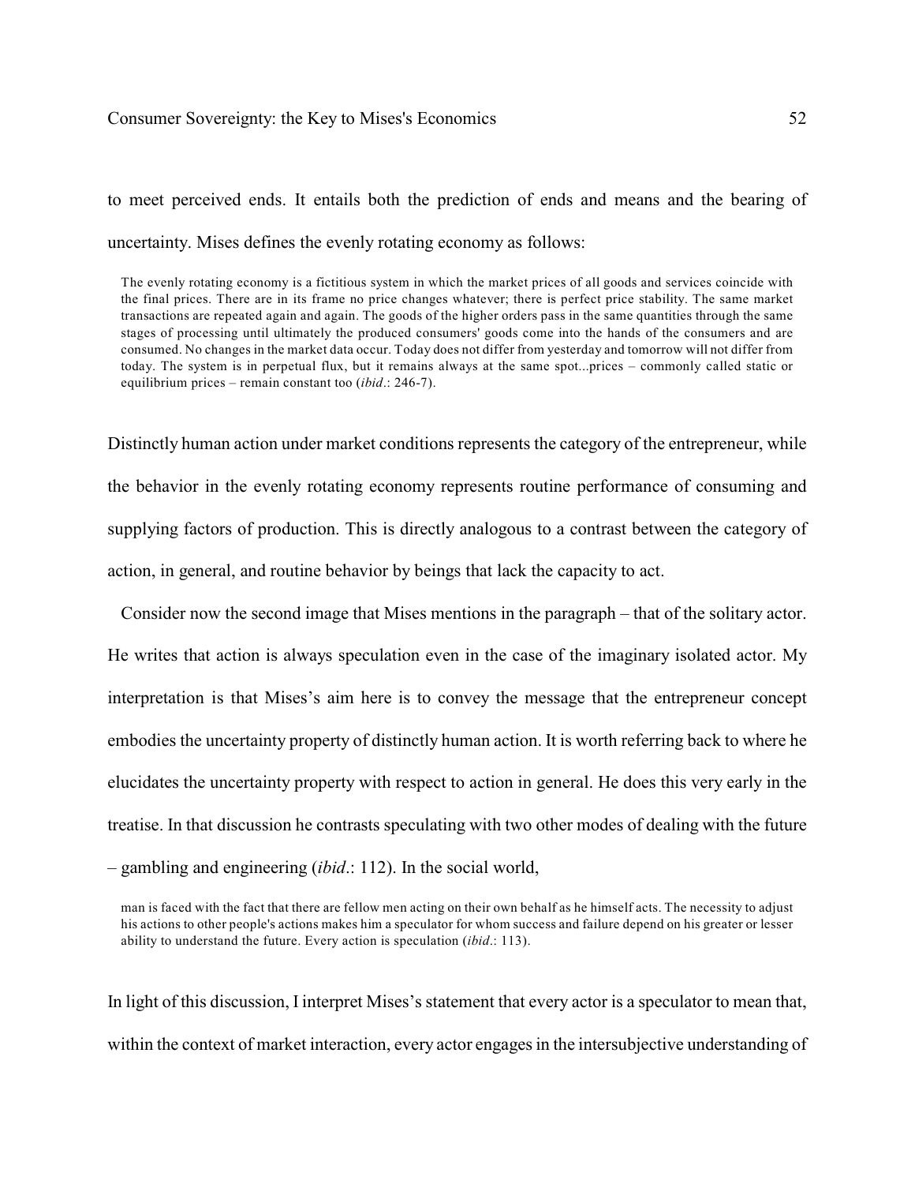to meet perceived ends. It entails both the prediction of ends and means and the bearing of uncertainty. Mises defines the evenly rotating economy as follows:

> The evenly rotating economy is a fictitious system in which the market prices of all goods and services coincide with the final prices. There are in its frame no price changes whatever; there is perfect price stability. The same market transactions are repeated again and again. The goods of the higher orders pass in the same quantities through the same stages of processing until ultimately the produced consumers' goods come into the hands of the consumers and are consumed. No changes in the market data occur. Today does not differ from yesterday and tomorrow will not differ from today. The system is in perpetual flux, but it remains always at the same spot...prices – commonly called static or equilibrium prices – remain constant too (*ibid*.: 246-7).

Distinctly human action under market conditions represents the category of the entrepreneur, while the behavior in the evenly rotating economy represents routine performance of consuming and supplying factors of production. This is directly analogous to a contrast between the category of action, in general, and routine behavior by beings that lack the capacity to act.

Consider now the second image that Mises mentions in the paragraph – that of the solitary actor. He writes that action is always speculation even in the case of the imaginary isolated actor. My interpretation is that Mises's aim here is to convey the message that the entrepreneur concept embodies the uncertainty property of distinctly human action. It is worth referring back to where he elucidates the uncertainty property with respect to action in general. He does this very early in the treatise. In that discussion he contrasts speculating with two other modes of dealing with the future – gambling and engineering (*ibid*.: 112). In the social world,

> man is faced with the fact that there are fellow men acting on their own behalf as he himself acts. The necessity to adjust his actions to other people's actions makes him a speculator for whom success and failure depend on his greater or lesser ability to understand the future. Every action is speculation (*ibid*.: 113).

In light of this discussion, I interpret Mises's statement that every actor is a speculator to mean that, within the context of market interaction, every actor engages in the intersubjective understanding of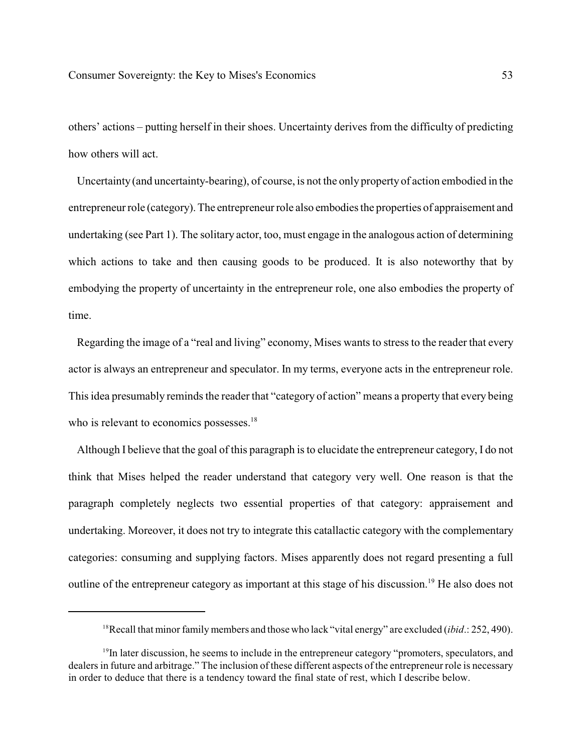others' actions – putting herself in their shoes. Uncertainty derives from the difficulty of predicting how others will act.

Uncertainty (and uncertainty-bearing), of course, is not the only property of action embodied in the entrepreneur role (category). The entrepreneur role also embodies the properties of appraisement and undertaking (see Part 1). The solitary actor, too, must engage in the analogous action of determining which actions to take and then causing goods to be produced. It is also noteworthy that by embodying the property of uncertainty in the entrepreneur role, one also embodies the property of time.

Regarding the image of a "real and living" economy, Mises wants to stress to the reader that every actor is always an entrepreneur and speculator. In my terms, everyone acts in the entrepreneur role. This idea presumably reminds the reader that "category of action" means a property that every being who is relevant to economics possesses.[18]

Although I believe that the goal of this paragraph is to elucidate the entrepreneur category, I do not think that Mises helped the reader understand that category very well. One reason is that the paragraph completely neglects two essential properties of that category: appraisement and undertaking. Moreover, it does not try to integrate this catallactic category with the complementary categories: consuming and supplying factors. Mises apparently does not regard presenting a full outline of the entrepreneur category as important at this stage of his discussion.[19] He also does not

---

[18] Recall that minor family members and those who lack "vital energy" are excluded (*ibid*.: 252, 490).

[19] In later discussion, he seems to include in the entrepreneur category "promoters, speculators, and dealers in future and arbitrage." The inclusion of these different aspects of the entrepreneur role is necessary in order to deduce that there is a tendency toward the final state of rest, which I describe below.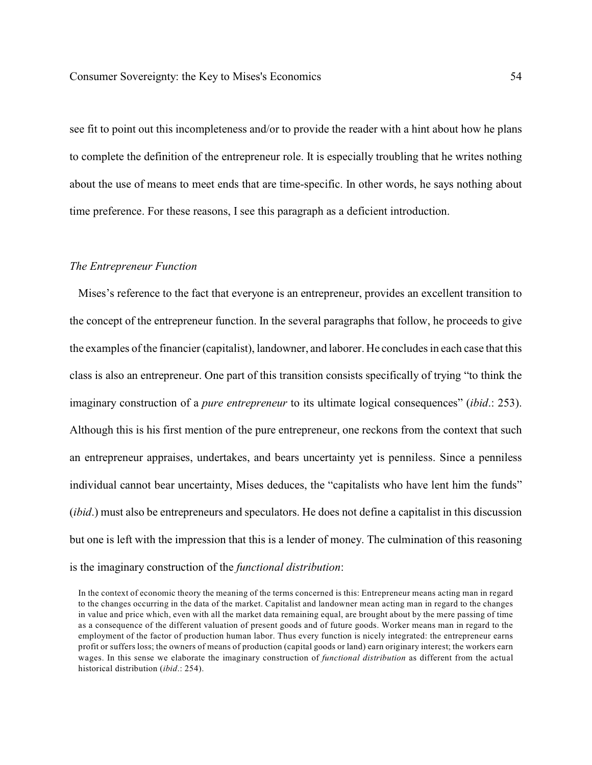see fit to point out this incompleteness and/or to provide the reader with a hint about how he plans to complete the definition of the entrepreneur role. It is especially troubling that he writes nothing about the use of means to meet ends that are time-specific. In other words, he says nothing about time preference. For these reasons, I see this paragraph as a deficient introduction.

*The Entrepreneur Function*

Mises's reference to the fact that everyone is an entrepreneur, provides an excellent transition to the concept of the entrepreneur function. In the several paragraphs that follow, he proceeds to give the examples of the financier (capitalist), landowner, and laborer. He concludes in each case that this class is also an entrepreneur. One part of this transition consists specifically of trying "to think the imaginary construction of a *pure entrepreneur* to its ultimate logical consequences" (*ibid*.: 253). Although this is his first mention of the pure entrepreneur, one reckons from the context that such an entrepreneur appraises, undertakes, and bears uncertainty yet is penniless. Since a penniless individual cannot bear uncertainty, Mises deduces, the "capitalists who have lent him the funds" (*ibid*.) must also be entrepreneurs and speculators. He does not define a capitalist in this discussion but one is left with the impression that this is a lender of money. The culmination of this reasoning is the imaginary construction of the *functional distribution*:

> In the context of economic theory the meaning of the terms concerned is this: Entrepreneur means acting man in regard to the changes occurring in the data of the market. Capitalist and landowner mean acting man in regard to the changes in value and price which, even with all the market data remaining equal, are brought about by the mere passing of time as a consequence of the different valuation of present goods and of future goods. Worker means man in regard to the employment of the factor of production human labor. Thus every function is nicely integrated: the entrepreneur earns profit or suffers loss; the owners of means of production (capital goods or land) earn originary interest; the workers earn wages. In this sense we elaborate the imaginary construction of *functional distribution* as different from the actual historical distribution (*ibid*.: 254).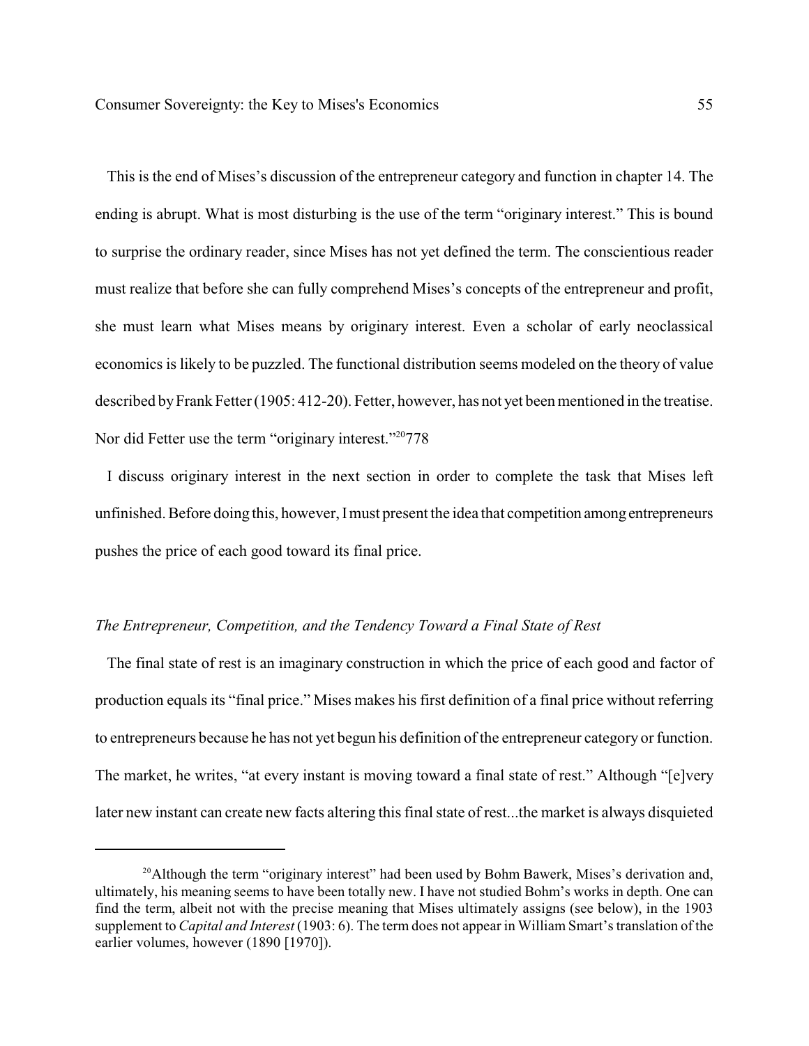This is the end of Mises's discussion of the entrepreneur category and function in chapter 14. The ending is abrupt. What is most disturbing is the use of the term "originary interest." This is bound to surprise the ordinary reader, since Mises has not yet defined the term. The conscientious reader must realize that before she can fully comprehend Mises's concepts of the entrepreneur and profit, she must learn what Mises means by originary interest. Even a scholar of early neoclassical economics is likely to be puzzled. The functional distribution seems modeled on the theory of value described by Frank Fetter (1905: 412-20). Fetter, however, has not yet been mentioned in the treatise. Nor did Fetter use the term "originary interest."[20]778

I discuss originary interest in the next section in order to complete the task that Mises left unfinished. Before doing this, however, I must present the idea that competition among entrepreneurs pushes the price of each good toward its final price.

*The Entrepreneur, Competition, and the Tendency Toward a Final State of Rest*

The final state of rest is an imaginary construction in which the price of each good and factor of production equals its "final price." Mises makes his first definition of a final price without referring to entrepreneurs because he has not yet begun his definition of the entrepreneur category or function. The market, he writes, "at every instant is moving toward a final state of rest." Although "[e]very later new instant can create new facts altering this final state of rest...the market is always disquieted

---

[20] Although the term "originary interest" had been used by Bohm Bawerk, Mises's derivation and, ultimately, his meaning seems to have been totally new. I have not studied Bohm's works in depth. One can find the term, albeit not with the precise meaning that Mises ultimately assigns (see below), in the 1903 supplement to *Capital and Interest* (1903: 6). The term does not appear in William Smart's translation of the earlier volumes, however (1890 [1970]).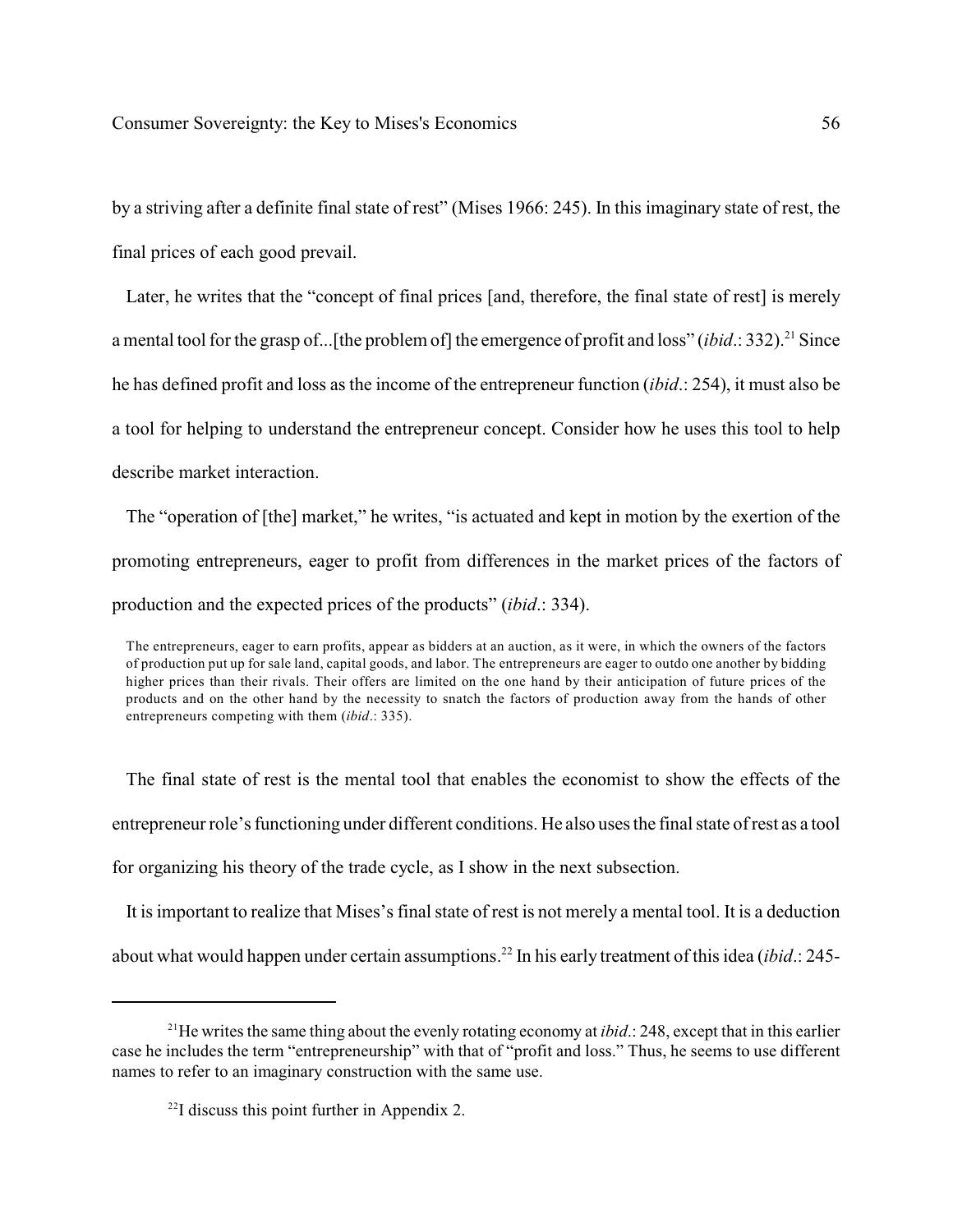by a striving after a definite final state of rest" (Mises 1966: 245). In this imaginary state of rest, the final prices of each good prevail.

Later, he writes that the "concept of final prices [and, therefore, the final state of rest] is merely a mental tool for the grasp of...[the problem of] the emergence of profit and loss" (*ibid*.: 332).[21] Since he has defined profit and loss as the income of the entrepreneur function (*ibid*.: 254), it must also be a tool for helping to understand the entrepreneur concept. Consider how he uses this tool to help describe market interaction.

The "operation of [the] market," he writes, "is actuated and kept in motion by the exertion of the promoting entrepreneurs, eager to profit from differences in the market prices of the factors of production and the expected prices of the products" (*ibid*.: 334).

> The entrepreneurs, eager to earn profits, appear as bidders at an auction, as it were, in which the owners of the factors of production put up for sale land, capital goods, and labor. The entrepreneurs are eager to outdo one another by bidding higher prices than their rivals. Their offers are limited on the one hand by their anticipation of future prices of the products and on the other hand by the necessity to snatch the factors of production away from the hands of other entrepreneurs competing with them (*ibid*.: 335).

The final state of rest is the mental tool that enables the economist to show the effects of the entrepreneur role's functioning under different conditions. He also uses the final state of rest as a tool for organizing his theory of the trade cycle, as I show in the next subsection.

It is important to realize that Mises's final state of rest is not merely a mental tool. It is a deduction about what would happen under certain assumptions.[22] In his early treatment of this idea (*ibid*.: 245-

---

[21] He writes the same thing about the evenly rotating economy at *ibid*.: 248, except that in this earlier case he includes the term "entrepreneurship" with that of "profit and loss." Thus, he seems to use different names to refer to an imaginary construction with the same use.

[22] I discuss this point further in Appendix 2.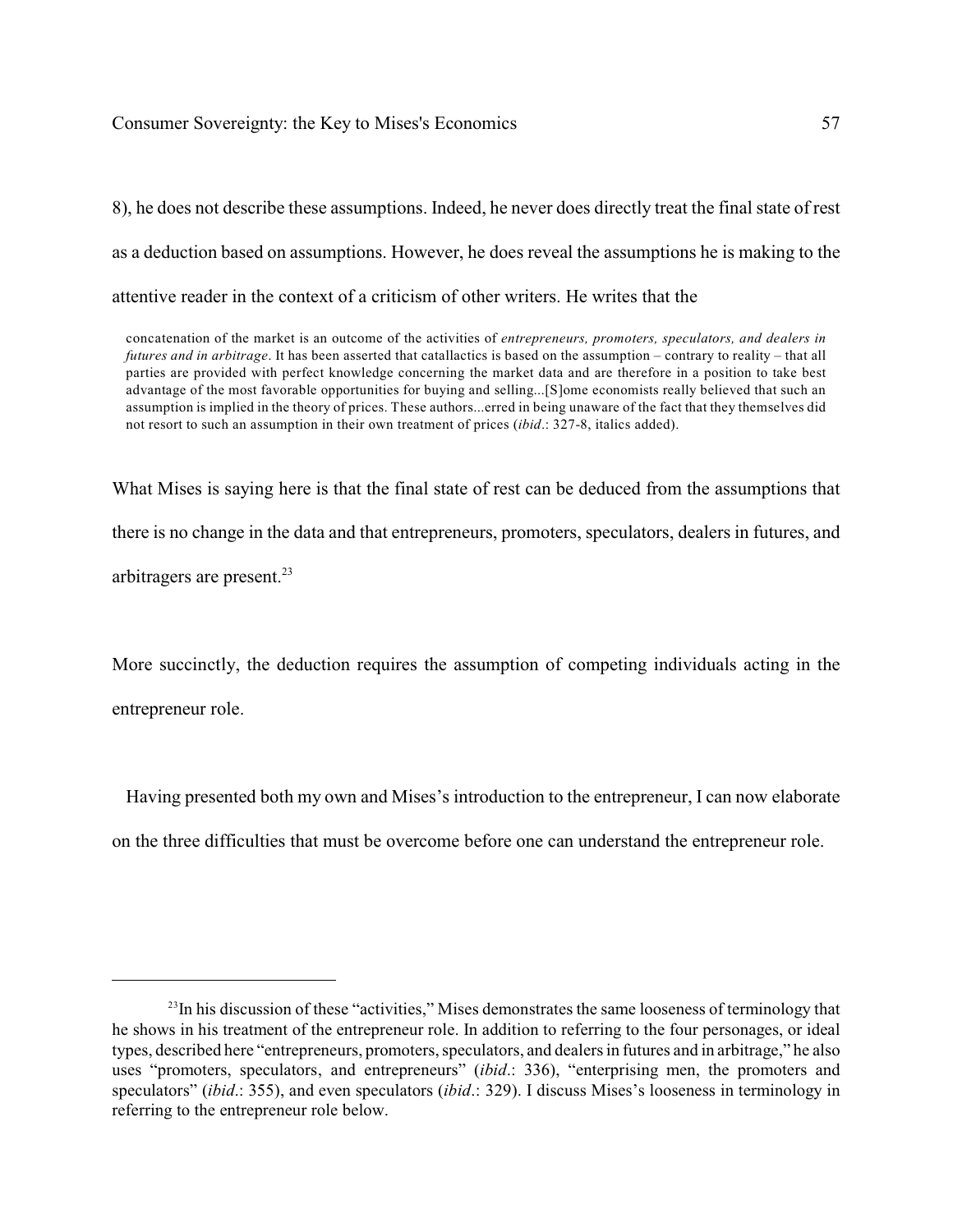8), he does not describe these assumptions. Indeed, he never does directly treat the final state of rest as a deduction based on assumptions. However, he does reveal the assumptions he is making to the attentive reader in the context of a criticism of other writers. He writes that the

> concatenation of the market is an outcome of the activities of *entrepreneurs, promoters, speculators, and dealers in futures and in arbitrage*. It has been asserted that catallactics is based on the assumption – contrary to reality – that all parties are provided with perfect knowledge concerning the market data and are therefore in a position to take best advantage of the most favorable opportunities for buying and selling...[S]ome economists really believed that such an assumption is implied in the theory of prices. These authors...erred in being unaware of the fact that they themselves did not resort to such an assumption in their own treatment of prices (*ibid*.: 327-8, italics added).

What Mises is saying here is that the final state of rest can be deduced from the assumptions that there is no change in the data and that entrepreneurs, promoters, speculators, dealers in futures, and arbitragers are present.[23]

More succinctly, the deduction requires the assumption of competing individuals acting in the entrepreneur role.

Having presented both my own and Mises's introduction to the entrepreneur, I can now elaborate on the three difficulties that must be overcome before one can understand the entrepreneur role.

---

[23] In his discussion of these "activities," Mises demonstrates the same looseness of terminology that he shows in his treatment of the entrepreneur role. In addition to referring to the four personages, or ideal types, described here "entrepreneurs, promoters, speculators, and dealers in futures and in arbitrage," he also uses "promoters, speculators, and entrepreneurs" (*ibid*.: 336), "enterprising men, the promoters and speculators" (*ibid*.: 355), and even speculators (*ibid*.: 329). I discuss Mises's looseness in terminology in referring to the entrepreneur role below.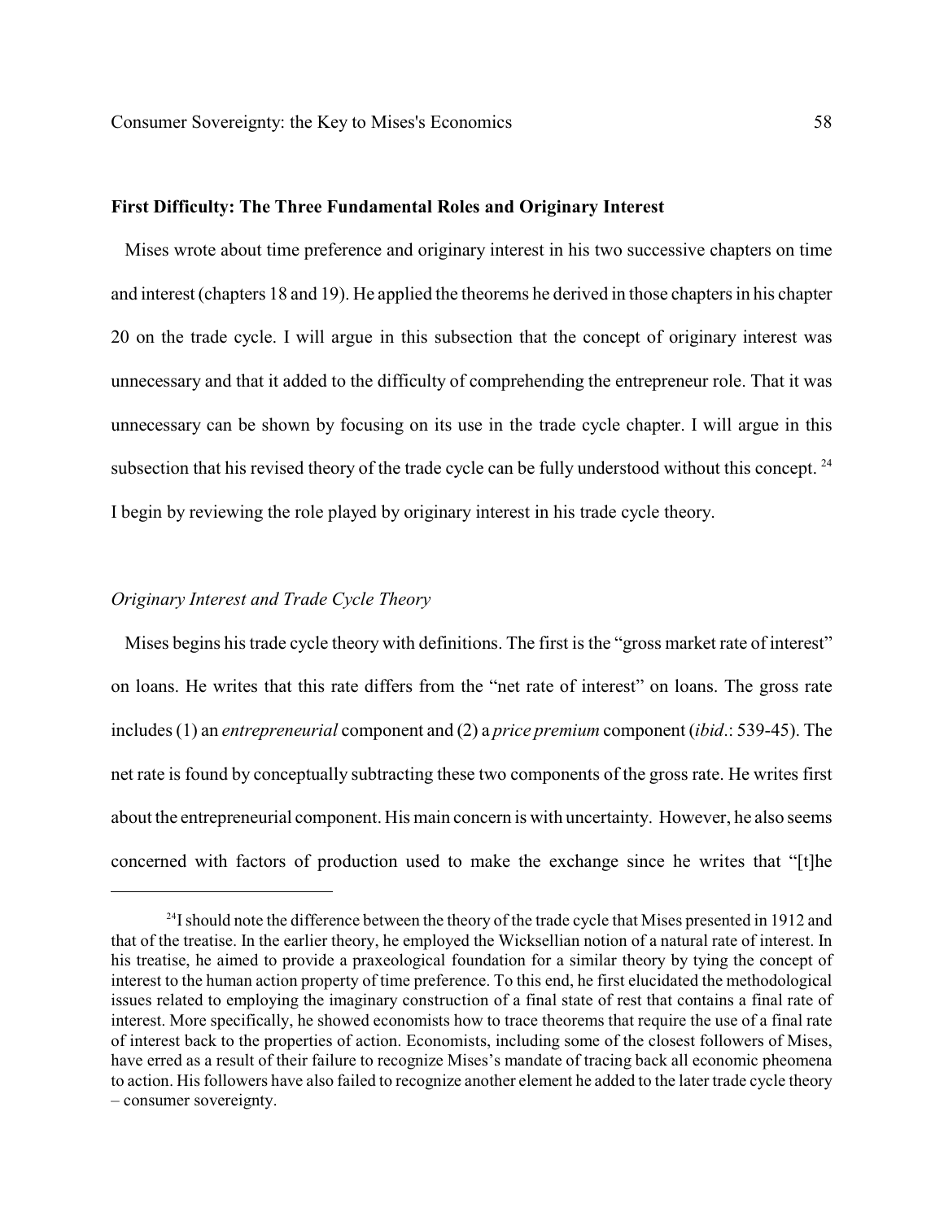**First Difficulty: The Three Fundamental Roles and Originary Interest**

Mises wrote about time preference and originary interest in his two successive chapters on time and interest (chapters 18 and 19). He applied the theorems he derived in those chapters in his chapter 20 on the trade cycle. I will argue in this subsection that the concept of originary interest was unnecessary and that it added to the difficulty of comprehending the entrepreneur role. That it was unnecessary can be shown by focusing on its use in the trade cycle chapter. I will argue in this subsection that his revised theory of the trade cycle can be fully understood without this concept.[24] I begin by reviewing the role played by originary interest in his trade cycle theory.

*Originary Interest and Trade Cycle Theory*

Mises begins his trade cycle theory with definitions. The first is the "gross market rate of interest" on loans. He writes that this rate differs from the "net rate of interest" on loans. The gross rate includes (1) an *entrepreneurial* component and (2) a *price premium* component (*ibid*.: 539-45). The net rate is found by conceptually subtracting these two components of the gross rate. He writes first about the entrepreneurial component. His main concern is with uncertainty. However, he also seems concerned with factors of production used to make the exchange since he writes that "[t]he

[24] I should note the difference between the theory of the trade cycle that Mises presented in 1912 and that of the treatise. In the earlier theory, he employed the Wicksellian notion of a natural rate of interest. In his treatise, he aimed to provide a praxeological foundation for a similar theory by tying the concept of interest to the human action property of time preference. To this end, he first elucidated the methodological issues related to employing the imaginary construction of a final state of rest that contains a final rate of interest. More specifically, he showed economists how to trace theorems that require the use of a final rate of interest back to the properties of action. Economists, including some of the closest followers of Mises, have erred as a result of their failure to recognize Mises's mandate of tracing back all economic pheomena to action. His followers have also failed to recognize another element he added to the later trade cycle theory – consumer sovereignty.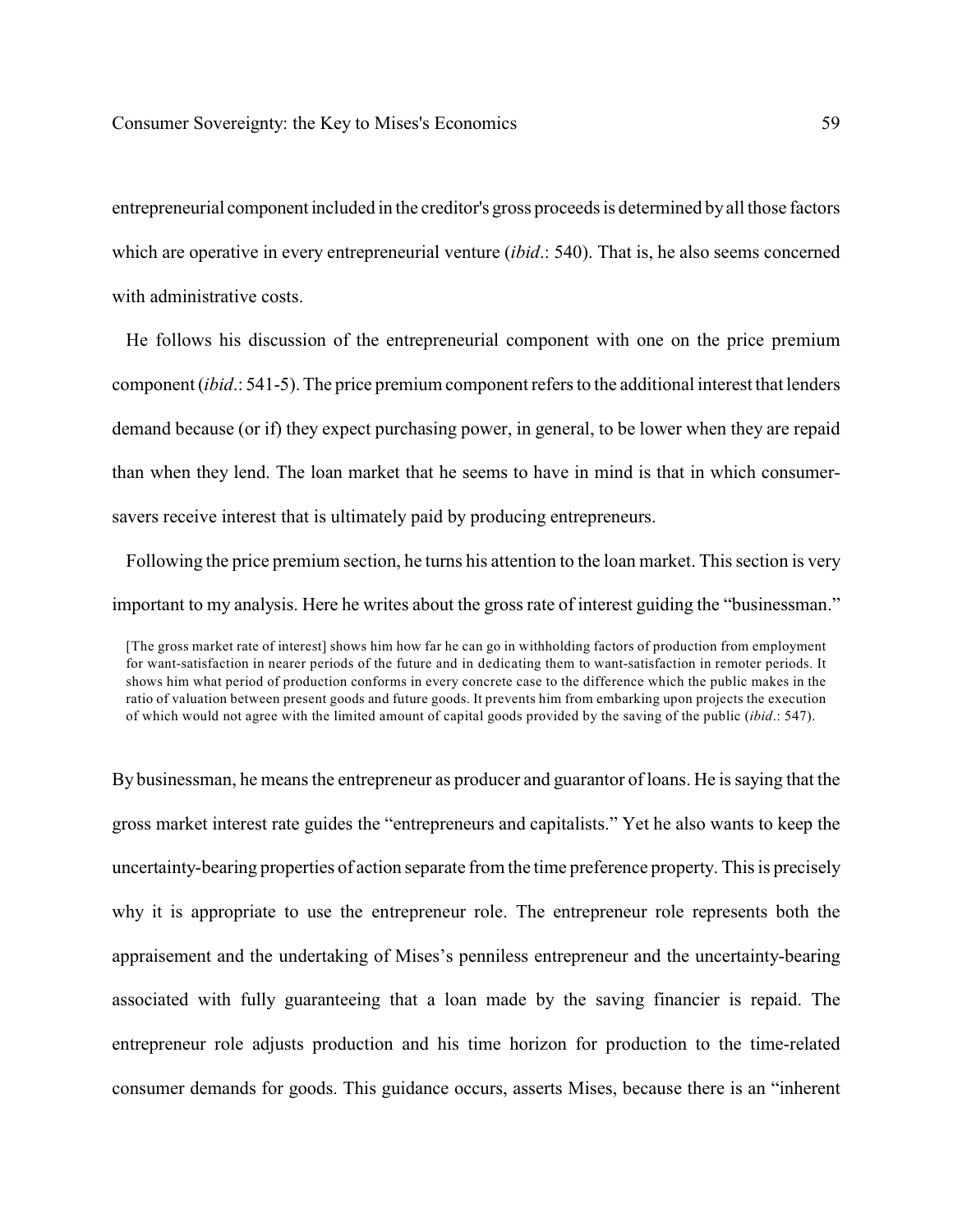entrepreneurial component included in the creditor's gross proceeds is determined by all those factors which are operative in every entrepreneurial venture (*ibid*.: 540). That is, he also seems concerned with administrative costs.

He follows his discussion of the entrepreneurial component with one on the price premium component (*ibid*.: 541-5). The price premium component refers to the additional interest that lenders demand because (or if) they expect purchasing power, in general, to be lower when they are repaid than when they lend. The loan market that he seems to have in mind is that in which consumer-savers receive interest that is ultimately paid by producing entrepreneurs.

Following the price premium section, he turns his attention to the loan market. This section is very important to my analysis. Here he writes about the gross rate of interest guiding the "businessman."

> [The gross market rate of interest] shows him how far he can go in withholding factors of production from employment for want-satisfaction in nearer periods of the future and in dedicating them to want-satisfaction in remoter periods. It shows him what period of production conforms in every concrete case to the difference which the public makes in the ratio of valuation between present goods and future goods. It prevents him from embarking upon projects the execution of which would not agree with the limited amount of capital goods provided by the saving of the public (*ibid*.: 547).

By businessman, he means the entrepreneur as producer and guarantor of loans. He is saying that the gross market interest rate guides the "entrepreneurs and capitalists." Yet he also wants to keep the uncertainty-bearing properties of action separate from the time preference property. This is precisely why it is appropriate to use the entrepreneur role. The entrepreneur role represents both the appraisement and the undertaking of Mises's penniless entrepreneur and the uncertainty-bearing associated with fully guaranteeing that a loan made by the saving financier is repaid. The entrepreneur role adjusts production and his time horizon for production to the time-related consumer demands for goods. This guidance occurs, asserts Mises, because there is an "inherent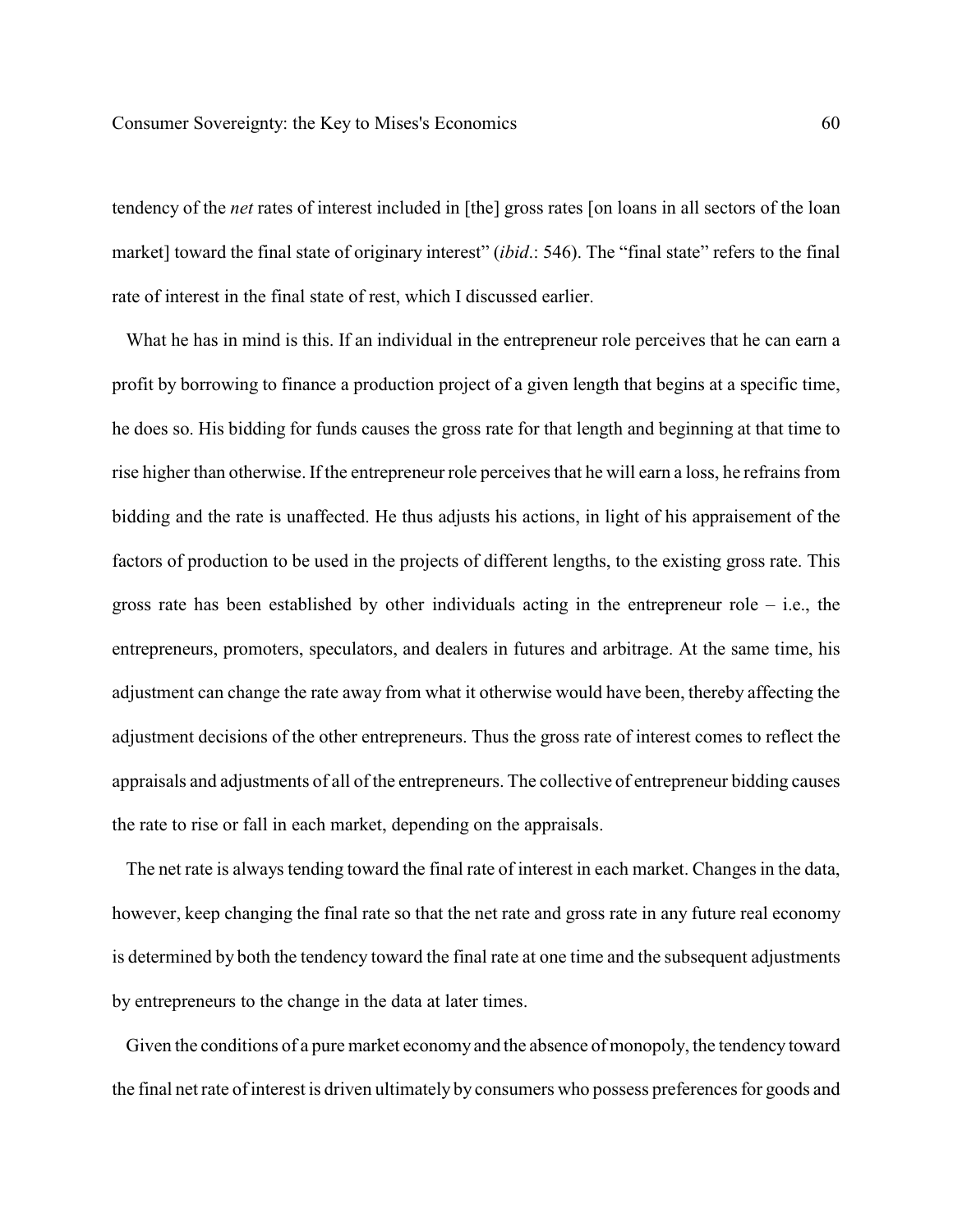tendency of the *net* rates of interest included in [the] gross rates [on loans in all sectors of the loan market] toward the final state of originary interest" (*ibid*.: 546). The "final state" refers to the final rate of interest in the final state of rest, which I discussed earlier.

What he has in mind is this. If an individual in the entrepreneur role perceives that he can earn a profit by borrowing to finance a production project of a given length that begins at a specific time, he does so. His bidding for funds causes the gross rate for that length and beginning at that time to rise higher than otherwise. If the entrepreneur role perceives that he will earn a loss, he refrains from bidding and the rate is unaffected. He thus adjusts his actions, in light of his appraisement of the factors of production to be used in the projects of different lengths, to the existing gross rate. This gross rate has been established by other individuals acting in the entrepreneur role – i.e., the entrepreneurs, promoters, speculators, and dealers in futures and arbitrage. At the same time, his adjustment can change the rate away from what it otherwise would have been, thereby affecting the adjustment decisions of the other entrepreneurs. Thus the gross rate of interest comes to reflect the appraisals and adjustments of all of the entrepreneurs. The collective of entrepreneur bidding causes the rate to rise or fall in each market, depending on the appraisals.

The net rate is always tending toward the final rate of interest in each market. Changes in the data, however, keep changing the final rate so that the net rate and gross rate in any future real economy is determined by both the tendency toward the final rate at one time and the subsequent adjustments by entrepreneurs to the change in the data at later times.

Given the conditions of a pure market economy and the absence of monopoly, the tendency toward the final net rate of interest is driven ultimately by consumers who possess preferences for goods and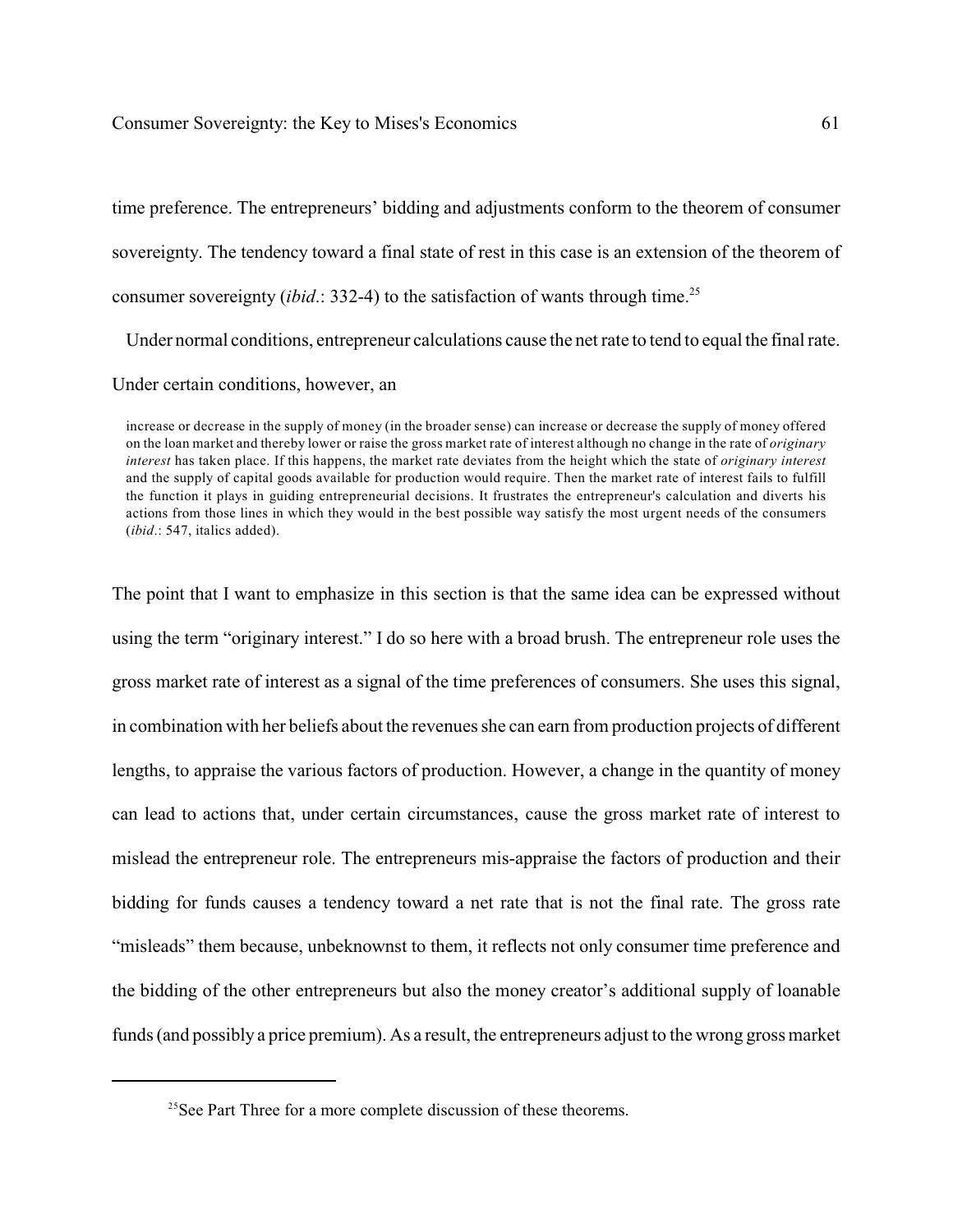time preference. The entrepreneurs' bidding and adjustments conform to the theorem of consumer sovereignty. The tendency toward a final state of rest in this case is an extension of the theorem of consumer sovereignty (*ibid*.: 332-4) to the satisfaction of wants through time.[25]

Under normal conditions, entrepreneur calculations cause the net rate to tend to equal the final rate. Under certain conditions, however, an

> increase or decrease in the supply of money (in the broader sense) can increase or decrease the supply of money offered on the loan market and thereby lower or raise the gross market rate of interest although no change in the rate of *originary interest* has taken place. If this happens, the market rate deviates from the height which the state of *originary interest* and the supply of capital goods available for production would require. Then the market rate of interest fails to fulfill the function it plays in guiding entrepreneurial decisions. It frustrates the entrepreneur's calculation and diverts his actions from those lines in which they would in the best possible way satisfy the most urgent needs of the consumers (*ibid*.: 547, italics added).

The point that I want to emphasize in this section is that the same idea can be expressed without using the term "originary interest." I do so here with a broad brush. The entrepreneur role uses the gross market rate of interest as a signal of the time preferences of consumers. She uses this signal, in combination with her beliefs about the revenues she can earn from production projects of different lengths, to appraise the various factors of production. However, a change in the quantity of money can lead to actions that, under certain circumstances, cause the gross market rate of interest to mislead the entrepreneur role. The entrepreneurs mis-appraise the factors of production and their bidding for funds causes a tendency toward a net rate that is not the final rate. The gross rate "misleads" them because, unbeknownst to them, it reflects not only consumer time preference and the bidding of the other entrepreneurs but also the money creator's additional supply of loanable funds (and possibly a price premium). As a result, the entrepreneurs adjust to the wrong gross market

[25] See Part Three for a more complete discussion of these theorems.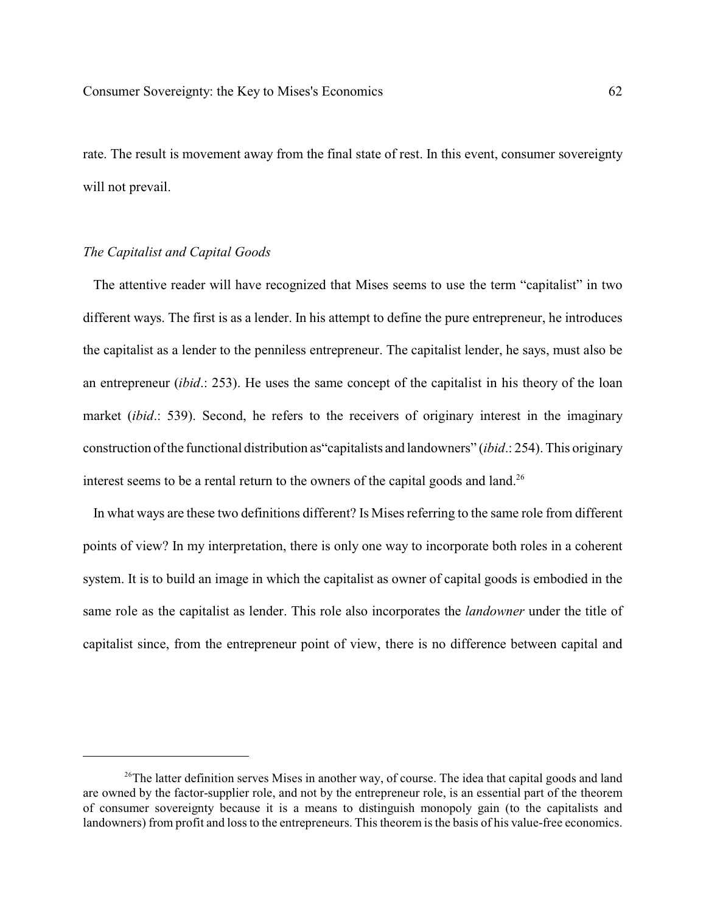rate. The result is movement away from the final state of rest. In this event, consumer sovereignty will not prevail.

### *The Capitalist and Capital Goods*

The attentive reader will have recognized that Mises seems to use the term "capitalist" in two different ways. The first is as a lender. In his attempt to define the pure entrepreneur, he introduces the capitalist as a lender to the penniless entrepreneur. The capitalist lender, he says, must also be an entrepreneur (*ibid*.: 253). He uses the same concept of the capitalist in his theory of the loan market (*ibid*.: 539). Second, he refers to the receivers of originary interest in the imaginary construction of the functional distribution as"capitalists and landowners" (*ibid*.: 254). This originary interest seems to be a rental return to the owners of the capital goods and land.[26]

In what ways are these two definitions different? Is Mises referring to the same role from different points of view? In my interpretation, there is only one way to incorporate both roles in a coherent system. It is to build an image in which the capitalist as owner of capital goods is embodied in the same role as the capitalist as lender. This role also incorporates the *landowner* under the title of capitalist since, from the entrepreneur point of view, there is no difference between capital and

---

[26]The latter definition serves Mises in another way, of course. The idea that capital goods and land are owned by the factor-supplier role, and not by the entrepreneur role, is an essential part of the theorem of consumer sovereignty because it is a means to distinguish monopoly gain (to the capitalists and landowners) from profit and loss to the entrepreneurs. This theorem is the basis of his value-free economics.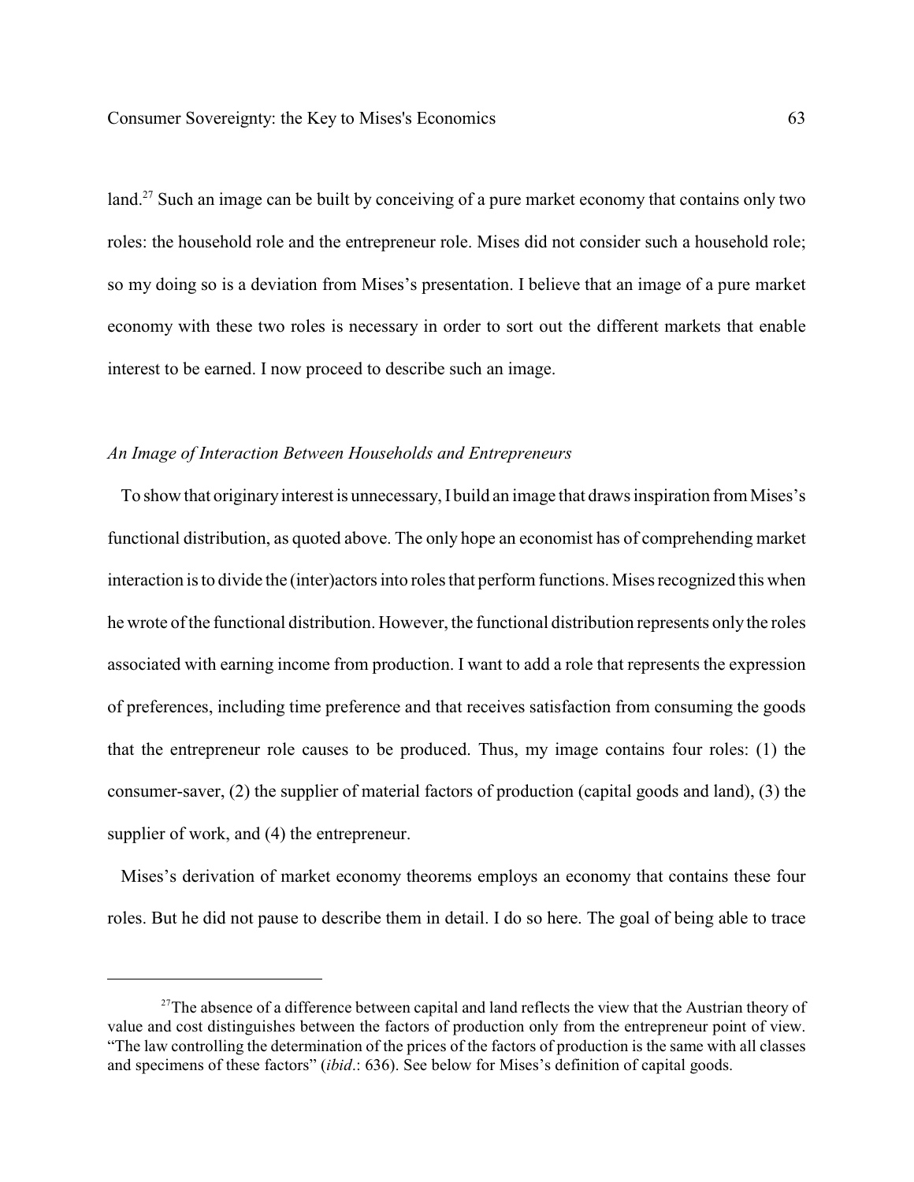land.[27] Such an image can be built by conceiving of a pure market economy that contains only two roles: the household role and the entrepreneur role. Mises did not consider such a household role; so my doing so is a deviation from Mises's presentation. I believe that an image of a pure market economy with these two roles is necessary in order to sort out the different markets that enable interest to be earned. I now proceed to describe such an image.

*An Image of Interaction Between Households and Entrepreneurs*

To show that originary interest is unnecessary, I build an image that draws inspiration from Mises's functional distribution, as quoted above. The only hope an economist has of comprehending market interaction is to divide the (inter)actors into roles that perform functions. Mises recognized this when he wrote of the functional distribution. However, the functional distribution represents only the roles associated with earning income from production. I want to add a role that represents the expression of preferences, including time preference and that receives satisfaction from consuming the goods that the entrepreneur role causes to be produced. Thus, my image contains four roles: (1) the consumer-saver, (2) the supplier of material factors of production (capital goods and land), (3) the supplier of work, and (4) the entrepreneur.

Mises's derivation of market economy theorems employs an economy that contains these four roles. But he did not pause to describe them in detail. I do so here. The goal of being able to trace

---

[27] The absence of a difference between capital and land reflects the view that the Austrian theory of value and cost distinguishes between the factors of production only from the entrepreneur point of view. "The law controlling the determination of the prices of the factors of production is the same with all classes and specimens of these factors" (*ibid*.: 636). See below for Mises's definition of capital goods.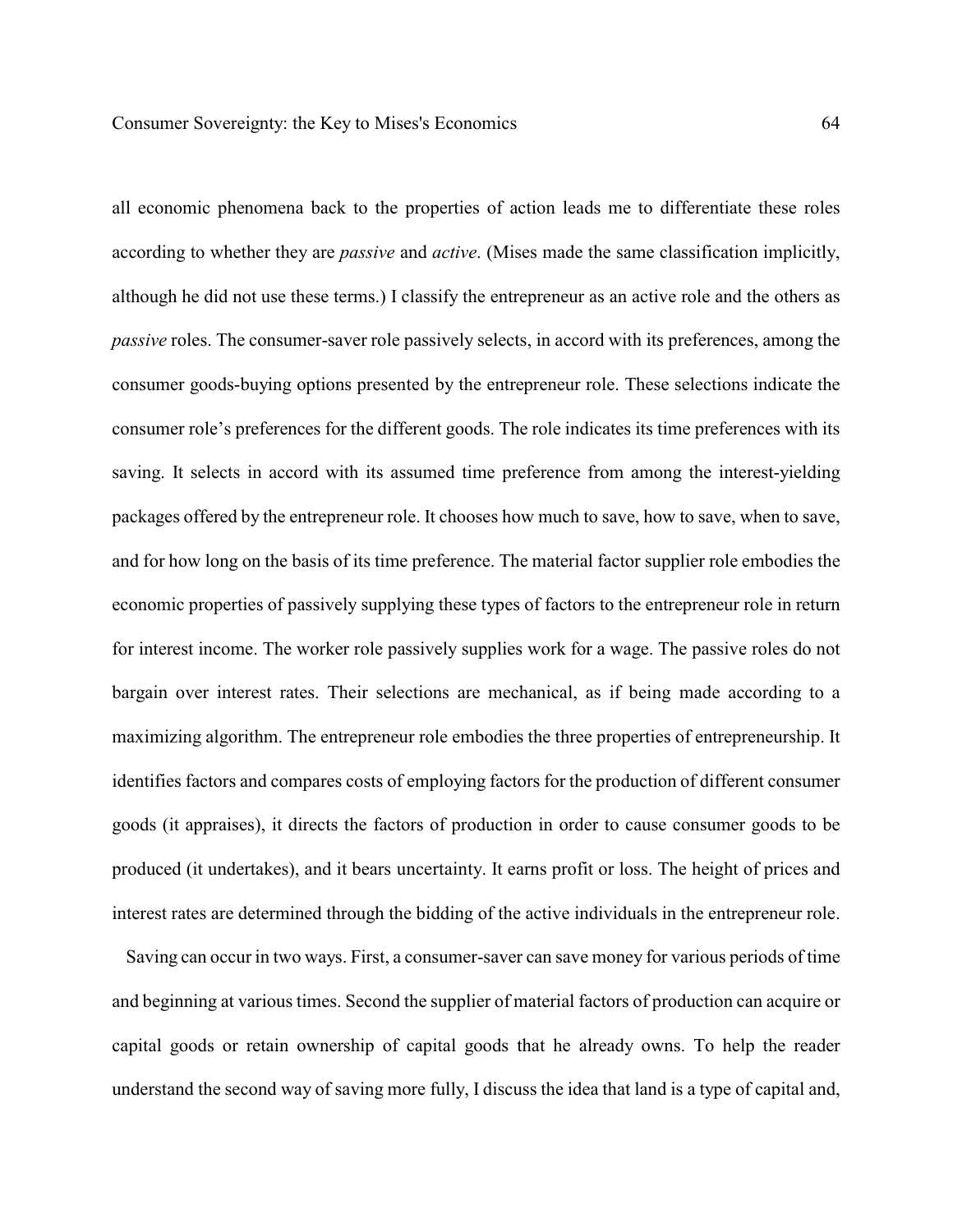all economic phenomena back to the properties of action leads me to differentiate these roles according to whether they are *passive* and *active*. (Mises made the same classification implicitly, although he did not use these terms.) I classify the entrepreneur as an active role and the others as *passive* roles. The consumer-saver role passively selects, in accord with its preferences, among the consumer goods-buying options presented by the entrepreneur role. These selections indicate the consumer role's preferences for the different goods. The role indicates its time preferences with its saving. It selects in accord with its assumed time preference from among the interest-yielding packages offered by the entrepreneur role. It chooses how much to save, how to save, when to save, and for how long on the basis of its time preference. The material factor supplier role embodies the economic properties of passively supplying these types of factors to the entrepreneur role in return for interest income. The worker role passively supplies work for a wage. The passive roles do not bargain over interest rates. Their selections are mechanical, as if being made according to a maximizing algorithm. The entrepreneur role embodies the three properties of entrepreneurship. It identifies factors and compares costs of employing factors for the production of different consumer goods (it appraises), it directs the factors of production in order to cause consumer goods to be produced (it undertakes), and it bears uncertainty. It earns profit or loss. The height of prices and interest rates are determined through the bidding of the active individuals in the entrepreneur role.

Saving can occur in two ways. First, a consumer-saver can save money for various periods of time and beginning at various times. Second the supplier of material factors of production can acquire or capital goods or retain ownership of capital goods that he already owns. To help the reader understand the second way of saving more fully, I discuss the idea that land is a type of capital and,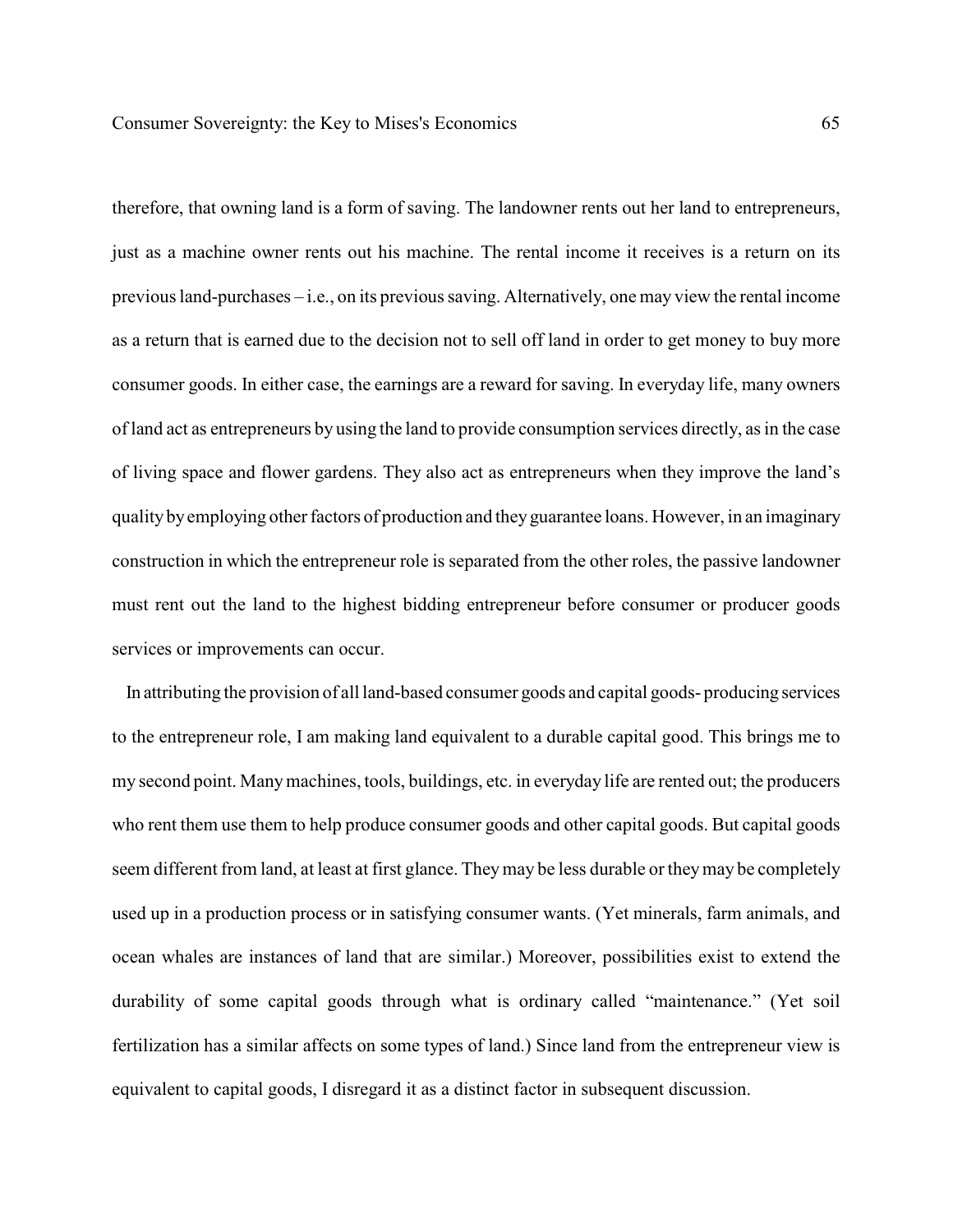therefore, that owning land is a form of saving. The landowner rents out her land to entrepreneurs, just as a machine owner rents out his machine. The rental income it receives is a return on its previous land-purchases – i.e., on its previous saving. Alternatively, one may view the rental income as a return that is earned due to the decision not to sell off land in order to get money to buy more consumer goods. In either case, the earnings are a reward for saving. In everyday life, many owners of land act as entrepreneurs by using the land to provide consumption services directly, as in the case of living space and flower gardens. They also act as entrepreneurs when they improve the land's quality by employing other factors of production and they guarantee loans. However, in an imaginary construction in which the entrepreneur role is separated from the other roles, the passive landowner must rent out the land to the highest bidding entrepreneur before consumer or producer goods services or improvements can occur.

In attributing the provision of all land-based consumer goods and capital goods- producing services to the entrepreneur role, I am making land equivalent to a durable capital good. This brings me to my second point. Many machines, tools, buildings, etc. in everyday life are rented out; the producers who rent them use them to help produce consumer goods and other capital goods. But capital goods seem different from land, at least at first glance. They may be less durable or they may be completely used up in a production process or in satisfying consumer wants. (Yet minerals, farm animals, and ocean whales are instances of land that are similar.) Moreover, possibilities exist to extend the durability of some capital goods through what is ordinary called "maintenance." (Yet soil fertilization has a similar affects on some types of land.) Since land from the entrepreneur view is equivalent to capital goods, I disregard it as a distinct factor in subsequent discussion.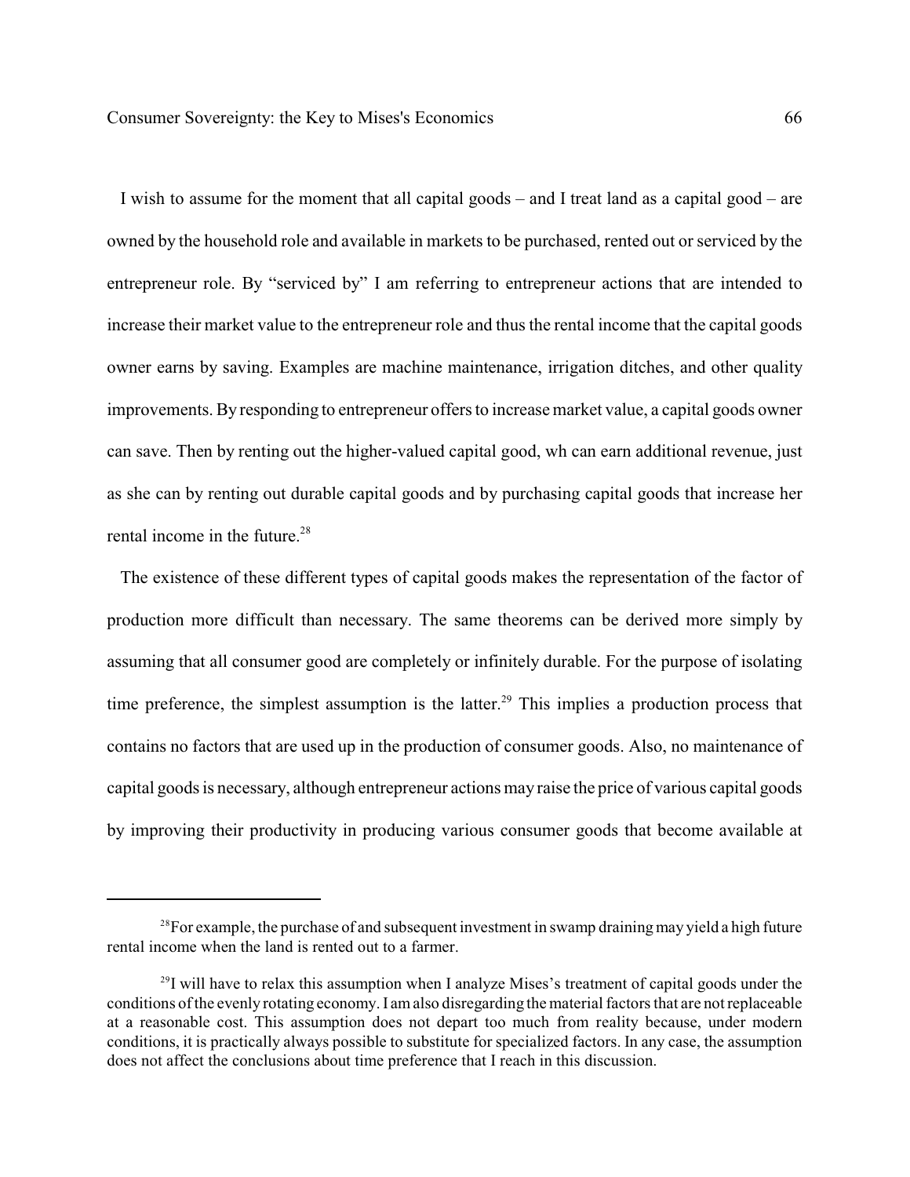I wish to assume for the moment that all capital goods – and I treat land as a capital good – are owned by the household role and available in markets to be purchased, rented out or serviced by the entrepreneur role. By "serviced by" I am referring to entrepreneur actions that are intended to increase their market value to the entrepreneur role and thus the rental income that the capital goods owner earns by saving. Examples are machine maintenance, irrigation ditches, and other quality improvements. By responding to entrepreneur offers to increase market value, a capital goods owner can save. Then by renting out the higher-valued capital good, wh can earn additional revenue, just as she can by renting out durable capital goods and by purchasing capital goods that increase her rental income in the future.[28]

The existence of these different types of capital goods makes the representation of the factor of production more difficult than necessary. The same theorems can be derived more simply by assuming that all consumer good are completely or infinitely durable. For the purpose of isolating time preference, the simplest assumption is the latter.[29] This implies a production process that contains no factors that are used up in the production of consumer goods. Also, no maintenance of capital goods is necessary, although entrepreneur actions may raise the price of various capital goods by improving their productivity in producing various consumer goods that become available at

---

[28] For example, the purchase of and subsequent investment in swamp draining may yield a high future rental income when the land is rented out to a farmer.

[29] I will have to relax this assumption when I analyze Mises's treatment of capital goods under the conditions of the evenly rotating economy. I am also disregarding the material factors that are not replaceable at a reasonable cost. This assumption does not depart too much from reality because, under modern conditions, it is practically always possible to substitute for specialized factors. In any case, the assumption does not affect the conclusions about time preference that I reach in this discussion.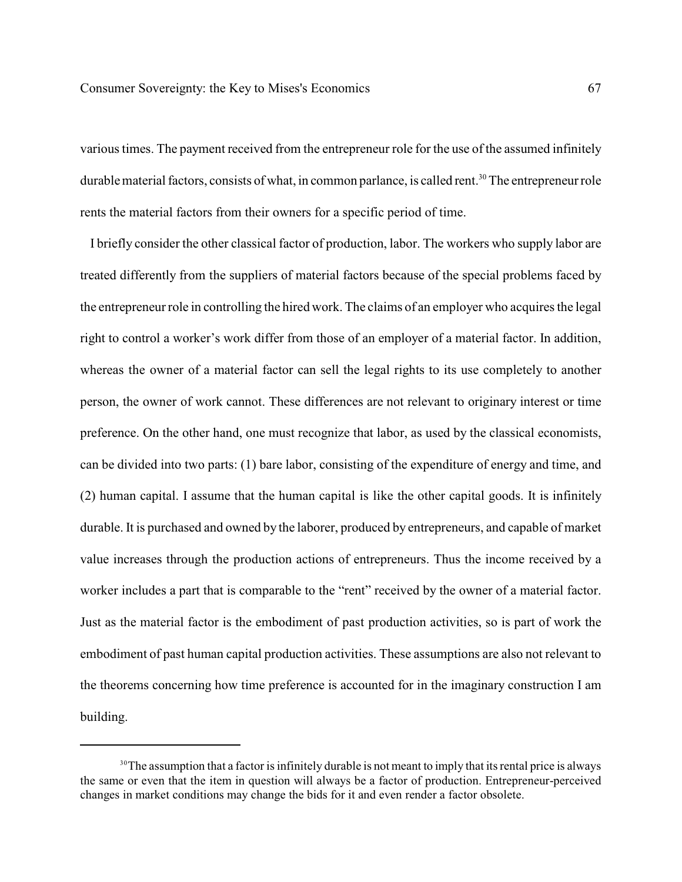various times. The payment received from the entrepreneur role for the use of the assumed infinitely durable material factors, consists of what, in common parlance, is called rent.[30] The entrepreneur role rents the material factors from their owners for a specific period of time.

I briefly consider the other classical factor of production, labor. The workers who supply labor are treated differently from the suppliers of material factors because of the special problems faced by the entrepreneur role in controlling the hired work. The claims of an employer who acquires the legal right to control a worker's work differ from those of an employer of a material factor. In addition, whereas the owner of a material factor can sell the legal rights to its use completely to another person, the owner of work cannot. These differences are not relevant to originary interest or time preference. On the other hand, one must recognize that labor, as used by the classical economists, can be divided into two parts: (1) bare labor, consisting of the expenditure of energy and time, and (2) human capital. I assume that the human capital is like the other capital goods. It is infinitely durable. It is purchased and owned by the laborer, produced by entrepreneurs, and capable of market value increases through the production actions of entrepreneurs. Thus the income received by a worker includes a part that is comparable to the "rent" received by the owner of a material factor. Just as the material factor is the embodiment of past production activities, so is part of work the embodiment of past human capital production activities. These assumptions are also not relevant to the theorems concerning how time preference is accounted for in the imaginary construction I am building.

---

[30] The assumption that a factor is infinitely durable is not meant to imply that its rental price is always the same or even that the item in question will always be a factor of production. Entrepreneur-perceived changes in market conditions may change the bids for it and even render a factor obsolete.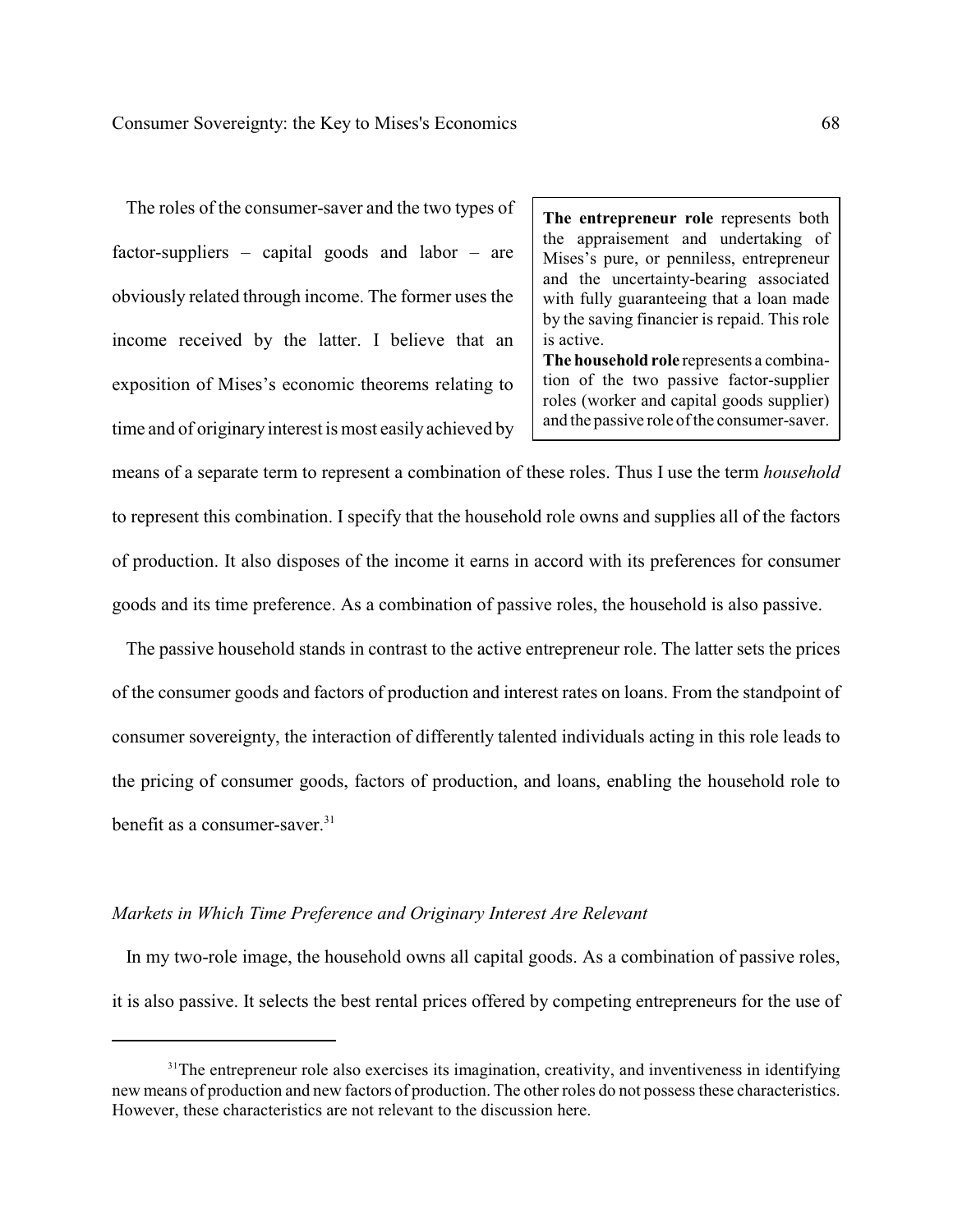The roles of the consumer-saver and the two types of factor-suppliers – capital goods and labor – are obviously related through income. The former uses the income received by the latter. I believe that an exposition of Mises's economic theorems relating to time and of originary interest is most easily achieved by means of a separate term to represent a combination of these roles. Thus I use the term *household* to represent this combination. I specify that the household role owns and supplies all of the factors of production. It also disposes of the income it earns in accord with its preferences for consumer goods and its time preference. As a combination of passive roles, the household is also passive.

> **The entrepreneur role** represents both the appraisement and undertaking of Mises's pure, or penniless, entrepreneur and the uncertainty-bearing associated with fully guaranteeing that a loan made by the saving financier is repaid. This role is active.
>
> **The household role** represents a combination of the two passive factor-supplier roles (worker and capital goods supplier) and the passive role of the consumer-saver.

The passive household stands in contrast to the active entrepreneur role. The latter sets the prices of the consumer goods and factors of production and interest rates on loans. From the standpoint of consumer sovereignty, the interaction of differently talented individuals acting in this role leads to the pricing of consumer goods, factors of production, and loans, enabling the household role to benefit as a consumer-saver.[31]

### *Markets in Which Time Preference and Originary Interest Are Relevant*

In my two-role image, the household owns all capital goods. As a combination of passive roles, it is also passive. It selects the best rental prices offered by competing entrepreneurs for the use of

[31] The entrepreneur role also exercises its imagination, creativity, and inventiveness in identifying new means of production and new factors of production. The other roles do not possess these characteristics. However, these characteristics are not relevant to the discussion here.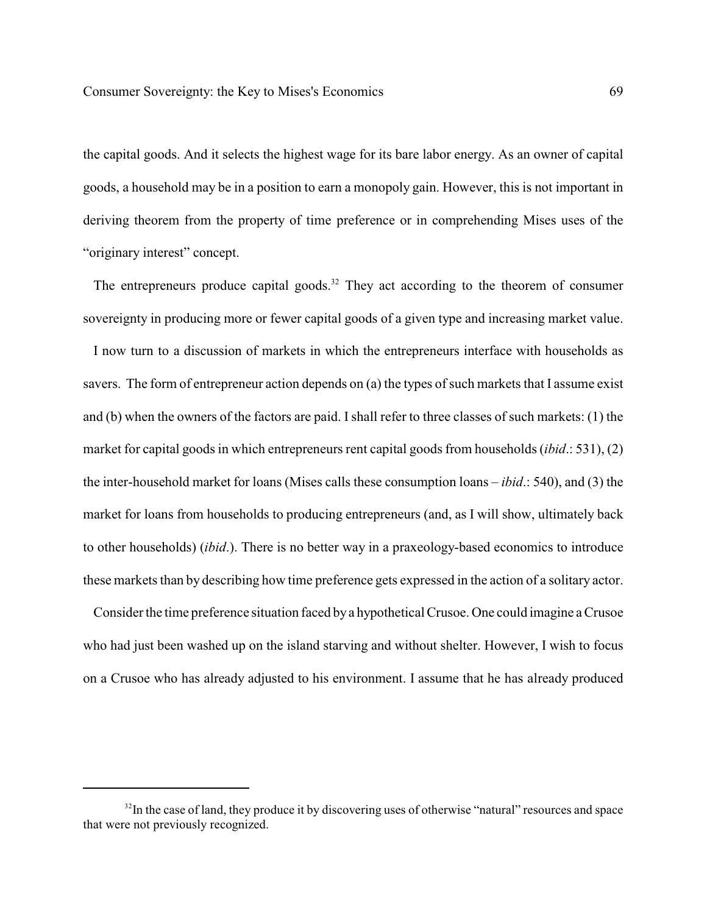the capital goods. And it selects the highest wage for its bare labor energy. As an owner of capital goods, a household may be in a position to earn a monopoly gain. However, this is not important in deriving theorem from the property of time preference or in comprehending Mises uses of the "originary interest" concept.

The entrepreneurs produce capital goods.[32] They act according to the theorem of consumer sovereignty in producing more or fewer capital goods of a given type and increasing market value.

I now turn to a discussion of markets in which the entrepreneurs interface with households as savers. The form of entrepreneur action depends on (a) the types of such markets that I assume exist and (b) when the owners of the factors are paid. I shall refer to three classes of such markets: (1) the market for capital goods in which entrepreneurs rent capital goods from households (*ibid*.: 531), (2) the inter-household market for loans (Mises calls these consumption loans – *ibid*.: 540), and (3) the market for loans from households to producing entrepreneurs (and, as I will show, ultimately back to other households) (*ibid*.). There is no better way in a praxeology-based economics to introduce these markets than by describing how time preference gets expressed in the action of a solitary actor.

Consider the time preference situation faced by a hypothetical Crusoe. One could imagine a Crusoe who had just been washed up on the island starving and without shelter. However, I wish to focus on a Crusoe who has already adjusted to his environment. I assume that he has already produced

[32] In the case of land, they produce it by discovering uses of otherwise "natural" resources and space that were not previously recognized.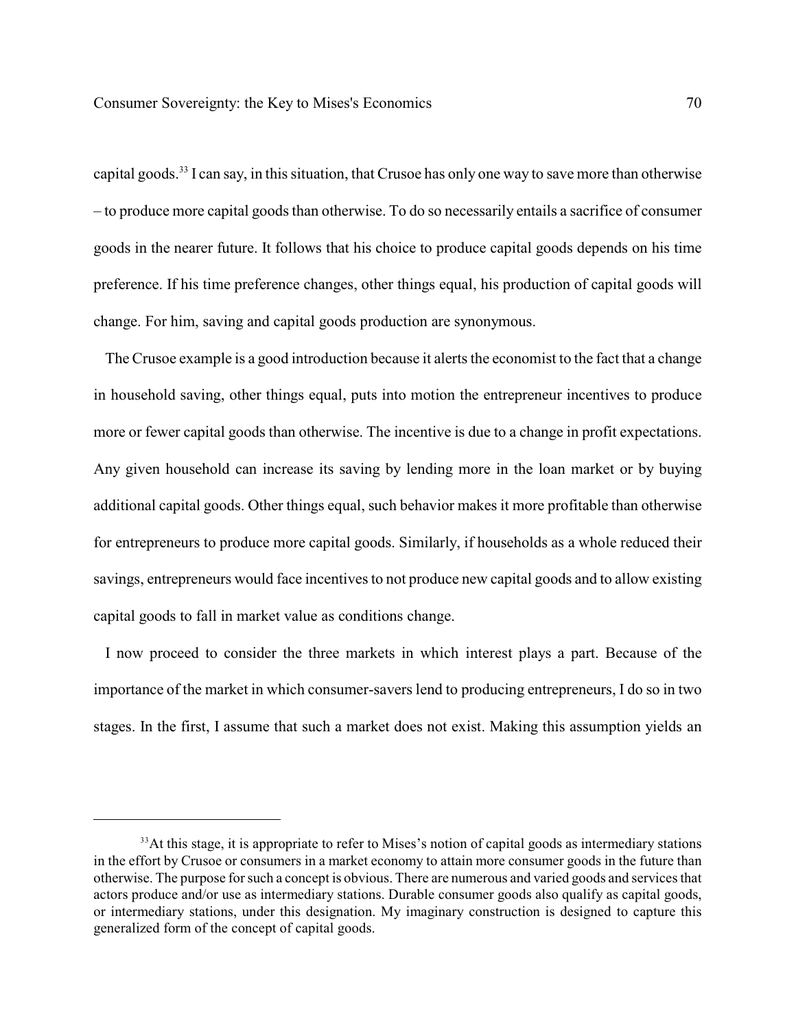capital goods.[33] I can say, in this situation, that Crusoe has only one way to save more than otherwise – to produce more capital goods than otherwise. To do so necessarily entails a sacrifice of consumer goods in the nearer future. It follows that his choice to produce capital goods depends on his time preference. If his time preference changes, other things equal, his production of capital goods will change. For him, saving and capital goods production are synonymous.

The Crusoe example is a good introduction because it alerts the economist to the fact that a change in household saving, other things equal, puts into motion the entrepreneur incentives to produce more or fewer capital goods than otherwise. The incentive is due to a change in profit expectations. Any given household can increase its saving by lending more in the loan market or by buying additional capital goods. Other things equal, such behavior makes it more profitable than otherwise for entrepreneurs to produce more capital goods. Similarly, if households as a whole reduced their savings, entrepreneurs would face incentives to not produce new capital goods and to allow existing capital goods to fall in market value as conditions change.

I now proceed to consider the three markets in which interest plays a part. Because of the importance of the market in which consumer-savers lend to producing entrepreneurs, I do so in two stages. In the first, I assume that such a market does not exist. Making this assumption yields an

---

[33] At this stage, it is appropriate to refer to Mises's notion of capital goods as intermediary stations in the effort by Crusoe or consumers in a market economy to attain more consumer goods in the future than otherwise. The purpose for such a concept is obvious. There are numerous and varied goods and services that actors produce and/or use as intermediary stations. Durable consumer goods also qualify as capital goods, or intermediary stations, under this designation. My imaginary construction is designed to capture this generalized form of the concept of capital goods.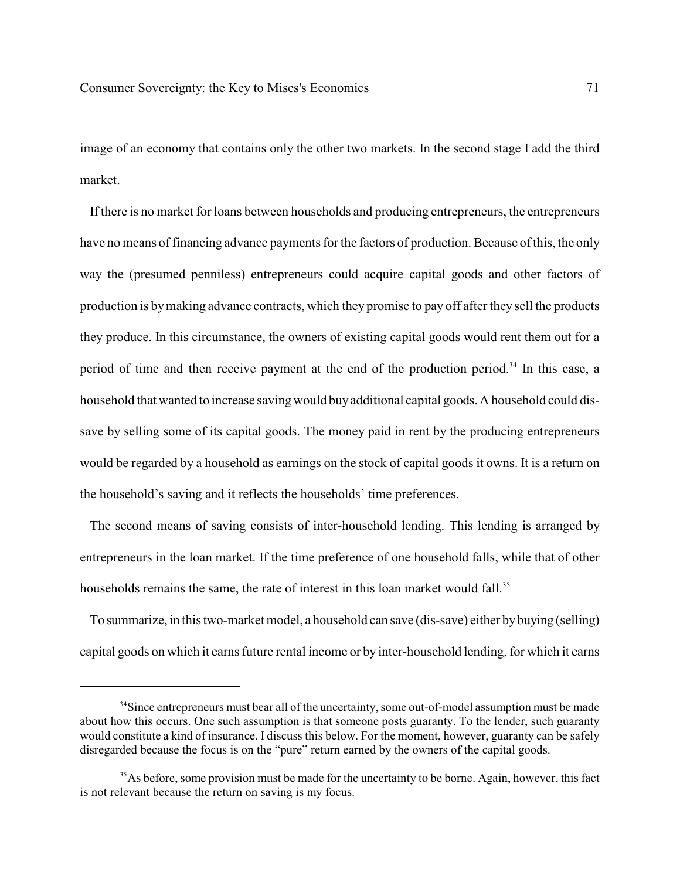image of an economy that contains only the other two markets. In the second stage I add the third market.

If there is no market for loans between households and producing entrepreneurs, the entrepreneurs have no means of financing advance payments for the factors of production. Because of this, the only way the (presumed penniless) entrepreneurs could acquire capital goods and other factors of production is by making advance contracts, which they promise to pay off after they sell the products they produce. In this circumstance, the owners of existing capital goods would rent them out for a period of time and then receive payment at the end of the production period.[34] In this case, a household that wanted to increase saving would buy additional capital goods. A household could dis-save by selling some of its capital goods. The money paid in rent by the producing entrepreneurs would be regarded by a household as earnings on the stock of capital goods it owns. It is a return on the household's saving and it reflects the households' time preferences.

The second means of saving consists of inter-household lending. This lending is arranged by entrepreneurs in the loan market. If the time preference of one household falls, while that of other households remains the same, the rate of interest in this loan market would fall.[35]

To summarize, in this two-market model, a household can save (dis-save) either by buying (selling) capital goods on which it earns future rental income or by inter-household lending, for which it earns

---

[34] Since entrepreneurs must bear all of the uncertainty, some out-of-model assumption must be made about how this occurs. One such assumption is that someone posts guaranty. To the lender, such guaranty would constitute a kind of insurance. I discuss this below. For the moment, however, guaranty can be safely disregarded because the focus is on the "pure" return earned by the owners of the capital goods.

[35] As before, some provision must be made for the uncertainty to be borne. Again, however, this fact is not relevant because the return on saving is my focus.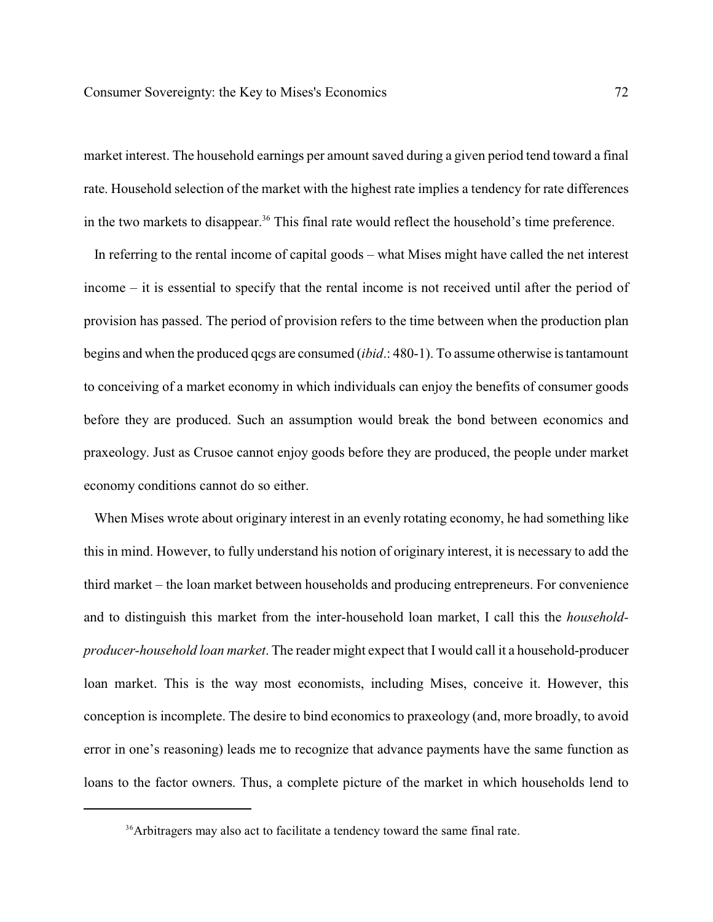market interest. The household earnings per amount saved during a given period tend toward a final rate. Household selection of the market with the highest rate implies a tendency for rate differences in the two markets to disappear.[36] This final rate would reflect the household's time preference.

In referring to the rental income of capital goods – what Mises might have called the net interest income – it is essential to specify that the rental income is not received until after the period of provision has passed. The period of provision refers to the time between when the production plan begins and when the produced qcgs are consumed (*ibid*.: 480-1). To assume otherwise is tantamount to conceiving of a market economy in which individuals can enjoy the benefits of consumer goods before they are produced. Such an assumption would break the bond between economics and praxeology. Just as Crusoe cannot enjoy goods before they are produced, the people under market economy conditions cannot do so either.

When Mises wrote about originary interest in an evenly rotating economy, he had something like this in mind. However, to fully understand his notion of originary interest, it is necessary to add the third market – the loan market between households and producing entrepreneurs. For convenience and to distinguish this market from the inter-household loan market, I call this the *household-producer-household loan market*. The reader might expect that I would call it a household-producer loan market. This is the way most economists, including Mises, conceive it. However, this conception is incomplete. The desire to bind economics to praxeology (and, more broadly, to avoid error in one's reasoning) leads me to recognize that advance payments have the same function as loans to the factor owners. Thus, a complete picture of the market in which households lend to

[36] Arbitragers may also act to facilitate a tendency toward the same final rate.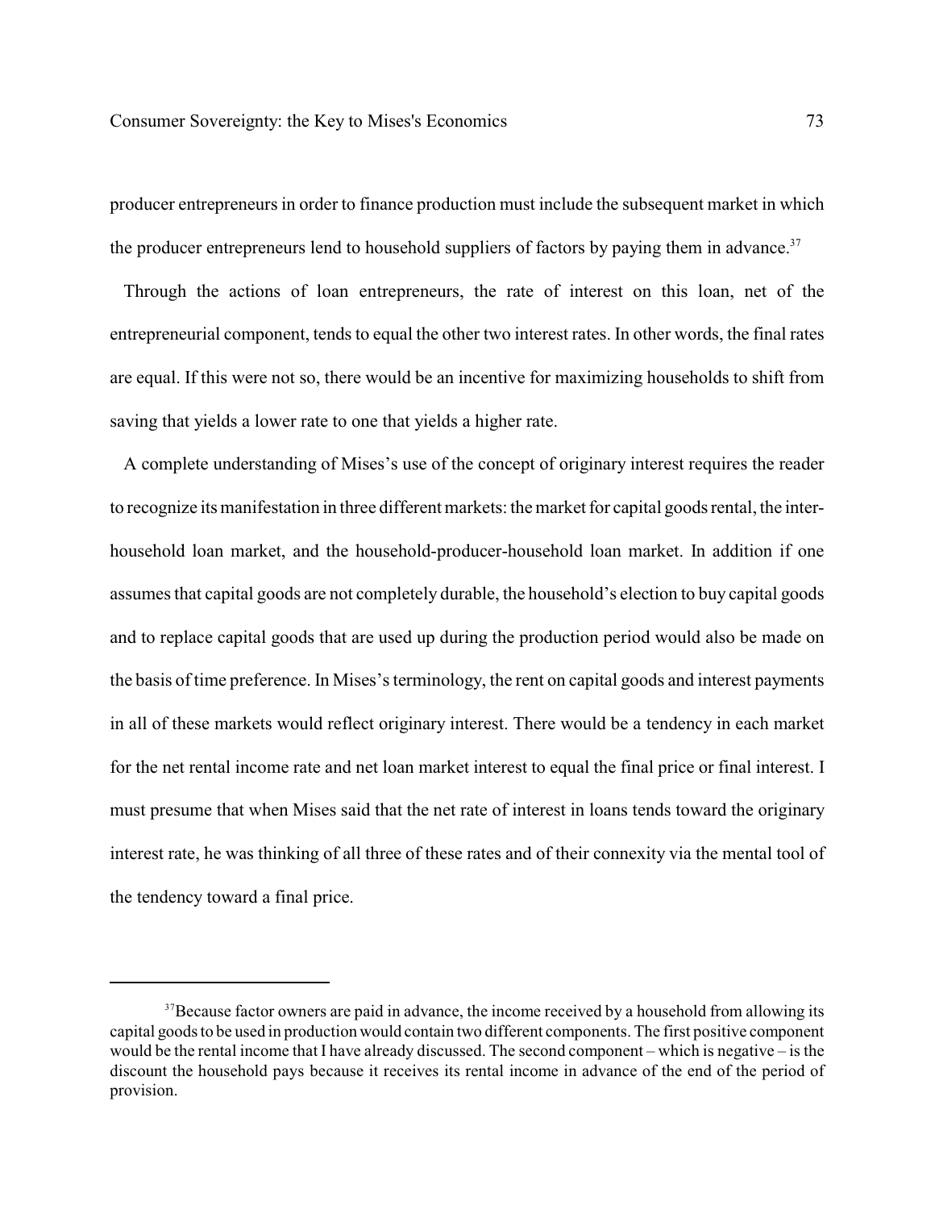producer entrepreneurs in order to finance production must include the subsequent market in which the producer entrepreneurs lend to household suppliers of factors by paying them in advance.[37]

Through the actions of loan entrepreneurs, the rate of interest on this loan, net of the entrepreneurial component, tends to equal the other two interest rates. In other words, the final rates are equal. If this were not so, there would be an incentive for maximizing households to shift from saving that yields a lower rate to one that yields a higher rate.

A complete understanding of Mises's use of the concept of originary interest requires the reader to recognize its manifestation in three different markets: the market for capital goods rental, the inter-household loan market, and the household-producer-household loan market. In addition if one assumes that capital goods are not completely durable, the household's election to buy capital goods and to replace capital goods that are used up during the production period would also be made on the basis of time preference. In Mises's terminology, the rent on capital goods and interest payments in all of these markets would reflect originary interest. There would be a tendency in each market for the net rental income rate and net loan market interest to equal the final price or final interest. I must presume that when Mises said that the net rate of interest in loans tends toward the originary interest rate, he was thinking of all three of these rates and of their connexity via the mental tool of the tendency toward a final price.

---

[37]Because factor owners are paid in advance, the income received by a household from allowing its capital goods to be used in production would contain two different components. The first positive component would be the rental income that I have already discussed. The second component – which is negative – is the discount the household pays because it receives its rental income in advance of the end of the period of provision.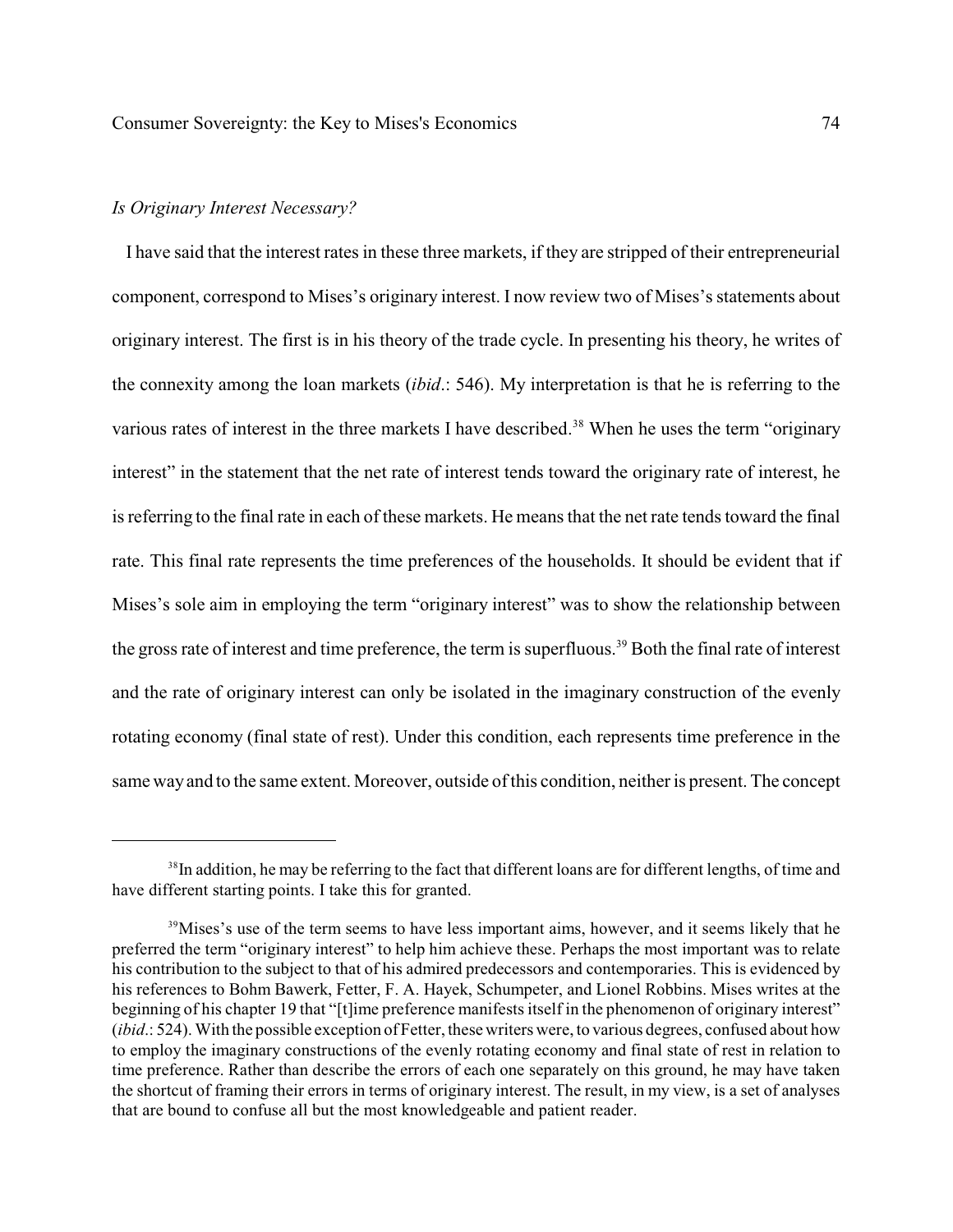*Is Originary Interest Necessary?*

I have said that the interest rates in these three markets, if they are stripped of their entrepreneurial component, correspond to Mises's originary interest. I now review two of Mises's statements about originary interest. The first is in his theory of the trade cycle. In presenting his theory, he writes of the connexity among the loan markets (*ibid*.: 546). My interpretation is that he is referring to the various rates of interest in the three markets I have described.[38] When he uses the term "originary interest" in the statement that the net rate of interest tends toward the originary rate of interest, he is referring to the final rate in each of these markets. He means that the net rate tends toward the final rate. This final rate represents the time preferences of the households. It should be evident that if Mises's sole aim in employing the term "originary interest" was to show the relationship between the gross rate of interest and time preference, the term is superfluous.[39] Both the final rate of interest and the rate of originary interest can only be isolated in the imaginary construction of the evenly rotating economy (final state of rest). Under this condition, each represents time preference in the same way and to the same extent. Moreover, outside of this condition, neither is present. The concept

---

[38]In addition, he may be referring to the fact that different loans are for different lengths, of time and have different starting points. I take this for granted.

[39]Mises's use of the term seems to have less important aims, however, and it seems likely that he preferred the term "originary interest" to help him achieve these. Perhaps the most important was to relate his contribution to the subject to that of his admired predecessors and contemporaries. This is evidenced by his references to Bohm Bawerk, Fetter, F. A. Hayek, Schumpeter, and Lionel Robbins. Mises writes at the beginning of his chapter 19 that "[t]ime preference manifests itself in the phenomenon of originary interest" (*ibid*.: 524). With the possible exception of Fetter, these writers were, to various degrees, confused about how to employ the imaginary constructions of the evenly rotating economy and final state of rest in relation to time preference. Rather than describe the errors of each one separately on this ground, he may have taken the shortcut of framing their errors in terms of originary interest. The result, in my view, is a set of analyses that are bound to confuse all but the most knowledgeable and patient reader.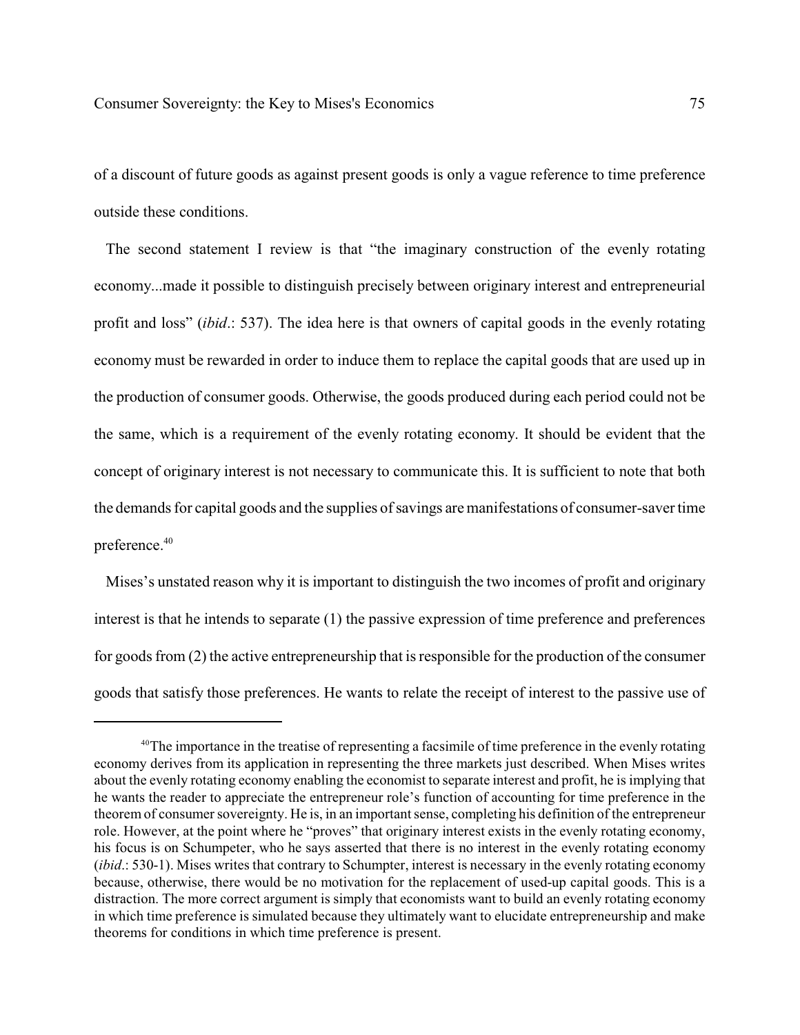of a discount of future goods as against present goods is only a vague reference to time preference outside these conditions.

The second statement I review is that "the imaginary construction of the evenly rotating economy...made it possible to distinguish precisely between originary interest and entrepreneurial profit and loss" (*ibid*.: 537). The idea here is that owners of capital goods in the evenly rotating economy must be rewarded in order to induce them to replace the capital goods that are used up in the production of consumer goods. Otherwise, the goods produced during each period could not be the same, which is a requirement of the evenly rotating economy. It should be evident that the concept of originary interest is not necessary to communicate this. It is sufficient to note that both the demands for capital goods and the supplies of savings are manifestations of consumer-saver time preference.[40]

Mises's unstated reason why it is important to distinguish the two incomes of profit and originary interest is that he intends to separate (1) the passive expression of time preference and preferences for goods from (2) the active entrepreneurship that is responsible for the production of the consumer goods that satisfy those preferences. He wants to relate the receipt of interest to the passive use of

---

[40]The importance in the treatise of representing a facsimile of time preference in the evenly rotating economy derives from its application in representing the three markets just described. When Mises writes about the evenly rotating economy enabling the economist to separate interest and profit, he is implying that he wants the reader to appreciate the entrepreneur role's function of accounting for time preference in the theorem of consumer sovereignty. He is, in an important sense, completing his definition of the entrepreneur role. However, at the point where he "proves" that originary interest exists in the evenly rotating economy, his focus is on Schumpeter, who he says asserted that there is no interest in the evenly rotating economy (*ibid*.: 530-1). Mises writes that contrary to Schumpter, interest is necessary in the evenly rotating economy because, otherwise, there would be no motivation for the replacement of used-up capital goods. This is a distraction. The more correct argument is simply that economists want to build an evenly rotating economy in which time preference is simulated because they ultimately want to elucidate entrepreneurship and make theorems for conditions in which time preference is present.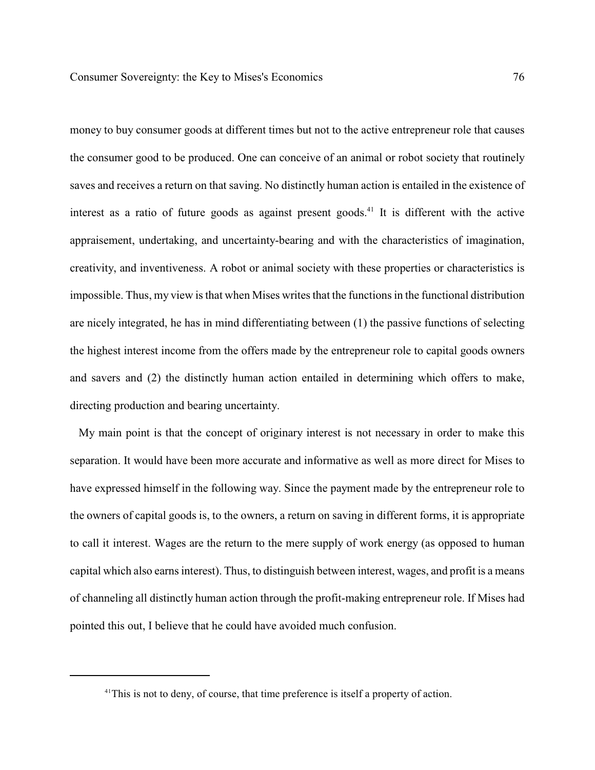money to buy consumer goods at different times but not to the active entrepreneur role that causes the consumer good to be produced. One can conceive of an animal or robot society that routinely saves and receives a return on that saving. No distinctly human action is entailed in the existence of interest as a ratio of future goods as against present goods.[41] It is different with the active appraisement, undertaking, and uncertainty-bearing and with the characteristics of imagination, creativity, and inventiveness. A robot or animal society with these properties or characteristics is impossible. Thus, my view is that when Mises writes that the functions in the functional distribution are nicely integrated, he has in mind differentiating between (1) the passive functions of selecting the highest interest income from the offers made by the entrepreneur role to capital goods owners and savers and (2) the distinctly human action entailed in determining which offers to make, directing production and bearing uncertainty.

My main point is that the concept of originary interest is not necessary in order to make this separation. It would have been more accurate and informative as well as more direct for Mises to have expressed himself in the following way. Since the payment made by the entrepreneur role to the owners of capital goods is, to the owners, a return on saving in different forms, it is appropriate to call it interest. Wages are the return to the mere supply of work energy (as opposed to human capital which also earns interest). Thus, to distinguish between interest, wages, and profit is a means of channeling all distinctly human action through the profit-making entrepreneur role. If Mises had pointed this out, I believe that he could have avoided much confusion.

---

[41] This is not to deny, of course, that time preference is itself a property of action.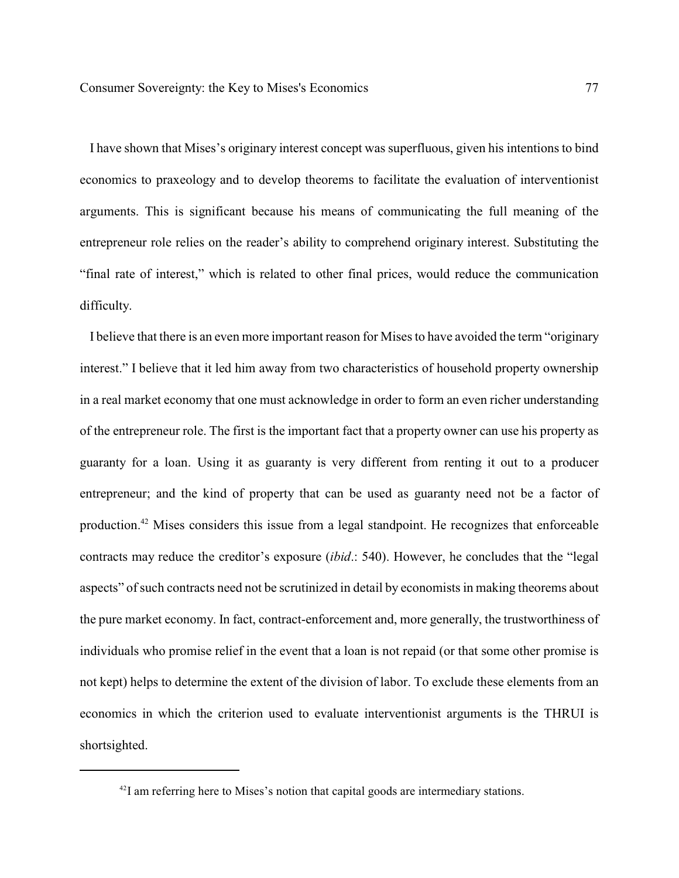I have shown that Mises's originary interest concept was superfluous, given his intentions to bind economics to praxeology and to develop theorems to facilitate the evaluation of interventionist arguments. This is significant because his means of communicating the full meaning of the entrepreneur role relies on the reader's ability to comprehend originary interest. Substituting the "final rate of interest," which is related to other final prices, would reduce the communication difficulty.

I believe that there is an even more important reason for Mises to have avoided the term "originary interest." I believe that it led him away from two characteristics of household property ownership in a real market economy that one must acknowledge in order to form an even richer understanding of the entrepreneur role. The first is the important fact that a property owner can use his property as guaranty for a loan. Using it as guaranty is very different from renting it out to a producer entrepreneur; and the kind of property that can be used as guaranty need not be a factor of production.[42] Mises considers this issue from a legal standpoint. He recognizes that enforceable contracts may reduce the creditor's exposure (*ibid*.: 540). However, he concludes that the "legal aspects" of such contracts need not be scrutinized in detail by economists in making theorems about the pure market economy. In fact, contract-enforcement and, more generally, the trustworthiness of individuals who promise relief in the event that a loan is not repaid (or that some other promise is not kept) helps to determine the extent of the division of labor. To exclude these elements from an economics in which the criterion used to evaluate interventionist arguments is the THRUI is shortsighted.

---

[42] I am referring here to Mises's notion that capital goods are intermediary stations.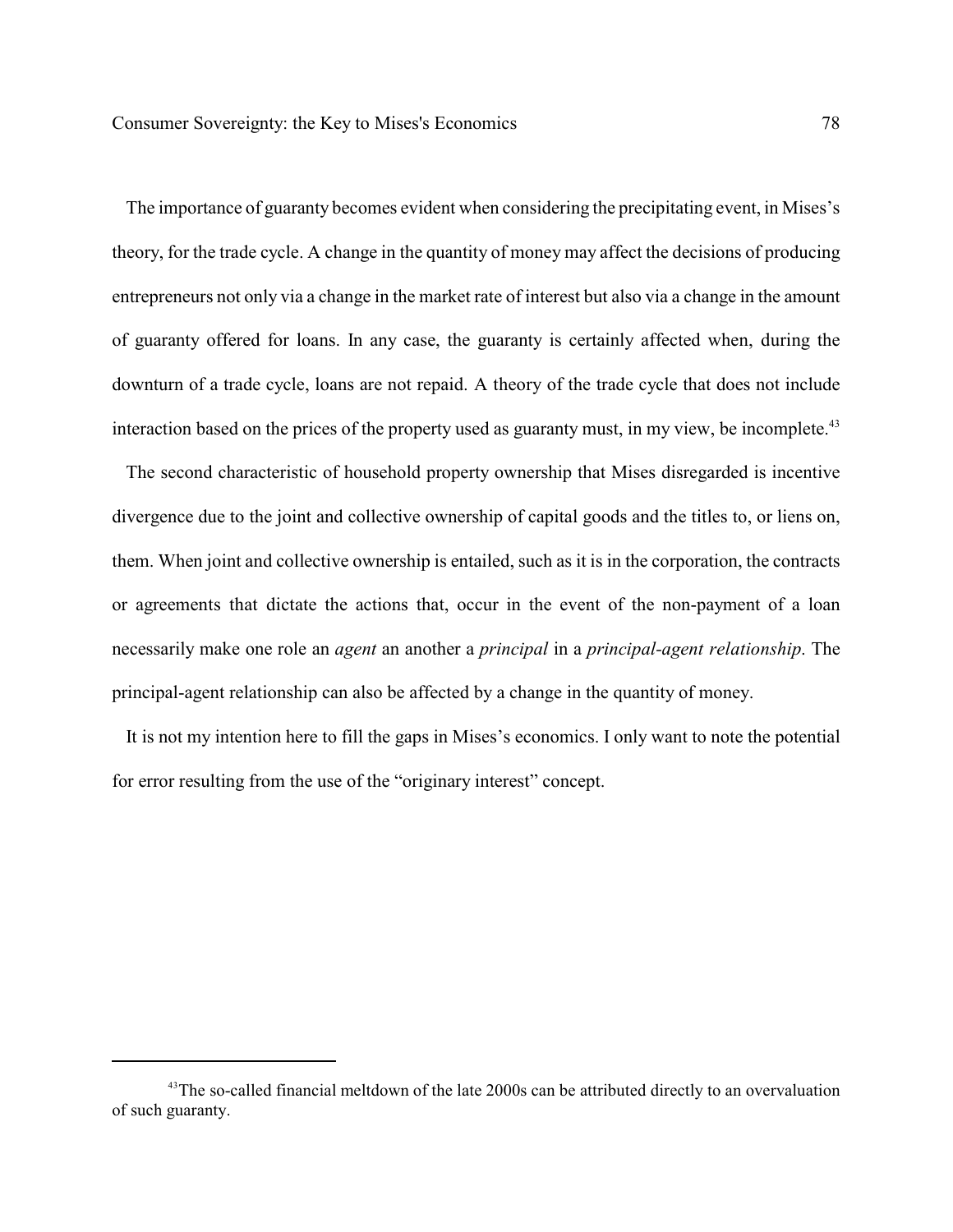The importance of guaranty becomes evident when considering the precipitating event, in Mises's theory, for the trade cycle. A change in the quantity of money may affect the decisions of producing entrepreneurs not only via a change in the market rate of interest but also via a change in the amount of guaranty offered for loans. In any case, the guaranty is certainly affected when, during the downturn of a trade cycle, loans are not repaid. A theory of the trade cycle that does not include interaction based on the prices of the property used as guaranty must, in my view, be incomplete.[43]

The second characteristic of household property ownership that Mises disregarded is incentive divergence due to the joint and collective ownership of capital goods and the titles to, or liens on, them. When joint and collective ownership is entailed, such as it is in the corporation, the contracts or agreements that dictate the actions that, occur in the event of the non-payment of a loan necessarily make one role an *agent* an another a *principal* in a *principal-agent relationship*. The principal-agent relationship can also be affected by a change in the quantity of money.

It is not my intention here to fill the gaps in Mises's economics. I only want to note the potential for error resulting from the use of the "originary interest" concept.

---

[43] The so-called financial meltdown of the late 2000s can be attributed directly to an overvaluation of such guaranty.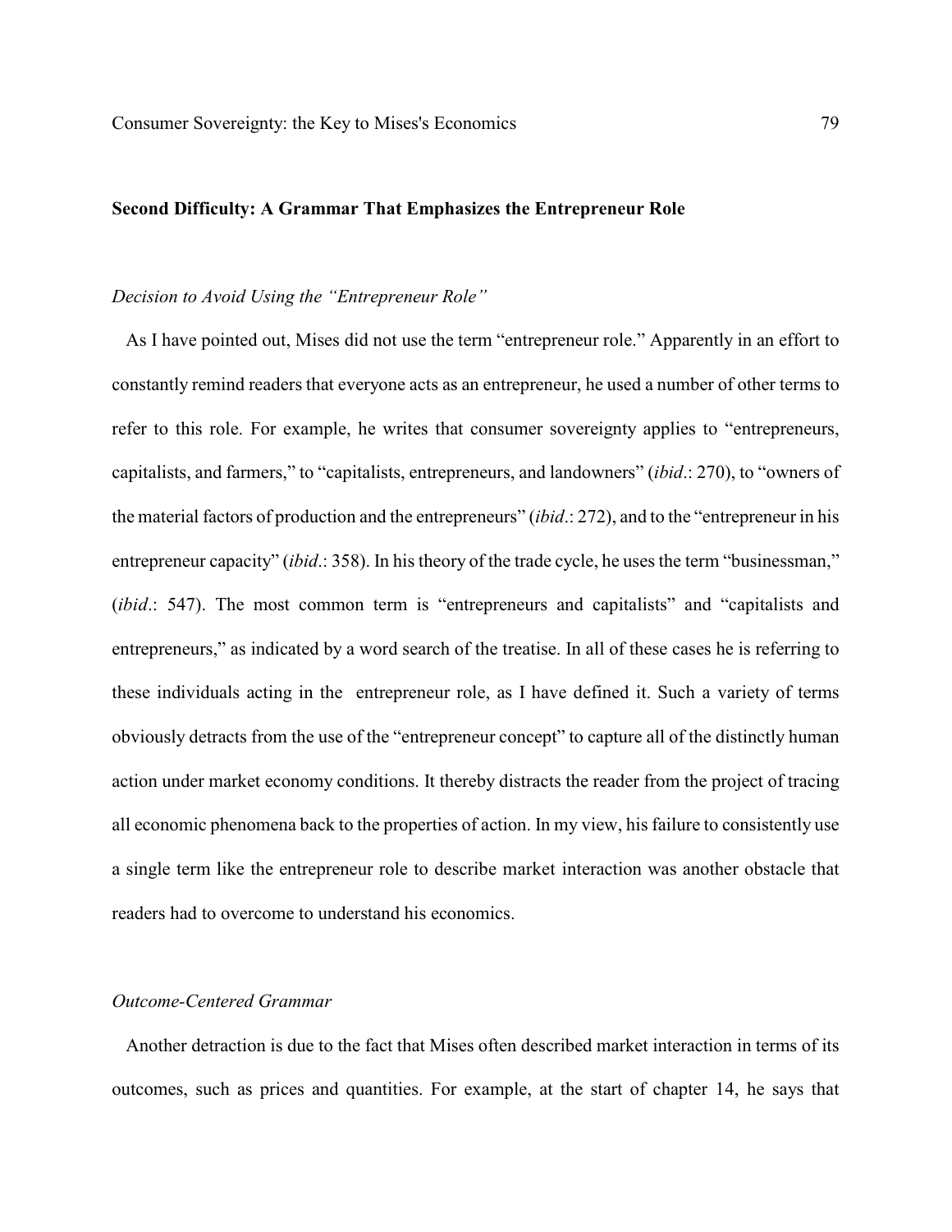## Second Difficulty: A Grammar That Emphasizes the Entrepreneur Role

### *Decision to Avoid Using the "Entrepreneur Role"*

As I have pointed out, Mises did not use the term "entrepreneur role." Apparently in an effort to constantly remind readers that everyone acts as an entrepreneur, he used a number of other terms to refer to this role. For example, he writes that consumer sovereignty applies to "entrepreneurs, capitalists, and farmers," to "capitalists, entrepreneurs, and landowners" (*ibid*.: 270), to "owners of the material factors of production and the entrepreneurs" (*ibid*.: 272), and to the "entrepreneur in his entrepreneur capacity" (*ibid*.: 358). In his theory of the trade cycle, he uses the term "businessman," (*ibid*.: 547). The most common term is "entrepreneurs and capitalists" and "capitalists and entrepreneurs," as indicated by a word search of the treatise. In all of these cases he is referring to these individuals acting in the entrepreneur role, as I have defined it. Such a variety of terms obviously detracts from the use of the "entrepreneur concept" to capture all of the distinctly human action under market economy conditions. It thereby distracts the reader from the project of tracing all economic phenomena back to the properties of action. In my view, his failure to consistently use a single term like the entrepreneur role to describe market interaction was another obstacle that readers had to overcome to understand his economics.

### *Outcome-Centered Grammar*

Another detraction is due to the fact that Mises often described market interaction in terms of its outcomes, such as prices and quantities. For example, at the start of chapter 14, he says that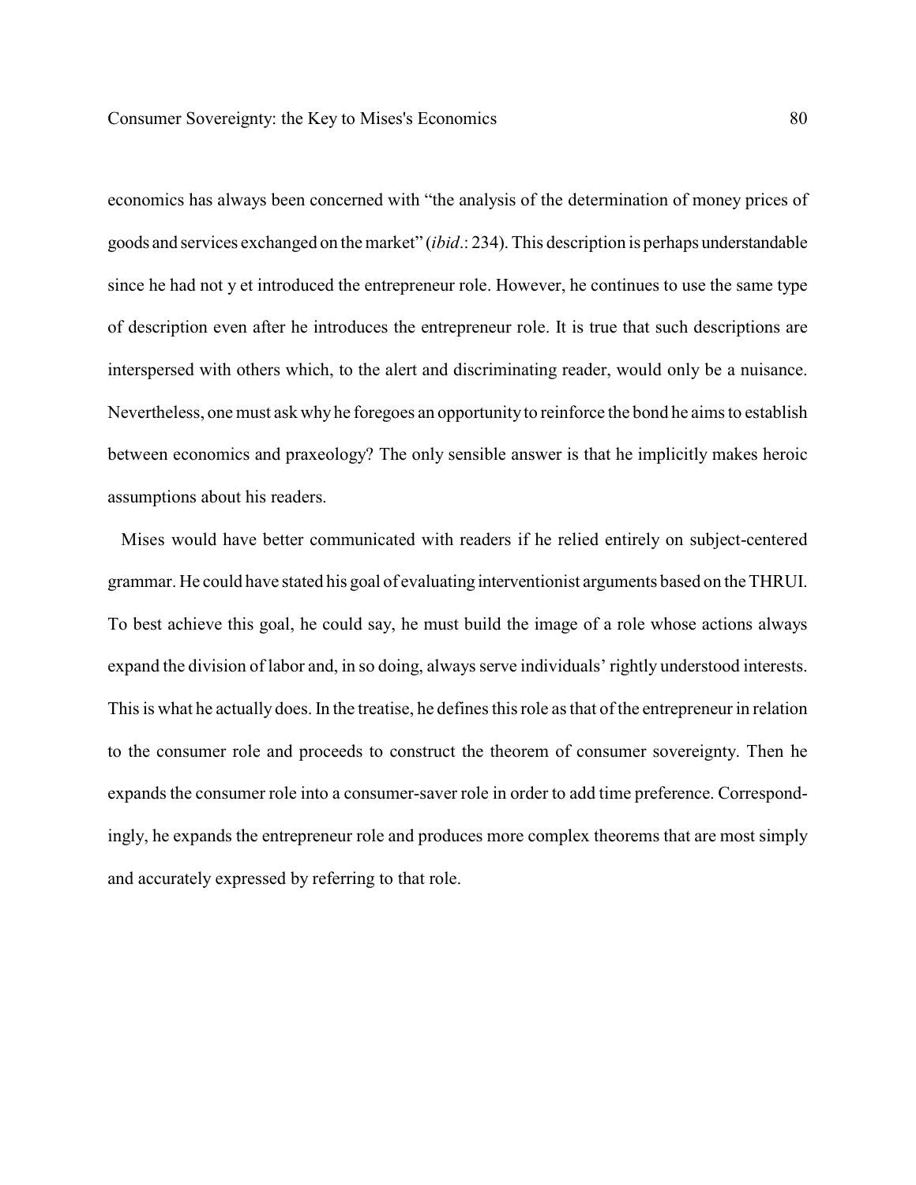economics has always been concerned with "the analysis of the determination of money prices of goods and services exchanged on the market" (*ibid*.: 234). This description is perhaps understandable since he had not y et introduced the entrepreneur role. However, he continues to use the same type of description even after he introduces the entrepreneur role. It is true that such descriptions are interspersed with others which, to the alert and discriminating reader, would only be a nuisance. Nevertheless, one must ask why he foregoes an opportunity to reinforce the bond he aims to establish between economics and praxeology? The only sensible answer is that he implicitly makes heroic assumptions about his readers.

Mises would have better communicated with readers if he relied entirely on subject-centered grammar. He could have stated his goal of evaluating interventionist arguments based on the THRUI. To best achieve this goal, he could say, he must build the image of a role whose actions always expand the division of labor and, in so doing, always serve individuals' rightly understood interests. This is what he actually does. In the treatise, he defines this role as that of the entrepreneur in relation to the consumer role and proceeds to construct the theorem of consumer sovereignty. Then he expands the consumer role into a consumer-saver role in order to add time preference. Correspondingly, he expands the entrepreneur role and produces more complex theorems that are most simply and accurately expressed by referring to that role.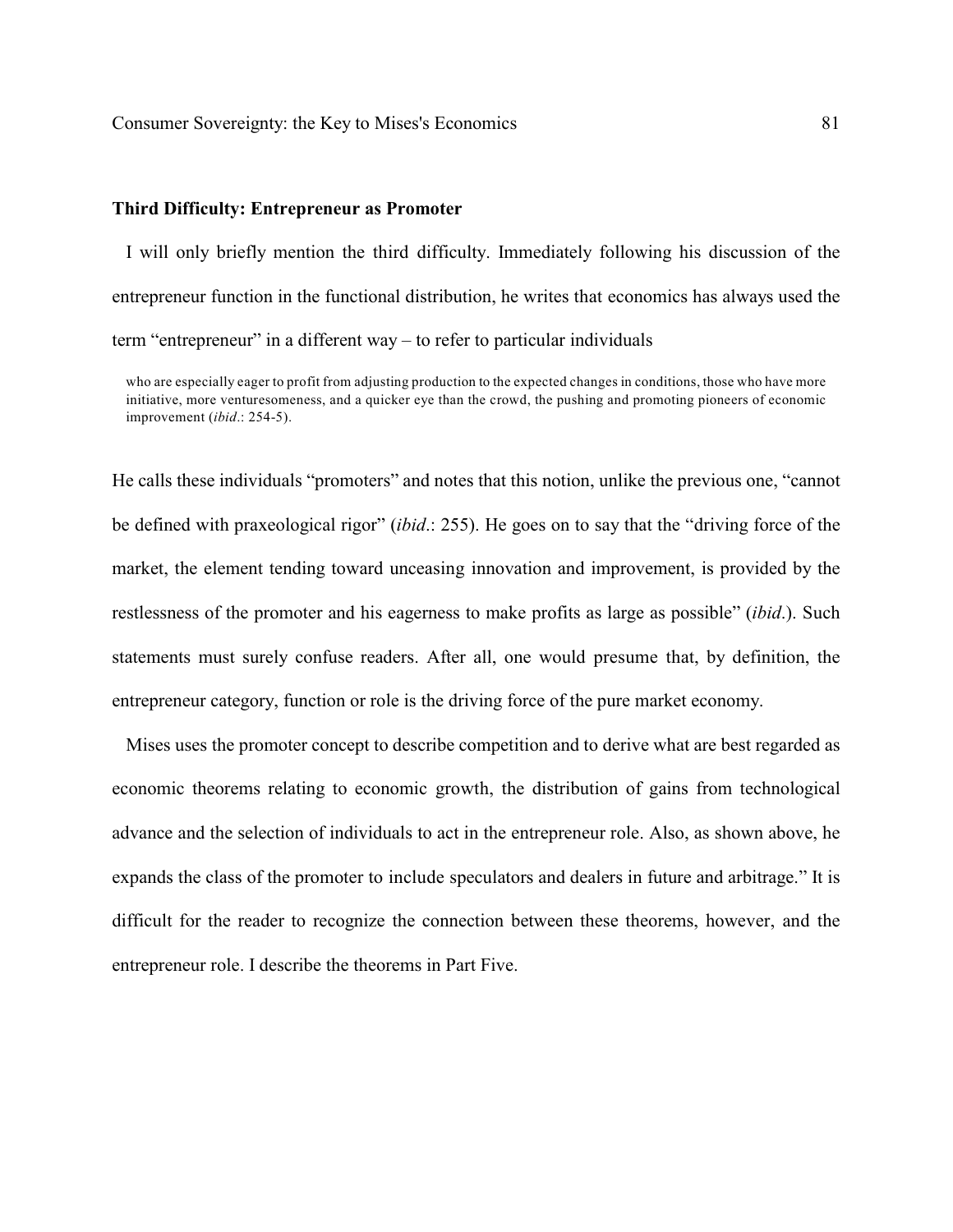### Third Difficulty: Entrepreneur as Promoter

I will only briefly mention the third difficulty. Immediately following his discussion of the entrepreneur function in the functional distribution, he writes that economics has always used the term "entrepreneur" in a different way – to refer to particular individuals

> who are especially eager to profit from adjusting production to the expected changes in conditions, those who have more initiative, more venturesomeness, and a quicker eye than the crowd, the pushing and promoting pioneers of economic improvement (*ibid*.: 254-5).

He calls these individuals "promoters" and notes that this notion, unlike the previous one, "cannot be defined with praxeological rigor" (*ibid*.: 255). He goes on to say that the "driving force of the market, the element tending toward unceasing innovation and improvement, is provided by the restlessness of the promoter and his eagerness to make profits as large as possible" (*ibid*.). Such statements must surely confuse readers. After all, one would presume that, by definition, the entrepreneur category, function or role is the driving force of the pure market economy.

Mises uses the promoter concept to describe competition and to derive what are best regarded as economic theorems relating to economic growth, the distribution of gains from technological advance and the selection of individuals to act in the entrepreneur role. Also, as shown above, he expands the class of the promoter to include speculators and dealers in future and arbitrage." It is difficult for the reader to recognize the connection between these theorems, however, and the entrepreneur role. I describe the theorems in Part Five.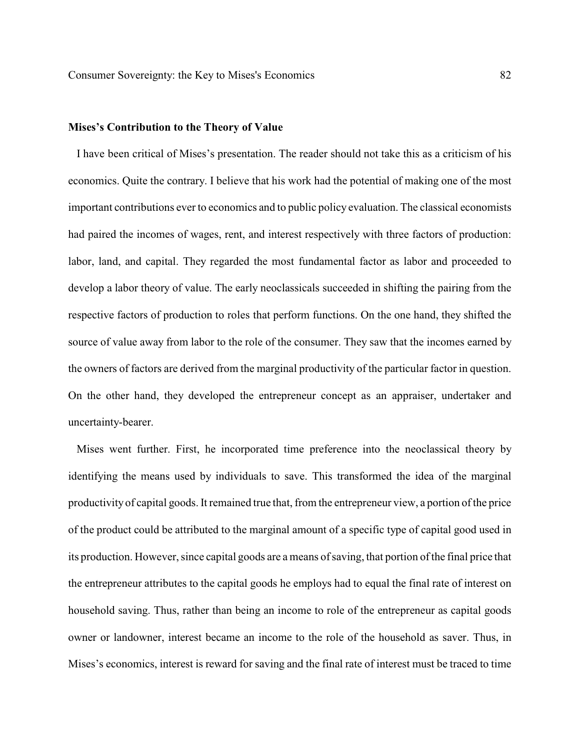**Mises's Contribution to the Theory of Value**

I have been critical of Mises's presentation. The reader should not take this as a criticism of his economics. Quite the contrary. I believe that his work had the potential of making one of the most important contributions ever to economics and to public policy evaluation. The classical economists had paired the incomes of wages, rent, and interest respectively with three factors of production: labor, land, and capital. They regarded the most fundamental factor as labor and proceeded to develop a labor theory of value. The early neoclassicals succeeded in shifting the pairing from the respective factors of production to roles that perform functions. On the one hand, they shifted the source of value away from labor to the role of the consumer. They saw that the incomes earned by the owners of factors are derived from the marginal productivity of the particular factor in question. On the other hand, they developed the entrepreneur concept as an appraiser, undertaker and uncertainty-bearer.

Mises went further. First, he incorporated time preference into the neoclassical theory by identifying the means used by individuals to save. This transformed the idea of the marginal productivity of capital goods. It remained true that, from the entrepreneur view, a portion of the price of the product could be attributed to the marginal amount of a specific type of capital good used in its production. However, since capital goods are a means of saving, that portion of the final price that the entrepreneur attributes to the capital goods he employs had to equal the final rate of interest on household saving. Thus, rather than being an income to role of the entrepreneur as capital goods owner or landowner, interest became an income to the role of the household as saver. Thus, in Mises's economics, interest is reward for saving and the final rate of interest must be traced to time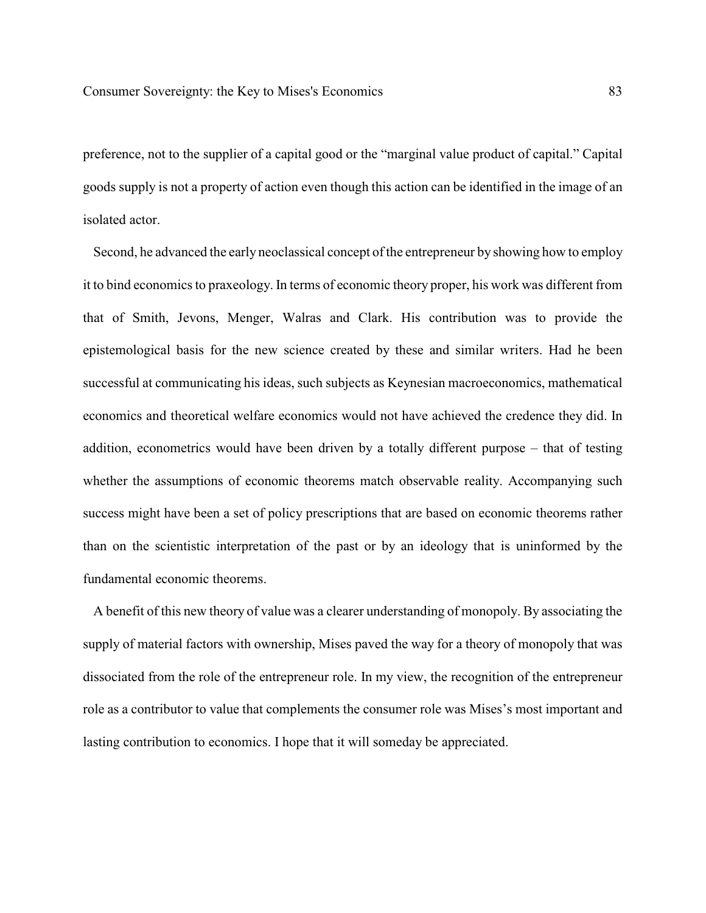preference, not to the supplier of a capital good or the "marginal value product of capital." Capital goods supply is not a property of action even though this action can be identified in the image of an isolated actor.

Second, he advanced the early neoclassical concept of the entrepreneur by showing how to employ it to bind economics to praxeology. In terms of economic theory proper, his work was different from that of Smith, Jevons, Menger, Walras and Clark. His contribution was to provide the epistemological basis for the new science created by these and similar writers. Had he been successful at communicating his ideas, such subjects as Keynesian macroeconomics, mathematical economics and theoretical welfare economics would not have achieved the credence they did. In addition, econometrics would have been driven by a totally different purpose – that of testing whether the assumptions of economic theorems match observable reality. Accompanying such success might have been a set of policy prescriptions that are based on economic theorems rather than on the scientistic interpretation of the past or by an ideology that is uninformed by the fundamental economic theorems.

A benefit of this new theory of value was a clearer understanding of monopoly. By associating the supply of material factors with ownership, Mises paved the way for a theory of monopoly that was dissociated from the role of the entrepreneur role. In my view, the recognition of the entrepreneur role as a contributor to value that complements the consumer role was Mises's most important and lasting contribution to economics. I hope that it will someday be appreciated.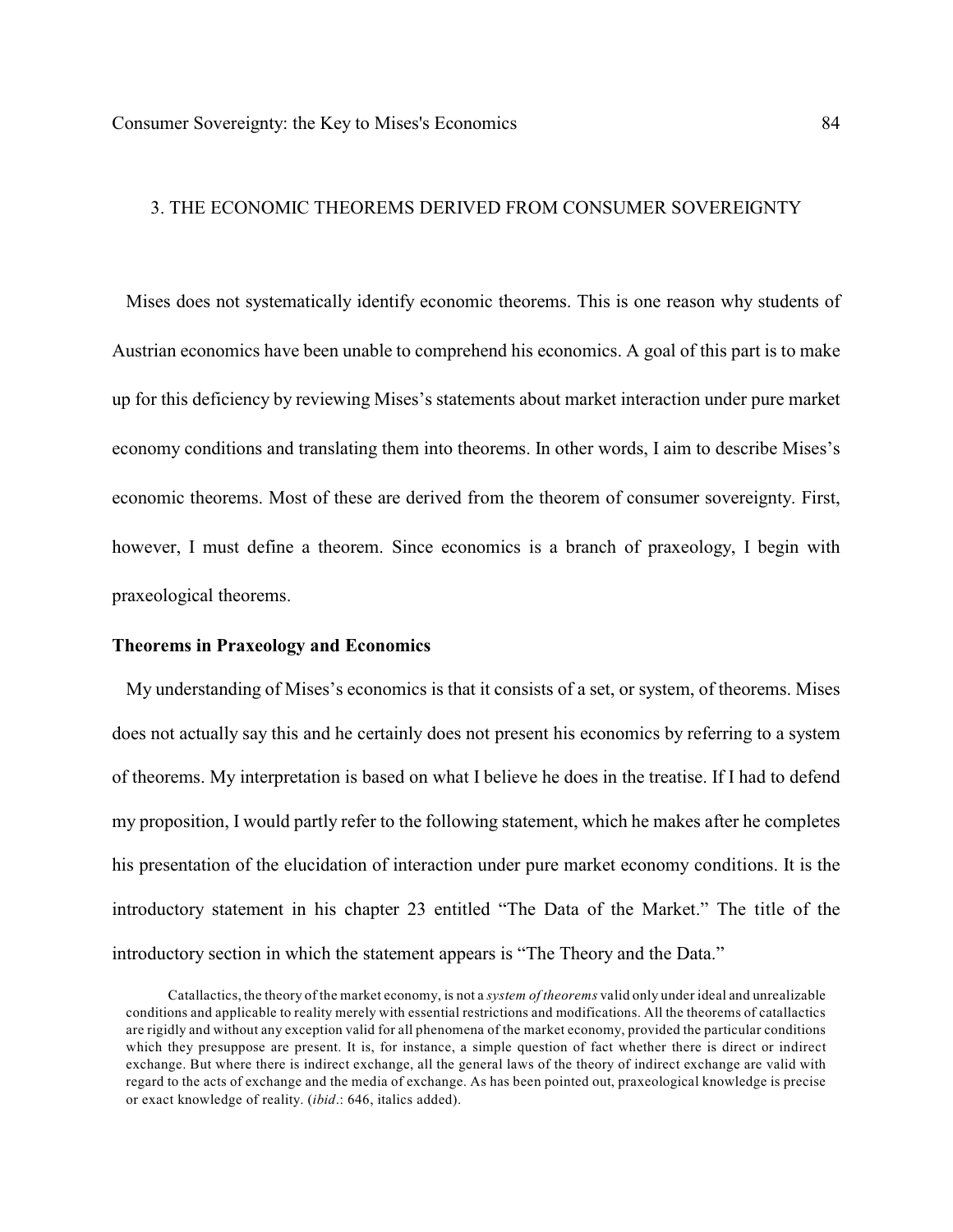## 3. THE ECONOMIC THEOREMS DERIVED FROM CONSUMER SOVEREIGNTY

Mises does not systematically identify economic theorems. This is one reason why students of Austrian economics have been unable to comprehend his economics. A goal of this part is to make up for this deficiency by reviewing Mises's statements about market interaction under pure market economy conditions and translating them into theorems. In other words, I aim to describe Mises's economic theorems. Most of these are derived from the theorem of consumer sovereignty. First, however, I must define a theorem. Since economics is a branch of praxeology, I begin with praxeological theorems.

### Theorems in Praxeology and Economics

My understanding of Mises's economics is that it consists of a set, or system, of theorems. Mises does not actually say this and he certainly does not present his economics by referring to a system of theorems. My interpretation is based on what I believe he does in the treatise. If I had to defend my proposition, I would partly refer to the following statement, which he makes after he completes his presentation of the elucidation of interaction under pure market economy conditions. It is the introductory statement in his chapter 23 entitled "The Data of the Market." The title of the introductory section in which the statement appears is "The Theory and the Data."

> Catallactics, the theory of the market economy, is not a *system of theorems* valid only under ideal and unrealizable conditions and applicable to reality merely with essential restrictions and modifications. All the theorems of catallactics are rigidly and without any exception valid for all phenomena of the market economy, provided the particular conditions which they presuppose are present. It is, for instance, a simple question of fact whether there is direct or indirect exchange. But where there is indirect exchange, all the general laws of the theory of indirect exchange are valid with regard to the acts of exchange and the media of exchange. As has been pointed out, praxeological knowledge is precise or exact knowledge of reality. (*ibid*.: 646, italics added).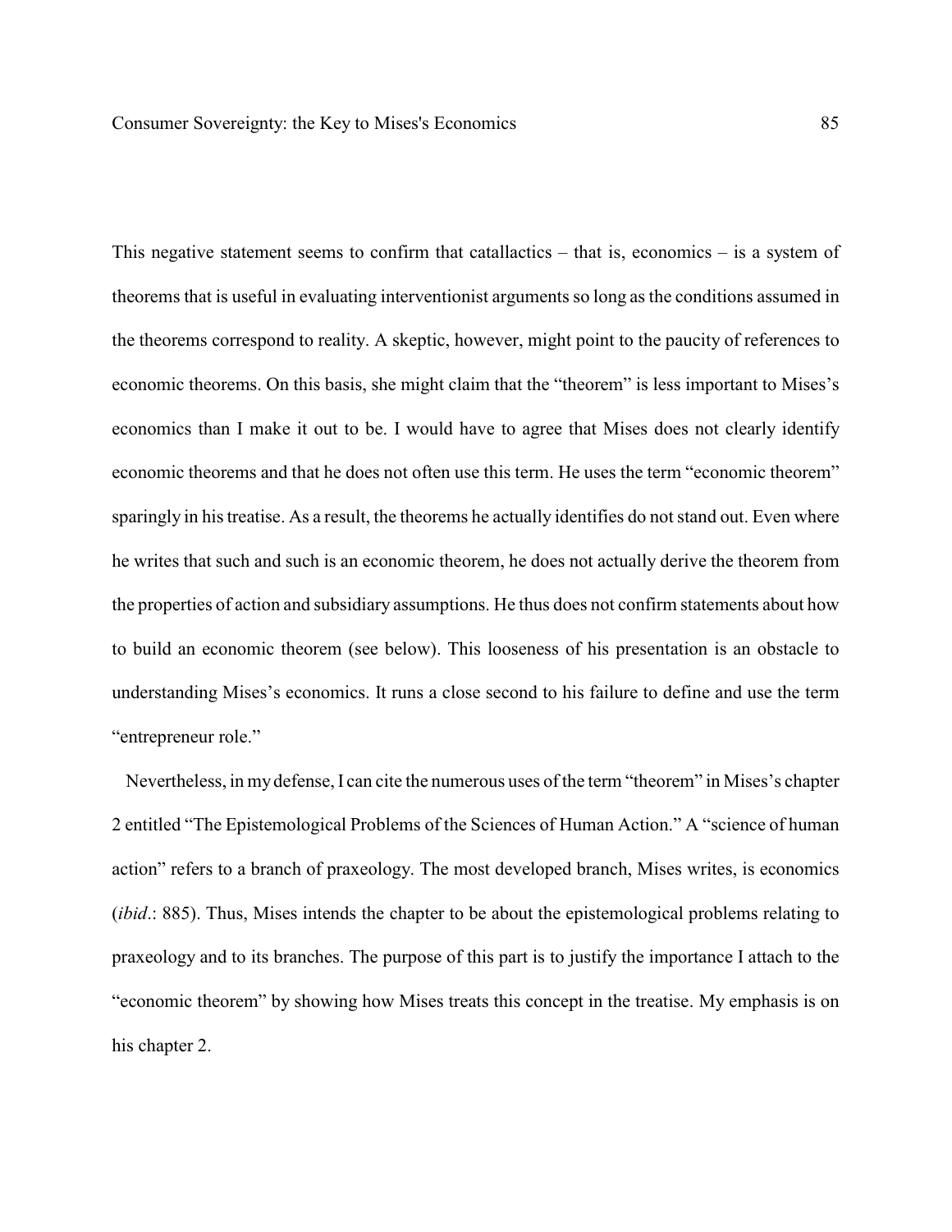This negative statement seems to confirm that catallactics – that is, economics – is a system of theorems that is useful in evaluating interventionist arguments so long as the conditions assumed in the theorems correspond to reality. A skeptic, however, might point to the paucity of references to economic theorems. On this basis, she might claim that the "theorem" is less important to Mises's economics than I make it out to be. I would have to agree that Mises does not clearly identify economic theorems and that he does not often use this term. He uses the term "economic theorem" sparingly in his treatise. As a result, the theorems he actually identifies do not stand out. Even where he writes that such and such is an economic theorem, he does not actually derive the theorem from the properties of action and subsidiary assumptions. He thus does not confirm statements about how to build an economic theorem (see below). This looseness of his presentation is an obstacle to understanding Mises's economics. It runs a close second to his failure to define and use the term "entrepreneur role."

Nevertheless, in my defense, I can cite the numerous uses of the term "theorem" in Mises's chapter 2 entitled "The Epistemological Problems of the Sciences of Human Action." A "science of human action" refers to a branch of praxeology. The most developed branch, Mises writes, is economics (*ibid*.: 885). Thus, Mises intends the chapter to be about the epistemological problems relating to praxeology and to its branches. The purpose of this part is to justify the importance I attach to the "economic theorem" by showing how Mises treats this concept in the treatise. My emphasis is on his chapter 2.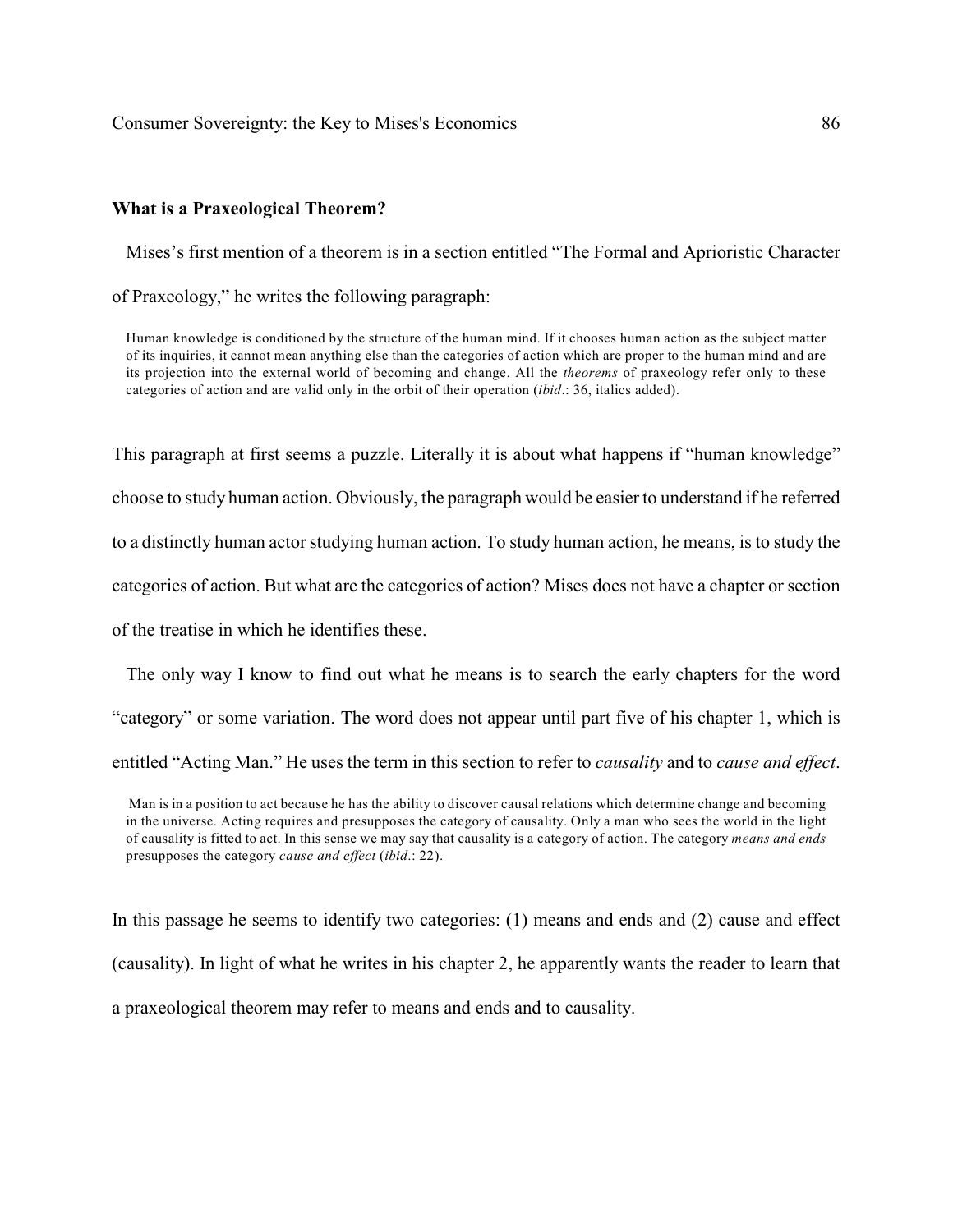**What is a Praxeological Theorem?**

Mises's first mention of a theorem is in a section entitled "The Formal and Aprioristic Character of Praxeology," he writes the following paragraph:

> Human knowledge is conditioned by the structure of the human mind. If it chooses human action as the subject matter of its inquiries, it cannot mean anything else than the categories of action which are proper to the human mind and are its projection into the external world of becoming and change. All the *theorems* of praxeology refer only to these categories of action and are valid only in the orbit of their operation (*ibid*.: 36, italics added).

This paragraph at first seems a puzzle. Literally it is about what happens if "human knowledge" choose to study human action. Obviously, the paragraph would be easier to understand if he referred to a distinctly human actor studying human action. To study human action, he means, is to study the categories of action. But what are the categories of action? Mises does not have a chapter or section of the treatise in which he identifies these.

The only way I know to find out what he means is to search the early chapters for the word "category" or some variation. The word does not appear until part five of his chapter 1, which is entitled "Acting Man." He uses the term in this section to refer to *causality* and to *cause and effect*.

> Man is in a position to act because he has the ability to discover causal relations which determine change and becoming in the universe. Acting requires and presupposes the category of causality. Only a man who sees the world in the light of causality is fitted to act. In this sense we may say that causality is a category of action. The category *means and ends* presupposes the category *cause and effect* (*ibid*.: 22).

In this passage he seems to identify two categories: (1) means and ends and (2) cause and effect (causality). In light of what he writes in his chapter 2, he apparently wants the reader to learn that a praxeological theorem may refer to means and ends and to causality.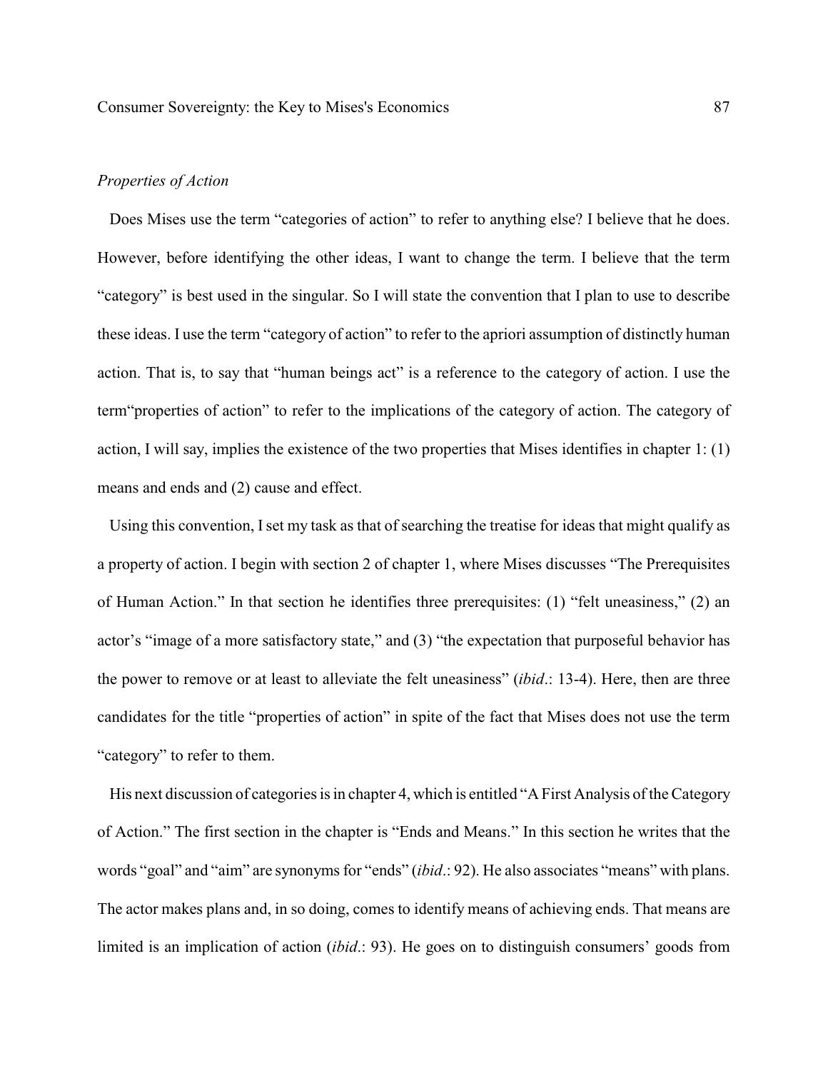*Properties of Action*

Does Mises use the term "categories of action" to refer to anything else? I believe that he does. However, before identifying the other ideas, I want to change the term. I believe that the term "category" is best used in the singular. So I will state the convention that I plan to use to describe these ideas. I use the term "category of action" to refer to the apriori assumption of distinctly human action. That is, to say that "human beings act" is a reference to the category of action. I use the term"properties of action" to refer to the implications of the category of action. The category of action, I will say, implies the existence of the two properties that Mises identifies in chapter 1: (1) means and ends and (2) cause and effect.

Using this convention, I set my task as that of searching the treatise for ideas that might qualify as a property of action. I begin with section 2 of chapter 1, where Mises discusses "The Prerequisites of Human Action." In that section he identifies three prerequisites: (1) "felt uneasiness," (2) an actor's "image of a more satisfactory state," and (3) "the expectation that purposeful behavior has the power to remove or at least to alleviate the felt uneasiness" (*ibid*.: 13-4). Here, then are three candidates for the title "properties of action" in spite of the fact that Mises does not use the term "category" to refer to them.

His next discussion of categories is in chapter 4, which is entitled "A First Analysis of the Category of Action." The first section in the chapter is "Ends and Means." In this section he writes that the words "goal" and "aim" are synonyms for "ends" (*ibid*.: 92). He also associates "means" with plans. The actor makes plans and, in so doing, comes to identify means of achieving ends. That means are limited is an implication of action (*ibid*.: 93). He goes on to distinguish consumers' goods from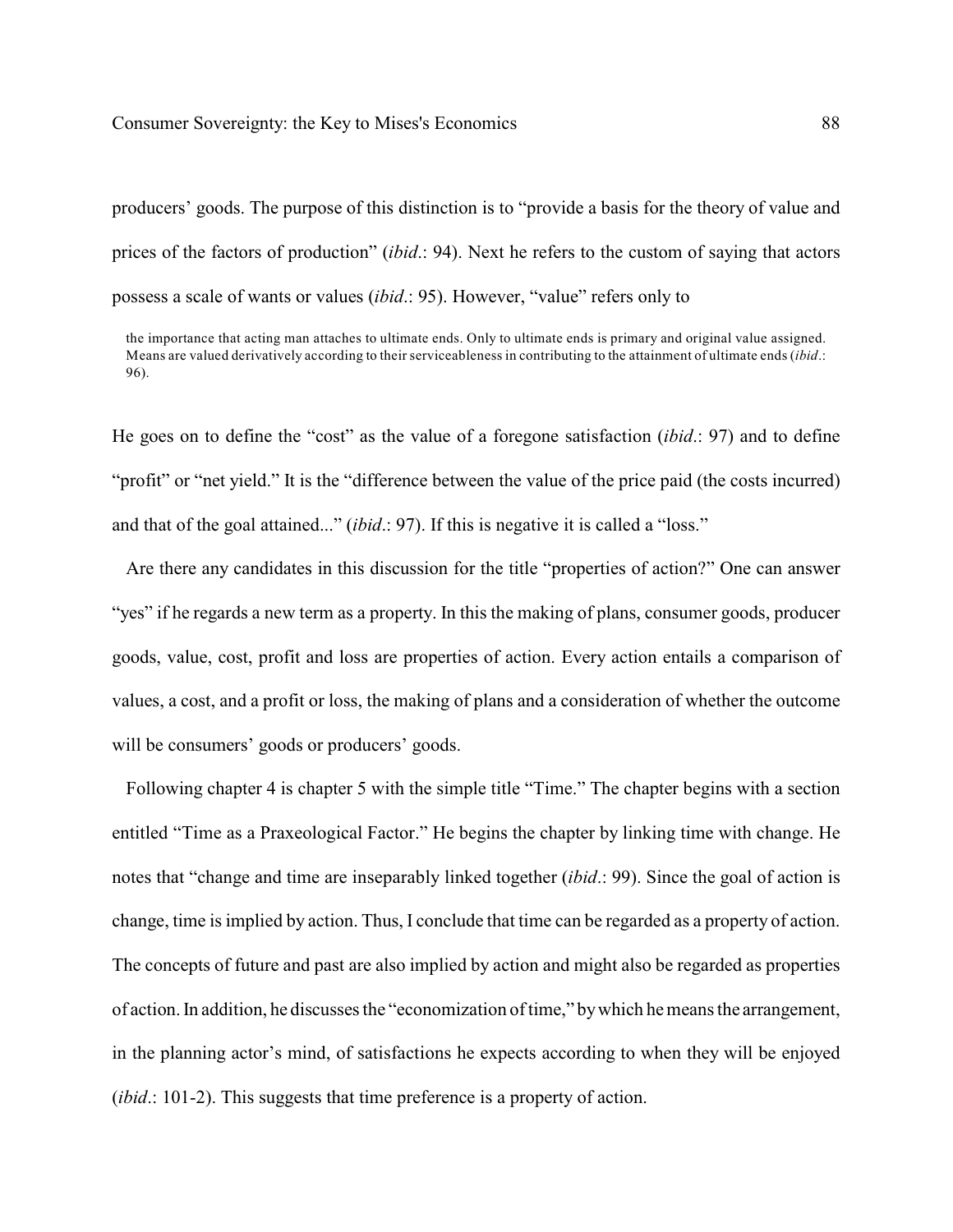producers' goods. The purpose of this distinction is to "provide a basis for the theory of value and prices of the factors of production" (*ibid*.: 94). Next he refers to the custom of saying that actors possess a scale of wants or values (*ibid*.: 95). However, "value" refers only to

> the importance that acting man attaches to ultimate ends. Only to ultimate ends is primary and original value assigned. Means are valued derivatively according to their serviceableness in contributing to the attainment of ultimate ends (*ibid*.: 96).

He goes on to define the "cost" as the value of a foregone satisfaction (*ibid*.: 97) and to define "profit" or "net yield." It is the "difference between the value of the price paid (the costs incurred) and that of the goal attained..." (*ibid*.: 97). If this is negative it is called a "loss."

Are there any candidates in this discussion for the title "properties of action?" One can answer "yes" if he regards a new term as a property. In this the making of plans, consumer goods, producer goods, value, cost, profit and loss are properties of action. Every action entails a comparison of values, a cost, and a profit or loss, the making of plans and a consideration of whether the outcome will be consumers' goods or producers' goods.

Following chapter 4 is chapter 5 with the simple title "Time." The chapter begins with a section entitled "Time as a Praxeological Factor." He begins the chapter by linking time with change. He notes that "change and time are inseparably linked together (*ibid*.: 99). Since the goal of action is change, time is implied by action. Thus, I conclude that time can be regarded as a property of action. The concepts of future and past are also implied by action and might also be regarded as properties of action. In addition, he discusses the "economization of time," by which he means the arrangement, in the planning actor's mind, of satisfactions he expects according to when they will be enjoyed (*ibid*.: 101-2). This suggests that time preference is a property of action.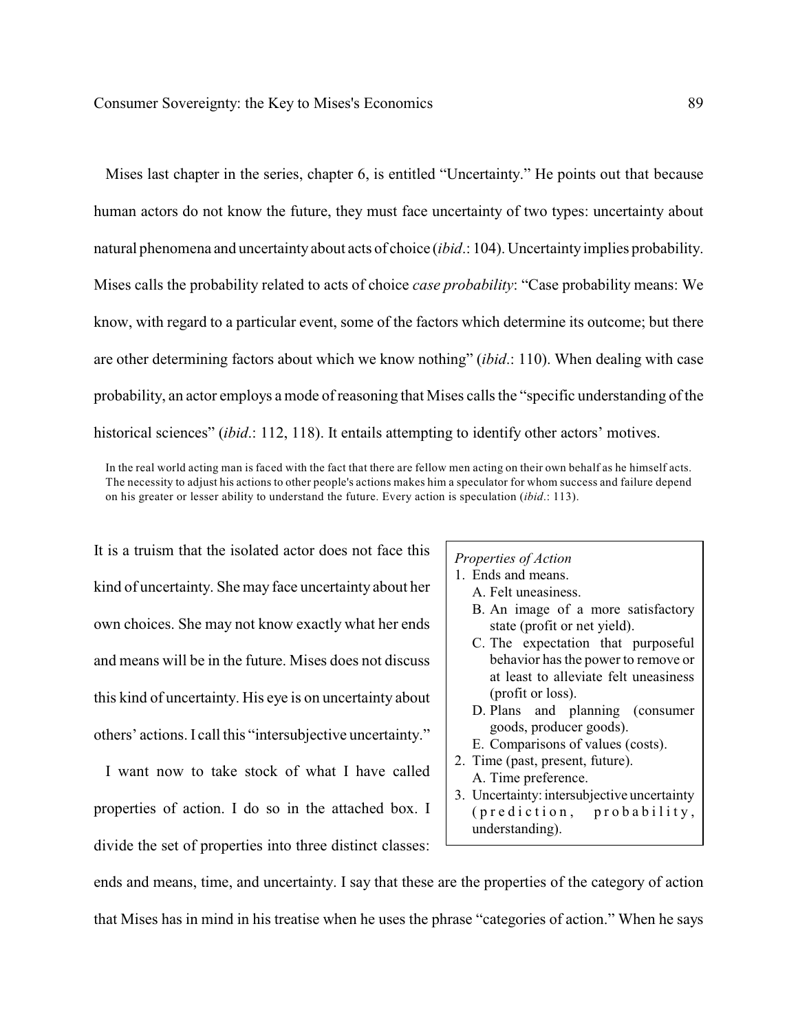Mises last chapter in the series, chapter 6, is entitled "Uncertainty." He points out that because human actors do not know the future, they must face uncertainty of two types: uncertainty about natural phenomena and uncertainty about acts of choice (*ibid*.: 104). Uncertainty implies probability. Mises calls the probability related to acts of choice *case probability*: "Case probability means: We know, with regard to a particular event, some of the factors which determine its outcome; but there are other determining factors about which we know nothing" (*ibid*.: 110). When dealing with case probability, an actor employs a mode of reasoning that Mises calls the "specific understanding of the historical sciences" (*ibid*.: 112, 118). It entails attempting to identify other actors' motives.

> In the real world acting man is faced with the fact that there are fellow men acting on their own behalf as he himself acts. The necessity to adjust his actions to other people's actions makes him a speculator for whom success and failure depend on his greater or lesser ability to understand the future. Every action is speculation (*ibid*.: 113).

It is a truism that the isolated actor does not face this kind of uncertainty. She may face uncertainty about her own choices. She may not know exactly what her ends and means will be in the future. Mises does not discuss this kind of uncertainty. His eye is on uncertainty about others' actions. I call this "intersubjective uncertainty."

I want now to take stock of what I have called properties of action. I do so in the attached box. I divide the set of properties into three distinct classes: ends and means, time, and uncertainty. I say that these are the properties of the category of action that Mises has in mind in his treatise when he uses the phrase "categories of action." When he says

*Properties of Action*

1. Ends and means.
   - A. Felt uneasiness.
   - B. An image of a more satisfactory state (profit or net yield).
   - C. The expectation that purposeful behavior has the power to remove or at least to alleviate felt uneasiness (profit or loss).
   - D. Plans and planning (consumer goods, producer goods).
   - E. Comparisons of values (costs).
2. Time (past, present, future).
   - A. Time preference.
3. Uncertainty: intersubjective uncertainty (prediction, probability, understanding).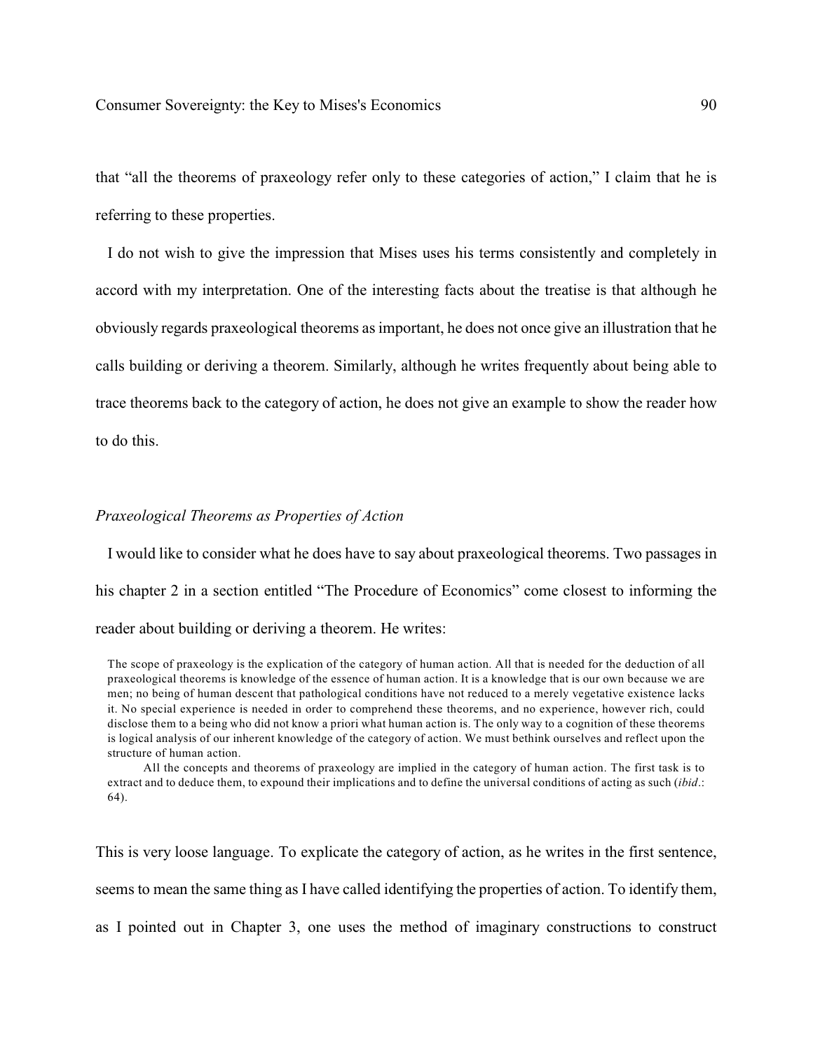that "all the theorems of praxeology refer only to these categories of action," I claim that he is referring to these properties.

I do not wish to give the impression that Mises uses his terms consistently and completely in accord with my interpretation. One of the interesting facts about the treatise is that although he obviously regards praxeological theorems as important, he does not once give an illustration that he calls building or deriving a theorem. Similarly, although he writes frequently about being able to trace theorems back to the category of action, he does not give an example to show the reader how to do this.

### *Praxeological Theorems as Properties of Action*

I would like to consider what he does have to say about praxeological theorems. Two passages in his chapter 2 in a section entitled "The Procedure of Economics" come closest to informing the reader about building or deriving a theorem. He writes:

> The scope of praxeology is the explication of the category of human action. All that is needed for the deduction of all praxeological theorems is knowledge of the essence of human action. It is a knowledge that is our own because we are men; no being of human descent that pathological conditions have not reduced to a merely vegetative existence lacks it. No special experience is needed in order to comprehend these theorems, and no experience, however rich, could disclose them to a being who did not know a priori what human action is. The only way to a cognition of these theorems is logical analysis of our inherent knowledge of the category of action. We must bethink ourselves and reflect upon the structure of human action.
>
> All the concepts and theorems of praxeology are implied in the category of human action. The first task is to extract and to deduce them, to expound their implications and to define the universal conditions of acting as such (*ibid*.: 64).

This is very loose language. To explicate the category of action, as he writes in the first sentence, seems to mean the same thing as I have called identifying the properties of action. To identify them, as I pointed out in Chapter 3, one uses the method of imaginary constructions to construct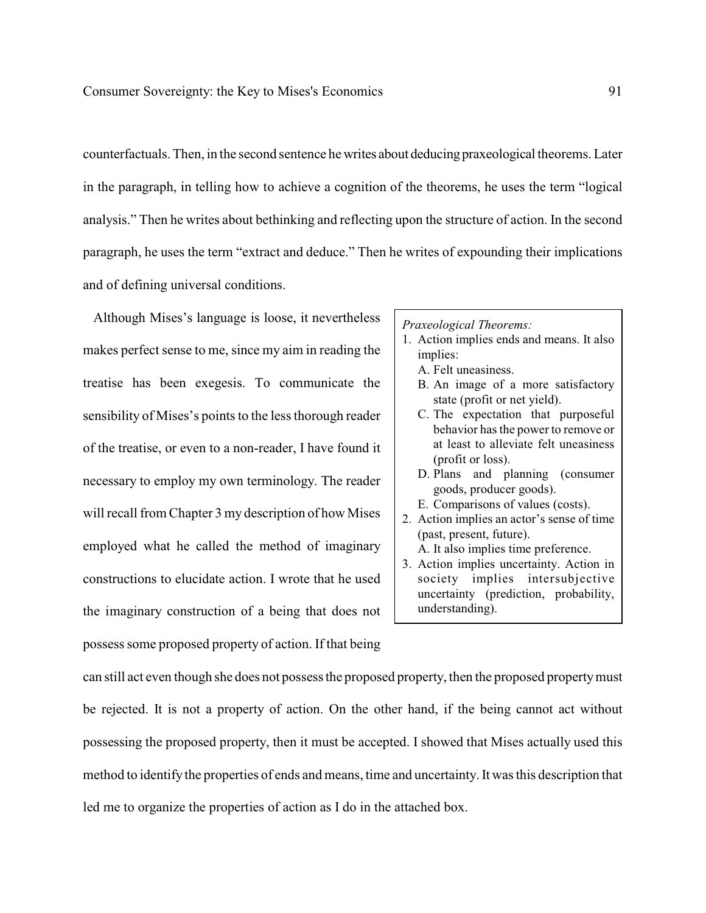counterfactuals. Then, in the second sentence he writes about deducing praxeological theorems. Later in the paragraph, in telling how to achieve a cognition of the theorems, he uses the term "logical analysis." Then he writes about bethinking and reflecting upon the structure of action. In the second paragraph, he uses the term "extract and deduce." Then he writes of expounding their implications and of defining universal conditions.

Although Mises's language is loose, it nevertheless makes perfect sense to me, since my aim in reading the treatise has been exegesis. To communicate the sensibility of Mises's points to the less thorough reader of the treatise, or even to a non-reader, I have found it necessary to employ my own terminology. The reader will recall from Chapter 3 my description of how Mises employed what he called the method of imaginary constructions to elucidate action. I wrote that he used the imaginary construction of a being that does not possess some proposed property of action. If that being can still act even though she does not possess the proposed property, then the proposed property must be rejected. It is not a property of action. On the other hand, if the being cannot act without possessing the proposed property, then it must be accepted. I showed that Mises actually used this method to identify the properties of ends and means, time and uncertainty. It was this description that led me to organize the properties of action as I do in the attached box.

> *Praxeological Theorems:*
>
> 1. Action implies ends and means. It also implies:
>    - A. Felt uneasiness.
>    - B. An image of a more satisfactory state (profit or net yield).
>    - C. The expectation that purposeful behavior has the power to remove or at least to alleviate felt uneasiness (profit or loss).
>    - D. Plans and planning (consumer goods, producer goods).
>    - E. Comparisons of values (costs).
> 2. Action implies an actor's sense of time (past, present, future).
>    - A. It also implies time preference.
> 3. Action implies uncertainty. Action in society implies intersubjective uncertainty (prediction, probability, understanding).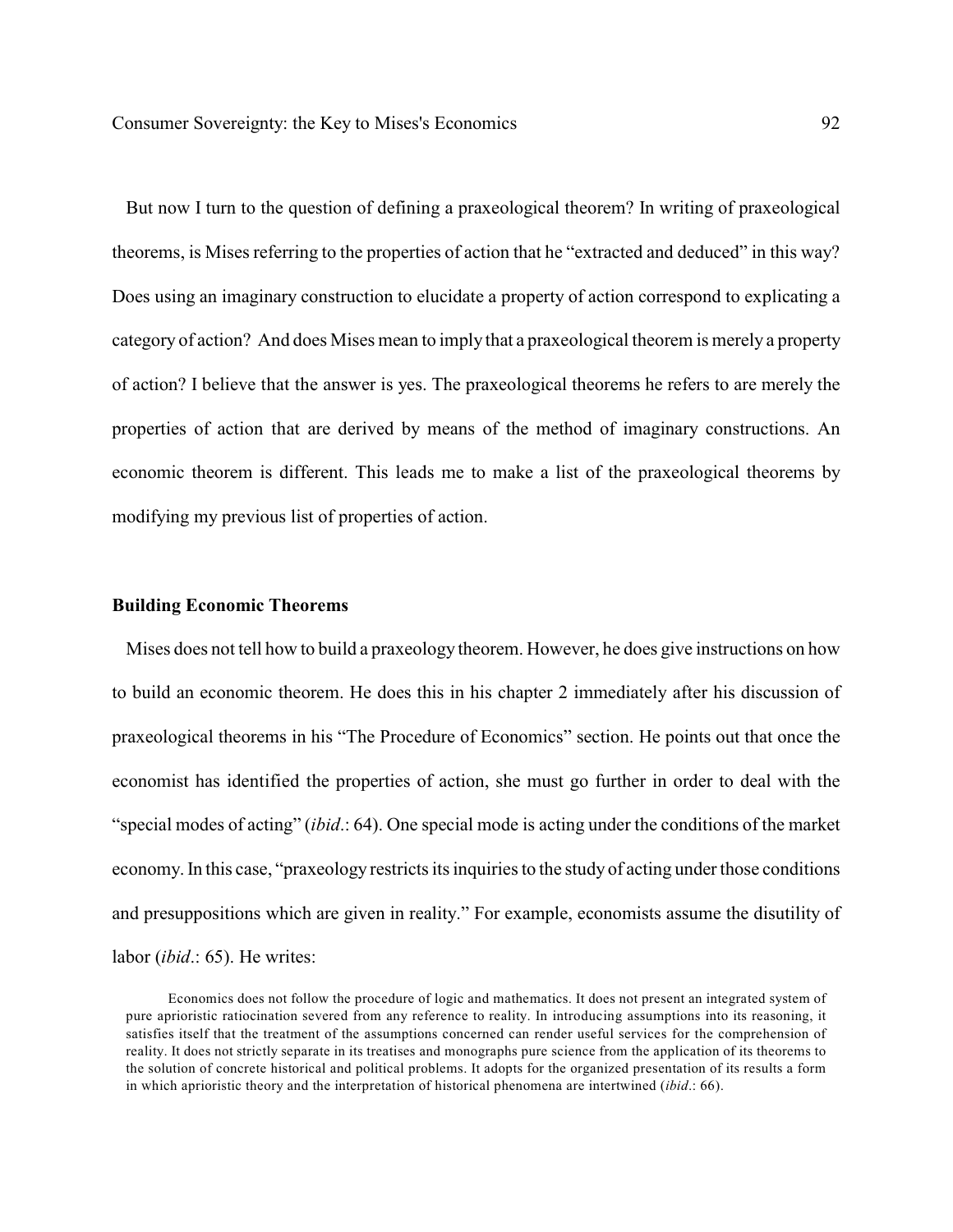But now I turn to the question of defining a praxeological theorem? In writing of praxeological theorems, is Mises referring to the properties of action that he "extracted and deduced" in this way? Does using an imaginary construction to elucidate a property of action correspond to explicating a category of action? And does Mises mean to imply that a praxeological theorem is merely a property of action? I believe that the answer is yes. The praxeological theorems he refers to are merely the properties of action that are derived by means of the method of imaginary constructions. An economic theorem is different. This leads me to make a list of the praxeological theorems by modifying my previous list of properties of action.

**Building Economic Theorems**

Mises does not tell how to build a praxeology theorem. However, he does give instructions on how to build an economic theorem. He does this in his chapter 2 immediately after his discussion of praxeological theorems in his "The Procedure of Economics" section. He points out that once the economist has identified the properties of action, she must go further in order to deal with the "special modes of acting" (*ibid*.: 64). One special mode is acting under the conditions of the market economy. In this case, "praxeology restricts its inquiries to the study of acting under those conditions and presuppositions which are given in reality." For example, economists assume the disutility of labor (*ibid*.: 65). He writes:

> Economics does not follow the procedure of logic and mathematics. It does not present an integrated system of pure aprioristic ratiocination severed from any reference to reality. In introducing assumptions into its reasoning, it satisfies itself that the treatment of the assumptions concerned can render useful services for the comprehension of reality. It does not strictly separate in its treatises and monographs pure science from the application of its theorems to the solution of concrete historical and political problems. It adopts for the organized presentation of its results a form in which aprioristic theory and the interpretation of historical phenomena are intertwined (*ibid*.: 66).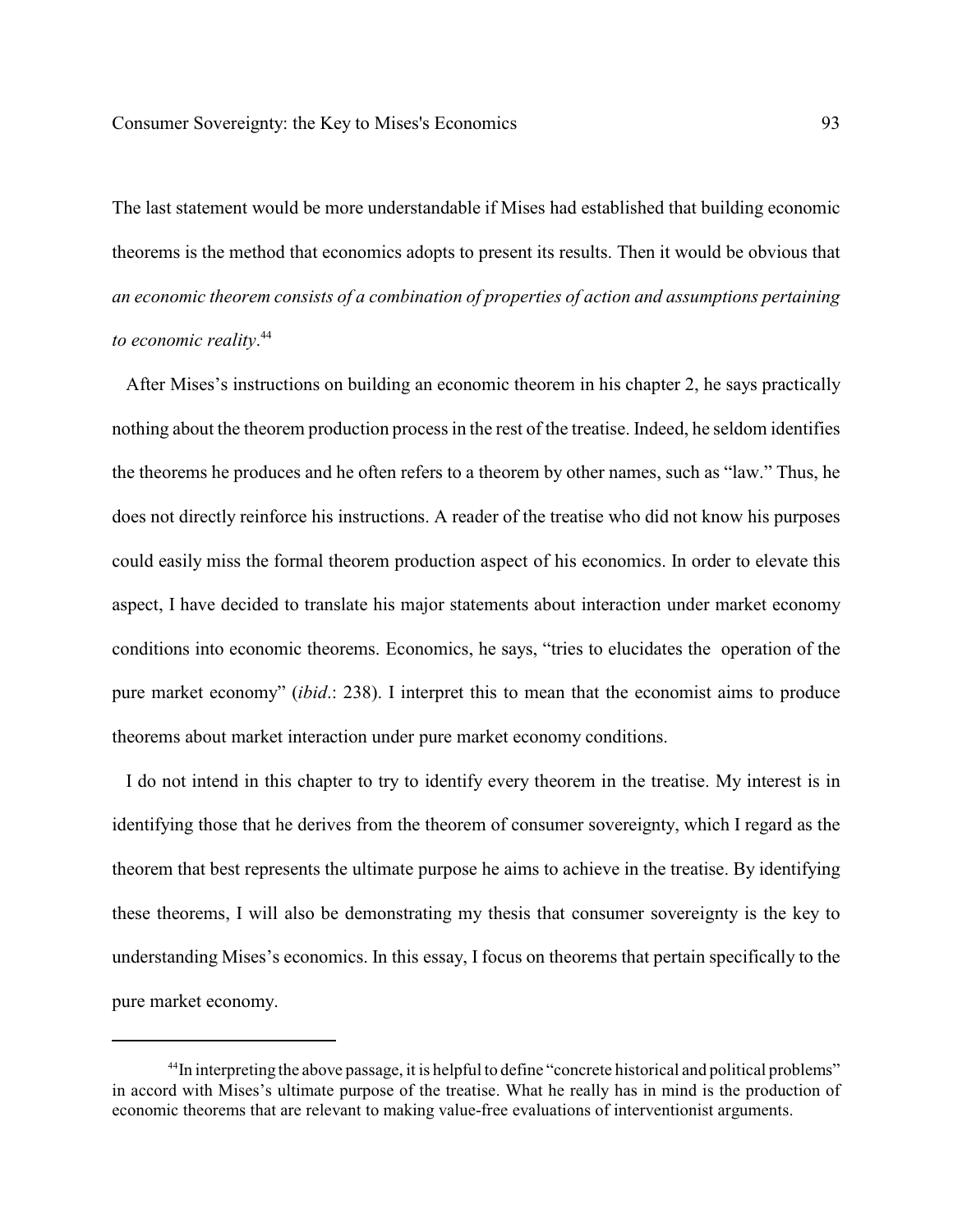The last statement would be more understandable if Mises had established that building economic theorems is the method that economics adopts to present its results. Then it would be obvious that *an economic theorem consists of a combination of properties of action and assumptions pertaining to economic reality*.[44]

After Mises's instructions on building an economic theorem in his chapter 2, he says practically nothing about the theorem production process in the rest of the treatise. Indeed, he seldom identifies the theorems he produces and he often refers to a theorem by other names, such as "law." Thus, he does not directly reinforce his instructions. A reader of the treatise who did not know his purposes could easily miss the formal theorem production aspect of his economics. In order to elevate this aspect, I have decided to translate his major statements about interaction under market economy conditions into economic theorems. Economics, he says, "tries to elucidates the operation of the pure market economy" (*ibid*.: 238). I interpret this to mean that the economist aims to produce theorems about market interaction under pure market economy conditions.

I do not intend in this chapter to try to identify every theorem in the treatise. My interest is in identifying those that he derives from the theorem of consumer sovereignty, which I regard as the theorem that best represents the ultimate purpose he aims to achieve in the treatise. By identifying these theorems, I will also be demonstrating my thesis that consumer sovereignty is the key to understanding Mises's economics. In this essay, I focus on theorems that pertain specifically to the pure market economy.

---

[44] In interpreting the above passage, it is helpful to define "concrete historical and political problems" in accord with Mises's ultimate purpose of the treatise. What he really has in mind is the production of economic theorems that are relevant to making value-free evaluations of interventionist arguments.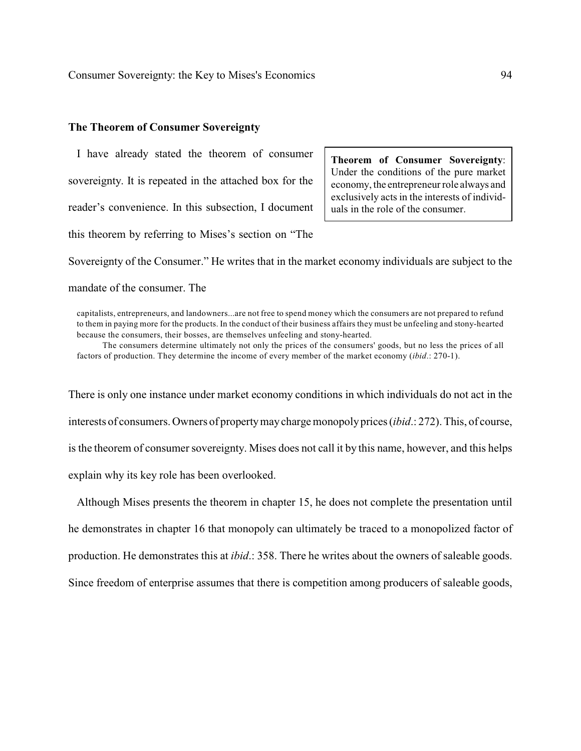### The Theorem of Consumer Sovereignty

> **Theorem of Consumer Sovereignty**: Under the conditions of the pure market economy, the entrepreneur role always and exclusively acts in the interests of individuals in the role of the consumer.

I have already stated the theorem of consumer sovereignty. It is repeated in the attached box for the reader's convenience. In this subsection, I document this theorem by referring to Mises's section on "The Sovereignty of the Consumer." He writes that in the market economy individuals are subject to the mandate of the consumer. The

> capitalists, entrepreneurs, and landowners...are not free to spend money which the consumers are not prepared to refund to them in paying more for the products. In the conduct of their business affairs they must be unfeeling and stony-hearted because the consumers, their bosses, are themselves unfeeling and stony-hearted.
>
> The consumers determine ultimately not only the prices of the consumers' goods, but no less the prices of all factors of production. They determine the income of every member of the market economy (*ibid*.: 270-1).

There is only one instance under market economy conditions in which individuals do not act in the interests of consumers. Owners of property may charge monopoly prices (*ibid*.: 272). This, of course, is the theorem of consumer sovereignty. Mises does not call it by this name, however, and this helps explain why its key role has been overlooked.

Although Mises presents the theorem in chapter 15, he does not complete the presentation until he demonstrates in chapter 16 that monopoly can ultimately be traced to a monopolized factor of production. He demonstrates this at *ibid*.: 358. There he writes about the owners of saleable goods. Since freedom of enterprise assumes that there is competition among producers of saleable goods,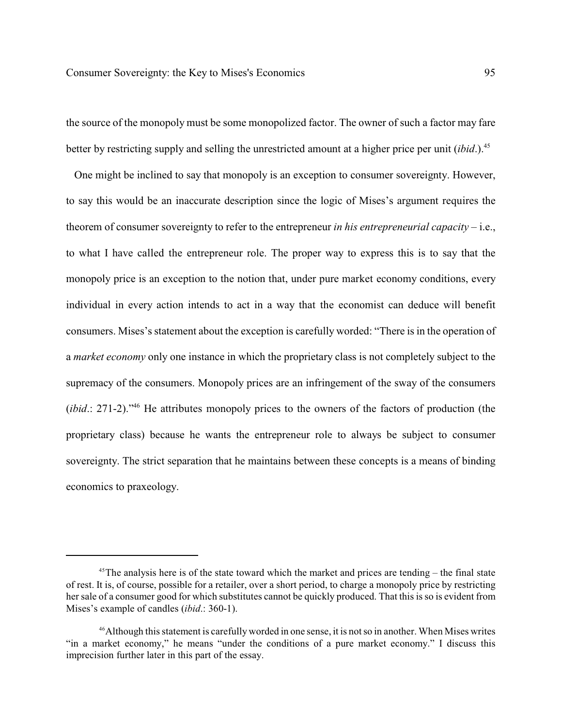the source of the monopoly must be some monopolized factor. The owner of such a factor may fare better by restricting supply and selling the unrestricted amount at a higher price per unit (*ibid*.).[45]

One might be inclined to say that monopoly is an exception to consumer sovereignty. However, to say this would be an inaccurate description since the logic of Mises's argument requires the theorem of consumer sovereignty to refer to the entrepreneur *in his entrepreneurial capacity* – i.e., to what I have called the entrepreneur role. The proper way to express this is to say that the monopoly price is an exception to the notion that, under pure market economy conditions, every individual in every action intends to act in a way that the economist can deduce will benefit consumers. Mises's statement about the exception is carefully worded: "There is in the operation of a *market economy* only one instance in which the proprietary class is not completely subject to the supremacy of the consumers. Monopoly prices are an infringement of the sway of the consumers (*ibid*.: 271-2)."[46] He attributes monopoly prices to the owners of the factors of production (the proprietary class) because he wants the entrepreneur role to always be subject to consumer sovereignty. The strict separation that he maintains between these concepts is a means of binding economics to praxeology.

---

[45] The analysis here is of the state toward which the market and prices are tending – the final state of rest. It is, of course, possible for a retailer, over a short period, to charge a monopoly price by restricting her sale of a consumer good for which substitutes cannot be quickly produced. That this is so is evident from Mises's example of candles (*ibid*.: 360-1).

[46] Although this statement is carefully worded in one sense, it is not so in another. When Mises writes "in a market economy," he means "under the conditions of a pure market economy." I discuss this imprecision further later in this part of the essay.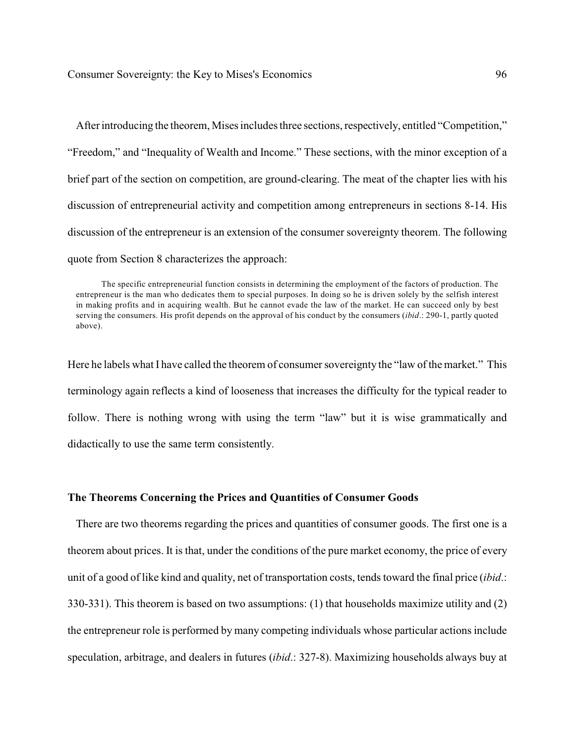After introducing the theorem, Mises includes three sections, respectively, entitled "Competition," "Freedom," and "Inequality of Wealth and Income." These sections, with the minor exception of a brief part of the section on competition, are ground-clearing. The meat of the chapter lies with his discussion of entrepreneurial activity and competition among entrepreneurs in sections 8-14. His discussion of the entrepreneur is an extension of the consumer sovereignty theorem. The following quote from Section 8 characterizes the approach:

> The specific entrepreneurial function consists in determining the employment of the factors of production. The entrepreneur is the man who dedicates them to special purposes. In doing so he is driven solely by the selfish interest in making profits and in acquiring wealth. But he cannot evade the law of the market. He can succeed only by best serving the consumers. His profit depends on the approval of his conduct by the consumers (*ibid*.: 290-1, partly quoted above).

Here he labels what I have called the theorem of consumer sovereignty the "law of the market." This terminology again reflects a kind of looseness that increases the difficulty for the typical reader to follow. There is nothing wrong with using the term "law" but it is wise grammatically and didactically to use the same term consistently.

### The Theorems Concerning the Prices and Quantities of Consumer Goods

There are two theorems regarding the prices and quantities of consumer goods. The first one is a theorem about prices. It is that, under the conditions of the pure market economy, the price of every unit of a good of like kind and quality, net of transportation costs, tends toward the final price (*ibid*.: 330-331). This theorem is based on two assumptions: (1) that households maximize utility and (2) the entrepreneur role is performed by many competing individuals whose particular actions include speculation, arbitrage, and dealers in futures (*ibid*.: 327-8). Maximizing households always buy at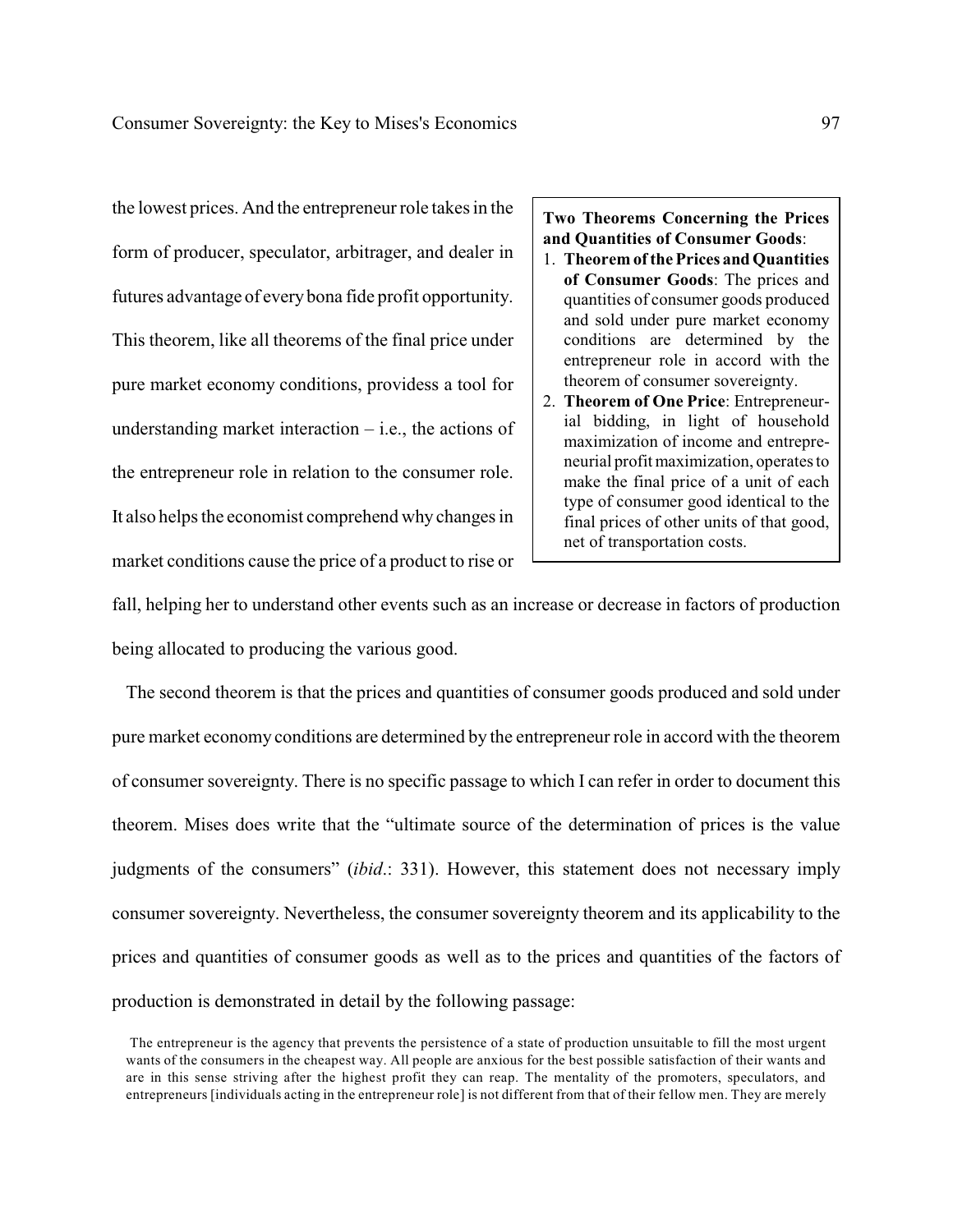the lowest prices. And the entrepreneur role takes in the form of producer, speculator, arbitrager, and dealer in futures advantage of every bona fide profit opportunity. This theorem, like all theorems of the final price under pure market economy conditions, providess a tool for understanding market interaction – i.e., the actions of the entrepreneur role in relation to the consumer role. It also helps the economist comprehend why changes in market conditions cause the price of a product to rise or fall, helping her to understand other events such as an increase or decrease in factors of production being allocated to producing the various good.

> **Two Theorems Concerning the Prices and Quantities of Consumer Goods**:
>
> 1. **Theorem of the Prices and Quantities of Consumer Goods**: The prices and quantities of consumer goods produced and sold under pure market economy conditions are determined by the entrepreneur role in accord with the theorem of consumer sovereignty.
> 2. **Theorem of One Price**: Entrepreneurial bidding, in light of household maximization of income and entrepreneurial profit maximization, operates to make the final price of a unit of each type of consumer good identical to the final prices of other units of that good, net of transportation costs.

The second theorem is that the prices and quantities of consumer goods produced and sold under pure market economy conditions are determined by the entrepreneur role in accord with the theorem of consumer sovereignty. There is no specific passage to which I can refer in order to document this theorem. Mises does write that the "ultimate source of the determination of prices is the value judgments of the consumers" (*ibid*.: 331). However, this statement does not necessary imply consumer sovereignty. Nevertheless, the consumer sovereignty theorem and its applicability to the prices and quantities of consumer goods as well as to the prices and quantities of the factors of production is demonstrated in detail by the following passage:

> The entrepreneur is the agency that prevents the persistence of a state of production unsuitable to fill the most urgent wants of the consumers in the cheapest way. All people are anxious for the best possible satisfaction of their wants and are in this sense striving after the highest profit they can reap. The mentality of the promoters, speculators, and entrepreneurs [individuals acting in the entrepreneur role] is not different from that of their fellow men. They are merely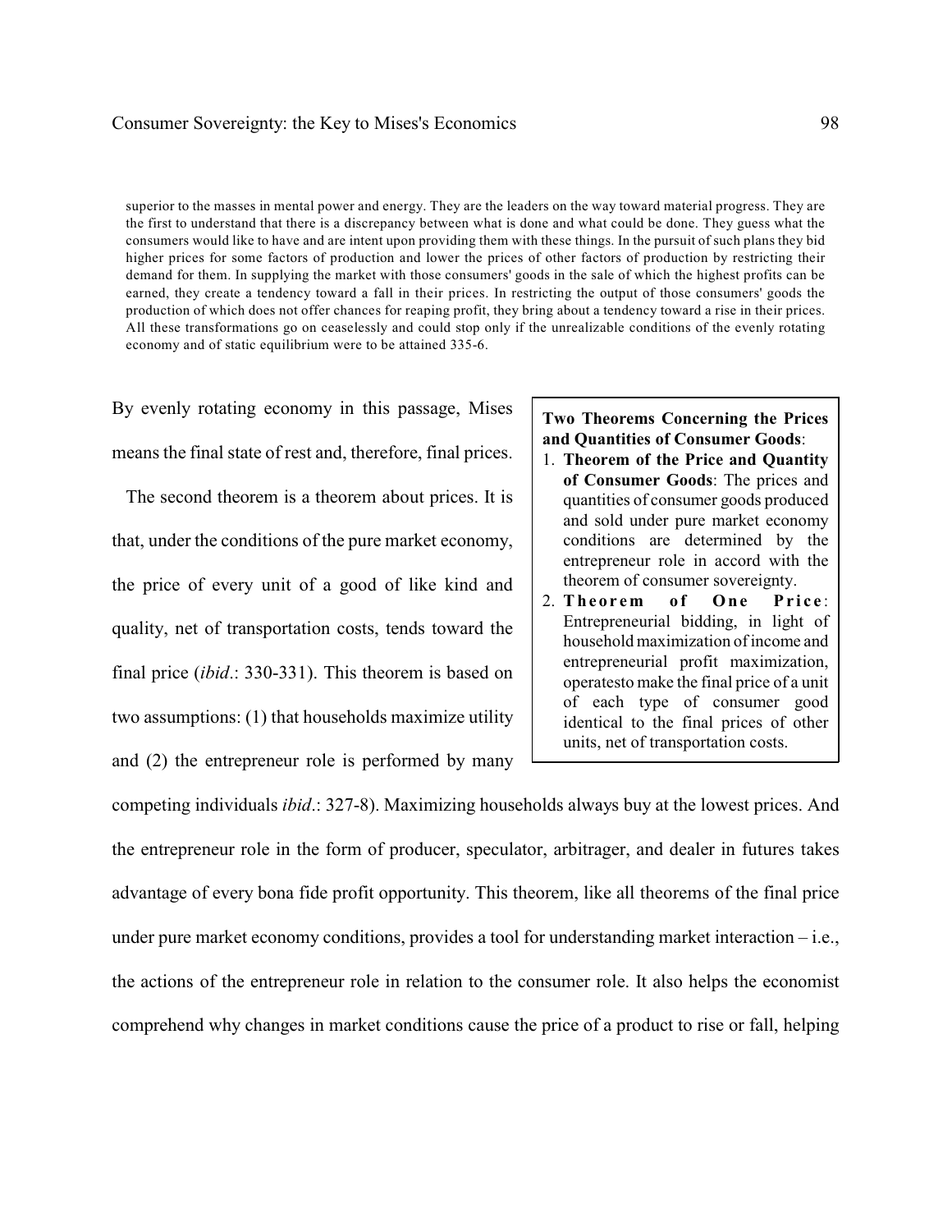> superior to the masses in mental power and energy. They are the leaders on the way toward material progress. They are the first to understand that there is a discrepancy between what is done and what could be done. They guess what the consumers would like to have and are intent upon providing them with these things. In the pursuit of such plans they bid higher prices for some factors of production and lower the prices of other factors of production by restricting their demand for them. In supplying the market with those consumers' goods in the sale of which the highest profits can be earned, they create a tendency toward a fall in their prices. In restricting the output of those consumers' goods the production of which does not offer chances for reaping profit, they bring about a tendency toward a rise in their prices. All these transformations go on ceaselessly and could stop only if the unrealizable conditions of the evenly rotating economy and of static equilibrium were to be attained 335-6.

By evenly rotating economy in this passage, Mises means the final state of rest and, therefore, final prices.

The second theorem is a theorem about prices. It is that, under the conditions of the pure market economy, the price of every unit of a good of like kind and quality, net of transportation costs, tends toward the final price (*ibid*.: 330-331). This theorem is based on two assumptions: (1) that households maximize utility and (2) the entrepreneur role is performed by many competing individuals *ibid*.: 327-8). Maximizing households always buy at the lowest prices. And the entrepreneur role in the form of producer, speculator, arbitrager, and dealer in futures takes advantage of every bona fide profit opportunity. This theorem, like all theorems of the final price under pure market economy conditions, provides a tool for understanding market interaction – i.e., the actions of the entrepreneur role in relation to the consumer role. It also helps the economist comprehend why changes in market conditions cause the price of a product to rise or fall, helping

> **Two Theorems Concerning the Prices and Quantities of Consumer Goods**:
>
> 1. **Theorem of the Price and Quantity of Consumer Goods**: The prices and quantities of consumer goods produced and sold under pure market economy conditions are determined by the entrepreneur role in accord with the theorem of consumer sovereignty.
> 2. **Theorem of One Price**: Entrepreneurial bidding, in light of household maximization of income and entrepreneurial profit maximization, operatesto make the final price of a unit of each type of consumer good identical to the final prices of other units, net of transportation costs.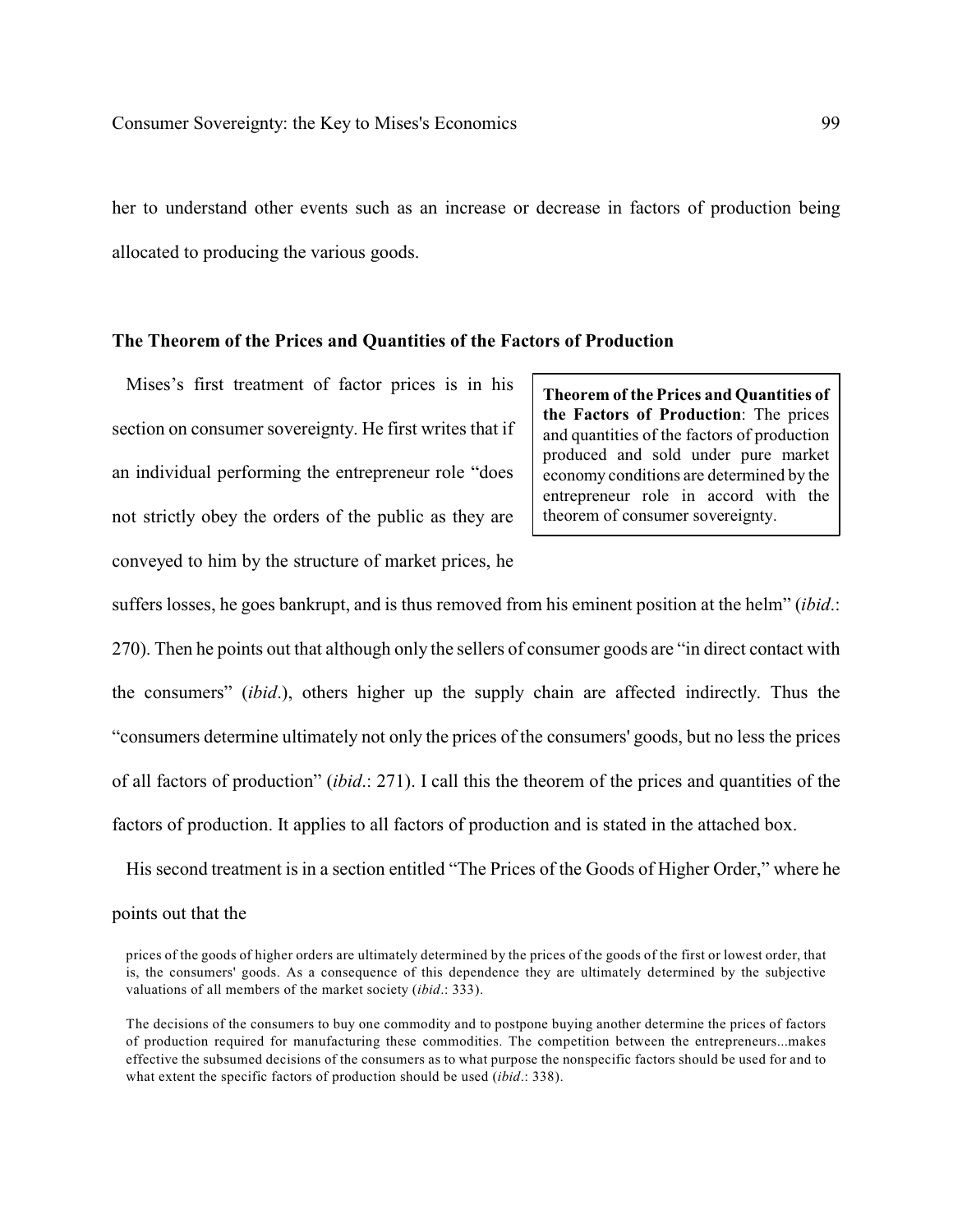her to understand other events such as an increase or decrease in factors of production being allocated to producing the various goods.

### The Theorem of the Prices and Quantities of the Factors of Production

> **Theorem of the Prices and Quantities of the Factors of Production**: The prices and quantities of the factors of production produced and sold under pure market economy conditions are determined by the entrepreneur role in accord with the theorem of consumer sovereignty.

Mises's first treatment of factor prices is in his section on consumer sovereignty. He first writes that if an individual performing the entrepreneur role "does not strictly obey the orders of the public as they are conveyed to him by the structure of market prices, he suffers losses, he goes bankrupt, and is thus removed from his eminent position at the helm" (*ibid*.: 270). Then he points out that although only the sellers of consumer goods are "in direct contact with the consumers" (*ibid*.), others higher up the supply chain are affected indirectly. Thus the "consumers determine ultimately not only the prices of the consumers' goods, but no less the prices of all factors of production" (*ibid*.: 271). I call this the theorem of the prices and quantities of the factors of production. It applies to all factors of production and is stated in the attached box.

His second treatment is in a section entitled "The Prices of the Goods of Higher Order," where he points out that the

> prices of the goods of higher orders are ultimately determined by the prices of the goods of the first or lowest order, that is, the consumers' goods. As a consequence of this dependence they are ultimately determined by the subjective valuations of all members of the market society (*ibid*.: 333).
>
> The decisions of the consumers to buy one commodity and to postpone buying another determine the prices of factors of production required for manufacturing these commodities. The competition between the entrepreneurs...makes effective the subsumed decisions of the consumers as to what purpose the nonspecific factors should be used for and to what extent the specific factors of production should be used (*ibid*.: 338).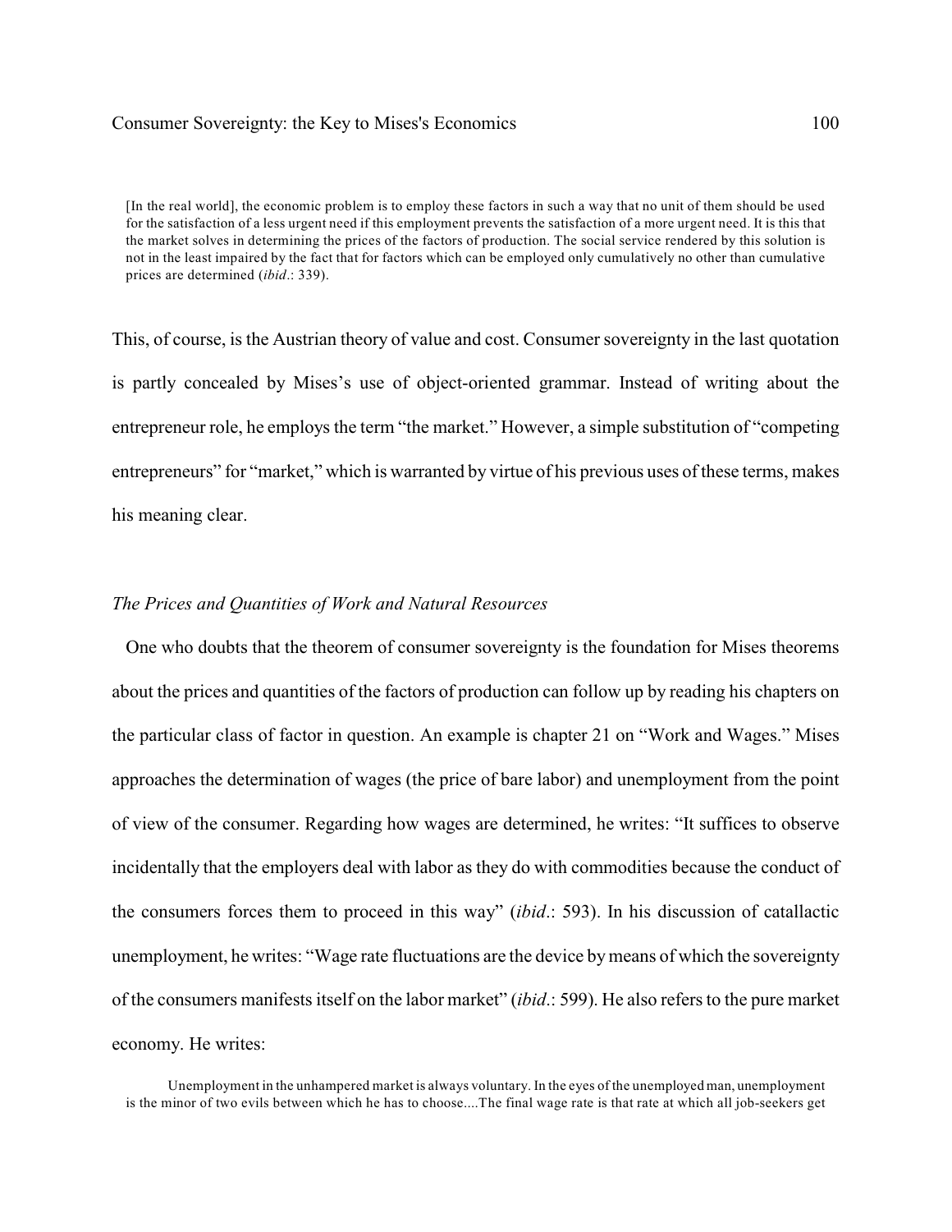> [In the real world], the economic problem is to employ these factors in such a way that no unit of them should be used for the satisfaction of a less urgent need if this employment prevents the satisfaction of a more urgent need. It is this that the market solves in determining the prices of the factors of production. The social service rendered by this solution is not in the least impaired by the fact that for factors which can be employed only cumulatively no other than cumulative prices are determined (*ibid*.: 339).

This, of course, is the Austrian theory of value and cost. Consumer sovereignty in the last quotation is partly concealed by Mises's use of object-oriented grammar. Instead of writing about the entrepreneur role, he employs the term "the market." However, a simple substitution of "competing entrepreneurs" for "market," which is warranted by virtue of his previous uses of these terms, makes his meaning clear.

### *The Prices and Quantities of Work and Natural Resources*

One who doubts that the theorem of consumer sovereignty is the foundation for Mises theorems about the prices and quantities of the factors of production can follow up by reading his chapters on the particular class of factor in question. An example is chapter 21 on "Work and Wages." Mises approaches the determination of wages (the price of bare labor) and unemployment from the point of view of the consumer. Regarding how wages are determined, he writes: "It suffices to observe incidentally that the employers deal with labor as they do with commodities because the conduct of the consumers forces them to proceed in this way" (*ibid*.: 593). In his discussion of catallactic unemployment, he writes: "Wage rate fluctuations are the device by means of which the sovereignty of the consumers manifests itself on the labor market" (*ibid*.: 599). He also refers to the pure market economy. He writes:

> Unemployment in the unhampered market is always voluntary. In the eyes of the unemployed man, unemployment is the minor of two evils between which he has to choose....The final wage rate is that rate at which all job-seekers get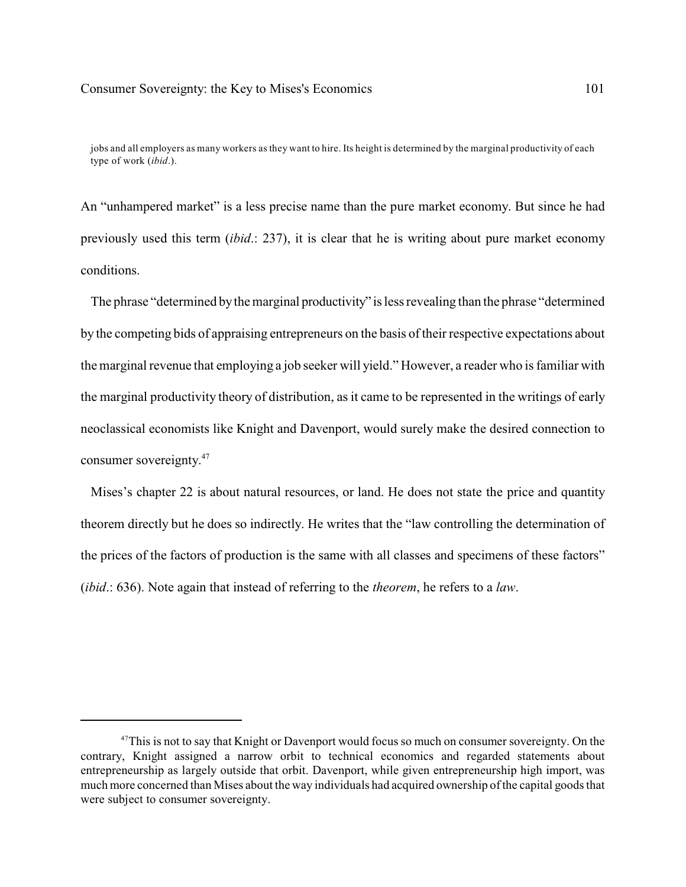jobs and all employers as many workers as they want to hire. Its height is determined by the marginal productivity of each type of work (*ibid*.).

An "unhampered market" is a less precise name than the pure market economy. But since he had previously used this term (*ibid*.: 237), it is clear that he is writing about pure market economy conditions.

The phrase "determined by the marginal productivity" is less revealing than the phrase "determined by the competing bids of appraising entrepreneurs on the basis of their respective expectations about the marginal revenue that employing a job seeker will yield." However, a reader who is familiar with the marginal productivity theory of distribution, as it came to be represented in the writings of early neoclassical economists like Knight and Davenport, would surely make the desired connection to consumer sovereignty.[47]

Mises's chapter 22 is about natural resources, or land. He does not state the price and quantity theorem directly but he does so indirectly. He writes that the "law controlling the determination of the prices of the factors of production is the same with all classes and specimens of these factors" (*ibid*.: 636). Note again that instead of referring to the *theorem*, he refers to a *law*.

---

[47] This is not to say that Knight or Davenport would focus so much on consumer sovereignty. On the contrary, Knight assigned a narrow orbit to technical economics and regarded statements about entrepreneurship as largely outside that orbit. Davenport, while given entrepreneurship high import, was much more concerned than Mises about the way individuals had acquired ownership of the capital goods that were subject to consumer sovereignty.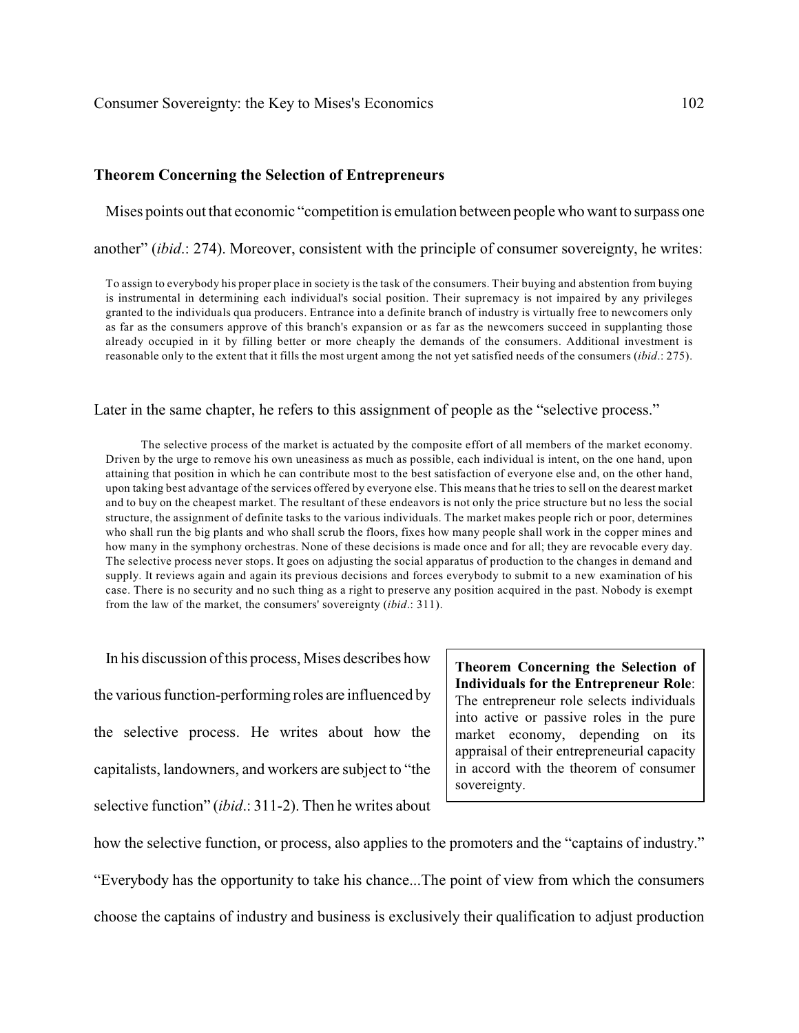### Theorem Concerning the Selection of Entrepreneurs

Mises points out that economic "competition is emulation between people who want to surpass one another" (*ibid*.: 274). Moreover, consistent with the principle of consumer sovereignty, he writes:

> To assign to everybody his proper place in society is the task of the consumers. Their buying and abstention from buying is instrumental in determining each individual's social position. Their supremacy is not impaired by any privileges granted to the individuals qua producers. Entrance into a definite branch of industry is virtually free to newcomers only as far as the consumers approve of this branch's expansion or as far as the newcomers succeed in supplanting those already occupied in it by filling better or more cheaply the demands of the consumers. Additional investment is reasonable only to the extent that it fills the most urgent among the not yet satisfied needs of the consumers (*ibid*.: 275).

Later in the same chapter, he refers to this assignment of people as the "selective process."

> The selective process of the market is actuated by the composite effort of all members of the market economy. Driven by the urge to remove his own uneasiness as much as possible, each individual is intent, on the one hand, upon attaining that position in which he can contribute most to the best satisfaction of everyone else and, on the other hand, upon taking best advantage of the services offered by everyone else. This means that he tries to sell on the dearest market and to buy on the cheapest market. The resultant of these endeavors is not only the price structure but no less the social structure, the assignment of definite tasks to the various individuals. The market makes people rich or poor, determines who shall run the big plants and who shall scrub the floors, fixes how many people shall work in the copper mines and how many in the symphony orchestras. None of these decisions is made once and for all; they are revocable every day. The selective process never stops. It goes on adjusting the social apparatus of production to the changes in demand and supply. It reviews again and again its previous decisions and forces everybody to submit to a new examination of his case. There is no security and no such thing as a right to preserve any position acquired in the past. Nobody is exempt from the law of the market, the consumers' sovereignty (*ibid*.: 311).

> **Theorem Concerning the Selection of Individuals for the Entrepreneur Role**: The entrepreneur role selects individuals into active or passive roles in the pure market economy, depending on its appraisal of their entrepreneurial capacity in accord with the theorem of consumer sovereignty.

In his discussion of this process, Mises describes how the various function-performing roles are influenced by the selective process. He writes about how the capitalists, landowners, and workers are subject to "the selective function" (*ibid*.: 311-2). Then he writes about how the selective function, or process, also applies to the promoters and the "captains of industry." "Everybody has the opportunity to take his chance...The point of view from which the consumers choose the captains of industry and business is exclusively their qualification to adjust production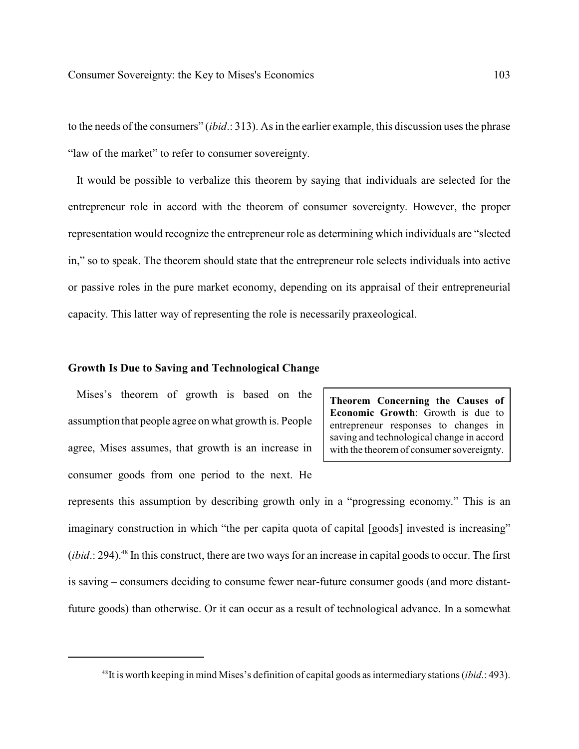to the needs of the consumers" (*ibid*.: 313). As in the earlier example, this discussion uses the phrase "law of the market" to refer to consumer sovereignty.

It would be possible to verbalize this theorem by saying that individuals are selected for the entrepreneur role in accord with the theorem of consumer sovereignty. However, the proper representation would recognize the entrepreneur role as determining which individuals are "slected in," so to speak. The theorem should state that the entrepreneur role selects individuals into active or passive roles in the pure market economy, depending on its appraisal of their entrepreneurial capacity. This latter way of representing the role is necessarily praxeological.

### Growth Is Due to Saving and Technological Change

> **Theorem Concerning the Causes of Economic Growth**: Growth is due to entrepreneur responses to changes in saving and technological change in accord with the theorem of consumer sovereignty.

Mises's theorem of growth is based on the assumption that people agree on what growth is. People agree, Mises assumes, that growth is an increase in consumer goods from one period to the next. He represents this assumption by describing growth only in a "progressing economy." This is an imaginary construction in which "the per capita quota of capital [goods] invested is increasing" (*ibid*.: 294).[48] In this construct, there are two ways for an increase in capital goods to occur. The first is saving – consumers deciding to consume fewer near-future consumer goods (and more distant-future goods) than otherwise. Or it can occur as a result of technological advance. In a somewhat

[48] It is worth keeping in mind Mises's definition of capital goods as intermediary stations (*ibid*.: 493).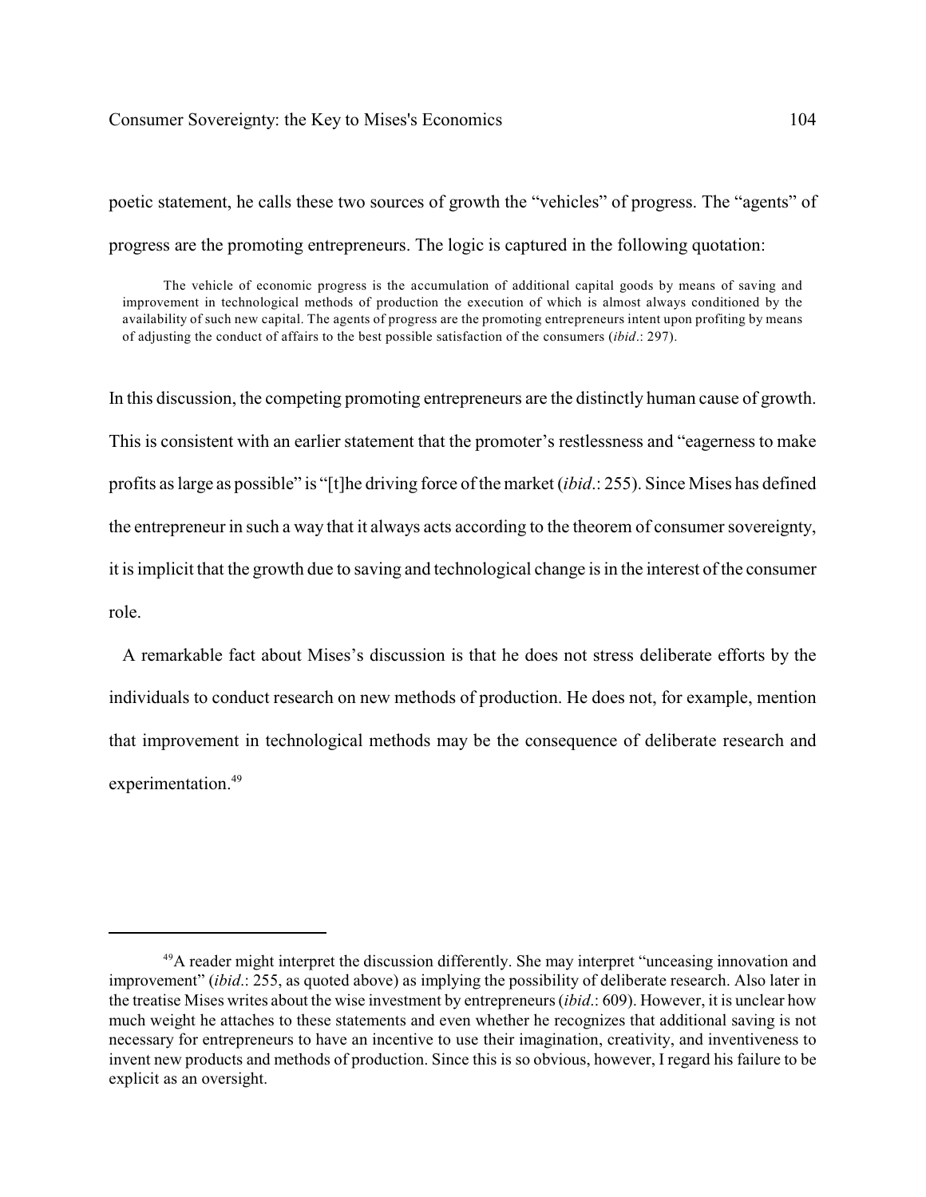poetic statement, he calls these two sources of growth the "vehicles" of progress. The "agents" of progress are the promoting entrepreneurs. The logic is captured in the following quotation:

> The vehicle of economic progress is the accumulation of additional capital goods by means of saving and improvement in technological methods of production the execution of which is almost always conditioned by the availability of such new capital. The agents of progress are the promoting entrepreneurs intent upon profiting by means of adjusting the conduct of affairs to the best possible satisfaction of the consumers (*ibid*.: 297).

In this discussion, the competing promoting entrepreneurs are the distinctly human cause of growth. This is consistent with an earlier statement that the promoter's restlessness and "eagerness to make profits as large as possible" is "[t]he driving force of the market (*ibid*.: 255). Since Mises has defined the entrepreneur in such a way that it always acts according to the theorem of consumer sovereignty, it is implicit that the growth due to saving and technological change is in the interest of the consumer role.

A remarkable fact about Mises's discussion is that he does not stress deliberate efforts by the individuals to conduct research on new methods of production. He does not, for example, mention that improvement in technological methods may be the consequence of deliberate research and experimentation.[49]

---

[49] A reader might interpret the discussion differently. She may interpret "unceasing innovation and improvement" (*ibid*.: 255, as quoted above) as implying the possibility of deliberate research. Also later in the treatise Mises writes about the wise investment by entrepreneurs (*ibid*.: 609). However, it is unclear how much weight he attaches to these statements and even whether he recognizes that additional saving is not necessary for entrepreneurs to have an incentive to use their imagination, creativity, and inventiveness to invent new products and methods of production. Since this is so obvious, however, I regard his failure to be explicit as an oversight.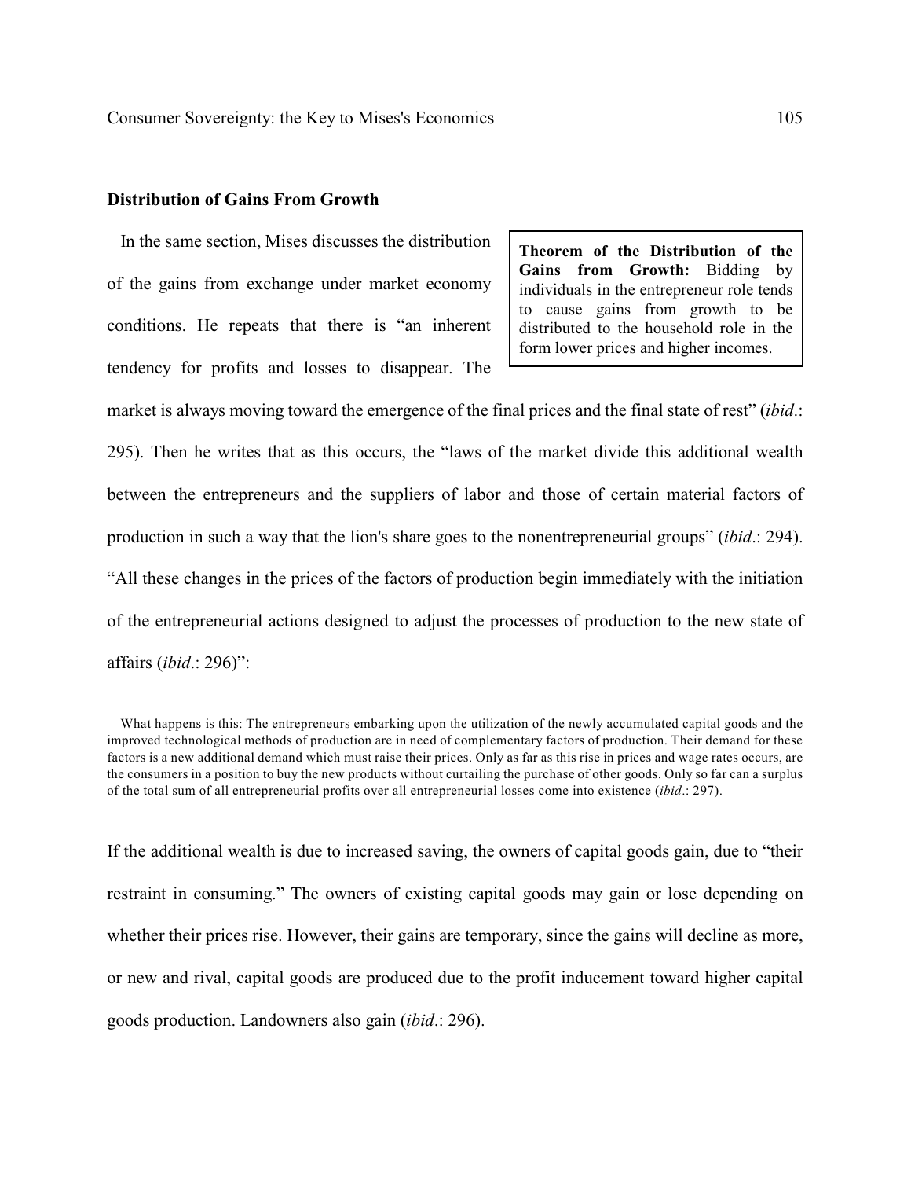## Distribution of Gains From Growth

> **Theorem of the Distribution of the Gains from Growth:** Bidding by individuals in the entrepreneur role tends to cause gains from growth to be distributed to the household role in the form lower prices and higher incomes.

In the same section, Mises discusses the distribution of the gains from exchange under market economy conditions. He repeats that there is "an inherent tendency for profits and losses to disappear. The market is always moving toward the emergence of the final prices and the final state of rest" (*ibid*.: 295). Then he writes that as this occurs, the "laws of the market divide this additional wealth between the entrepreneurs and the suppliers of labor and those of certain material factors of production in such a way that the lion's share goes to the nonentrepreneurial groups" (*ibid*.: 294). "All these changes in the prices of the factors of production begin immediately with the initiation of the entrepreneurial actions designed to adjust the processes of production to the new state of affairs (*ibid*.: 296)":

> What happens is this: The entrepreneurs embarking upon the utilization of the newly accumulated capital goods and the improved technological methods of production are in need of complementary factors of production. Their demand for these factors is a new additional demand which must raise their prices. Only as far as this rise in prices and wage rates occurs, are the consumers in a position to buy the new products without curtailing the purchase of other goods. Only so far can a surplus of the total sum of all entrepreneurial profits over all entrepreneurial losses come into existence (*ibid*.: 297).

If the additional wealth is due to increased saving, the owners of capital goods gain, due to "their restraint in consuming." The owners of existing capital goods may gain or lose depending on whether their prices rise. However, their gains are temporary, since the gains will decline as more, or new and rival, capital goods are produced due to the profit inducement toward higher capital goods production. Landowners also gain (*ibid*.: 296).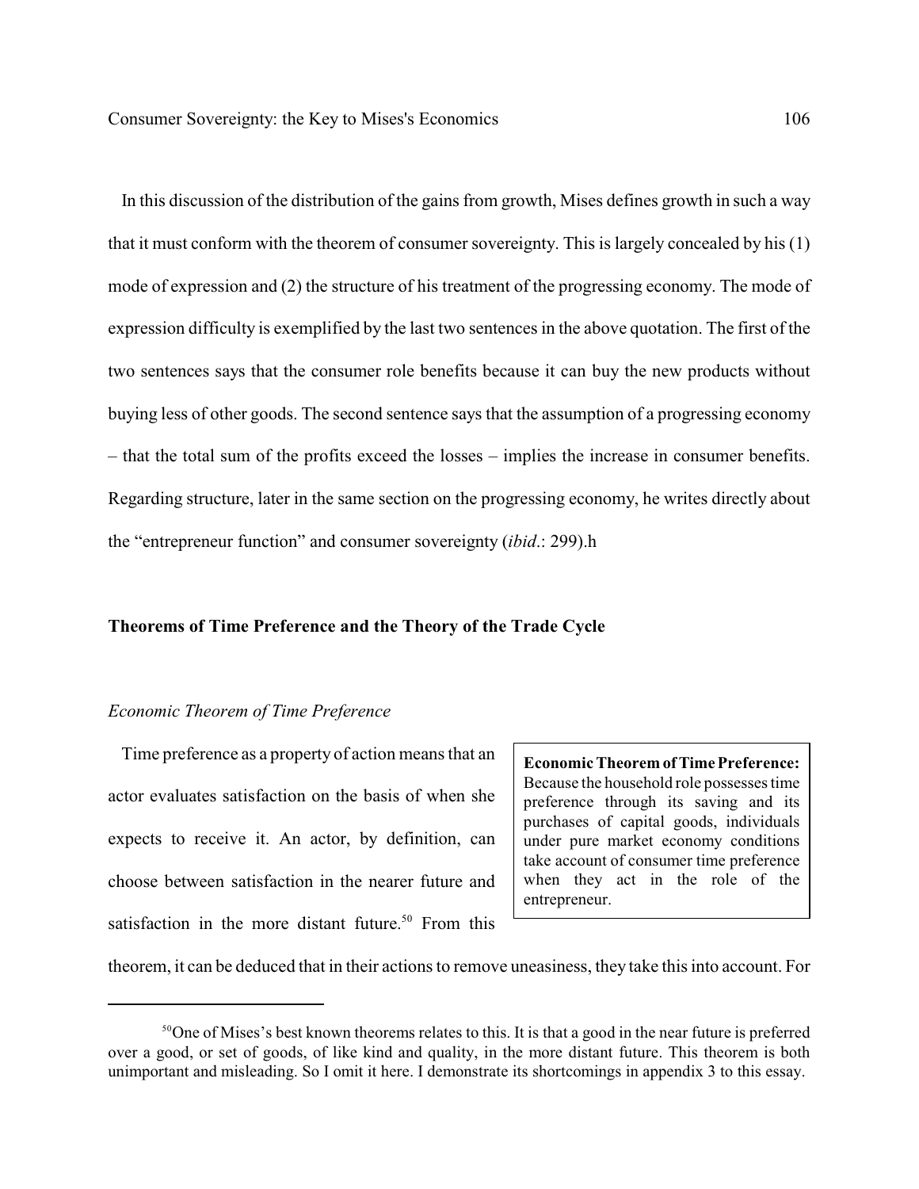In this discussion of the distribution of the gains from growth, Mises defines growth in such a way that it must conform with the theorem of consumer sovereignty. This is largely concealed by his (1) mode of expression and (2) the structure of his treatment of the progressing economy. The mode of expression difficulty is exemplified by the last two sentences in the above quotation. The first of the two sentences says that the consumer role benefits because it can buy the new products without buying less of other goods. The second sentence says that the assumption of a progressing economy – that the total sum of the profits exceed the losses – implies the increase in consumer benefits. Regarding structure, later in the same section on the progressing economy, he writes directly about the "entrepreneur function" and consumer sovereignty (*ibid*.: 299).h

### Theorems of Time Preference and the Theory of the Trade Cycle

#### *Economic Theorem of Time Preference*

> **Economic Theorem of Time Preference:** Because the household role possesses time preference through its saving and its purchases of capital goods, individuals under pure market economy conditions take account of consumer time preference when they act in the role of the entrepreneur.

Time preference as a property of action means that an actor evaluates satisfaction on the basis of when she expects to receive it. An actor, by definition, can choose between satisfaction in the nearer future and satisfaction in the more distant future.[50] From this theorem, it can be deduced that in their actions to remove uneasiness, they take this into account. For

[50] One of Mises's best known theorems relates to this. It is that a good in the near future is preferred over a good, or set of goods, of like kind and quality, in the more distant future. This theorem is both unimportant and misleading. So I omit it here. I demonstrate its shortcomings in appendix 3 to this essay.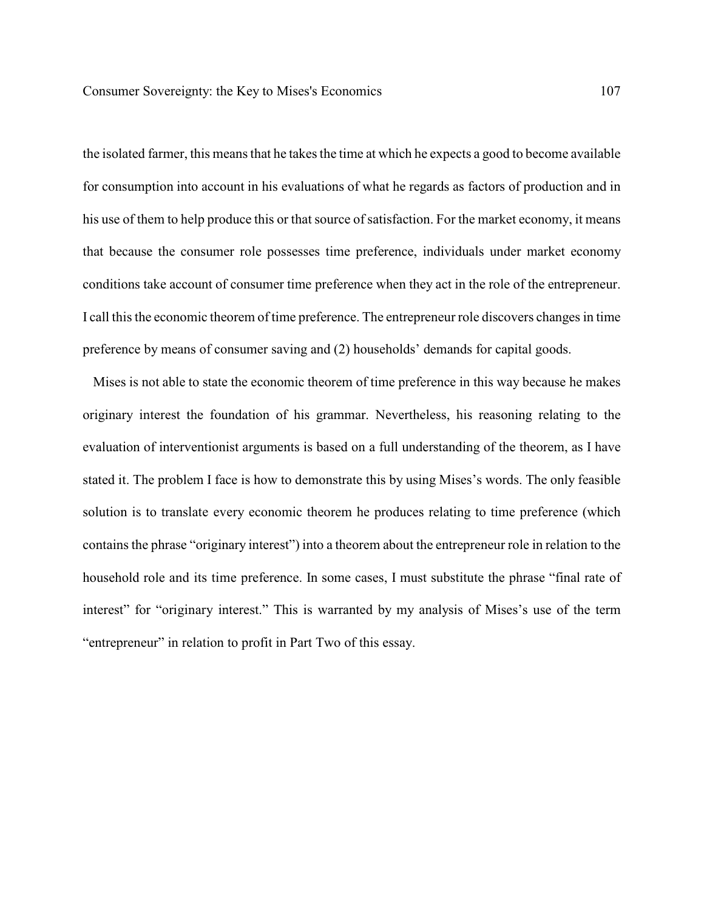the isolated farmer, this means that he takes the time at which he expects a good to become available for consumption into account in his evaluations of what he regards as factors of production and in his use of them to help produce this or that source of satisfaction. For the market economy, it means that because the consumer role possesses time preference, individuals under market economy conditions take account of consumer time preference when they act in the role of the entrepreneur. I call this the economic theorem of time preference. The entrepreneur role discovers changes in time preference by means of consumer saving and (2) households' demands for capital goods.

Mises is not able to state the economic theorem of time preference in this way because he makes originary interest the foundation of his grammar. Nevertheless, his reasoning relating to the evaluation of interventionist arguments is based on a full understanding of the theorem, as I have stated it. The problem I face is how to demonstrate this by using Mises's words. The only feasible solution is to translate every economic theorem he produces relating to time preference (which contains the phrase "originary interest") into a theorem about the entrepreneur role in relation to the household role and its time preference. In some cases, I must substitute the phrase "final rate of interest" for "originary interest." This is warranted by my analysis of Mises's use of the term "entrepreneur" in relation to profit in Part Two of this essay.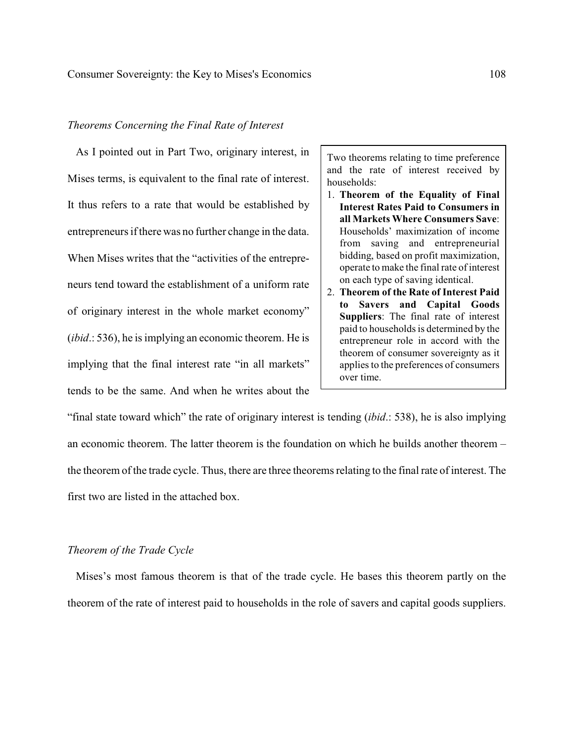### *Theorems Concerning the Final Rate of Interest*

As I pointed out in Part Two, originary interest, in Mises terms, is equivalent to the final rate of interest. It thus refers to a rate that would be established by entrepreneurs if there was no further change in the data. When Mises writes that the "activities of the entrepreneurs tend toward the establishment of a uniform rate of originary interest in the whole market economy" (*ibid*.: 536), he is implying an economic theorem. He is implying that the final interest rate "in all markets" tends to be the same. And when he writes about the "final state toward which" the rate of originary interest is tending (*ibid*.: 538), he is also implying an economic theorem. The latter theorem is the foundation on which he builds another theorem – the theorem of the trade cycle. Thus, there are three theorems relating to the final rate of interest. The first two are listed in the attached box.

> Two theorems relating to time preference and the rate of interest received by households:
>
> 1. **Theorem of the Equality of Final Interest Rates Paid to Consumers in all Markets Where Consumers Save**: Households' maximization of income from saving and entrepreneurial bidding, based on profit maximization, operate to make the final rate of interest on each type of saving identical.
> 2. **Theorem of the Rate of Interest Paid to Savers and Capital Goods Suppliers**: The final rate of interest paid to households is determined by the entrepreneur role in accord with the theorem of consumer sovereignty as it applies to the preferences of consumers over time.

### *Theorem of the Trade Cycle*

Mises's most famous theorem is that of the trade cycle. He bases this theorem partly on the theorem of the rate of interest paid to households in the role of savers and capital goods suppliers.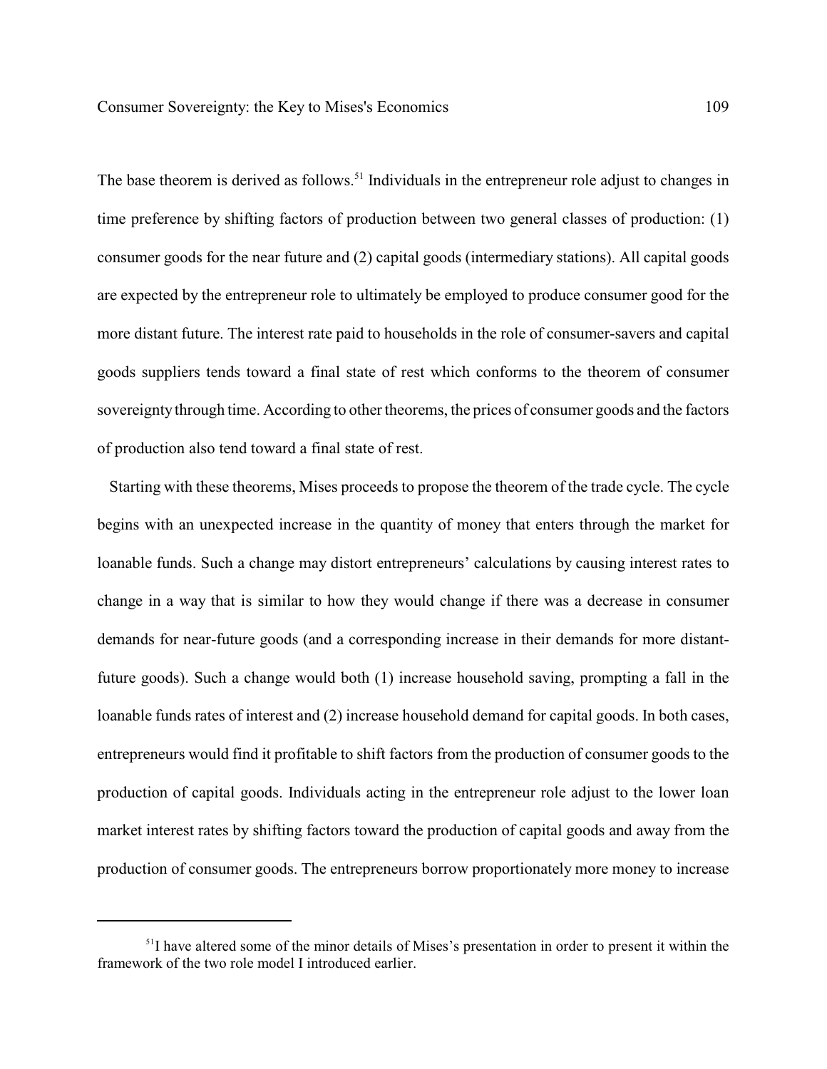The base theorem is derived as follows.[51] Individuals in the entrepreneur role adjust to changes in time preference by shifting factors of production between two general classes of production: (1) consumer goods for the near future and (2) capital goods (intermediary stations). All capital goods are expected by the entrepreneur role to ultimately be employed to produce consumer good for the more distant future. The interest rate paid to households in the role of consumer-savers and capital goods suppliers tends toward a final state of rest which conforms to the theorem of consumer sovereignty through time. According to other theorems, the prices of consumer goods and the factors of production also tend toward a final state of rest.

Starting with these theorems, Mises proceeds to propose the theorem of the trade cycle. The cycle begins with an unexpected increase in the quantity of money that enters through the market for loanable funds. Such a change may distort entrepreneurs' calculations by causing interest rates to change in a way that is similar to how they would change if there was a decrease in consumer demands for near-future goods (and a corresponding increase in their demands for more distant-future goods). Such a change would both (1) increase household saving, prompting a fall in the loanable funds rates of interest and (2) increase household demand for capital goods. In both cases, entrepreneurs would find it profitable to shift factors from the production of consumer goods to the production of capital goods. Individuals acting in the entrepreneur role adjust to the lower loan market interest rates by shifting factors toward the production of capital goods and away from the production of consumer goods. The entrepreneurs borrow proportionately more money to increase

[51] I have altered some of the minor details of Mises's presentation in order to present it within the framework of the two role model I introduced earlier.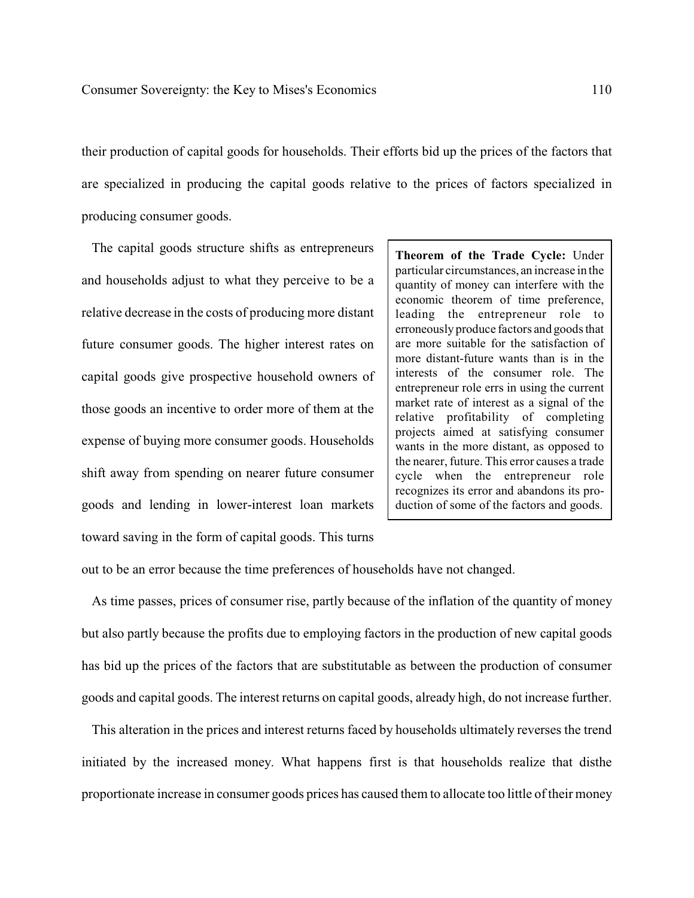their production of capital goods for households. Their efforts bid up the prices of the factors that are specialized in producing the capital goods relative to the prices of factors specialized in producing consumer goods.

The capital goods structure shifts as entrepreneurs and households adjust to what they perceive to be a relative decrease in the costs of producing more distant future consumer goods. The higher interest rates on capital goods give prospective household owners of those goods an incentive to order more of them at the expense of buying more consumer goods. Households shift away from spending on nearer future consumer goods and lending in lower-interest loan markets toward saving in the form of capital goods. This turns out to be an error because the time preferences of households have not changed.

> **Theorem of the Trade Cycle:** Under particular circumstances, an increase in the quantity of money can interfere with the economic theorem of time preference, leading the entrepreneur role to erroneously produce factors and goods that are more suitable for the satisfaction of more distant-future wants than is in the interests of the consumer role. The entrepreneur role errs in using the current market rate of interest as a signal of the relative profitability of completing projects aimed at satisfying consumer wants in the more distant, as opposed to the nearer, future. This error causes a trade cycle when the entrepreneur role recognizes its error and abandons its production of some of the factors and goods.

As time passes, prices of consumer rise, partly because of the inflation of the quantity of money but also partly because the profits due to employing factors in the production of new capital goods has bid up the prices of the factors that are substitutable as between the production of consumer goods and capital goods. The interest returns on capital goods, already high, do not increase further.

This alteration in the prices and interest returns faced by households ultimately reverses the trend initiated by the increased money. What happens first is that households realize that disthe proportionate increase in consumer goods prices has caused them to allocate too little of their money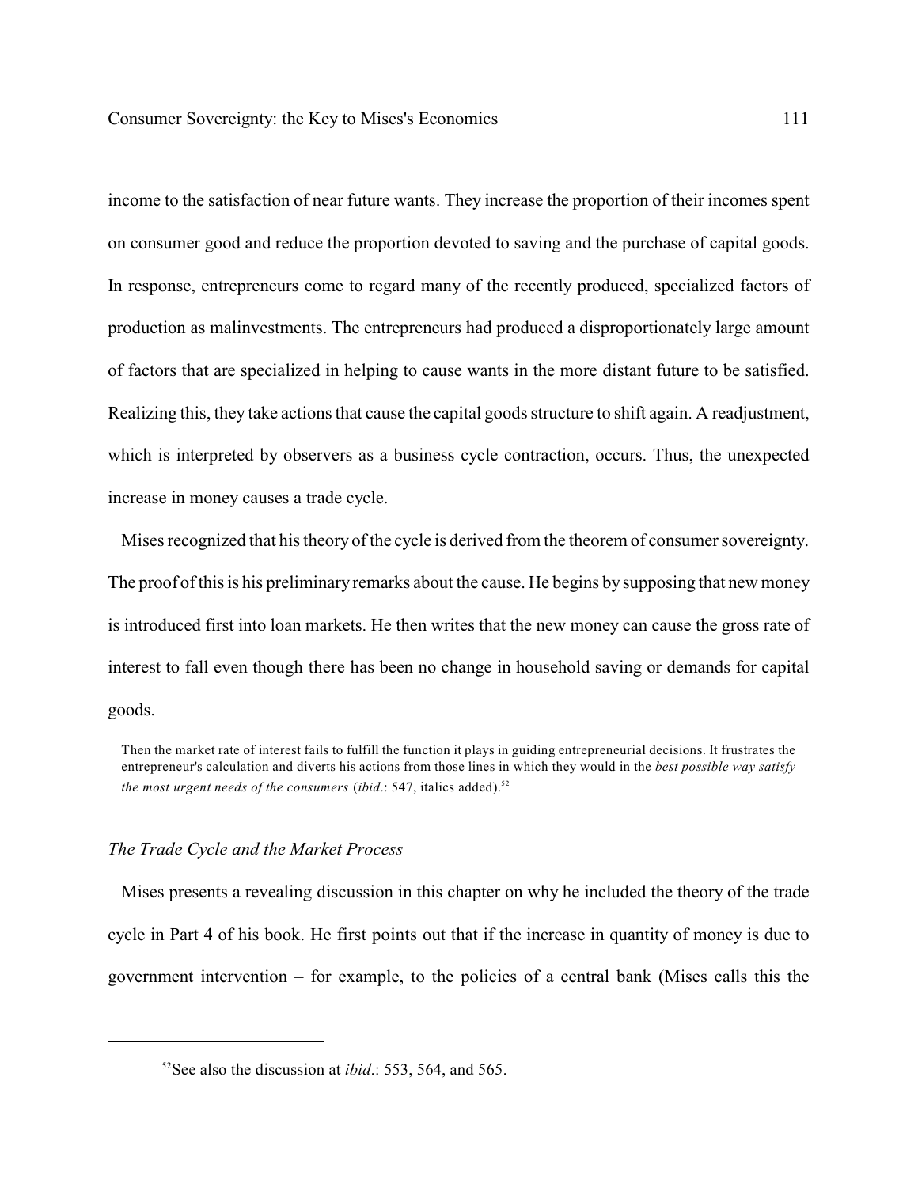income to the satisfaction of near future wants. They increase the proportion of their incomes spent on consumer good and reduce the proportion devoted to saving and the purchase of capital goods. In response, entrepreneurs come to regard many of the recently produced, specialized factors of production as malinvestments. The entrepreneurs had produced a disproportionately large amount of factors that are specialized in helping to cause wants in the more distant future to be satisfied. Realizing this, they take actions that cause the capital goods structure to shift again. A readjustment, which is interpreted by observers as a business cycle contraction, occurs. Thus, the unexpected increase in money causes a trade cycle.

Mises recognized that his theory of the cycle is derived from the theorem of consumer sovereignty. The proof of this is his preliminary remarks about the cause. He begins by supposing that new money is introduced first into loan markets. He then writes that the new money can cause the gross rate of interest to fall even though there has been no change in household saving or demands for capital goods.

> Then the market rate of interest fails to fulfill the function it plays in guiding entrepreneurial decisions. It frustrates the entrepreneur's calculation and diverts his actions from those lines in which they would in the *best possible way satisfy the most urgent needs of the consumers* (*ibid*.: 547, italics added).[52]

### *The Trade Cycle and the Market Process*

Mises presents a revealing discussion in this chapter on why he included the theory of the trade cycle in Part 4 of his book. He first points out that if the increase in quantity of money is due to government intervention – for example, to the policies of a central bank (Mises calls this the

---

[52] See also the discussion at *ibid*.: 553, 564, and 565.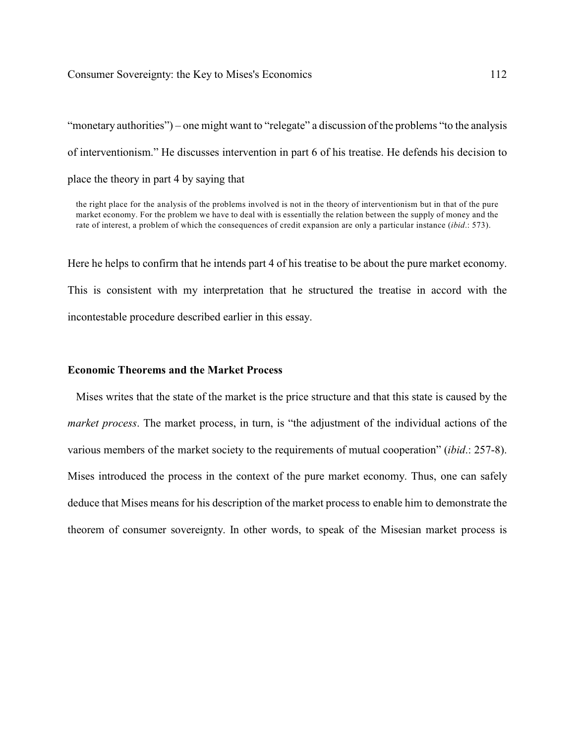"monetary authorities") – one might want to "relegate" a discussion of the problems "to the analysis of interventionism." He discusses intervention in part 6 of his treatise. He defends his decision to place the theory in part 4 by saying that

> the right place for the analysis of the problems involved is not in the theory of interventionism but in that of the pure market economy. For the problem we have to deal with is essentially the relation between the supply of money and the rate of interest, a problem of which the consequences of credit expansion are only a particular instance (*ibid*.: 573).

Here he helps to confirm that he intends part 4 of his treatise to be about the pure market economy. This is consistent with my interpretation that he structured the treatise in accord with the incontestable procedure described earlier in this essay.

### Economic Theorems and the Market Process

Mises writes that the state of the market is the price structure and that this state is caused by the *market process*. The market process, in turn, is "the adjustment of the individual actions of the various members of the market society to the requirements of mutual cooperation" (*ibid*.: 257-8). Mises introduced the process in the context of the pure market economy. Thus, one can safely deduce that Mises means for his description of the market process to enable him to demonstrate the theorem of consumer sovereignty. In other words, to speak of the Misesian market process is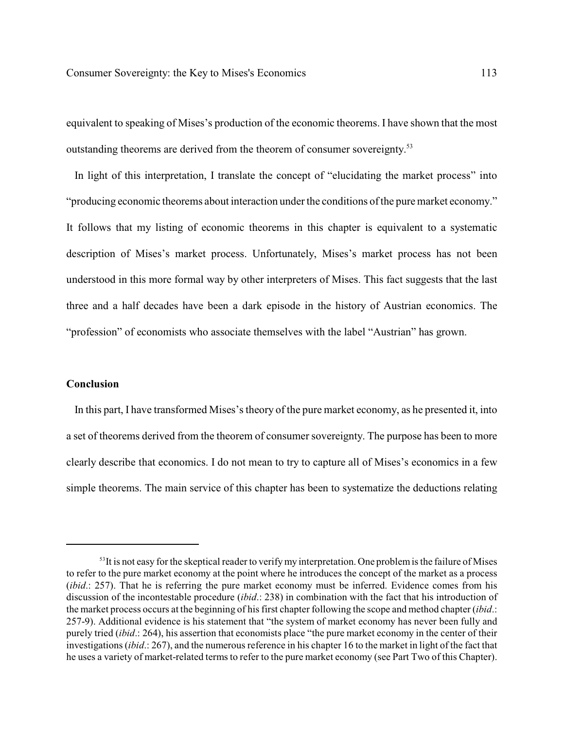equivalent to speaking of Mises's production of the economic theorems. I have shown that the most outstanding theorems are derived from the theorem of consumer sovereignty.[53]

In light of this interpretation, I translate the concept of "elucidating the market process" into "producing economic theorems about interaction under the conditions of the pure market economy." It follows that my listing of economic theorems in this chapter is equivalent to a systematic description of Mises's market process. Unfortunately, Mises's market process has not been understood in this more formal way by other interpreters of Mises. This fact suggests that the last three and a half decades have been a dark episode in the history of Austrian economics. The "profession" of economists who associate themselves with the label "Austrian" has grown.

**Conclusion**

In this part, I have transformed Mises's theory of the pure market economy, as he presented it, into a set of theorems derived from the theorem of consumer sovereignty. The purpose has been to more clearly describe that economics. I do not mean to try to capture all of Mises's economics in a few simple theorems. The main service of this chapter has been to systematize the deductions relating

---

[53] It is not easy for the skeptical reader to verify my interpretation. One problem is the failure of Mises to refer to the pure market economy at the point where he introduces the concept of the market as a process (*ibid*.: 257). That he is referring the pure market economy must be inferred. Evidence comes from his discussion of the incontestable procedure (*ibid*.: 238) in combination with the fact that his introduction of the market process occurs at the beginning of his first chapter following the scope and method chapter (*ibid*.: 257-9). Additional evidence is his statement that "the system of market economy has never been fully and purely tried (*ibid*.: 264), his assertion that economists place "the pure market economy in the center of their investigations (*ibid*.: 267), and the numerous reference in his chapter 16 to the market in light of the fact that he uses a variety of market-related terms to refer to the pure market economy (see Part Two of this Chapter).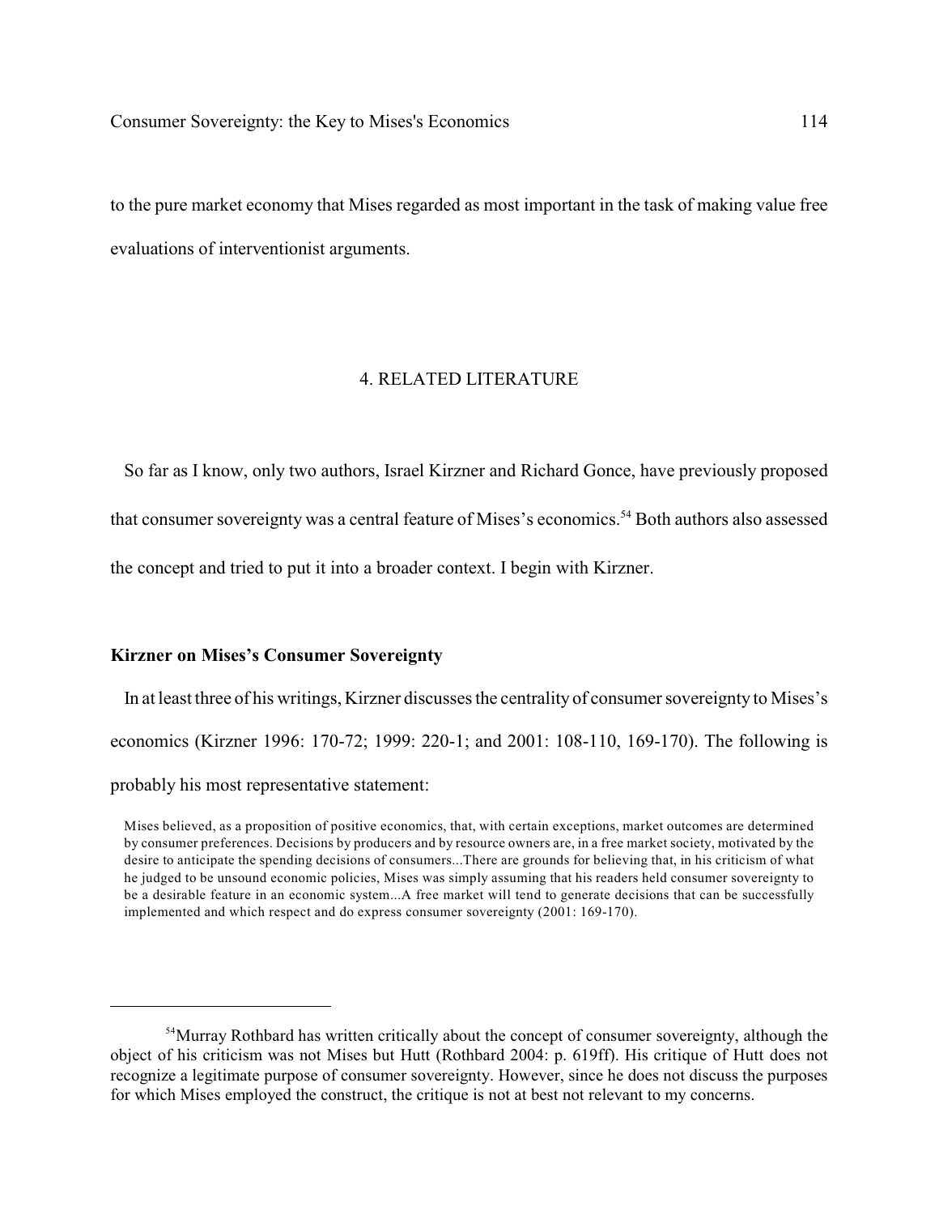to the pure market economy that Mises regarded as most important in the task of making value free evaluations of interventionist arguments.

## 4. RELATED LITERATURE

So far as I know, only two authors, Israel Kirzner and Richard Gonce, have previously proposed that consumer sovereignty was a central feature of Mises's economics.[54] Both authors also assessed the concept and tried to put it into a broader context. I begin with Kirzner.

### Kirzner on Mises's Consumer Sovereignty

In at least three of his writings, Kirzner discusses the centrality of consumer sovereignty to Mises's economics (Kirzner 1996: 170-72; 1999: 220-1; and 2001: 108-110, 169-170). The following is probably his most representative statement:

> Mises believed, as a proposition of positive economics, that, with certain exceptions, market outcomes are determined by consumer preferences. Decisions by producers and by resource owners are, in a free market society, motivated by the desire to anticipate the spending decisions of consumers...There are grounds for believing that, in his criticism of what he judged to be unsound economic policies, Mises was simply assuming that his readers held consumer sovereignty to be a desirable feature in an economic system...A free market will tend to generate decisions that can be successfully implemented and which respect and do express consumer sovereignty (2001: 169-170).

---

[54] Murray Rothbard has written critically about the concept of consumer sovereignty, although the object of his criticism was not Mises but Hutt (Rothbard 2004: p. 619ff). His critique of Hutt does not recognize a legitimate purpose of consumer sovereignty. However, since he does not discuss the purposes for which Mises employed the construct, the critique is not at best not relevant to my concerns.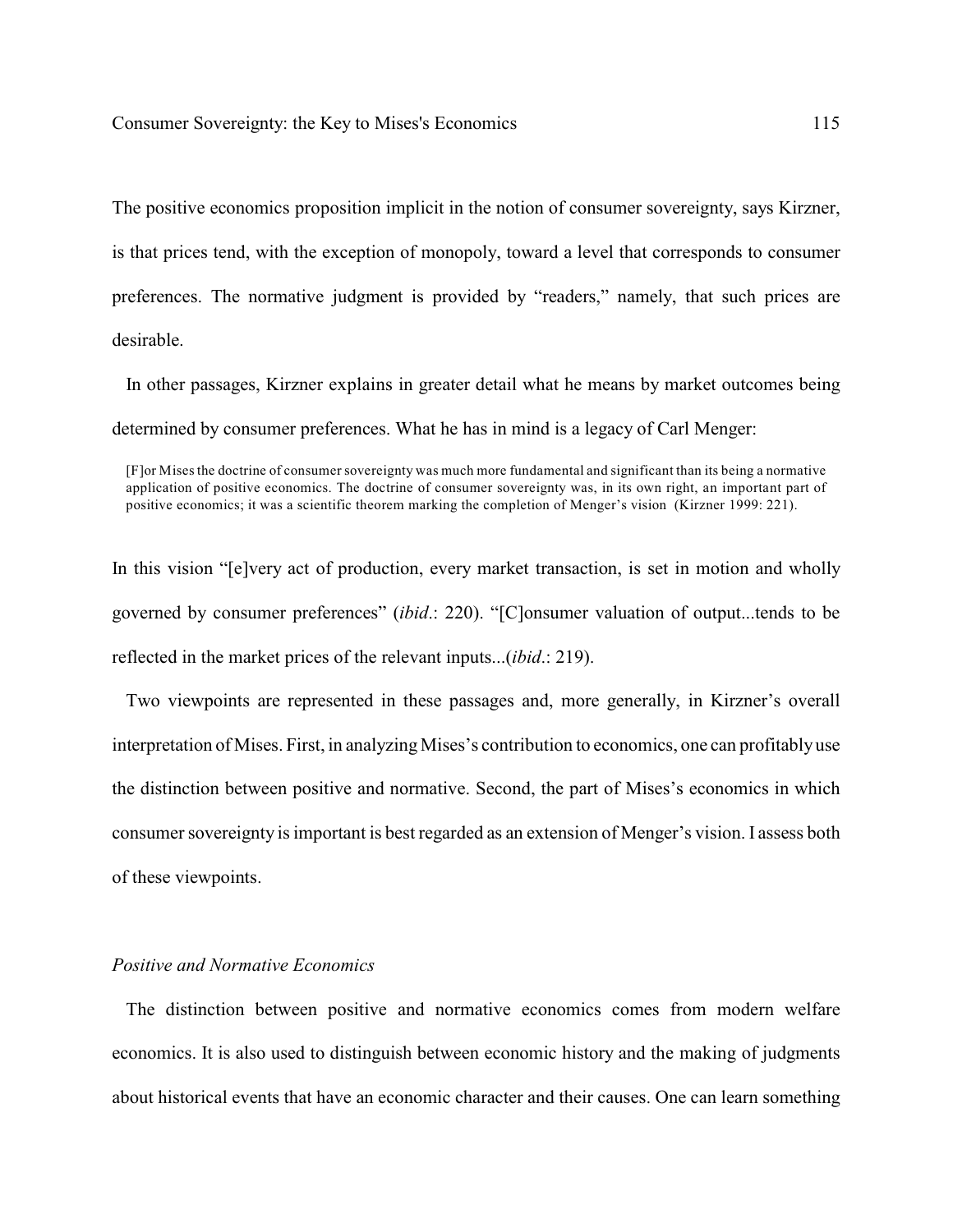The positive economics proposition implicit in the notion of consumer sovereignty, says Kirzner, is that prices tend, with the exception of monopoly, toward a level that corresponds to consumer preferences. The normative judgment is provided by "readers," namely, that such prices are desirable.

In other passages, Kirzner explains in greater detail what he means by market outcomes being determined by consumer preferences. What he has in mind is a legacy of Carl Menger:

> [F]or Mises the doctrine of consumer sovereignty was much more fundamental and significant than its being a normative application of positive economics. The doctrine of consumer sovereignty was, in its own right, an important part of positive economics; it was a scientific theorem marking the completion of Menger's vision (Kirzner 1999: 221).

In this vision "[e]very act of production, every market transaction, is set in motion and wholly governed by consumer preferences" (*ibid*.: 220). "[C]onsumer valuation of output...tends to be reflected in the market prices of the relevant inputs...(*ibid*.: 219).

Two viewpoints are represented in these passages and, more generally, in Kirzner's overall interpretation of Mises. First, in analyzing Mises's contribution to economics, one can profitably use the distinction between positive and normative. Second, the part of Mises's economics in which consumer sovereignty is important is best regarded as an extension of Menger's vision. I assess both of these viewpoints.

### *Positive and Normative Economics*

The distinction between positive and normative economics comes from modern welfare economics. It is also used to distinguish between economic history and the making of judgments about historical events that have an economic character and their causes. One can learn something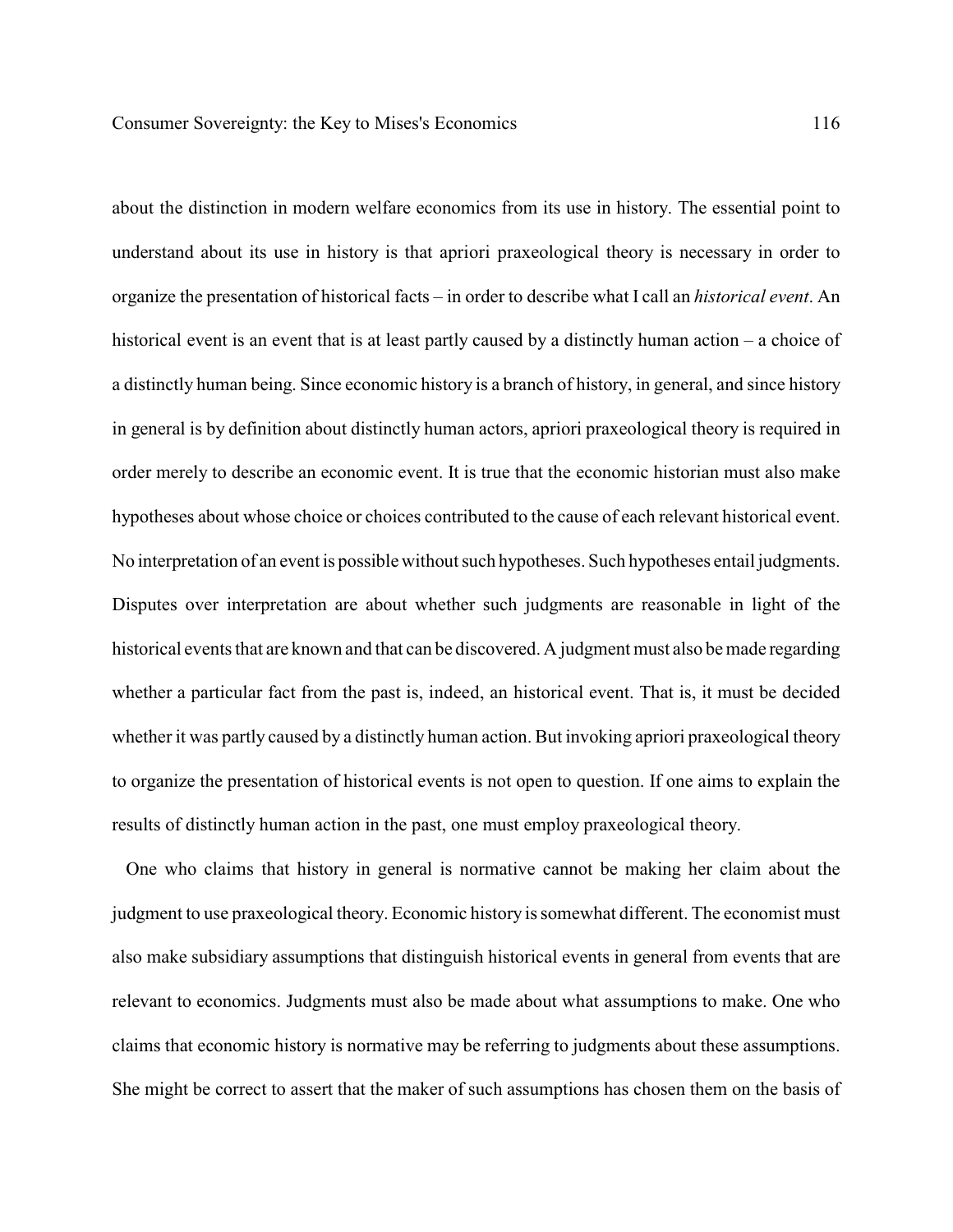about the distinction in modern welfare economics from its use in history. The essential point to understand about its use in history is that apriori praxeological theory is necessary in order to organize the presentation of historical facts – in order to describe what I call an *historical event*. An historical event is an event that is at least partly caused by a distinctly human action – a choice of a distinctly human being. Since economic history is a branch of history, in general, and since history in general is by definition about distinctly human actors, apriori praxeological theory is required in order merely to describe an economic event. It is true that the economic historian must also make hypotheses about whose choice or choices contributed to the cause of each relevant historical event. No interpretation of an event is possible without such hypotheses. Such hypotheses entail judgments. Disputes over interpretation are about whether such judgments are reasonable in light of the historical events that are known and that can be discovered. A judgment must also be made regarding whether a particular fact from the past is, indeed, an historical event. That is, it must be decided whether it was partly caused by a distinctly human action. But invoking apriori praxeological theory to organize the presentation of historical events is not open to question. If one aims to explain the results of distinctly human action in the past, one must employ praxeological theory.

One who claims that history in general is normative cannot be making her claim about the judgment to use praxeological theory. Economic history is somewhat different. The economist must also make subsidiary assumptions that distinguish historical events in general from events that are relevant to economics. Judgments must also be made about what assumptions to make. One who claims that economic history is normative may be referring to judgments about these assumptions. She might be correct to assert that the maker of such assumptions has chosen them on the basis of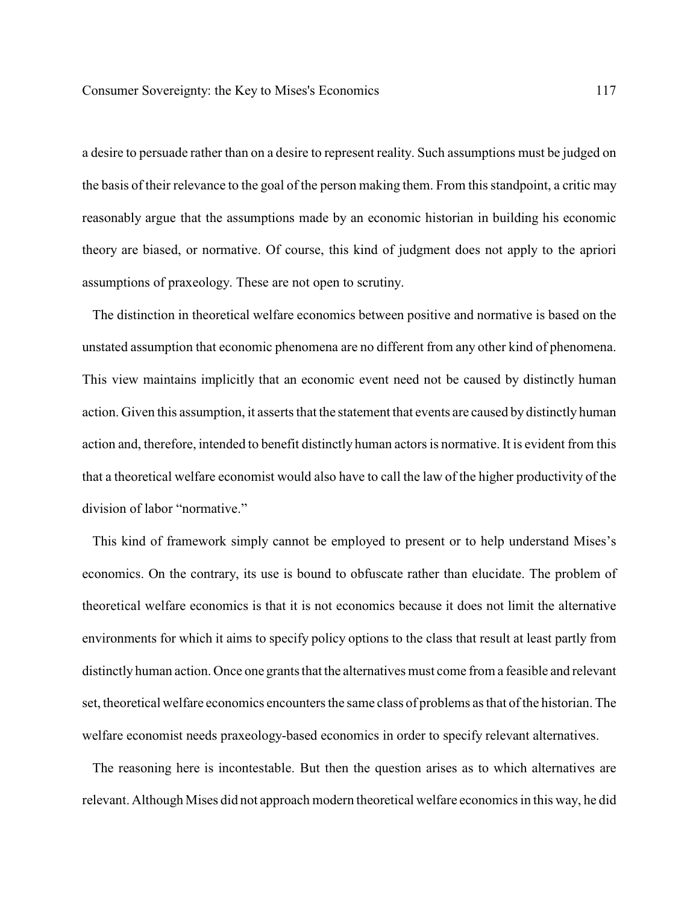a desire to persuade rather than on a desire to represent reality. Such assumptions must be judged on the basis of their relevance to the goal of the person making them. From this standpoint, a critic may reasonably argue that the assumptions made by an economic historian in building his economic theory are biased, or normative. Of course, this kind of judgment does not apply to the apriori assumptions of praxeology. These are not open to scrutiny.

The distinction in theoretical welfare economics between positive and normative is based on the unstated assumption that economic phenomena are no different from any other kind of phenomena. This view maintains implicitly that an economic event need not be caused by distinctly human action. Given this assumption, it asserts that the statement that events are caused by distinctly human action and, therefore, intended to benefit distinctly human actors is normative. It is evident from this that a theoretical welfare economist would also have to call the law of the higher productivity of the division of labor "normative."

This kind of framework simply cannot be employed to present or to help understand Mises's economics. On the contrary, its use is bound to obfuscate rather than elucidate. The problem of theoretical welfare economics is that it is not economics because it does not limit the alternative environments for which it aims to specify policy options to the class that result at least partly from distinctly human action. Once one grants that the alternatives must come from a feasible and relevant set, theoretical welfare economics encounters the same class of problems as that of the historian. The welfare economist needs praxeology-based economics in order to specify relevant alternatives.

The reasoning here is incontestable. But then the question arises as to which alternatives are relevant. Although Mises did not approach modern theoretical welfare economics in this way, he did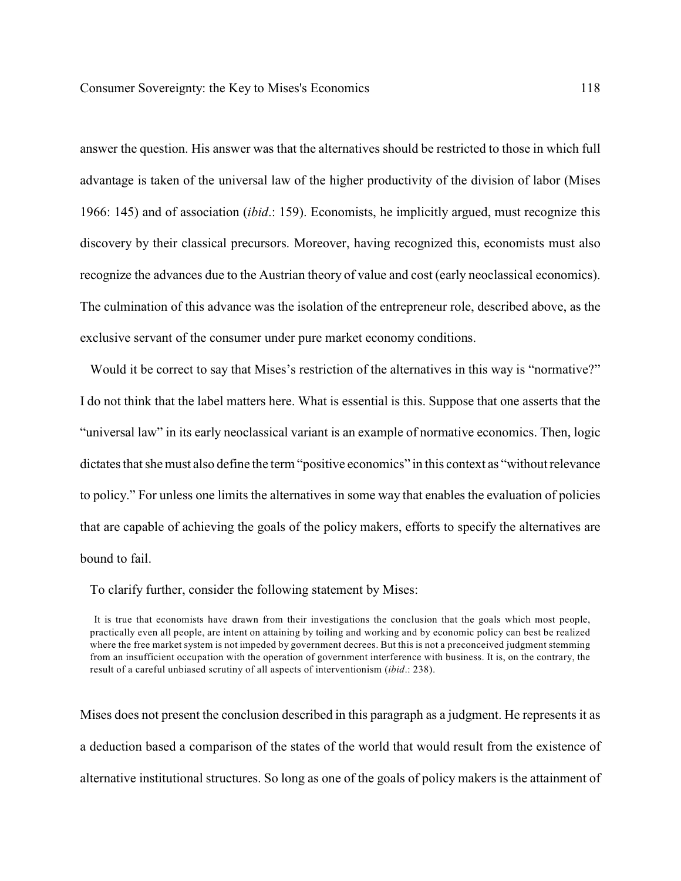answer the question. His answer was that the alternatives should be restricted to those in which full advantage is taken of the universal law of the higher productivity of the division of labor (Mises 1966: 145) and of association (*ibid*.: 159). Economists, he implicitly argued, must recognize this discovery by their classical precursors. Moreover, having recognized this, economists must also recognize the advances due to the Austrian theory of value and cost (early neoclassical economics). The culmination of this advance was the isolation of the entrepreneur role, described above, as the exclusive servant of the consumer under pure market economy conditions.

Would it be correct to say that Mises's restriction of the alternatives in this way is "normative?" I do not think that the label matters here. What is essential is this. Suppose that one asserts that the "universal law" in its early neoclassical variant is an example of normative economics. Then, logic dictates that she must also define the term "positive economics" in this context as "without relevance to policy." For unless one limits the alternatives in some way that enables the evaluation of policies that are capable of achieving the goals of the policy makers, efforts to specify the alternatives are bound to fail.

To clarify further, consider the following statement by Mises:

> It is true that economists have drawn from their investigations the conclusion that the goals which most people, practically even all people, are intent on attaining by toiling and working and by economic policy can best be realized where the free market system is not impeded by government decrees. But this is not a preconceived judgment stemming from an insufficient occupation with the operation of government interference with business. It is, on the contrary, the result of a careful unbiased scrutiny of all aspects of interventionism (*ibid*.: 238).

Mises does not present the conclusion described in this paragraph as a judgment. He represents it as a deduction based a comparison of the states of the world that would result from the existence of alternative institutional structures. So long as one of the goals of policy makers is the attainment of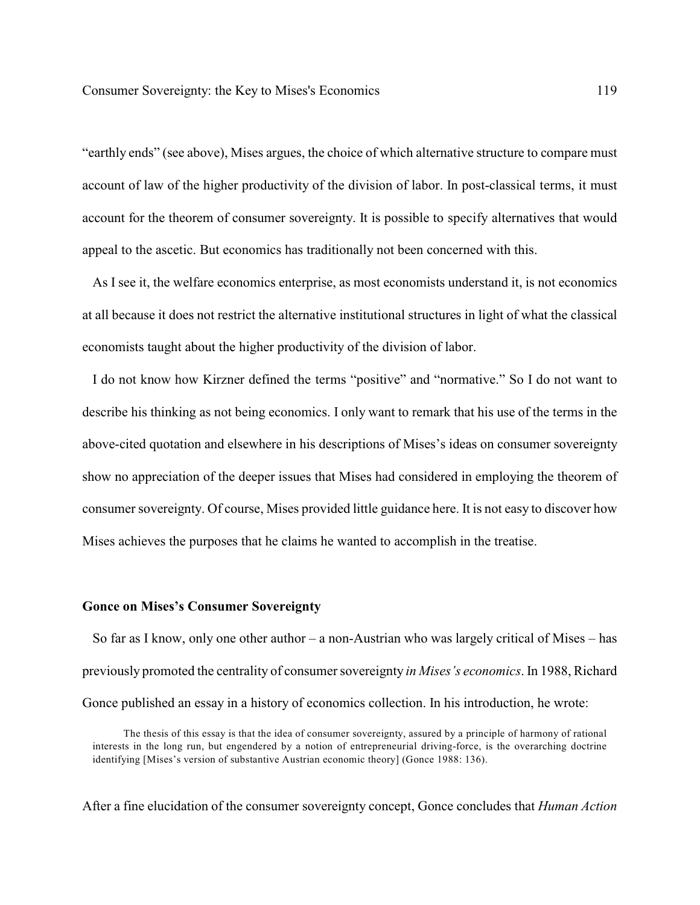"earthly ends" (see above), Mises argues, the choice of which alternative structure to compare must account of law of the higher productivity of the division of labor. In post-classical terms, it must account for the theorem of consumer sovereignty. It is possible to specify alternatives that would appeal to the ascetic. But economics has traditionally not been concerned with this.

As I see it, the welfare economics enterprise, as most economists understand it, is not economics at all because it does not restrict the alternative institutional structures in light of what the classical economists taught about the higher productivity of the division of labor.

I do not know how Kirzner defined the terms "positive" and "normative." So I do not want to describe his thinking as not being economics. I only want to remark that his use of the terms in the above-cited quotation and elsewhere in his descriptions of Mises's ideas on consumer sovereignty show no appreciation of the deeper issues that Mises had considered in employing the theorem of consumer sovereignty. Of course, Mises provided little guidance here. It is not easy to discover how Mises achieves the purposes that he claims he wanted to accomplish in the treatise.

## Gonce on Mises's Consumer Sovereignty

So far as I know, only one other author – a non-Austrian who was largely critical of Mises – has previously promoted the centrality of consumer sovereignty *in Mises's economics*. In 1988, Richard Gonce published an essay in a history of economics collection. In his introduction, he wrote:

> The thesis of this essay is that the idea of consumer sovereignty, assured by a principle of harmony of rational interests in the long run, but engendered by a notion of entrepreneurial driving-force, is the overarching doctrine identifying [Mises's version of substantive Austrian economic theory] (Gonce 1988: 136).

After a fine elucidation of the consumer sovereignty concept, Gonce concludes that *Human Action*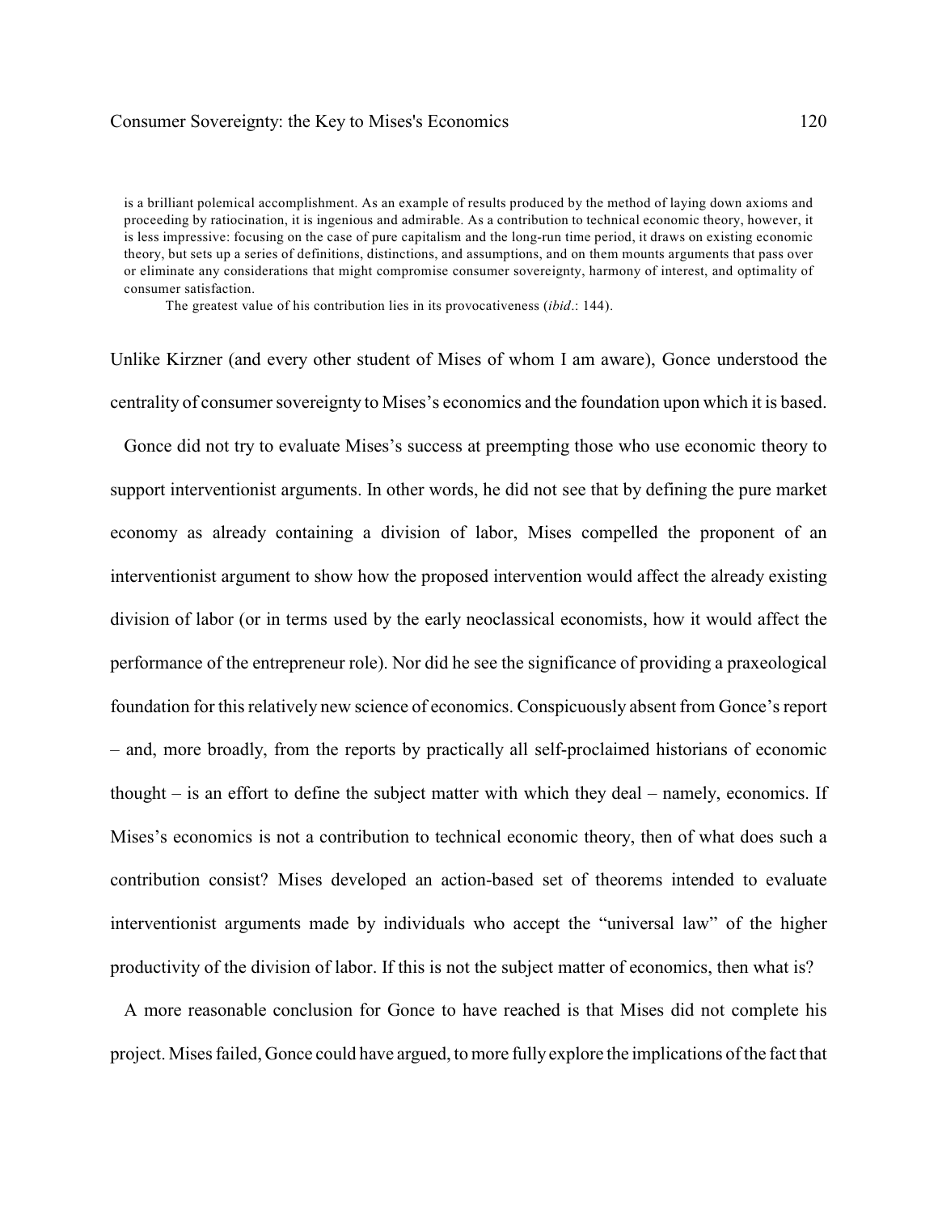> is a brilliant polemical accomplishment. As an example of results produced by the method of laying down axioms and proceeding by ratiocination, it is ingenious and admirable. As a contribution to technical economic theory, however, it is less impressive: focusing on the case of pure capitalism and the long-run time period, it draws on existing economic theory, but sets up a series of definitions, distinctions, and assumptions, and on them mounts arguments that pass over or eliminate any considerations that might compromise consumer sovereignty, harmony of interest, and optimality of consumer satisfaction.
>
> The greatest value of his contribution lies in its provocativeness (*ibid*.: 144).

Unlike Kirzner (and every other student of Mises of whom I am aware), Gonce understood the centrality of consumer sovereignty to Mises's economics and the foundation upon which it is based.

Gonce did not try to evaluate Mises's success at preempting those who use economic theory to support interventionist arguments. In other words, he did not see that by defining the pure market economy as already containing a division of labor, Mises compelled the proponent of an interventionist argument to show how the proposed intervention would affect the already existing division of labor (or in terms used by the early neoclassical economists, how it would affect the performance of the entrepreneur role). Nor did he see the significance of providing a praxeological foundation for this relatively new science of economics. Conspicuously absent from Gonce's report – and, more broadly, from the reports by practically all self-proclaimed historians of economic thought – is an effort to define the subject matter with which they deal – namely, economics. If Mises's economics is not a contribution to technical economic theory, then of what does such a contribution consist? Mises developed an action-based set of theorems intended to evaluate interventionist arguments made by individuals who accept the "universal law" of the higher productivity of the division of labor. If this is not the subject matter of economics, then what is?

A more reasonable conclusion for Gonce to have reached is that Mises did not complete his project. Mises failed, Gonce could have argued, to more fully explore the implications of the fact that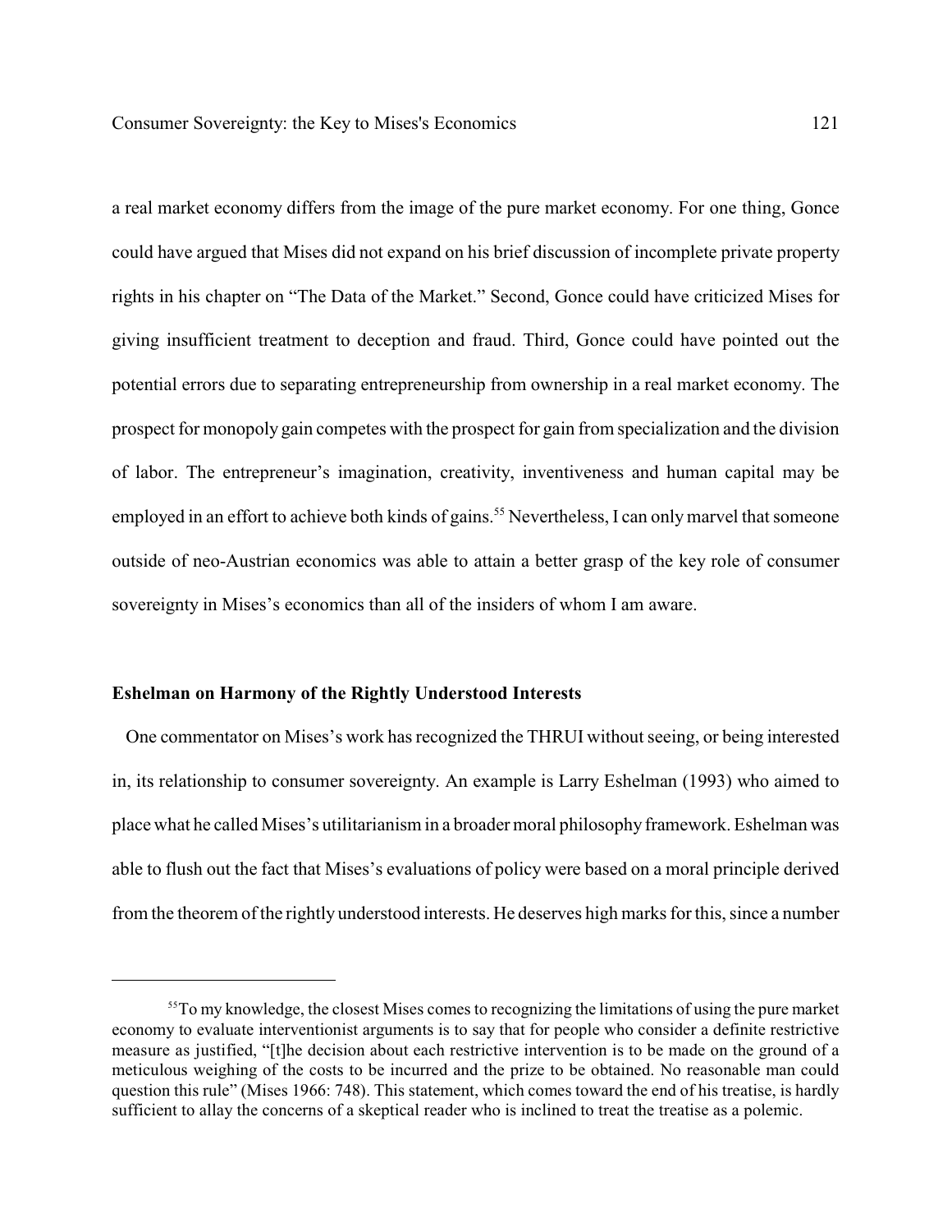a real market economy differs from the image of the pure market economy. For one thing, Gonce could have argued that Mises did not expand on his brief discussion of incomplete private property rights in his chapter on "The Data of the Market." Second, Gonce could have criticized Mises for giving insufficient treatment to deception and fraud. Third, Gonce could have pointed out the potential errors due to separating entrepreneurship from ownership in a real market economy. The prospect for monopoly gain competes with the prospect for gain from specialization and the division of labor. The entrepreneur's imagination, creativity, inventiveness and human capital may be employed in an effort to achieve both kinds of gains.[55] Nevertheless, I can only marvel that someone outside of neo-Austrian economics was able to attain a better grasp of the key role of consumer sovereignty in Mises's economics than all of the insiders of whom I am aware.

### Eshelman on Harmony of the Rightly Understood Interests

One commentator on Mises's work has recognized the THRUI without seeing, or being interested in, its relationship to consumer sovereignty. An example is Larry Eshelman (1993) who aimed to place what he called Mises's utilitarianism in a broader moral philosophy framework. Eshelman was able to flush out the fact that Mises's evaluations of policy were based on a moral principle derived from the theorem of the rightly understood interests. He deserves high marks for this, since a number

---

[55] To my knowledge, the closest Mises comes to recognizing the limitations of using the pure market economy to evaluate interventionist arguments is to say that for people who consider a definite restrictive measure as justified, "[t]he decision about each restrictive intervention is to be made on the ground of a meticulous weighing of the costs to be incurred and the prize to be obtained. No reasonable man could question this rule" (Mises 1966: 748). This statement, which comes toward the end of his treatise, is hardly sufficient to allay the concerns of a skeptical reader who is inclined to treat the treatise as a polemic.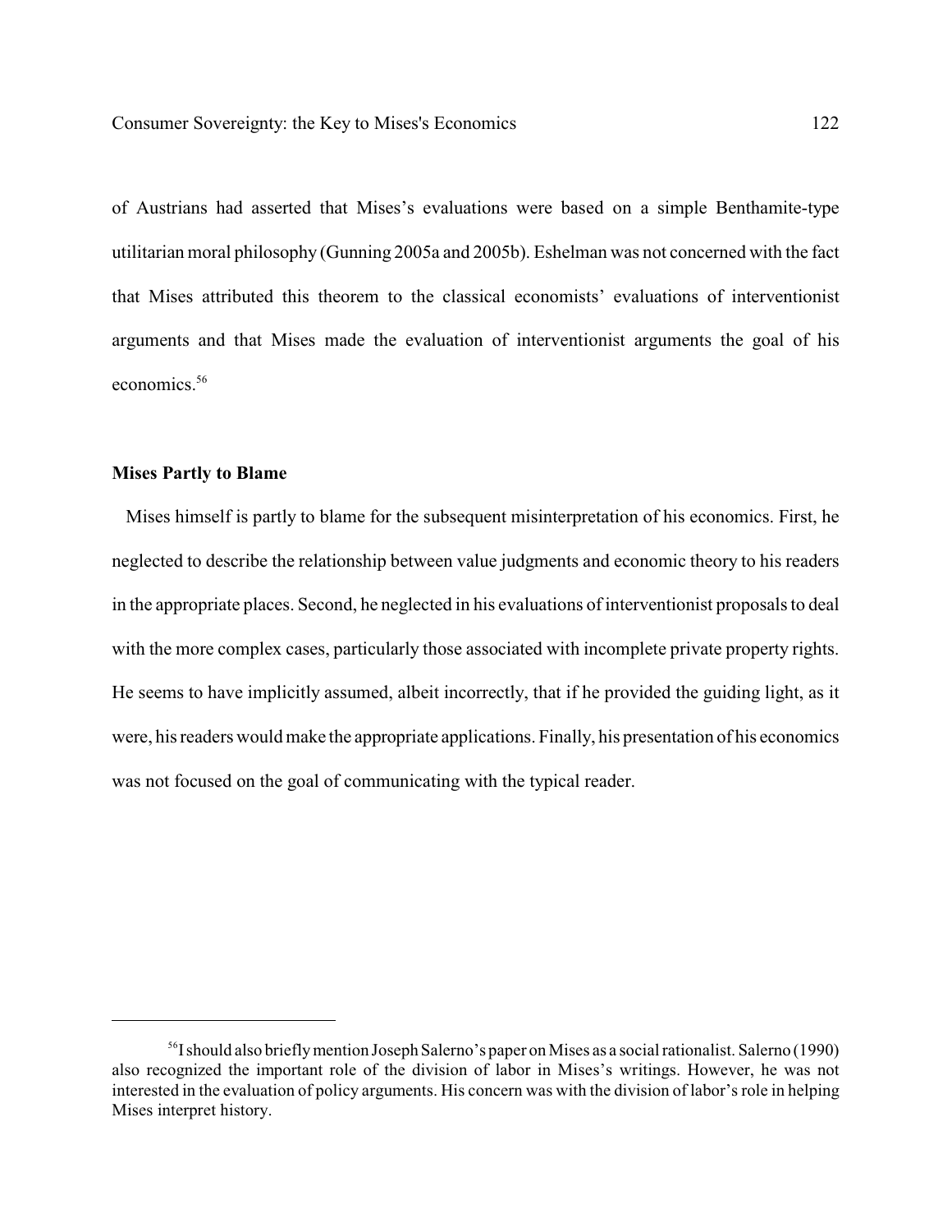of Austrians had asserted that Mises's evaluations were based on a simple Benthamite-type utilitarian moral philosophy (Gunning 2005a and 2005b). Eshelman was not concerned with the fact that Mises attributed this theorem to the classical economists' evaluations of interventionist arguments and that Mises made the evaluation of interventionist arguments the goal of his economics.[56]

### Mises Partly to Blame

Mises himself is partly to blame for the subsequent misinterpretation of his economics. First, he neglected to describe the relationship between value judgments and economic theory to his readers in the appropriate places. Second, he neglected in his evaluations of interventionist proposals to deal with the more complex cases, particularly those associated with incomplete private property rights. He seems to have implicitly assumed, albeit incorrectly, that if he provided the guiding light, as it were, his readers would make the appropriate applications. Finally, his presentation of his economics was not focused on the goal of communicating with the typical reader.

---

[56] I should also briefly mention Joseph Salerno's paper on Mises as a social rationalist. Salerno (1990) also recognized the important role of the division of labor in Mises's writings. However, he was not interested in the evaluation of policy arguments. His concern was with the division of labor's role in helping Mises interpret history.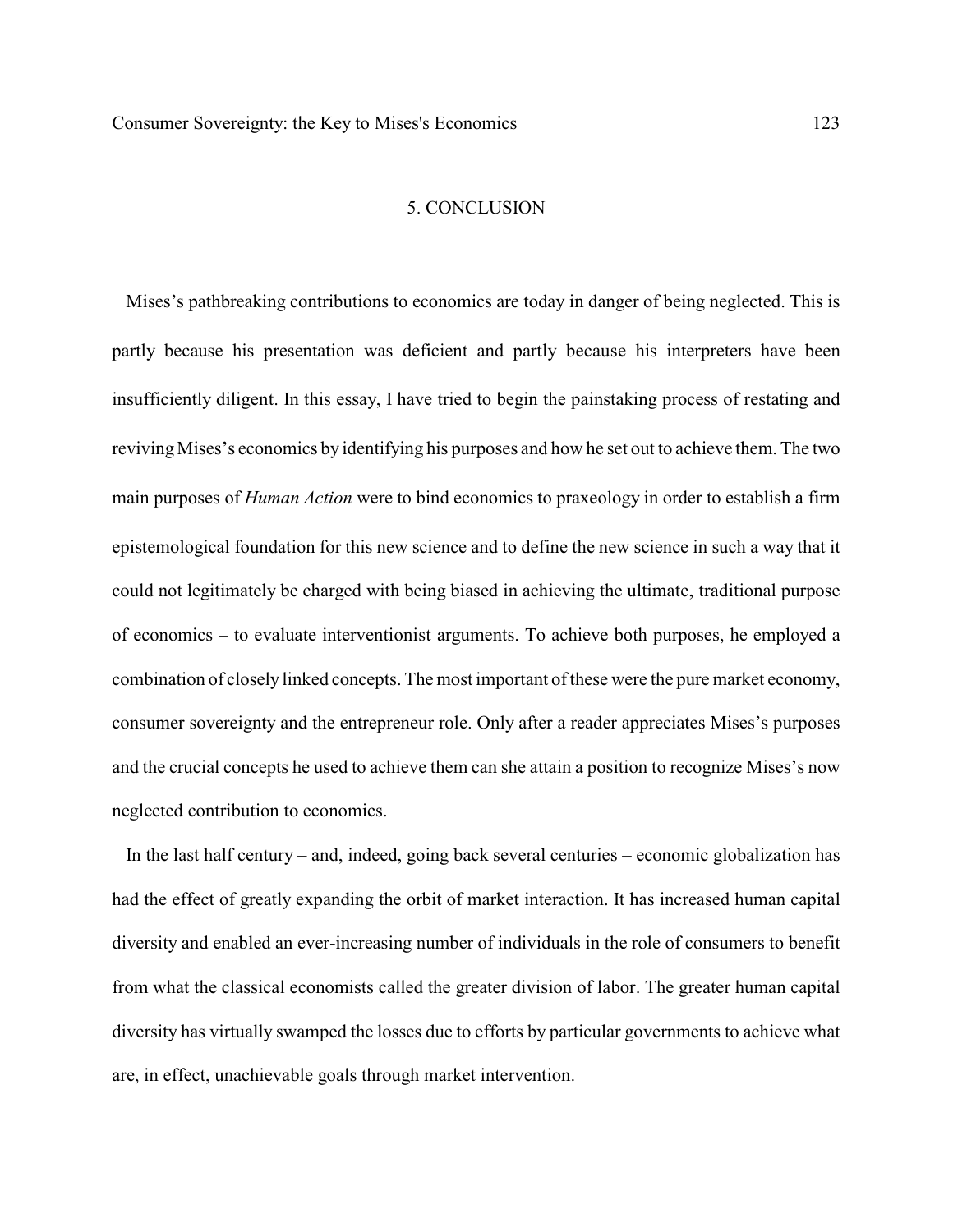## 5. CONCLUSION

Mises's pathbreaking contributions to economics are today in danger of being neglected. This is partly because his presentation was deficient and partly because his interpreters have been insufficiently diligent. In this essay, I have tried to begin the painstaking process of restating and reviving Mises's economics by identifying his purposes and how he set out to achieve them. The two main purposes of *Human Action* were to bind economics to praxeology in order to establish a firm epistemological foundation for this new science and to define the new science in such a way that it could not legitimately be charged with being biased in achieving the ultimate, traditional purpose of economics – to evaluate interventionist arguments. To achieve both purposes, he employed a combination of closely linked concepts. The most important of these were the pure market economy, consumer sovereignty and the entrepreneur role. Only after a reader appreciates Mises's purposes and the crucial concepts he used to achieve them can she attain a position to recognize Mises's now neglected contribution to economics.

In the last half century – and, indeed, going back several centuries – economic globalization has had the effect of greatly expanding the orbit of market interaction. It has increased human capital diversity and enabled an ever-increasing number of individuals in the role of consumers to benefit from what the classical economists called the greater division of labor. The greater human capital diversity has virtually swamped the losses due to efforts by particular governments to achieve what are, in effect, unachievable goals through market intervention.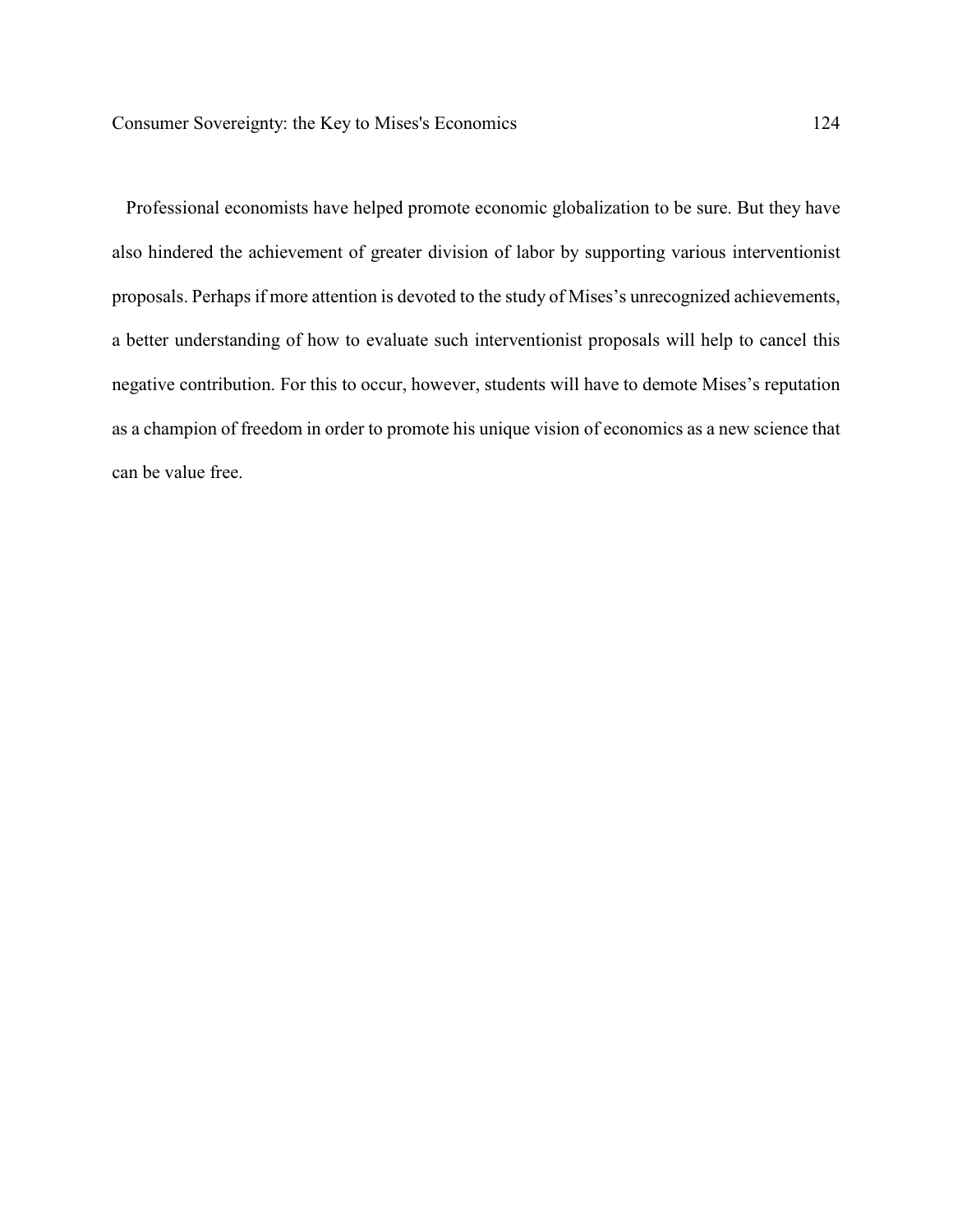Professional economists have helped promote economic globalization to be sure. But they have also hindered the achievement of greater division of labor by supporting various interventionist proposals. Perhaps if more attention is devoted to the study of Mises's unrecognized achievements, a better understanding of how to evaluate such interventionist proposals will help to cancel this negative contribution. For this to occur, however, students will have to demote Mises's reputation as a champion of freedom in order to promote his unique vision of economics as a new science that can be value free.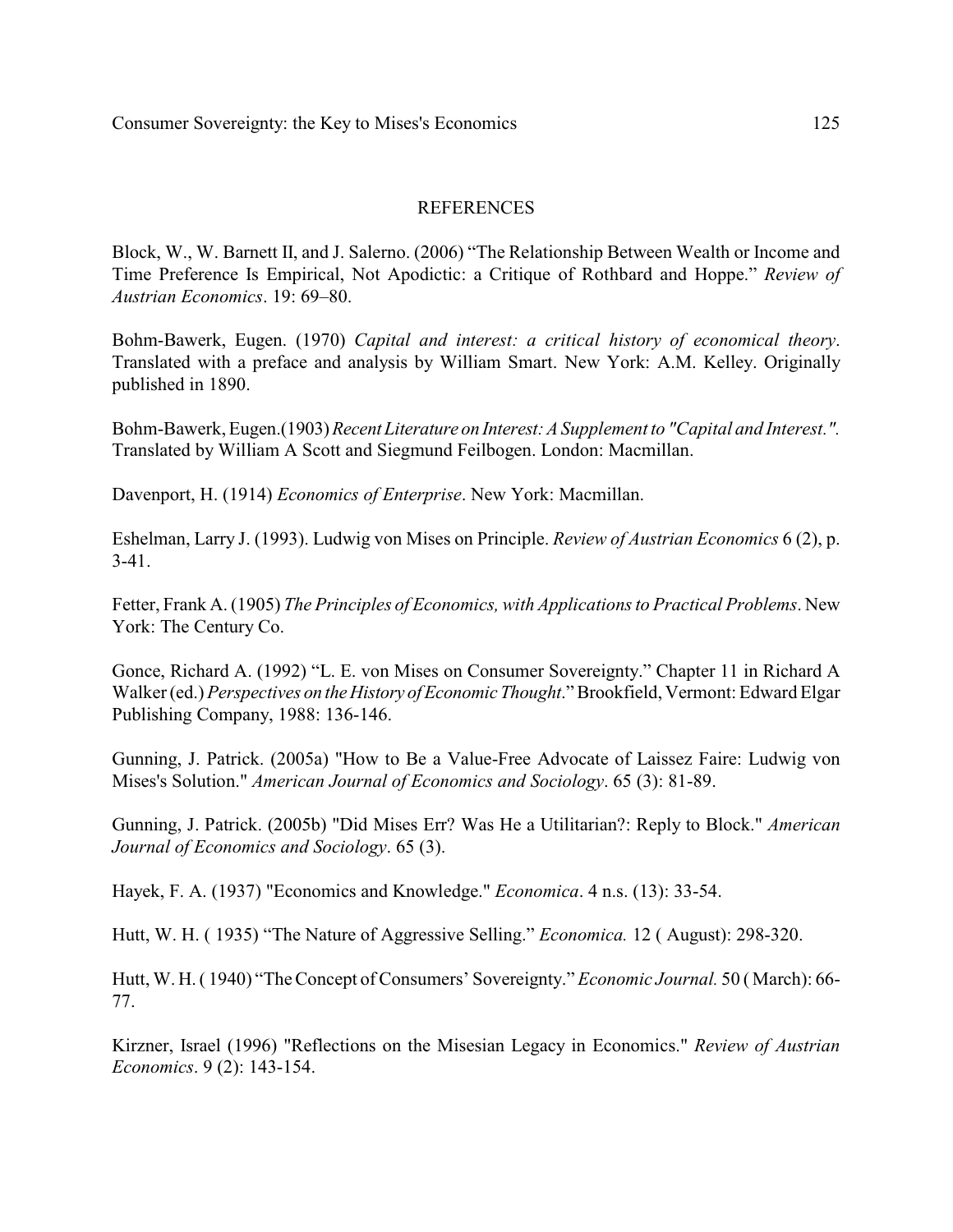## REFERENCES

Block, W., W. Barnett II, and J. Salerno. (2006) "The Relationship Between Wealth or Income and Time Preference Is Empirical, Not Apodictic: a Critique of Rothbard and Hoppe." *Review of Austrian Economics*. 19: 69–80.

Bohm-Bawerk, Eugen. (1970) *Capital and interest: a critical history of economical theory*. Translated with a preface and analysis by William Smart. New York: A.M. Kelley. Originally published in 1890.

Bohm-Bawerk, Eugen.(1903) *Recent Literature on Interest: A Supplement to "Capital and Interest."*. Translated by William A Scott and Siegmund Feilbogen. London: Macmillan.

Davenport, H. (1914) *Economics of Enterprise*. New York: Macmillan.

Eshelman, Larry J. (1993). Ludwig von Mises on Principle. *Review of Austrian Economics* 6 (2), p. 3-41.

Fetter, Frank A. (1905) *The Principles of Economics, with Applications to Practical Problems*. New York: The Century Co.

Gonce, Richard A. (1992) "L. E. von Mises on Consumer Sovereignty." Chapter 11 in Richard A Walker (ed.) *Perspectives on the History of Economic Thought*." Brookfield, Vermont: Edward Elgar Publishing Company, 1988: 136-146.

Gunning, J. Patrick. (2005a) "How to Be a Value-Free Advocate of Laissez Faire: Ludwig von Mises's Solution." *American Journal of Economics and Sociology*. 65 (3): 81-89.

Gunning, J. Patrick. (2005b) "Did Mises Err? Was He a Utilitarian?: Reply to Block." *American Journal of Economics and Sociology*. 65 (3).

Hayek, F. A. (1937) "Economics and Knowledge." *Economica*. 4 n.s. (13): 33-54.

Hutt, W. H. ( 1935) "The Nature of Aggressive Selling." *Economica.* 12 ( August): 298-320.

Hutt, W. H. ( 1940) "The Concept of Consumers' Sovereignty." *Economic Journal.* 50 ( March): 66-77.

Kirzner, Israel (1996) "Reflections on the Misesian Legacy in Economics." *Review of Austrian Economics*. 9 (2): 143-154.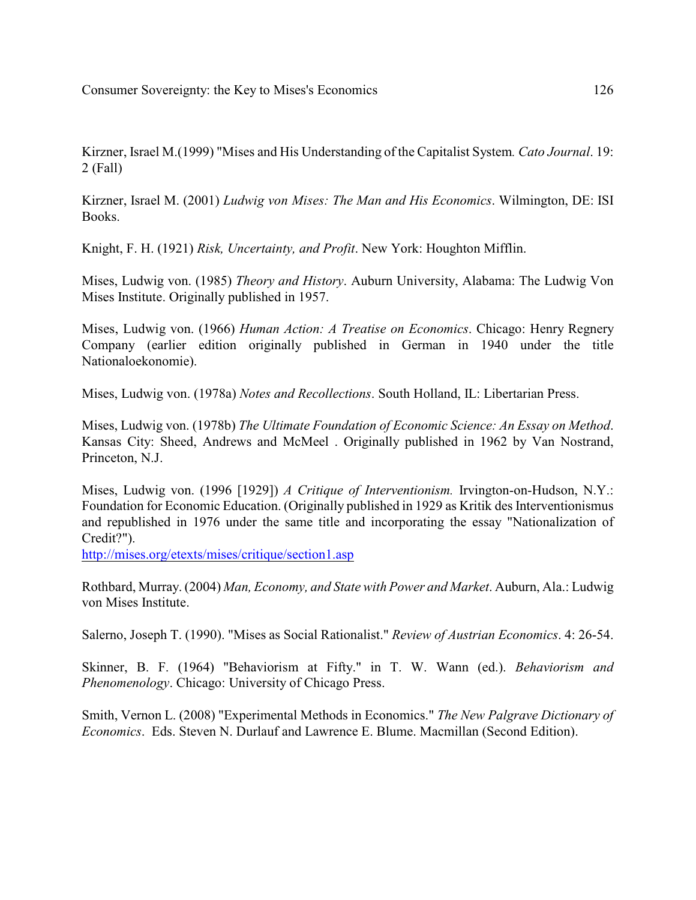Kirzner, Israel M.(1999) "Mises and His Understanding of the Capitalist System. *Cato Journal*. 19: 2 (Fall)

Kirzner, Israel M. (2001) *Ludwig von Mises: The Man and His Economics*. Wilmington, DE: ISI Books.

Knight, F. H. (1921) *Risk, Uncertainty, and Profit*. New York: Houghton Mifflin.

Mises, Ludwig von. (1985) *Theory and History*. Auburn University, Alabama: The Ludwig Von Mises Institute. Originally published in 1957.

Mises, Ludwig von. (1966) *Human Action: A Treatise on Economics*. Chicago: Henry Regnery Company (earlier edition originally published in German in 1940 under the title Nationaloekonomie).

Mises, Ludwig von. (1978a) *Notes and Recollections*. South Holland, IL: Libertarian Press.

Mises, Ludwig von. (1978b) *The Ultimate Foundation of Economic Science: An Essay on Method*. Kansas City: Sheed, Andrews and McMeel . Originally published in 1962 by Van Nostrand, Princeton, N.J.

Mises, Ludwig von. (1996 [1929]) *A Critique of Interventionism.* Irvington-on-Hudson, N.Y.: Foundation for Economic Education. (Originally published in 1929 as Kritik des Interventionismus and republished in 1976 under the same title and incorporating the essay "Nationalization of Credit?").
http://mises.org/etexts/mises/critique/section1.asp

Rothbard, Murray. (2004) *Man, Economy, and State with Power and Market*. Auburn, Ala.: Ludwig von Mises Institute.

Salerno, Joseph T. (1990). "Mises as Social Rationalist." *Review of Austrian Economics*. 4: 26-54.

Skinner, B. F. (1964) "Behaviorism at Fifty." in T. W. Wann (ed.). *Behaviorism and Phenomenology*. Chicago: University of Chicago Press.

Smith, Vernon L. (2008) "Experimental Methods in Economics." *The New Palgrave Dictionary of Economics*. Eds. Steven N. Durlauf and Lawrence E. Blume. Macmillan (Second Edition).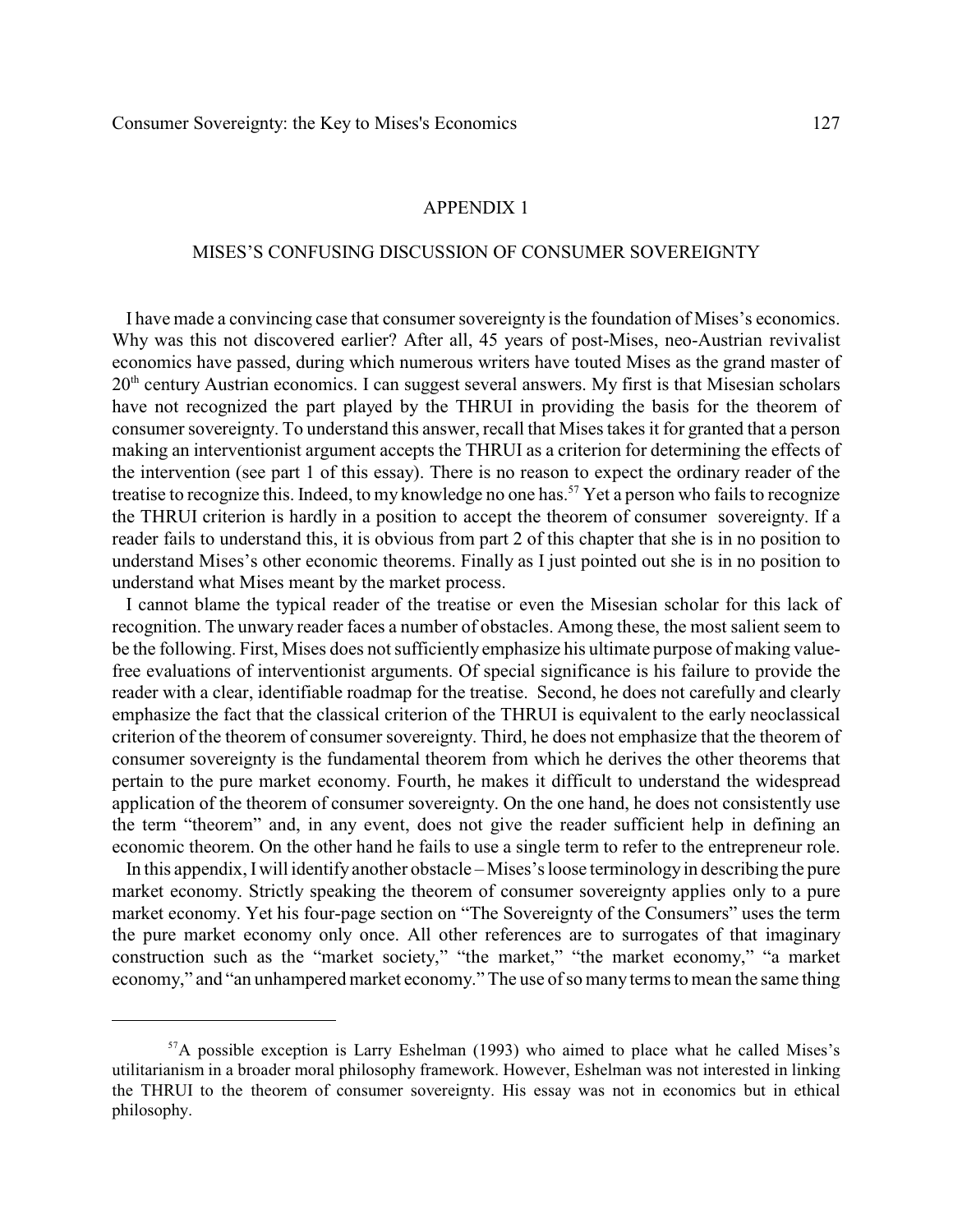## APPENDIX 1

## MISES'S CONFUSING DISCUSSION OF CONSUMER SOVEREIGNTY

I have made a convincing case that consumer sovereignty is the foundation of Mises's economics. Why was this not discovered earlier? After all, 45 years of post-Mises, neo-Austrian revivalist economics have passed, during which numerous writers have touted Mises as the grand master of 20th century Austrian economics. I can suggest several answers. My first is that Misesian scholars have not recognized the part played by the THRUI in providing the basis for the theorem of consumer sovereignty. To understand this answer, recall that Mises takes it for granted that a person making an interventionist argument accepts the THRUI as a criterion for determining the effects of the intervention (see part 1 of this essay). There is no reason to expect the ordinary reader of the treatise to recognize this. Indeed, to my knowledge no one has.[57] Yet a person who fails to recognize the THRUI criterion is hardly in a position to accept the theorem of consumer sovereignty. If a reader fails to understand this, it is obvious from part 2 of this chapter that she is in no position to understand Mises's other economic theorems. Finally as I just pointed out she is in no position to understand what Mises meant by the market process.

I cannot blame the typical reader of the treatise or even the Misesian scholar for this lack of recognition. The unwary reader faces a number of obstacles. Among these, the most salient seem to be the following. First, Mises does not sufficiently emphasize his ultimate purpose of making value-free evaluations of interventionist arguments. Of special significance is his failure to provide the reader with a clear, identifiable roadmap for the treatise. Second, he does not carefully and clearly emphasize the fact that the classical criterion of the THRUI is equivalent to the early neoclassical criterion of the theorem of consumer sovereignty. Third, he does not emphasize that the theorem of consumer sovereignty is the fundamental theorem from which he derives the other theorems that pertain to the pure market economy. Fourth, he makes it difficult to understand the widespread application of the theorem of consumer sovereignty. On the one hand, he does not consistently use the term "theorem" and, in any event, does not give the reader sufficient help in defining an economic theorem. On the other hand he fails to use a single term to refer to the entrepreneur role.

In this appendix, I will identify another obstacle – Mises's loose terminology in describing the pure market economy. Strictly speaking the theorem of consumer sovereignty applies only to a pure market economy. Yet his four-page section on "The Sovereignty of the Consumers" uses the term the pure market economy only once. All other references are to surrogates of that imaginary construction such as the "market society," "the market," "the market economy," "a market economy," and "an unhampered market economy." The use of so many terms to mean the same thing

---

[57] A possible exception is Larry Eshelman (1993) who aimed to place what he called Mises's utilitarianism in a broader moral philosophy framework. However, Eshelman was not interested in linking the THRUI to the theorem of consumer sovereignty. His essay was not in economics but in ethical philosophy.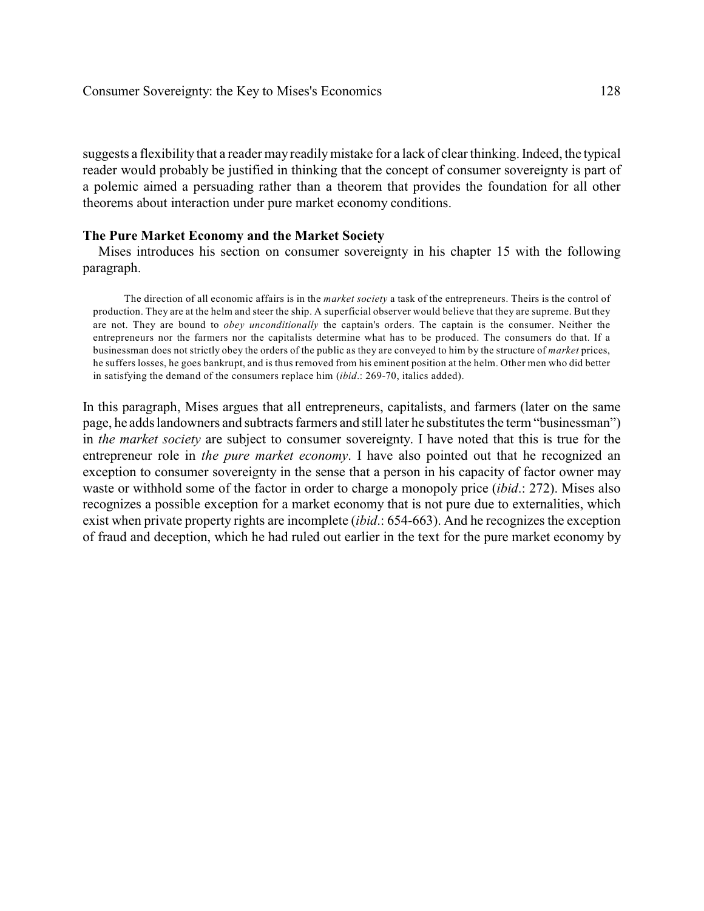suggests a flexibility that a reader may readily mistake for a lack of clear thinking. Indeed, the typical reader would probably be justified in thinking that the concept of consumer sovereignty is part of a polemic aimed a persuading rather than a theorem that provides the foundation for all other theorems about interaction under pure market economy conditions.

**The Pure Market Economy and the Market Society**

Mises introduces his section on consumer sovereignty in his chapter 15 with the following paragraph.

> The direction of all economic affairs is in the *market society* a task of the entrepreneurs. Theirs is the control of production. They are at the helm and steer the ship. A superficial observer would believe that they are supreme. But they are not. They are bound to *obey unconditionally* the captain's orders. The captain is the consumer. Neither the entrepreneurs nor the farmers nor the capitalists determine what has to be produced. The consumers do that. If a businessman does not strictly obey the orders of the public as they are conveyed to him by the structure of *market* prices, he suffers losses, he goes bankrupt, and is thus removed from his eminent position at the helm. Other men who did better in satisfying the demand of the consumers replace him (*ibid*.: 269-70, italics added).

In this paragraph, Mises argues that all entrepreneurs, capitalists, and farmers (later on the same page, he adds landowners and subtracts farmers and still later he substitutes the term "businessman") in *the market society* are subject to consumer sovereignty. I have noted that this is true for the entrepreneur role in *the pure market economy*. I have also pointed out that he recognized an exception to consumer sovereignty in the sense that a person in his capacity of factor owner may waste or withhold some of the factor in order to charge a monopoly price (*ibid*.: 272). Mises also recognizes a possible exception for a market economy that is not pure due to externalities, which exist when private property rights are incomplete (*ibid*.: 654-663). And he recognizes the exception of fraud and deception, which he had ruled out earlier in the text for the pure market economy by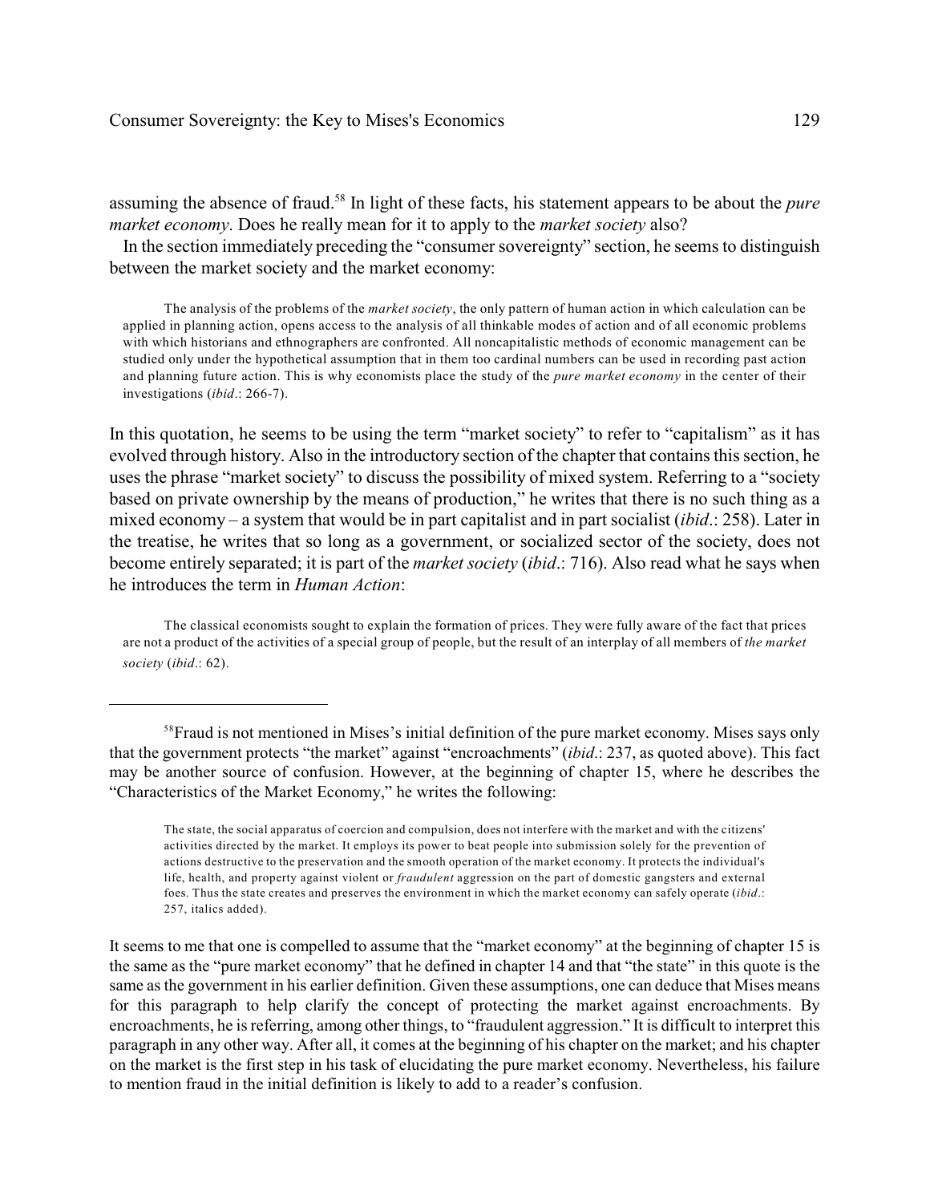assuming the absence of fraud.[58] In light of these facts, his statement appears to be about the *pure market economy*. Does he really mean for it to apply to the *market society* also?

In the section immediately preceding the "consumer sovereignty" section, he seems to distinguish between the market society and the market economy:

> The analysis of the problems of the *market society*, the only pattern of human action in which calculation can be applied in planning action, opens access to the analysis of all thinkable modes of action and of all economic problems with which historians and ethnographers are confronted. All noncapitalistic methods of economic management can be studied only under the hypothetical assumption that in them too cardinal numbers can be used in recording past action and planning future action. This is why economists place the study of the *pure market economy* in the center of their investigations (*ibid*.: 266-7).

In this quotation, he seems to be using the term "market society" to refer to "capitalism" as it has evolved through history. Also in the introductory section of the chapter that contains this section, he uses the phrase "market society" to discuss the possibility of mixed system. Referring to a "society based on private ownership by the means of production," he writes that there is no such thing as a mixed economy – a system that would be in part capitalist and in part socialist (*ibid*.: 258). Later in the treatise, he writes that so long as a government, or socialized sector of the society, does not become entirely separated; it is part of the *market society* (*ibid*.: 716). Also read what he says when he introduces the term in *Human Action*:

> The classical economists sought to explain the formation of prices. They were fully aware of the fact that prices are not a product of the activities of a special group of people, but the result of an interplay of all members of *the market society* (*ibid*.: 62).

---

[58] Fraud is not mentioned in Mises's initial definition of the pure market economy. Mises says only that the government protects "the market" against "encroachments" (*ibid*.: 237, as quoted above). This fact may be another source of confusion. However, at the beginning of chapter 15, where he describes the "Characteristics of the Market Economy," he writes the following:

> The state, the social apparatus of coercion and compulsion, does not interfere with the market and with the citizens' activities directed by the market. It employs its power to beat people into submission solely for the prevention of actions destructive to the preservation and the smooth operation of the market economy. It protects the individual's life, health, and property against violent or *fraudulent* aggression on the part of domestic gangsters and external foes. Thus the state creates and preserves the environment in which the market economy can safely operate (*ibid*.: 257, italics added).

It seems to me that one is compelled to assume that the "market economy" at the beginning of chapter 15 is the same as the "pure market economy" that he defined in chapter 14 and that "the state" in this quote is the same as the government in his earlier definition. Given these assumptions, one can deduce that Mises means for this paragraph to help clarify the concept of protecting the market against encroachments. By encroachments, he is referring, among other things, to "fraudulent aggression." It is difficult to interpret this paragraph in any other way. After all, it comes at the beginning of his chapter on the market; and his chapter on the market is the first step in his task of elucidating the pure market economy. Nevertheless, his failure to mention fraud in the initial definition is likely to add to a reader's confusion.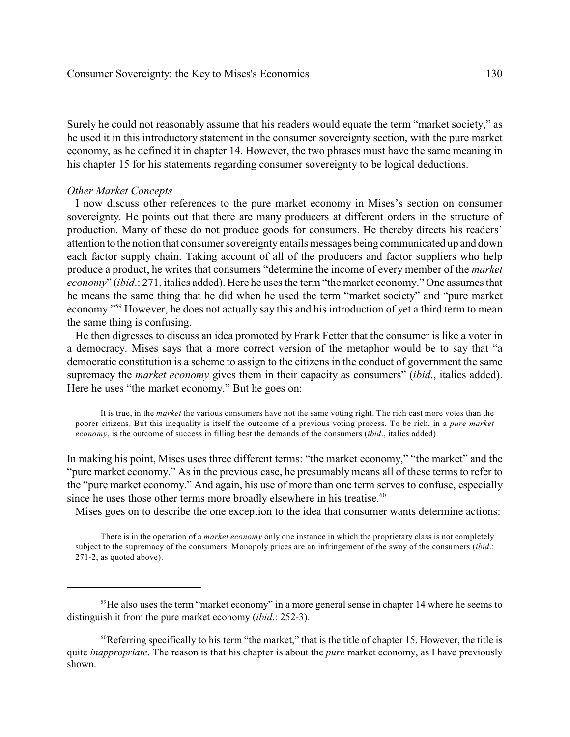Surely he could not reasonably assume that his readers would equate the term "market society," as he used it in this introductory statement in the consumer sovereignty section, with the pure market economy, as he defined it in chapter 14. However, the two phrases must have the same meaning in his chapter 15 for his statements regarding consumer sovereignty to be logical deductions.

*Other Market Concepts*

I now discuss other references to the pure market economy in Mises's section on consumer sovereignty. He points out that there are many producers at different orders in the structure of production. Many of these do not produce goods for consumers. He thereby directs his readers' attention to the notion that consumer sovereignty entails messages being communicated up and down each factor supply chain. Taking account of all of the producers and factor suppliers who help produce a product, he writes that consumers "determine the income of every member of the *market economy*" (*ibid*.: 271, italics added). Here he uses the term "the market economy." One assumes that he means the same thing that he did when he used the term "market society" and "pure market economy."[59] However, he does not actually say this and his introduction of yet a third term to mean the same thing is confusing.

He then digresses to discuss an idea promoted by Frank Fetter that the consumer is like a voter in a democracy. Mises says that a more correct version of the metaphor would be to say that "a democratic constitution is a scheme to assign to the citizens in the conduct of government the same supremacy the *market economy* gives them in their capacity as consumers" (*ibid*., italics added). Here he uses "the market economy." But he goes on:

> It is true, in the *market* the various consumers have not the same voting right. The rich cast more votes than the poorer citizens. But this inequality is itself the outcome of a previous voting process. To be rich, in a *pure market economy*, is the outcome of success in filling best the demands of the consumers (*ibid*., italics added).

In making his point, Mises uses three different terms: "the market economy," "the market" and the "pure market economy." As in the previous case, he presumably means all of these terms to refer to the "pure market economy." And again, his use of more than one term serves to confuse, especially since he uses those other terms more broadly elsewhere in his treatise.[60]

Mises goes on to describe the one exception to the idea that consumer wants determine actions:

> There is in the operation of a *market economy* only one instance in which the proprietary class is not completely subject to the supremacy of the consumers. Monopoly prices are an infringement of the sway of the consumers (*ibid*.: 271-2, as quoted above).

---

[59] He also uses the term "market economy" in a more general sense in chapter 14 where he seems to distinguish it from the pure market economy (*ibid*.: 252-3).

[60] Referring specifically to his term "the market," that is the title of chapter 15. However, the title is quite *inappropriate*. The reason is that his chapter is about the *pure* market economy, as I have previously shown.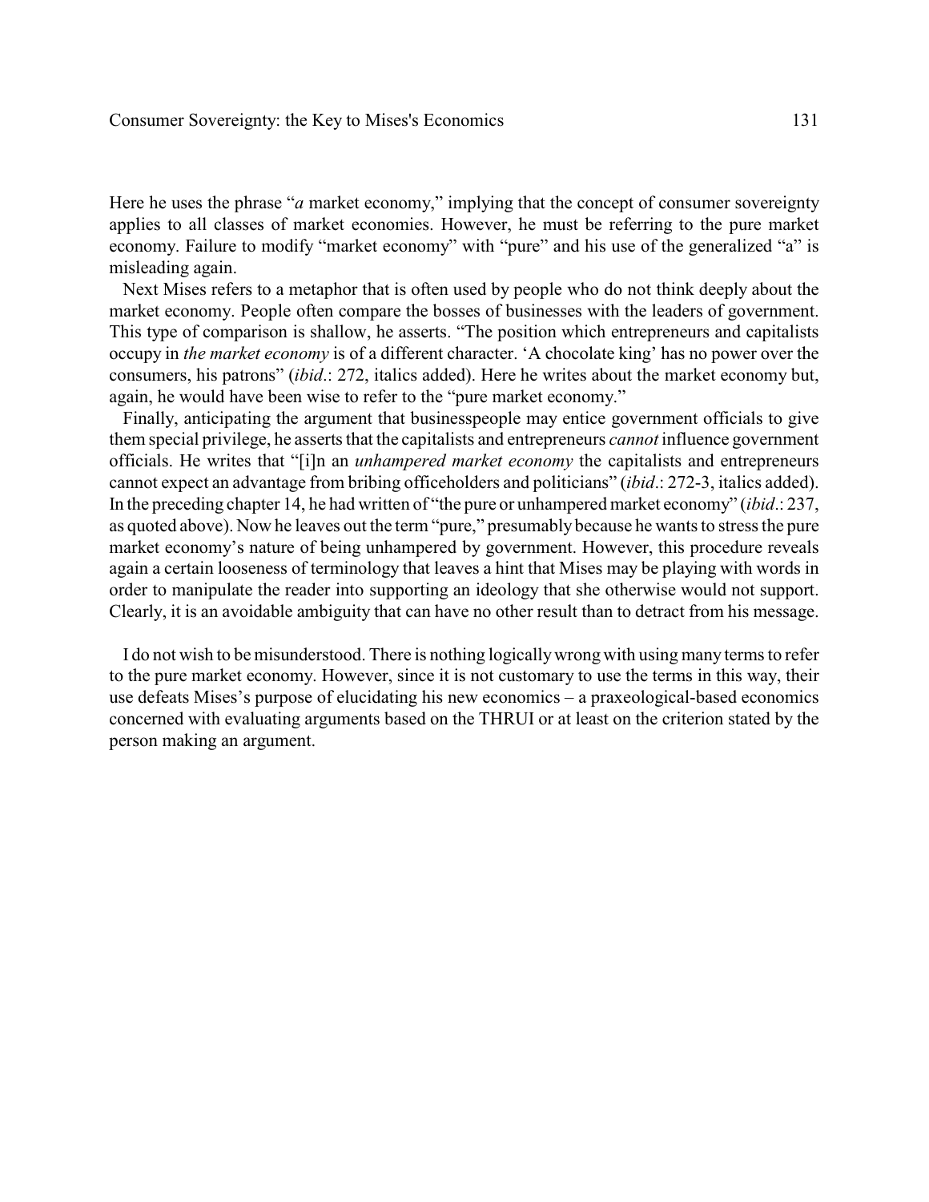Here he uses the phrase "*a* market economy," implying that the concept of consumer sovereignty applies to all classes of market economies. However, he must be referring to the pure market economy. Failure to modify "market economy" with "pure" and his use of the generalized "a" is misleading again.

Next Mises refers to a metaphor that is often used by people who do not think deeply about the market economy. People often compare the bosses of businesses with the leaders of government. This type of comparison is shallow, he asserts. "The position which entrepreneurs and capitalists occupy in *the market economy* is of a different character. 'A chocolate king' has no power over the consumers, his patrons" (*ibid*.: 272, italics added). Here he writes about the market economy but, again, he would have been wise to refer to the "pure market economy."

Finally, anticipating the argument that businesspeople may entice government officials to give them special privilege, he asserts that the capitalists and entrepreneurs *cannot* influence government officials. He writes that "[i]n an *unhampered market economy* the capitalists and entrepreneurs cannot expect an advantage from bribing officeholders and politicians" (*ibid*.: 272-3, italics added). In the preceding chapter 14, he had written of "the pure or unhampered market economy" (*ibid*.: 237, as quoted above). Now he leaves out the term "pure," presumably because he wants to stress the pure market economy's nature of being unhampered by government. However, this procedure reveals again a certain looseness of terminology that leaves a hint that Mises may be playing with words in order to manipulate the reader into supporting an ideology that she otherwise would not support. Clearly, it is an avoidable ambiguity that can have no other result than to detract from his message.

I do not wish to be misunderstood. There is nothing logically wrong with using many terms to refer to the pure market economy. However, since it is not customary to use the terms in this way, their use defeats Mises's purpose of elucidating his new economics – a praxeological-based economics concerned with evaluating arguments based on the THRUI or at least on the criterion stated by the person making an argument.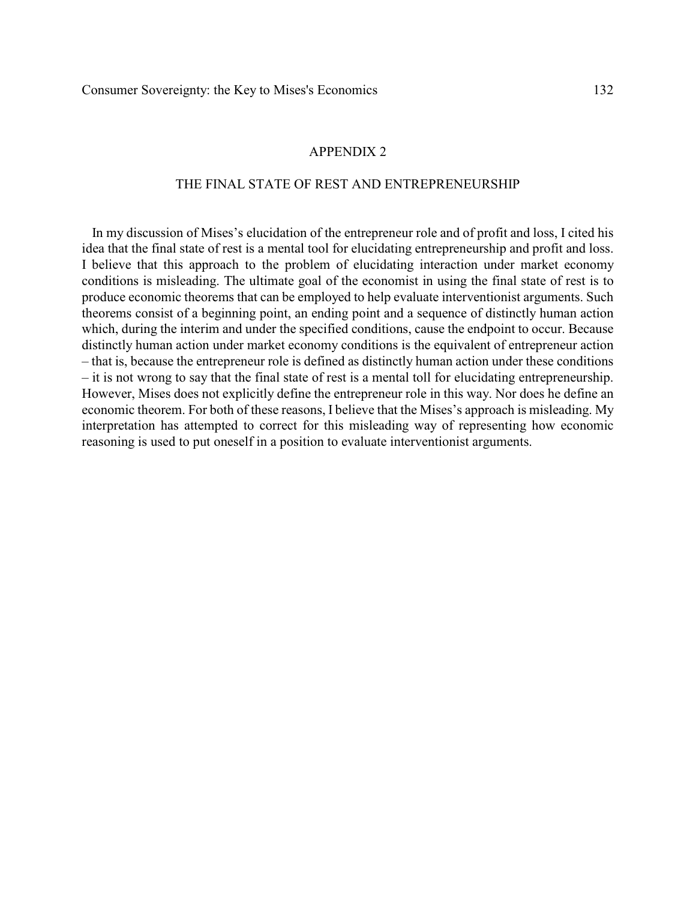# APPENDIX 2

## THE FINAL STATE OF REST AND ENTREPRENEURSHIP

In my discussion of Mises's elucidation of the entrepreneur role and of profit and loss, I cited his idea that the final state of rest is a mental tool for elucidating entrepreneurship and profit and loss. I believe that this approach to the problem of elucidating interaction under market economy conditions is misleading. The ultimate goal of the economist in using the final state of rest is to produce economic theorems that can be employed to help evaluate interventionist arguments. Such theorems consist of a beginning point, an ending point and a sequence of distinctly human action which, during the interim and under the specified conditions, cause the endpoint to occur. Because distinctly human action under market economy conditions is the equivalent of entrepreneur action – that is, because the entrepreneur role is defined as distinctly human action under these conditions – it is not wrong to say that the final state of rest is a mental toll for elucidating entrepreneurship. However, Mises does not explicitly define the entrepreneur role in this way. Nor does he define an economic theorem. For both of these reasons, I believe that the Mises's approach is misleading. My interpretation has attempted to correct for this misleading way of representing how economic reasoning is used to put oneself in a position to evaluate interventionist arguments.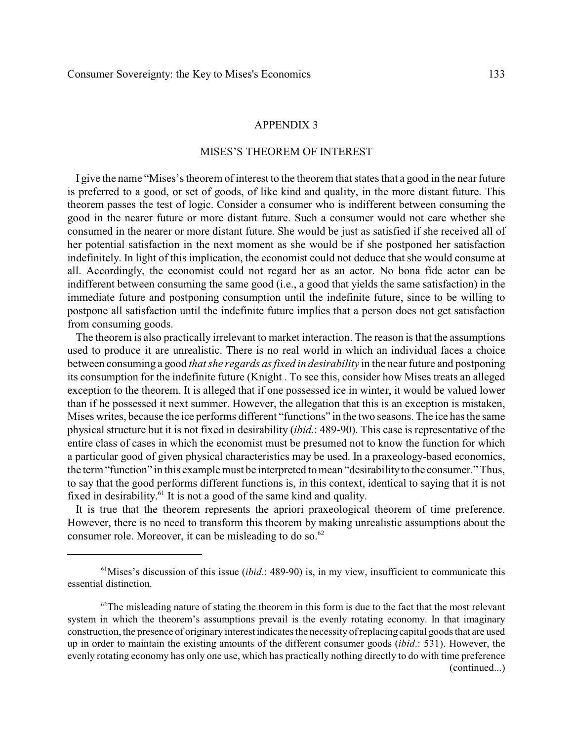## APPENDIX 3

## MISES'S THEOREM OF INTEREST

I give the name "Mises's theorem of interest to the theorem that states that a good in the near future is preferred to a good, or set of goods, of like kind and quality, in the more distant future. This theorem passes the test of logic. Consider a consumer who is indifferent between consuming the good in the nearer future or more distant future. Such a consumer would not care whether she consumed in the nearer or more distant future. She would be just as satisfied if she received all of her potential satisfaction in the next moment as she would be if she postponed her satisfaction indefinitely. In light of this implication, the economist could not deduce that she would consume at all. Accordingly, the economist could not regard her as an actor. No bona fide actor can be indifferent between consuming the same good (i.e., a good that yields the same satisfaction) in the immediate future and postponing consumption until the indefinite future, since to be willing to postpone all satisfaction until the indefinite future implies that a person does not get satisfaction from consuming goods.

The theorem is also practically irrelevant to market interaction. The reason is that the assumptions used to produce it are unrealistic. There is no real world in which an individual faces a choice between consuming a good *that she regards as fixed in desirability* in the near future and postponing its consumption for the indefinite future (Knight . To see this, consider how Mises treats an alleged exception to the theorem. It is alleged that if one possessed ice in winter, it would be valued lower than if he possessed it next summer. However, the allegation that this is an exception is mistaken, Mises writes, because the ice performs different "functions" in the two seasons. The ice has the same physical structure but it is not fixed in desirability (*ibid*.: 489-90). This case is representative of the entire class of cases in which the economist must be presumed not to know the function for which a particular good of given physical characteristics may be used. In a praxeology-based economics, the term "function" in this example must be interpreted to mean "desirability to the consumer." Thus, to say that the good performs different functions is, in this context, identical to saying that it is not fixed in desirability.[61] It is not a good of the same kind and quality.

It is true that the theorem represents the apriori praxeological theorem of time preference. However, there is no need to transform this theorem by making unrealistic assumptions about the consumer role. Moreover, it can be misleading to do so.[62]

---

[61] Mises's discussion of this issue (*ibid*.: 489-90) is, in my view, insufficient to communicate this essential distinction.

[62] The misleading nature of stating the theorem in this form is due to the fact that the most relevant system in which the theorem's assumptions prevail is the evenly rotating economy. In that imaginary construction, the presence of originary interest indicates the necessity of replacing capital goods that are used up in order to maintain the existing amounts of the different consumer goods (*ibid*.: 531). However, the evenly rotating economy has only one use, which has practically nothing directly to do with time preference (continued...)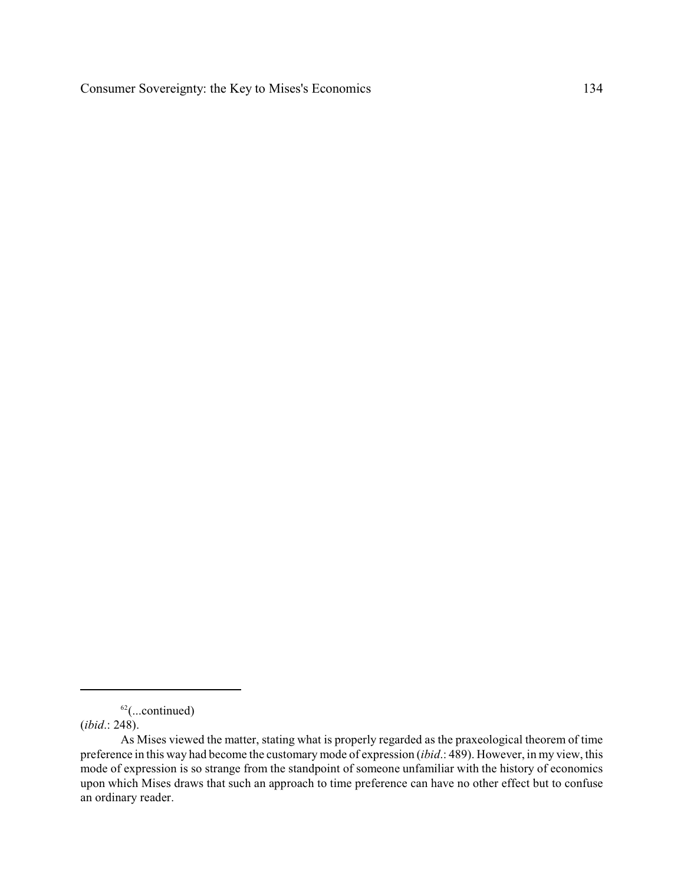[62](...continued)
(*ibid*.: 248).

As Mises viewed the matter, stating what is properly regarded as the praxeological theorem of time preference in this way had become the customary mode of expression (*ibid*.: 489). However, in my view, this mode of expression is so strange from the standpoint of someone unfamiliar with the history of economics upon which Mises draws that such an approach to time preference can have no other effect but to confuse an ordinary reader.